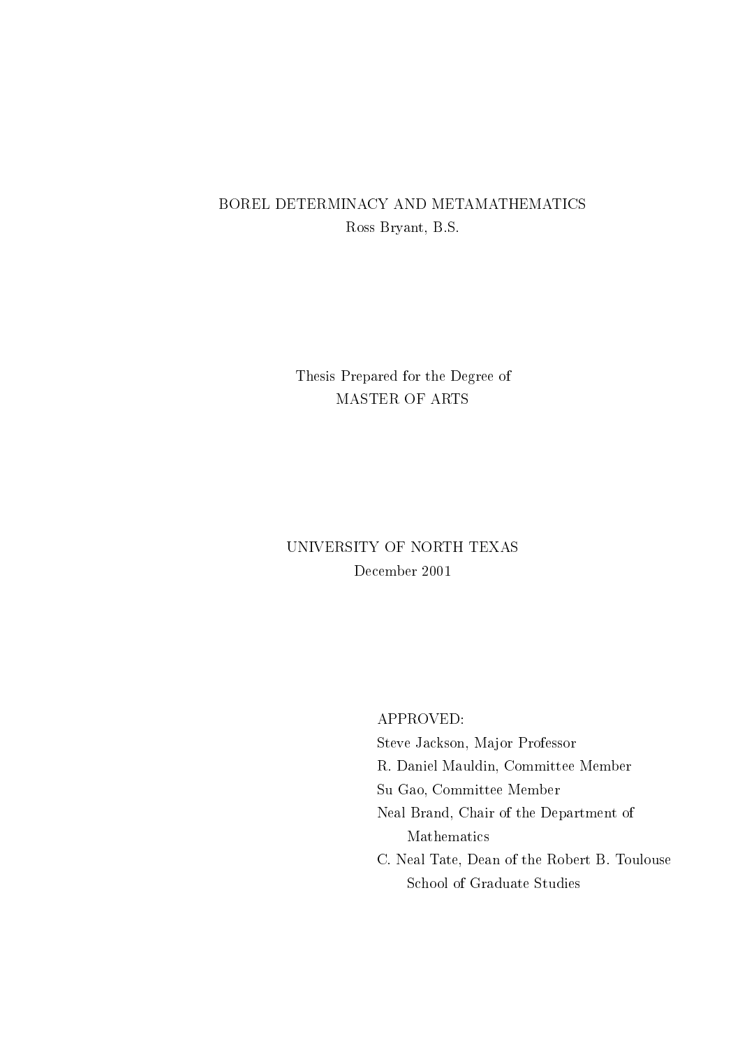# BOREL DETERMINACY AND METAMATHEMATICS

Ross Bryant, B.S.

Thesis Prepared for the Degree of

MASTER OF ARTS

UNIVERSITY OF NORTH TEXAS

December 2001

APPROVED:

Steve Jackson, Major Professor

R. Daniel Mauldin, Committee Member

Su Gao, Committee Member

Neal Brand, Chair of the Department of Mathematics

C. Neal Tate, Dean of the Robert B. Toulouse School of Graduate Studies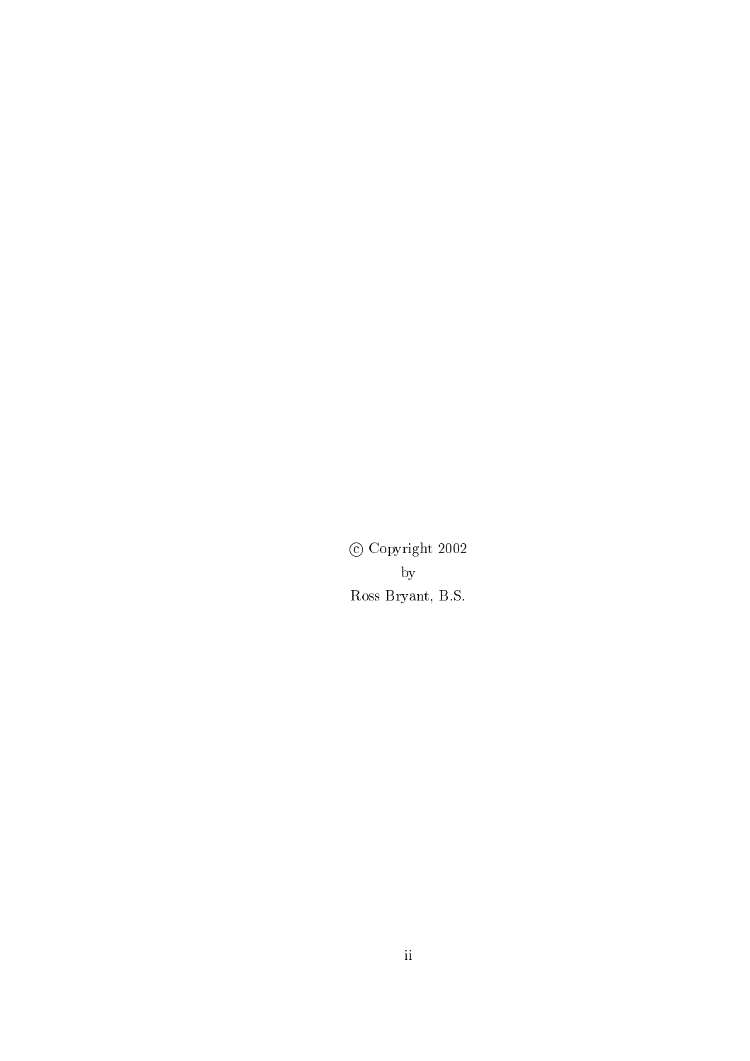© Copyright 2002

by

Ross Bryant, B.S.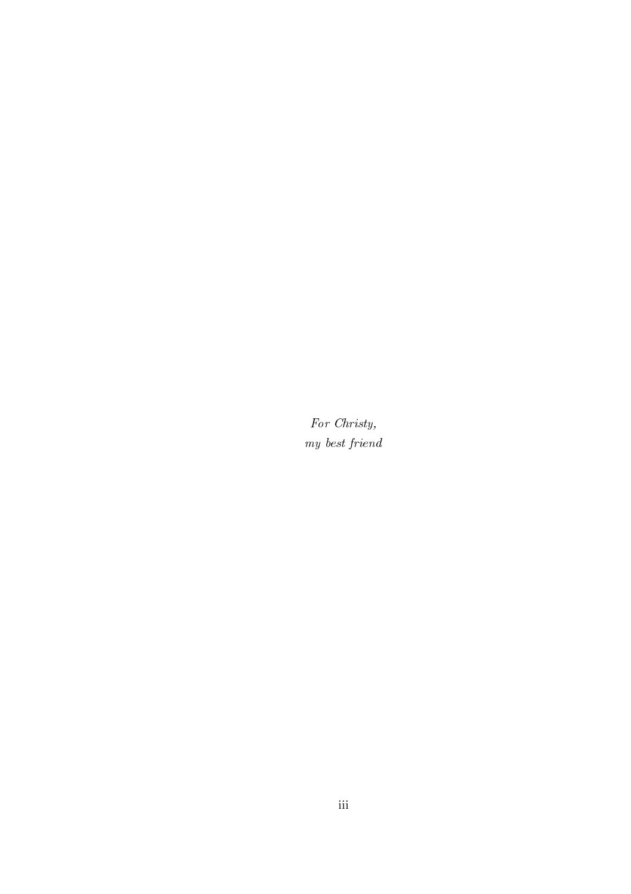*For Christy,*
*my best friend*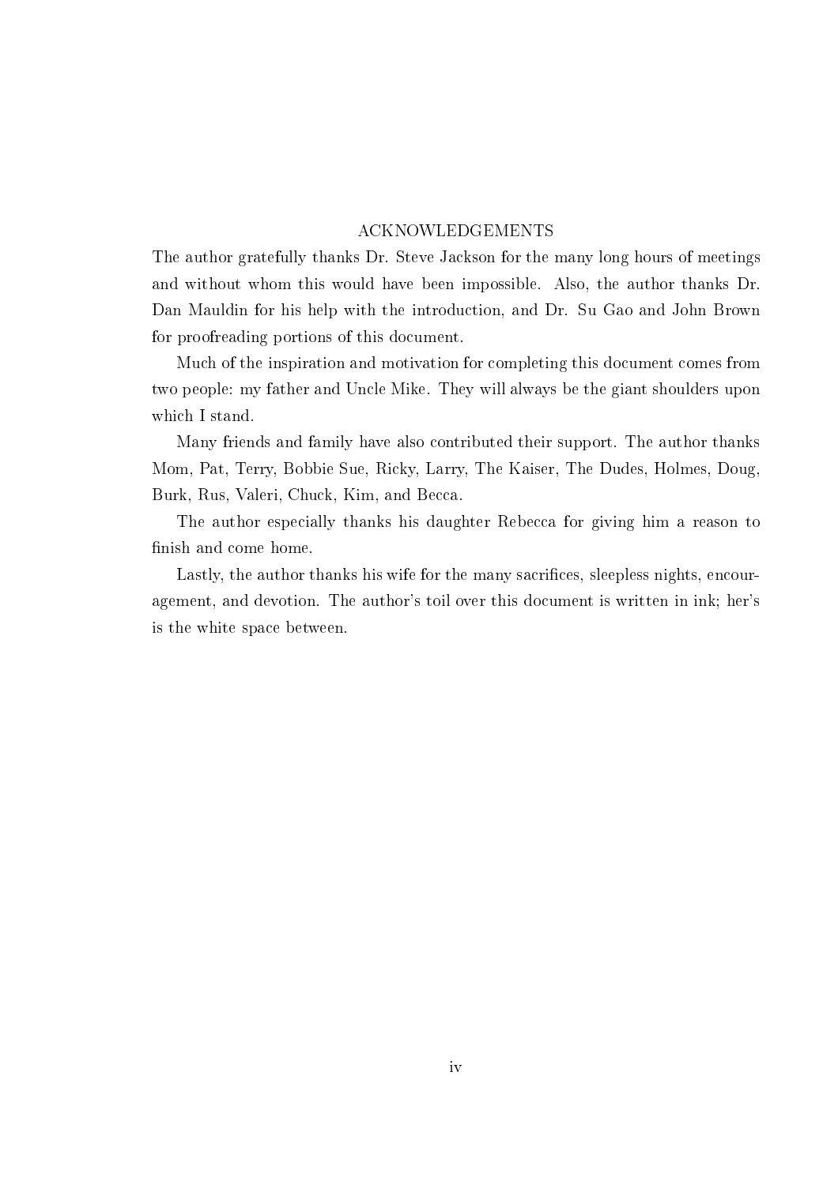# ACKNOWLEDGEMENTS

The author gratefully thanks Dr. Steve Jackson for the many long hours of meetings and without whom this would have been impossible. Also, the author thanks Dr. Dan Mauldin for his help with the introduction, and Dr. Su Gao and John Brown for proofreading portions of this document.

Much of the inspiration and motivation for completing this document comes from two people: my father and Uncle Mike. They will always be the giant shoulders upon which I stand.

Many friends and family have also contributed their support. The author thanks Mom, Pat, Terry, Bobbie Sue, Ricky, Larry, The Kaiser, The Dudes, Holmes, Doug, Burk, Rus, Valeri, Chuck, Kim, and Becca.

The author especially thanks his daughter Rebecca for giving him a reason to finish and come home.

Lastly, the author thanks his wife for the many sacrifices, sleepless nights, encouragement, and devotion. The author's toil over this document is written in ink; her's is the white space between.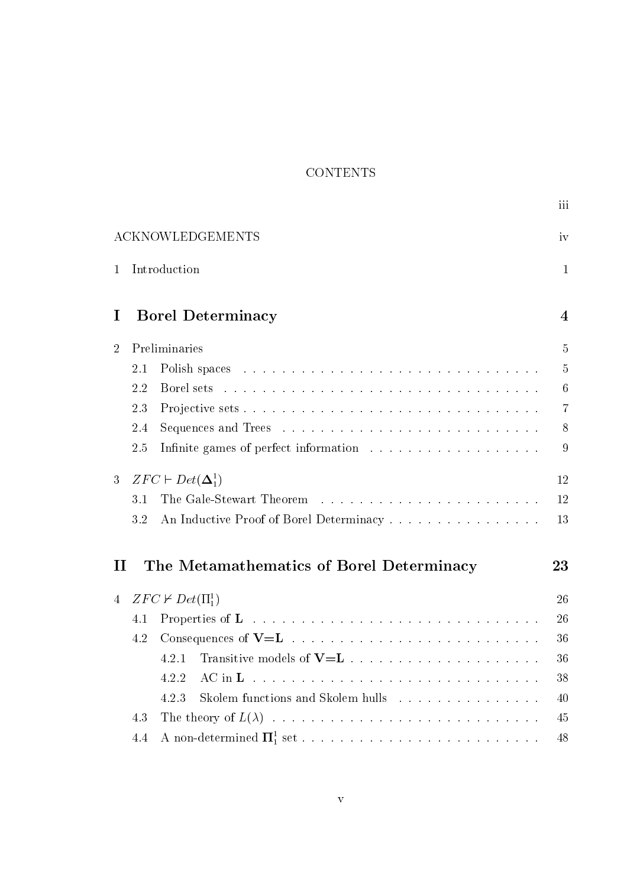# CONTENTS

| | |
|---|---|
| | iii |
| ACKNOWLEDGEMENTS | iv |
| 1 Introduction | 1 |
| **I Borel Determinacy** | **4** |
| 2 Preliminaries | 5 |
| 2.1 Polish spaces | 5 |
| 2.2 Borel sets | 6 |
| 2.3 Projective sets | 7 |
| 2.4 Sequences and Trees | 8 |
| 2.5 Infinite games of perfect information | 9 |
| 3 $ZFC \vdash Det(\mathbf{\Delta}^1_1)$ | 12 |
| 3.1 The Gale-Stewart Theorem | 12 |
| 3.2 An Inductive Proof of Borel Determinacy | 13 |
| **II The Metamathematics of Borel Determinacy** | **23** |
| 4 $ZFC \nvdash Det(\Pi^1_1)$ | 26 |
| 4.1 Properties of **L** | 26 |
| 4.2 Consequences of **V=L** | 36 |
| 4.2.1 Transitive models of **V=L** | 36 |
| 4.2.2 AC in **L** | 38 |
| 4.2.3 Skolem functions and Skolem hulls | 40 |
| 4.3 The theory of $L(\lambda)$ | 45 |
| 4.4 A non-determined $\mathbf{\Pi}^1_1$ set | 48 |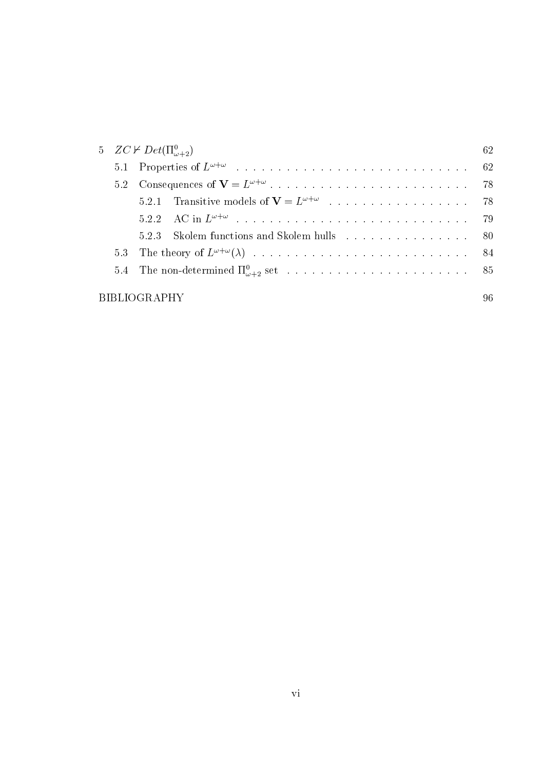5 $ZC \nvdash Det(\Pi^0_{\omega+2})$ ... 62

- 5.1 Properties of $L^{\omega+\omega}$ ... 62
- 5.2 Consequences of $\mathbf{V} = L^{\omega+\omega}$ ... 78
  - 5.2.1 Transitive models of $\mathbf{V} = L^{\omega+\omega}$ ... 78
  - 5.2.2 AC in $L^{\omega+\omega}$ ... 79
  - 5.2.3 Skolem functions and Skolem hulls ... 80
- 5.3 The theory of $L^{\omega+\omega}(\lambda)$ ... 84
- 5.4 The non-determined $\Pi^0_{\omega+2}$ set ... 85

BIBLIOGRAPHY ... 96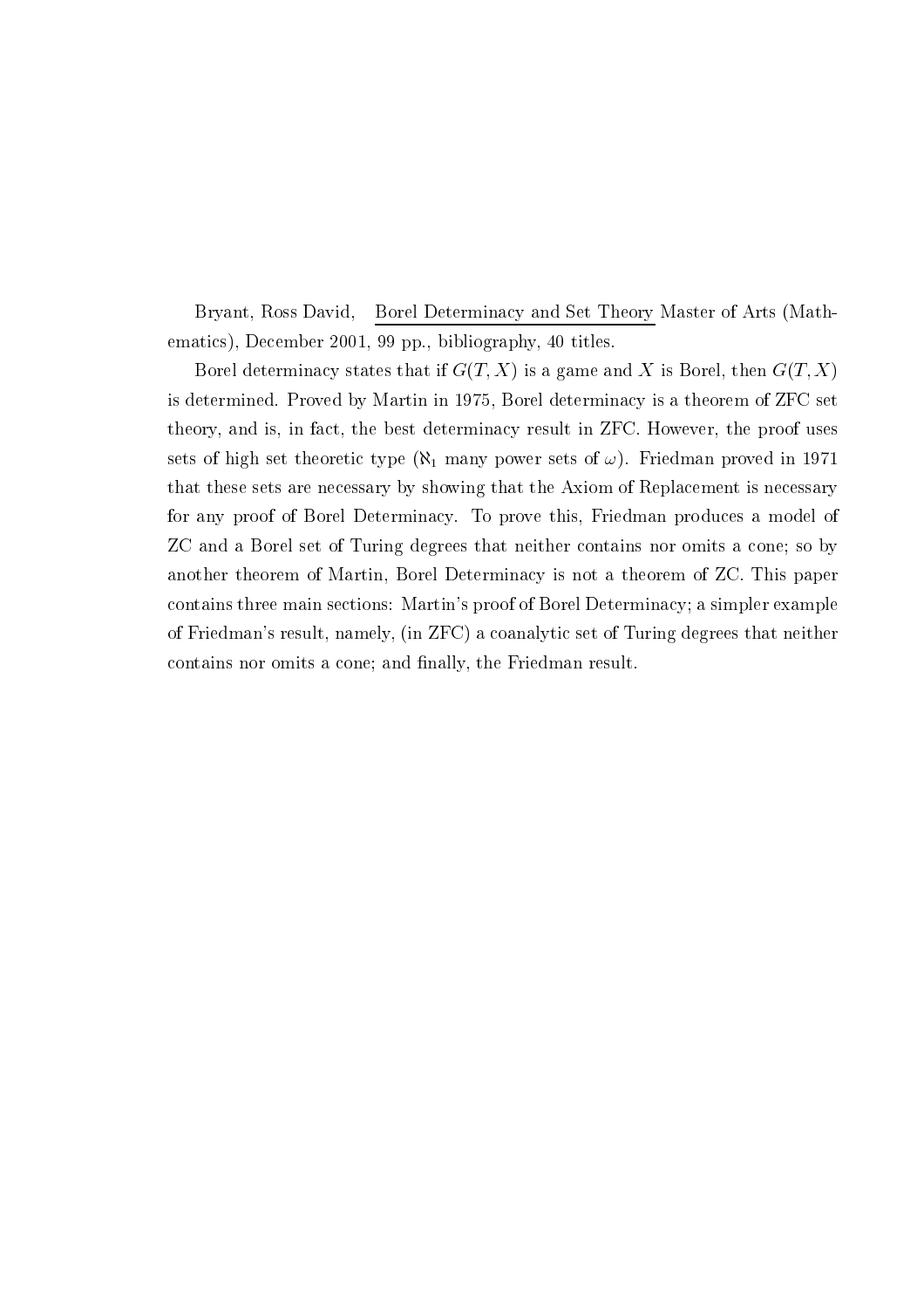Bryant, Ross David, <u>Borel Determinacy and Set Theory</u> Master of Arts (Mathematics), December 2001, 99 pp., bibliography, 40 titles.

Borel determinacy states that if $G(T, X)$ is a game and $X$ is Borel, then $G(T, X)$ is determined. Proved by Martin in 1975, Borel determinacy is a theorem of ZFC set theory, and is, in fact, the best determinacy result in ZFC. However, the proof uses sets of high set theoretic type ($\aleph_1$ many power sets of $\omega$). Friedman proved in 1971 that these sets are necessary by showing that the Axiom of Replacement is necessary for any proof of Borel Determinacy. To prove this, Friedman produces a model of ZC and a Borel set of Turing degrees that neither contains nor omits a cone; so by another theorem of Martin, Borel Determinacy is not a theorem of ZC. This paper contains three main sections: Martin's proof of Borel Determinacy; a simpler example of Friedman's result, namely, (in ZFC) a coanalytic set of Turing degrees that neither contains nor omits a cone; and finally, the Friedman result.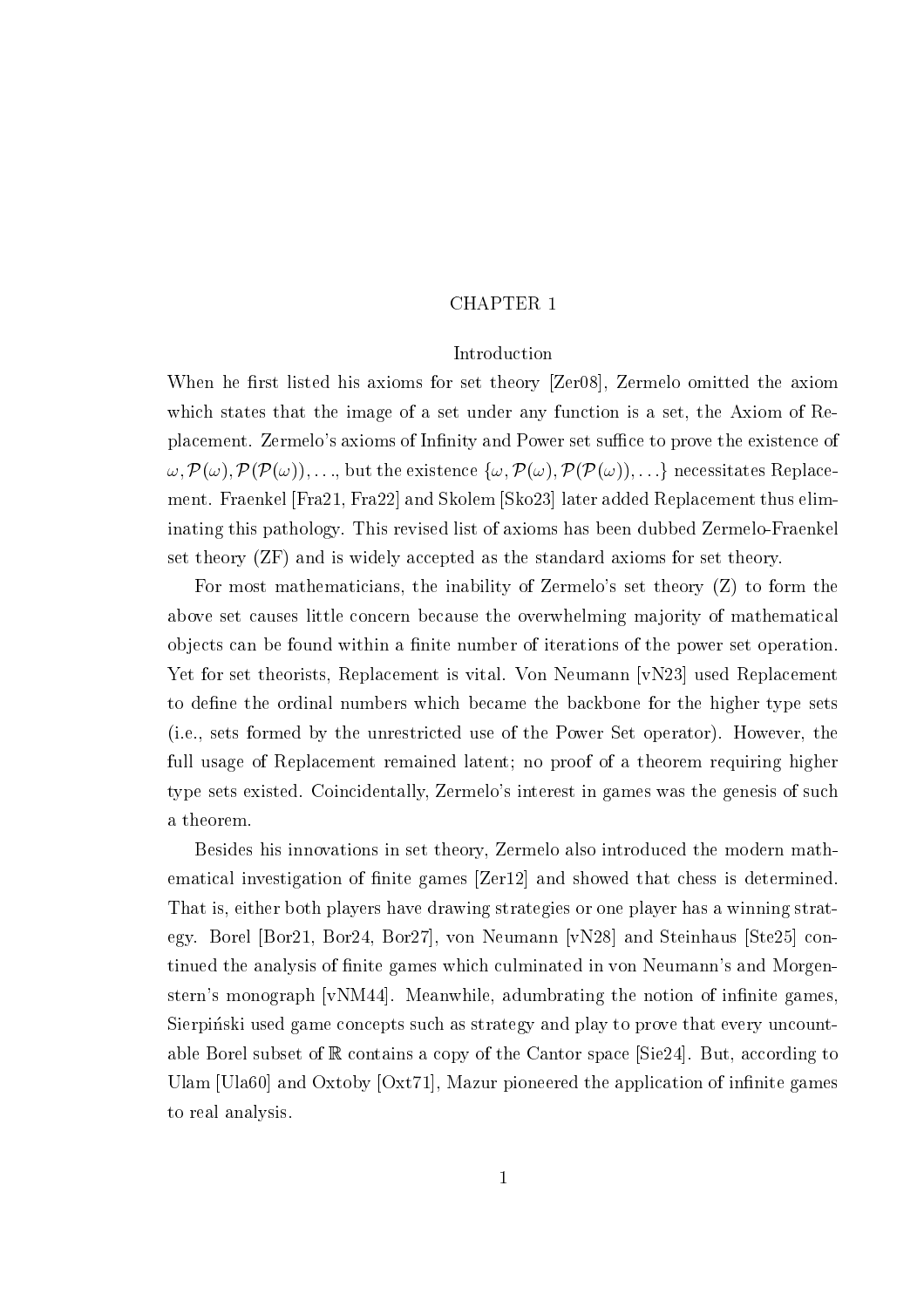# CHAPTER 1

## Introduction

When he first listed his axioms for set theory [Zer08], Zermelo omitted the axiom which states that the image of a set under any function is a set, the Axiom of Replacement. Zermelo's axioms of Infinity and Power set suffice to prove the existence of $\omega, \mathcal{P}(\omega), \mathcal{P}(\mathcal{P}(\omega)), \ldots$, but the existence $\{\omega, \mathcal{P}(\omega), \mathcal{P}(\mathcal{P}(\omega)), \ldots\}$ necessitates Replacement. Fraenkel [Fra21, Fra22] and Skolem [Sko23] later added Replacement thus eliminating this pathology. This revised list of axioms has been dubbed Zermelo-Fraenkel set theory (ZF) and is widely accepted as the standard axioms for set theory.

For most mathematicians, the inability of Zermelo's set theory (Z) to form the above set causes little concern because the overwhelming majority of mathematical objects can be found within a finite number of iterations of the power set operation. Yet for set theorists, Replacement is vital. Von Neumann [vN23] used Replacement to define the ordinal numbers which became the backbone for the higher type sets (i.e., sets formed by the unrestricted use of the Power Set operator). However, the full usage of Replacement remained latent; no proof of a theorem requiring higher type sets existed. Coincidentally, Zermelo's interest in games was the genesis of such a theorem.

Besides his innovations in set theory, Zermelo also introduced the modern mathematical investigation of finite games [Zer12] and showed that chess is determined. That is, either both players have drawing strategies or one player has a winning strategy. Borel [Bor21, Bor24, Bor27], von Neumann [vN28] and Steinhaus [Ste25] continued the analysis of finite games which culminated in von Neumann's and Morgenstern's monograph [vNM44]. Meanwhile, adumbrating the notion of infinite games, Sierpiński used game concepts such as strategy and play to prove that every uncountable Borel subset of $\mathbb{R}$ contains a copy of the Cantor space [Sie24]. But, according to Ulam [Ula60] and Oxtoby [Oxt71], Mazur pioneered the application of infinite games to real analysis.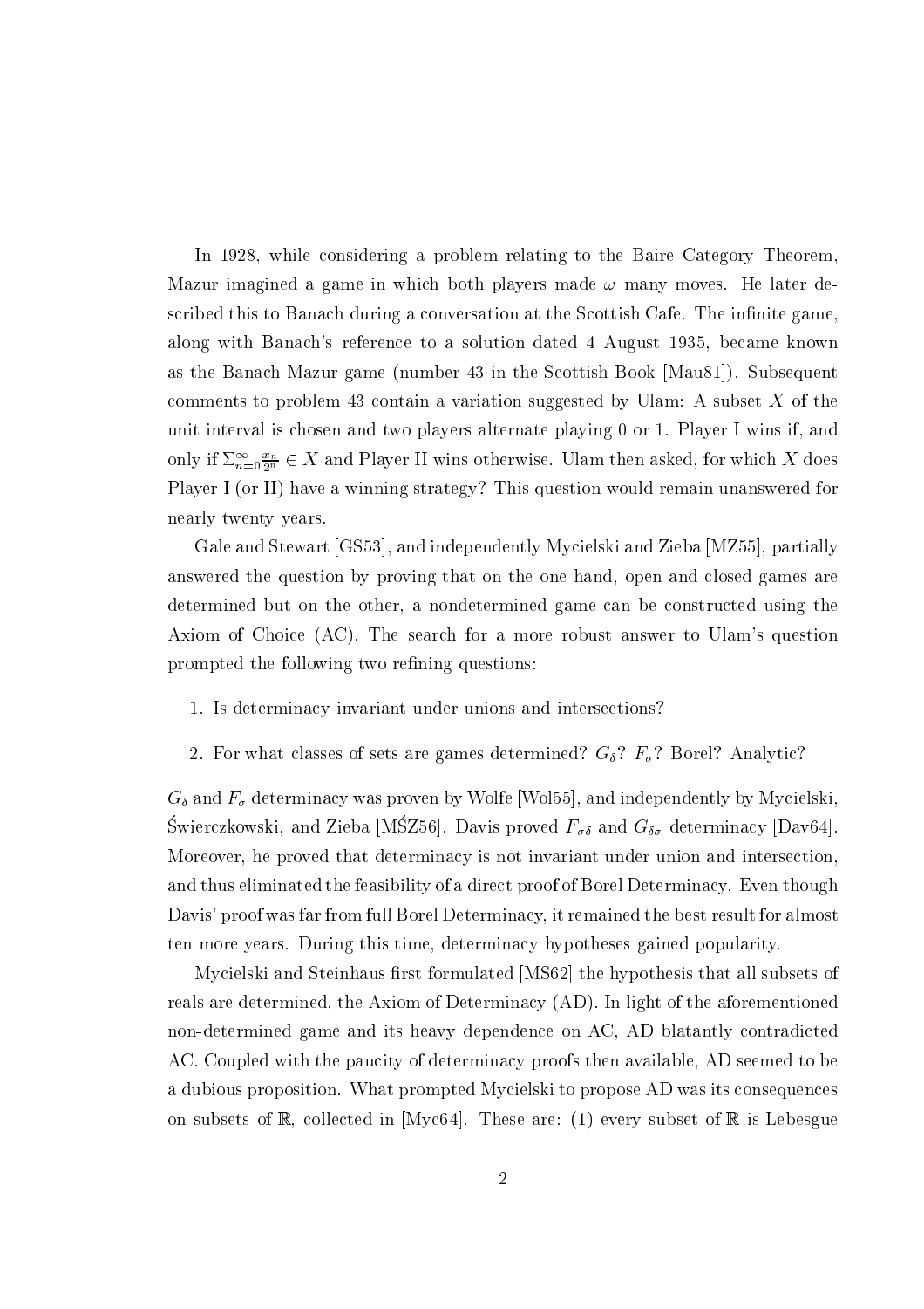In 1928, while considering a problem relating to the Baire Category Theorem, Mazur imagined a game in which both players made $\omega$ many moves. He later described this to Banach during a conversation at the Scottish Cafe. The infinite game, along with Banach's reference to a solution dated 4 August 1935, became known as the Banach-Mazur game (number 43 in the Scottish Book [Mau81]). Subsequent comments to problem 43 contain a variation suggested by Ulam: A subset $X$ of the unit interval is chosen and two players alternate playing 0 or 1. Player I wins if, and only if $\Sigma_{n=0}^{\infty} \frac{x_n}{2^n} \in X$ and Player II wins otherwise. Ulam then asked, for which $X$ does Player I (or II) have a winning strategy? This question would remain unanswered for nearly twenty years.

Gale and Stewart [GS53], and independently Mycielski and Zieba [MZ55], partially answered the question by proving that on the one hand, open and closed games are determined but on the other, a nondetermined game can be constructed using the Axiom of Choice (AC). The search for a more robust answer to Ulam's question prompted the following two refining questions:

1. Is determinacy invariant under unions and intersections?

2. For what classes of sets are games determined? $G_\delta$? $F_\sigma$? Borel? Analytic?

$G_\delta$ and $F_\sigma$ determinacy was proven by Wolfe [Wol55], and independently by Mycielski, Świerczkowski, and Zieba [MŚZ56]. Davis proved $F_{\sigma\delta}$ and $G_{\delta\sigma}$ determinacy [Dav64]. Moreover, he proved that determinacy is not invariant under union and intersection, and thus eliminated the feasibility of a direct proof of Borel Determinacy. Even though Davis' proof was far from full Borel Determinacy, it remained the best result for almost ten more years. During this time, determinacy hypotheses gained popularity.

Mycielski and Steinhaus first formulated [MS62] the hypothesis that all subsets of reals are determined, the Axiom of Determinacy (AD). In light of the aforementioned non-determined game and its heavy dependence on AC, AD blatantly contradicted AC. Coupled with the paucity of determinacy proofs then available, AD seemed to be a dubious proposition. What prompted Mycielski to propose AD was its consequences on subsets of $\mathbb{R}$, collected in [Myc64]. These are: (1) every subset of $\mathbb{R}$ is Lebesgue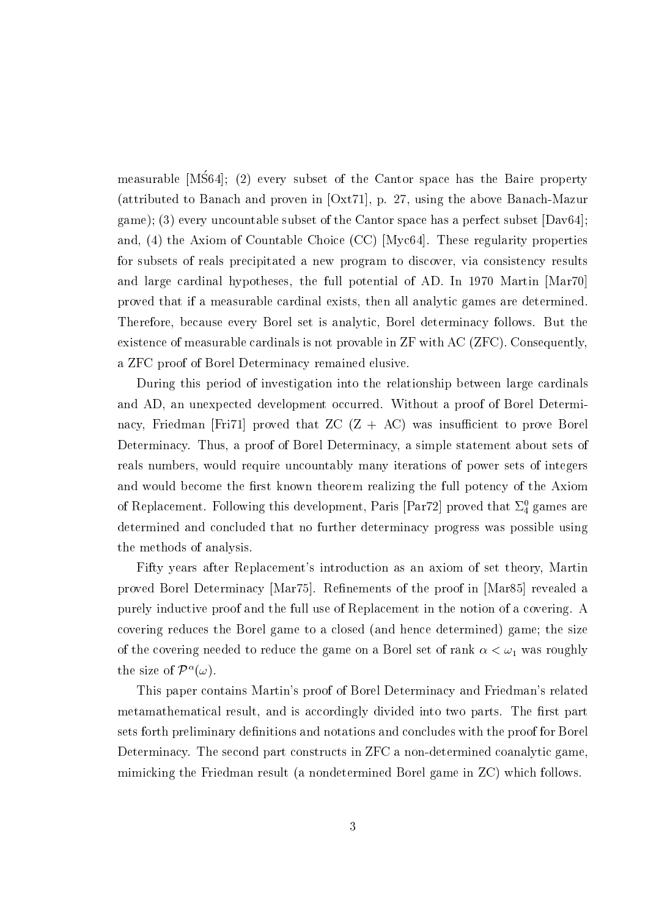measurable [MŚ64]; (2) every subset of the Cantor space has the Baire property (attributed to Banach and proven in [Oxt71], p. 27, using the above Banach-Mazur game); (3) every uncountable subset of the Cantor space has a perfect subset [Dav64]; and, (4) the Axiom of Countable Choice (CC) [Myc64]. These regularity properties for subsets of reals precipitated a new program to discover, via consistency results and large cardinal hypotheses, the full potential of AD. In 1970 Martin [Mar70] proved that if a measurable cardinal exists, then all analytic games are determined. Therefore, because every Borel set is analytic, Borel determinacy follows. But the existence of measurable cardinals is not provable in ZF with AC (ZFC). Consequently, a ZFC proof of Borel Determinacy remained elusive.

During this period of investigation into the relationship between large cardinals and AD, an unexpected development occurred. Without a proof of Borel Determinacy, Friedman [Fri71] proved that ZC (Z + AC) was insufficient to prove Borel Determinacy. Thus, a proof of Borel Determinacy, a simple statement about sets of reals numbers, would require uncountably many iterations of power sets of integers and would become the first known theorem realizing the full potency of the Axiom of Replacement. Following this development, Paris [Par72] proved that $\Sigma_4^0$ games are determined and concluded that no further determinacy progress was possible using the methods of analysis.

Fifty years after Replacement's introduction as an axiom of set theory, Martin proved Borel Determinacy [Mar75]. Refinements of the proof in [Mar85] revealed a purely inductive proof and the full use of Replacement in the notion of a covering. A covering reduces the Borel game to a closed (and hence determined) game; the size of the covering needed to reduce the game on a Borel set of rank $\alpha < \omega_1$ was roughly the size of $\mathcal{P}^\alpha(\omega)$.

This paper contains Martin's proof of Borel Determinacy and Friedman's related metamathematical result, and is accordingly divided into two parts. The first part sets forth preliminary definitions and notations and concludes with the proof for Borel Determinacy. The second part constructs in ZFC a non-determined coanalytic game, mimicking the Friedman result (a nondetermined Borel game in ZC) which follows.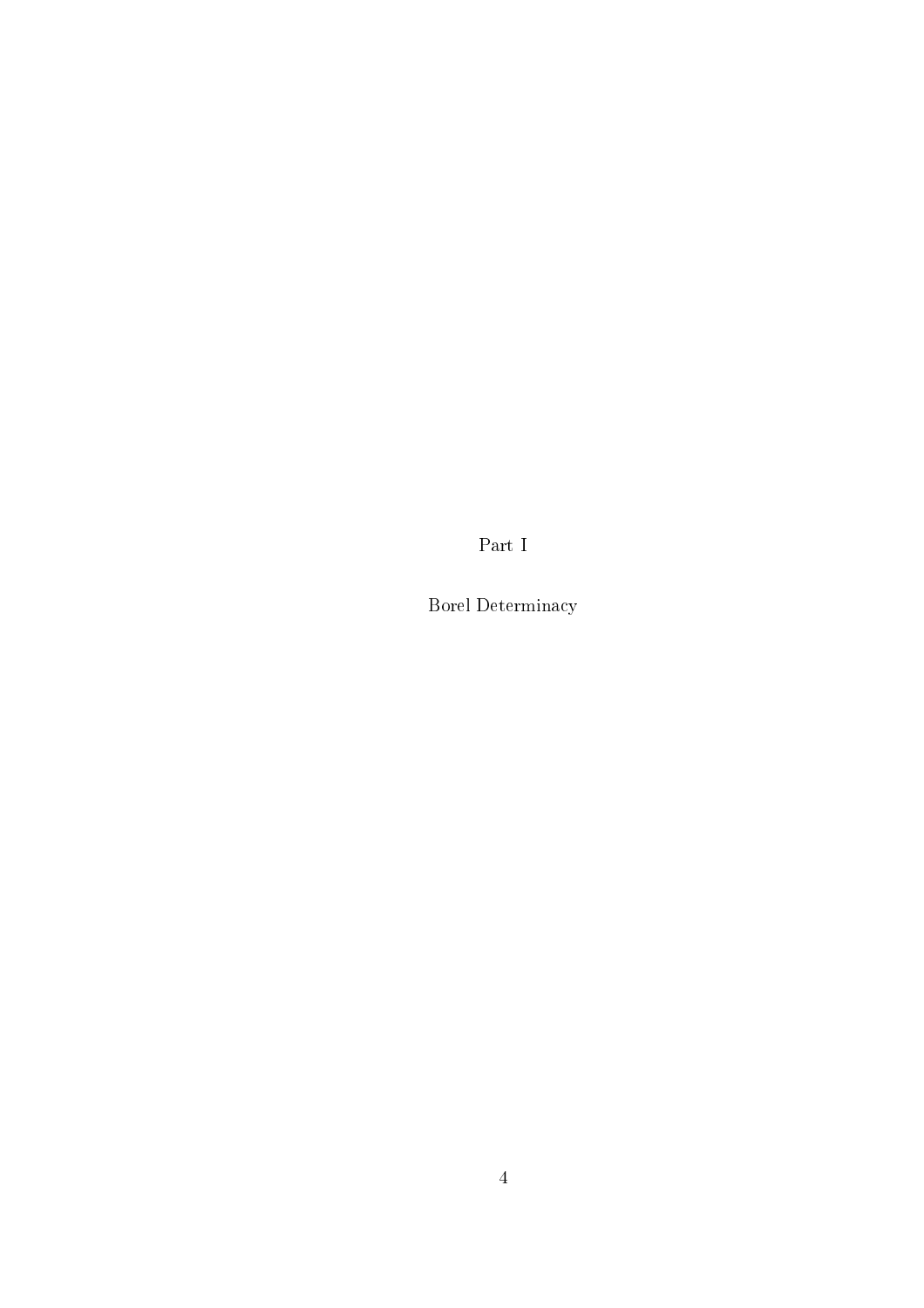# Part I

# Borel Determinacy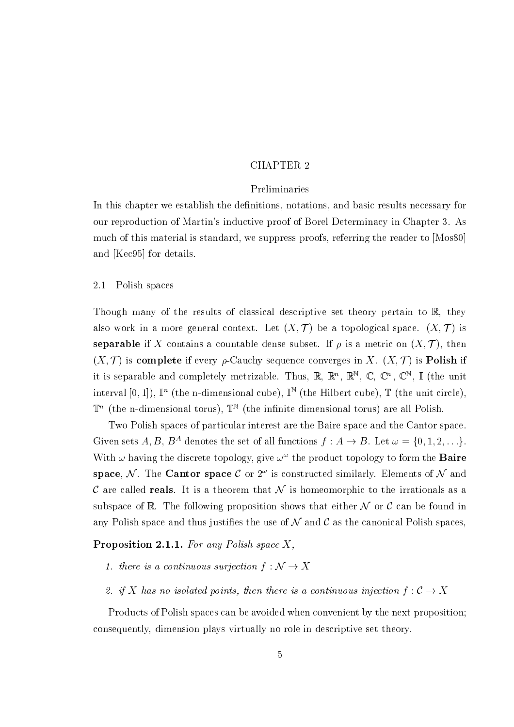# CHAPTER 2

## Preliminaries

In this chapter we establish the definitions, notations, and basic results necessary for our reproduction of Martin's inductive proof of Borel Determinacy in Chapter 3. As much of this material is standard, we suppress proofs, referring the reader to [Mos80] and [Kec95] for details.

### 2.1 Polish spaces

Though many of the results of classical descriptive set theory pertain to $\mathbb{R}$, they also work in a more general context. Let $(X, \mathcal{T})$ be a topological space. $(X, \mathcal{T})$ is **separable** if $X$ contains a countable dense subset. If $\rho$ is a metric on $(X, \mathcal{T})$, then $(X, \mathcal{T})$ is **complete** if every $\rho$-Cauchy sequence converges in $X$. $(X, \mathcal{T})$ is **Polish** if it is separable and completely metrizable. Thus, $\mathbb{R}$, $\mathbb{R}^n$, $\mathbb{R}^{\mathbb{N}}$, $\mathbb{C}$, $\mathbb{C}^n$, $\mathbb{C}^{\mathbb{N}}$, $\mathbb{I}$ (the unit interval $[0,1]$), $\mathbb{I}^n$ (the n-dimensional cube), $\mathbb{I}^{\mathbb{N}}$ (the Hilbert cube), $\mathbb{T}$ (the unit circle), $\mathbb{T}^n$ (the n-dimensional torus), $\mathbb{T}^{\mathbb{N}}$ (the infinite dimensional torus) are all Polish.

Two Polish spaces of particular interest are the Baire space and the Cantor space. Given sets $A, B$, $B^A$ denotes the set of all functions $f : A \to B$. Let $\omega = \{0, 1, 2, \ldots\}$. With $\omega$ having the discrete topology, give $\omega^\omega$ the product topology to form the **Baire space**, $\mathcal{N}$. The **Cantor space** $\mathcal{C}$ or $2^\omega$ is constructed similarly. Elements of $\mathcal{N}$ and $\mathcal{C}$ are called **reals**. It is a theorem that $\mathcal{N}$ is homeomorphic to the irrationals as a subspace of $\mathbb{R}$. The following proposition shows that either $\mathcal{N}$ or $\mathcal{C}$ can be found in any Polish space and thus justifies the use of $\mathcal{N}$ and $\mathcal{C}$ as the canonical Polish spaces,

**Proposition 2.1.1.** *For any Polish space $X$,*

1. *there is a continuous surjection $f : \mathcal{N} \to X$*
2. *if $X$ has no isolated points, then there is a continuous injection $f : \mathcal{C} \to X$*

Products of Polish spaces can be avoided when convenient by the next proposition; consequently, dimension plays virtually no role in descriptive set theory.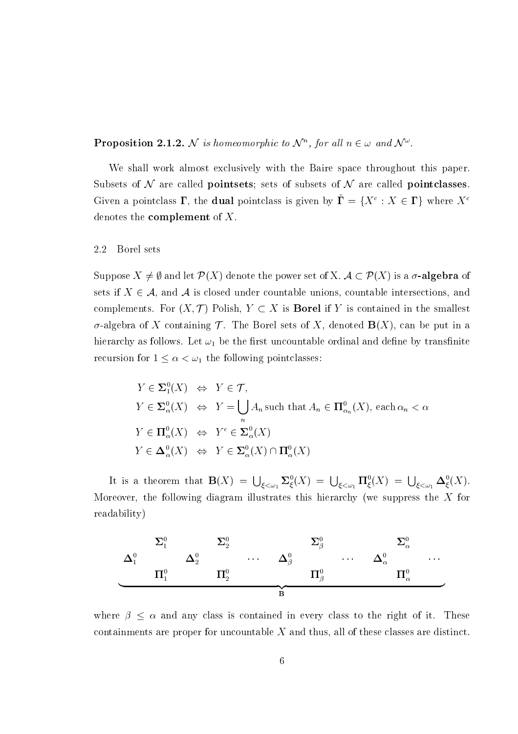**Proposition 2.1.2.** *$\mathcal{N}$ is homeomorphic to $\mathcal{N}^n$, for all $n \in \omega$ and $\mathcal{N}^\omega$.*

We shall work almost exclusively with the Baire space throughout this paper. Subsets of $\mathcal{N}$ are called **pointsets**; sets of subsets of $\mathcal{N}$ are called **pointclasses**. Given a pointclass $\mathbf{\Gamma}$, the **dual** pointclass is given by $\check{\mathbf{\Gamma}} = \{X^c : X \in \mathbf{\Gamma}\}$ where $X^c$ denotes the **complement** of $X$.

## 2.2 Borel sets

Suppose $X \neq \emptyset$ and let $\mathcal{P}(X)$ denote the power set of X. $\mathcal{A} \subset \mathcal{P}(X)$ is a **$\sigma$-algebra** of sets if $X \in \mathcal{A}$, and $\mathcal{A}$ is closed under countable unions, countable intersections, and complements. For $(X, \mathcal{T})$ Polish, $Y \subset X$ is **Borel** if $Y$ is contained in the smallest $\sigma$-algebra of $X$ containing $\mathcal{T}$. The Borel sets of $X$, denoted $\mathbf{B}(X)$, can be put in a hierarchy as follows. Let $\omega_1$ be the first uncountable ordinal and define by transfinite recursion for $1 \leq \alpha < \omega_1$ the following pointclasses:

$$
\begin{aligned}
Y \in \mathbf{\Sigma}^0_1(X) &\Leftrightarrow Y \in \mathcal{T}, \\
Y \in \mathbf{\Sigma}^0_\alpha(X) &\Leftrightarrow Y = \bigcup_n A_n \text{ such that } A_n \in \mathbf{\Pi}^0_{\alpha_n}(X), \text{ each } \alpha_n < \alpha \\
Y \in \mathbf{\Pi}^0_\alpha(X) &\Leftrightarrow Y^c \in \mathbf{\Sigma}^0_\alpha(X) \\
Y \in \mathbf{\Delta}^0_\alpha(X) &\Leftrightarrow Y \in \mathbf{\Sigma}^0_\alpha(X) \cap \mathbf{\Pi}^0_\alpha(X)
\end{aligned}
$$

It is a theorem that $\mathbf{B}(X) = \bigcup_{\xi<\omega_1} \mathbf{\Sigma}^0_\xi(X) = \bigcup_{\xi<\omega_1} \mathbf{\Pi}^0_\xi(X) = \bigcup_{\xi<\omega_1} \mathbf{\Delta}^0_\xi(X)$. Moreover, the following diagram illustrates this hierarchy (we suppress the $X$ for readability)

$$
\underbrace{
\begin{array}{ccccccccccc}
 & \mathbf{\Sigma}^0_1 & & \mathbf{\Sigma}^0_2 & & & \mathbf{\Sigma}^0_\beta & & & \mathbf{\Sigma}^0_\alpha & \\
\mathbf{\Delta}^0_1 & & \mathbf{\Delta}^0_2 & & \cdots & \mathbf{\Delta}^0_\beta & & \cdots & \mathbf{\Delta}^0_\alpha & & \cdots \\
 & \mathbf{\Pi}^0_1 & & \mathbf{\Pi}^0_2 & & & \mathbf{\Pi}^0_\beta & & & \mathbf{\Pi}^0_\alpha &
\end{array}
}_{\mathbf{B}}
$$

where $\beta \leq \alpha$ and any class is contained in every class to the right of it. These containments are proper for uncountable $X$ and thus, all of these classes are distinct.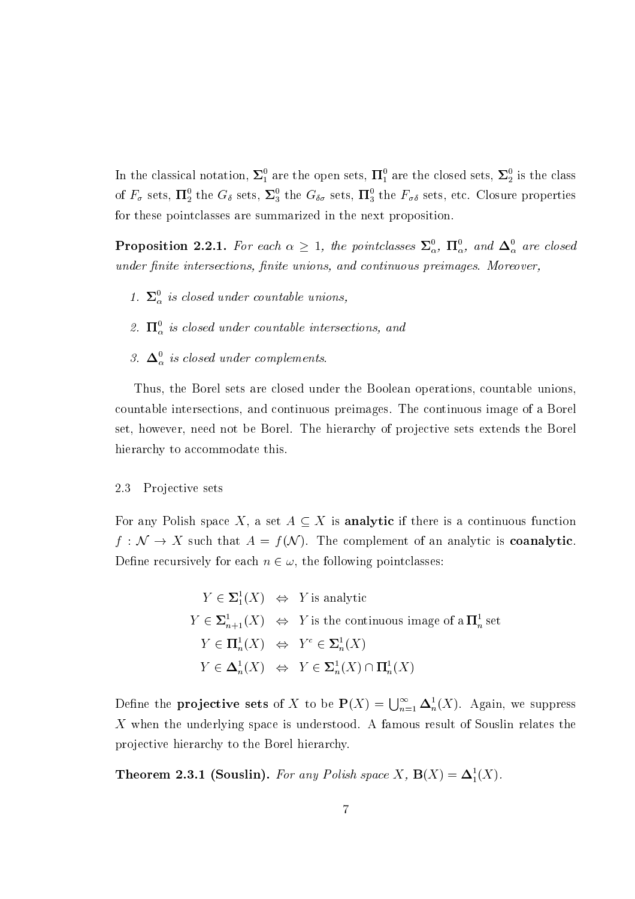In the classical notation, $\mathbf{\Sigma}^0_1$ are the open sets, $\mathbf{\Pi}^0_1$ are the closed sets, $\mathbf{\Sigma}^0_2$ is the class of $F_\sigma$ sets, $\mathbf{\Pi}^0_2$ the $G_\delta$ sets, $\mathbf{\Sigma}^0_3$ the $G_{\delta\sigma}$ sets, $\mathbf{\Pi}^0_3$ the $F_{\sigma\delta}$ sets, etc. Closure properties for these pointclasses are summarized in the next proposition.

**Proposition 2.2.1.** *For each $\alpha \geq 1$, the pointclasses $\mathbf{\Sigma}^0_\alpha$, $\mathbf{\Pi}^0_\alpha$, and $\mathbf{\Delta}^0_\alpha$ are closed under finite intersections, finite unions, and continuous preimages. Moreover,*

1. *$\mathbf{\Sigma}^0_\alpha$ is closed under countable unions,*
2. *$\mathbf{\Pi}^0_\alpha$ is closed under countable intersections, and*
3. *$\mathbf{\Delta}^0_\alpha$ is closed under complements.*

Thus, the Borel sets are closed under the Boolean operations, countable unions, countable intersections, and continuous preimages. The continuous image of a Borel set, however, need not be Borel. The hierarchy of projective sets extends the Borel hierarchy to accommodate this.

## 2.3 Projective sets

For any Polish space $X$, a set $A \subseteq X$ is **analytic** if there is a continuous function $f : \mathcal{N} \to X$ such that $A = f(\mathcal{N})$. The complement of an analytic is **coanalytic**. Define recursively for each $n \in \omega$, the following pointclasses:

$$
\begin{aligned}
Y \in \mathbf{\Sigma}^1_1(X) &\Leftrightarrow Y \text{ is analytic} \\
Y \in \mathbf{\Sigma}^1_{n+1}(X) &\Leftrightarrow Y \text{ is the continuous image of a } \mathbf{\Pi}^1_n \text{ set} \\
Y \in \mathbf{\Pi}^1_n(X) &\Leftrightarrow Y^c \in \mathbf{\Sigma}^1_n(X) \\
Y \in \mathbf{\Delta}^1_n(X) &\Leftrightarrow Y \in \mathbf{\Sigma}^1_n(X) \cap \mathbf{\Pi}^1_n(X)
\end{aligned}
$$

Define the **projective sets** of $X$ to be $\mathbf{P}(X) = \bigcup_{n=1}^{\infty} \mathbf{\Delta}^1_n(X)$. Again, we suppress $X$ when the underlying space is understood. A famous result of Souslin relates the projective hierarchy to the Borel hierarchy.

**Theorem 2.3.1 (Souslin).** *For any Polish space $X$, $\mathbf{B}(X) = \mathbf{\Delta}^1_1(X)$.*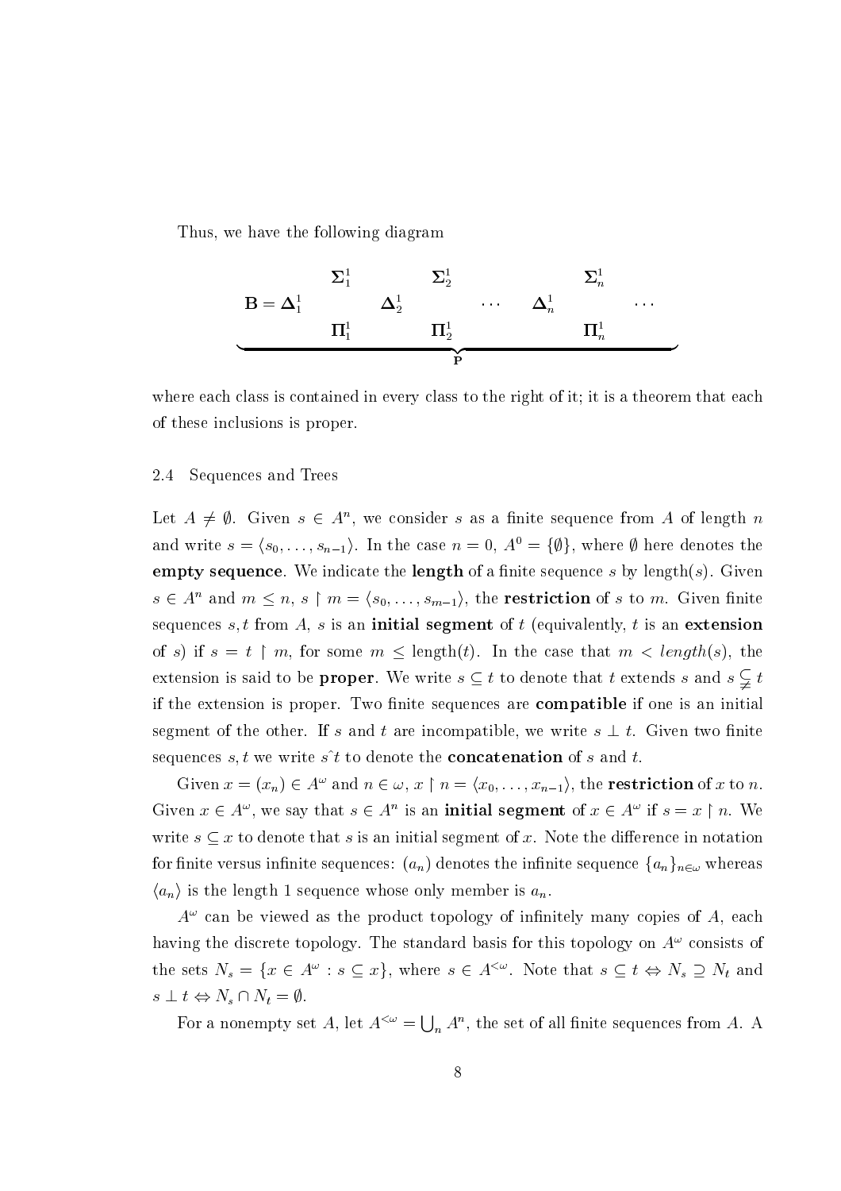Thus, we have the following diagram

$$
\underbrace{
\begin{array}{ccccccccc}
 & \mathbf{\Sigma}^1_1 & & \mathbf{\Sigma}^1_2 & & & \mathbf{\Sigma}^1_n & & \\
\mathbf{B} = \mathbf{\Delta}^1_1 & & \mathbf{\Delta}^1_2 & & \cdots & \mathbf{\Delta}^1_n & & \cdots & \\
 & \mathbf{\Pi}^1_1 & & \mathbf{\Pi}^1_2 & & & \mathbf{\Pi}^1_n & &
\end{array}
}_{\mathbf{P}}
$$

where each class is contained in every class to the right of it; it is a theorem that each of these inclusions is proper.

### 2.4 Sequences and Trees

Let $A \neq \emptyset$. Given $s \in A^n$, we consider $s$ as a finite sequence from $A$ of length $n$ and write $s = \langle s_0, \ldots, s_{n-1} \rangle$. In the case $n = 0$, $A^0 = \{\emptyset\}$, where $\emptyset$ here denotes the **empty sequence**. We indicate the **length** of a finite sequence $s$ by length$(s)$. Given $s \in A^n$ and $m \leq n$, $s \restriction m = \langle s_0, \ldots, s_{m-1} \rangle$, the **restriction** of $s$ to $m$. Given finite sequences $s, t$ from $A$, $s$ is an **initial segment** of $t$ (equivalently, $t$ is an **extension** of $s$) if $s = t \restriction m$, for some $m \leq$ length$(t)$. In the case that $m < length(s)$, the extension is said to be **proper**. We write $s \subseteq t$ to denote that $t$ extends $s$ and $s \subsetneq t$ if the extension is proper. Two finite sequences are **compatible** if one is an initial segment of the other. If $s$ and $t$ are incompatible, we write $s \perp t$. Given two finite sequences $s, t$ we write $s\hat{\ }t$ to denote the **concatenation** of $s$ and $t$.

Given $x = (x_n) \in A^\omega$ and $n \in \omega$, $x \restriction n = \langle x_0, \ldots, x_{n-1} \rangle$, the **restriction** of $x$ to $n$. Given $x \in A^\omega$, we say that $s \in A^n$ is an **initial segment** of $x \in A^\omega$ if $s = x \restriction n$. We write $s \subseteq x$ to denote that $s$ is an initial segment of $x$. Note the difference in notation for finite versus infinite sequences: $(a_n)$ denotes the infinite sequence $\{a_n\}_{n \in \omega}$ whereas $\langle a_n \rangle$ is the length 1 sequence whose only member is $a_n$.

$A^\omega$ can be viewed as the product topology of infinitely many copies of $A$, each having the discrete topology. The standard basis for this topology on $A^\omega$ consists of the sets $N_s = \{x \in A^\omega : s \subseteq x\}$, where $s \in A^{<\omega}$. Note that $s \subseteq t \Leftrightarrow N_s \supseteq N_t$ and $s \perp t \Leftrightarrow N_s \cap N_t = \emptyset$.

For a nonempty set $A$, let $A^{<\omega} = \bigcup_n A^n$, the set of all finite sequences from $A$. A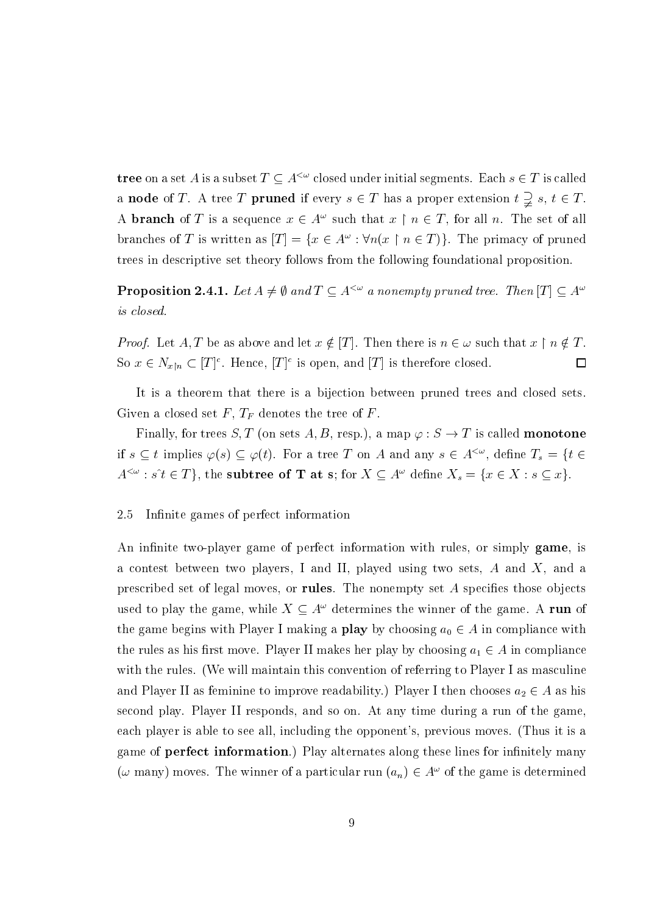**tree** on a set $A$ is a subset $T \subseteq A^{<\omega}$ closed under initial segments. Each $s \in T$ is called a **node** of $T$. A tree $T$ **pruned** if every $s \in T$ has a proper extension $t \supsetneq s$, $t \in T$. A **branch** of $T$ is a sequence $x \in A^\omega$ such that $x \upharpoonright n \in T$, for all $n$. The set of all branches of $T$ is written as $[T] = \{x \in A^\omega : \forall n (x \upharpoonright n \in T)\}$. The primacy of pruned trees in descriptive set theory follows from the following foundational proposition.

**Proposition 2.4.1.** *Let $A \neq \emptyset$ and $T \subseteq A^{<\omega}$ a nonempty pruned tree. Then $[T] \subseteq A^\omega$ is closed.*

*Proof.* Let $A, T$ be as above and let $x \notin [T]$. Then there is $n \in \omega$ such that $x \upharpoonright n \notin T$. So $x \in N_{x \upharpoonright n} \subset [T]^c$. Hence, $[T]^c$ is open, and $[T]$ is therefore closed. $\square$

It is a theorem that there is a bijection between pruned trees and closed sets. Given a closed set $F$, $T_F$ denotes the tree of $F$.

Finally, for trees $S, T$ (on sets $A, B$, resp.), a map $\varphi : S \to T$ is called **monotone** if $s \subseteq t$ implies $\varphi(s) \subseteq \varphi(t)$. For a tree $T$ on $A$ and any $s \in A^{<\omega}$, define $T_s = \{t \in A^{<\omega} : s\hat{\ }t \in T\}$, the **subtree of T at s**; for $X \subseteq A^\omega$ define $X_s = \{x \in X : s \subseteq x\}$.

## 2.5 Infinite games of perfect information

An infinite two-player game of perfect information with rules, or simply **game**, is a contest between two players, I and II, played using two sets, $A$ and $X$, and a prescribed set of legal moves, or **rules**. The nonempty set $A$ specifies those objects used to play the game, while $X \subseteq A^\omega$ determines the winner of the game. A **run** of the game begins with Player I making a **play** by choosing $a_0 \in A$ in compliance with the rules as his first move. Player II makes her play by choosing $a_1 \in A$ in compliance with the rules. (We will maintain this convention of referring to Player I as masculine and Player II as feminine to improve readability.) Player I then chooses $a_2 \in A$ as his second play. Player II responds, and so on. At any time during a run of the game, each player is able to see all, including the opponent's, previous moves. (Thus it is a game of **perfect information**.) Play alternates along these lines for infinitely many ($\omega$ many) moves. The winner of a particular run $(a_n) \in A^\omega$ of the game is determined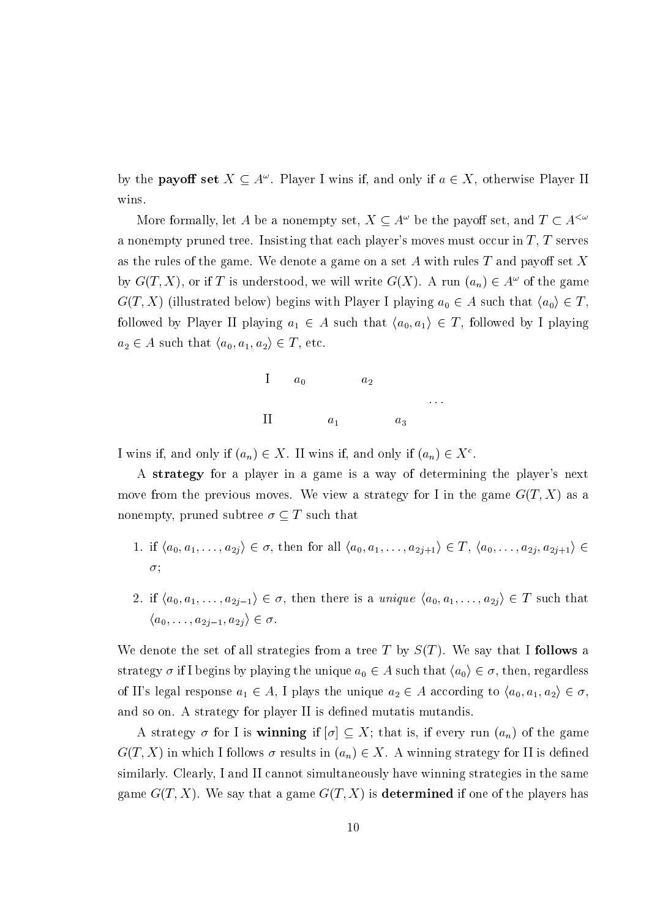by the **payoff set** $X \subseteq A^\omega$. Player I wins if, and only if $a \in X$, otherwise Player II wins.

More formally, let $A$ be a nonempty set, $X \subseteq A^\omega$ be the payoff set, and $T \subset A^{<\omega}$ a nonempty pruned tree. Insisting that each player's moves must occur in $T$, $T$ serves as the rules of the game. We denote a game on a set $A$ with rules $T$ and payoff set $X$ by $G(T, X)$, or if $T$ is understood, we will write $G(X)$. A run $(a_n) \in A^\omega$ of the game $G(T, X)$ (illustrated below) begins with Player I playing $a_0 \in A$ such that $\langle a_0 \rangle \in T$, followed by Player II playing $a_1 \in A$ such that $\langle a_0, a_1 \rangle \in T$, followed by I playing $a_2 \in A$ such that $\langle a_0, a_1, a_2 \rangle \in T$, etc.

$$
\begin{array}{lcccccc}
\text{I} & a_0 & & a_2 & & & \\
 & & & & & & \cdots \\
\text{II} & & a_1 & & a_3 & &
\end{array}
$$

I wins if, and only if $(a_n) \in X$. II wins if, and only if $(a_n) \in X^c$.

A **strategy** for a player in a game is a way of determining the player's next move from the previous moves. We view a strategy for I in the game $G(T, X)$ as a nonempty, pruned subtree $\sigma \subseteq T$ such that

1. if $\langle a_0, a_1, \ldots, a_{2j} \rangle \in \sigma$, then for all $\langle a_0, a_1, \ldots, a_{2j+1} \rangle \in T$, $\langle a_0, \ldots, a_{2j}, a_{2j+1} \rangle \in \sigma$;

2. if $\langle a_0, a_1, \ldots, a_{2j-1} \rangle \in \sigma$, then there is a *unique* $\langle a_0, a_1, \ldots, a_{2j} \rangle \in T$ such that $\langle a_0, \ldots, a_{2j-1}, a_{2j} \rangle \in \sigma$.

We denote the set of all strategies from a tree $T$ by $S(T)$. We say that I **follows** a strategy $\sigma$ if I begins by playing the unique $a_0 \in A$ such that $\langle a_0 \rangle \in \sigma$, then, regardless of II's legal response $a_1 \in A$, I plays the unique $a_2 \in A$ according to $\langle a_0, a_1, a_2 \rangle \in \sigma$, and so on. A strategy for player II is defined mutatis mutandis.

A strategy $\sigma$ for I is **winning** if $[\sigma] \subseteq X$; that is, if every run $(a_n)$ of the game $G(T, X)$ in which I follows $\sigma$ results in $(a_n) \in X$. A winning strategy for II is defined similarly. Clearly, I and II cannot simultaneously have winning strategies in the same game $G(T, X)$. We say that a game $G(T, X)$ is **determined** if one of the players has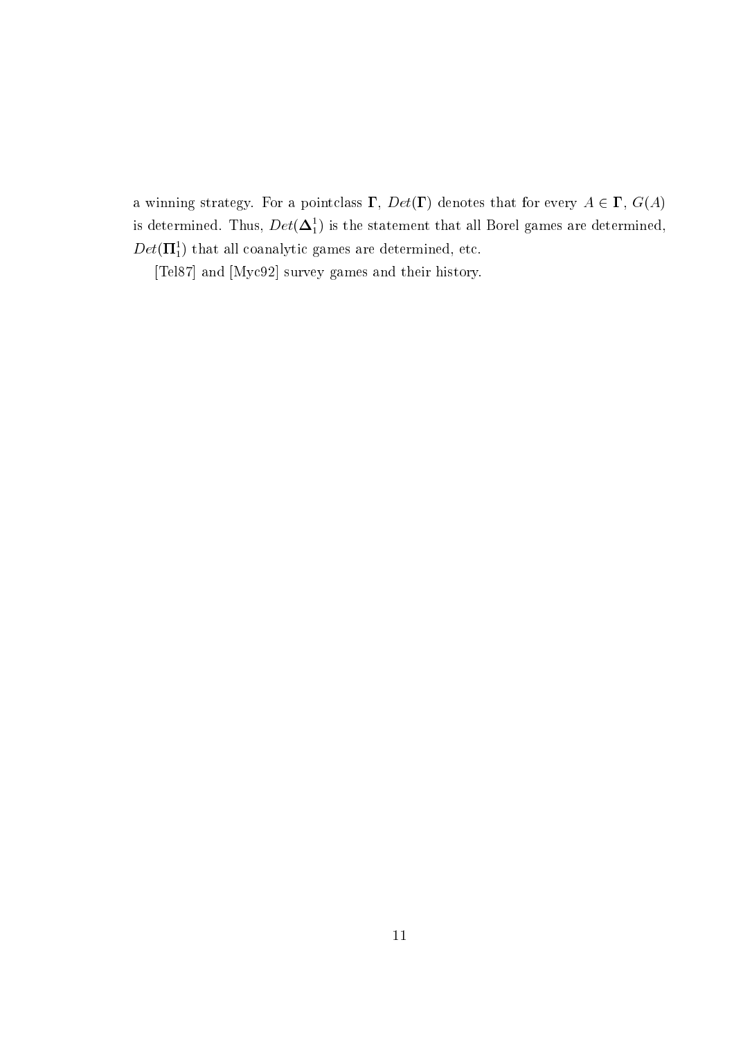a winning strategy. For a pointclass $\mathbf{\Gamma}$, $Det(\mathbf{\Gamma})$ denotes that for every $A \in \mathbf{\Gamma}$, $G(A)$ is determined. Thus, $Det(\mathbf{\Delta}^1_1)$ is the statement that all Borel games are determined, $Det(\mathbf{\Pi}^1_1)$ that all coanalytic games are determined, etc.

[Tel87] and [Myc92] survey games and their history.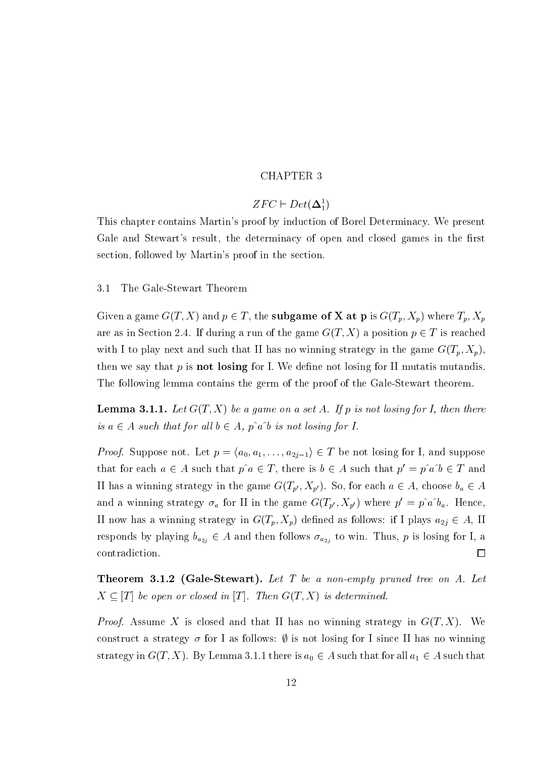# CHAPTER 3

## $ZFC \vdash Det(\mathbf{\Delta}^1_1)$

This chapter contains Martin's proof by induction of Borel Determinacy. We present Gale and Stewart's result, the determinacy of open and closed games in the first section, followed by Martin's proof in the section.

### 3.1 The Gale-Stewart Theorem

Given a game $G(T, X)$ and $p \in T$, the **subgame of X at p** is $G(T_p, X_p)$ where $T_p, X_p$ are as in Section 2.4. If during a run of the game $G(T, X)$ a position $p \in T$ is reached with I to play next and such that II has no winning strategy in the game $G(T_p, X_p)$, then we say that $p$ is **not losing** for I. We define not losing for II mutatis mutandis. The following lemma contains the germ of the proof of the Gale-Stewart theorem.

**Lemma 3.1.1.** *Let $G(T, X)$ be a game on a set $A$. If $p$ is not losing for I, then there is $a \in A$ such that for all $b \in A$, $p\hat{\ }a\hat{\ }b$ is not losing for I.*

*Proof.* Suppose not. Let $p = \langle a_0, a_1, \ldots, a_{2j-1}\rangle \in T$ be not losing for I, and suppose that for each $a \in A$ such that $p\hat{\ }a \in T$, there is $b \in A$ such that $p' = p\hat{\ }a\hat{\ }b \in T$ and II has a winning strategy in the game $G(T_{p'}, X_{p'})$. So, for each $a \in A$, choose $b_a \in A$ and a winning strategy $\sigma_a$ for II in the game $G(T_{p'}, X_{p'})$ where $p' = p\hat{\ }a\hat{\ }b_a$. Hence, II now has a winning strategy in $G(T_p, X_p)$ defined as follows: if I plays $a_{2j} \in A$, II responds by playing $b_{a_{2j}} \in A$ and then follows $\sigma_{a_{2j}}$ to win. Thus, $p$ is losing for I, a contradiction. ☐

**Theorem 3.1.2 (Gale-Stewart).** *Let $T$ be a non-empty pruned tree on $A$. Let $X \subseteq [T]$ be open or closed in $[T]$. Then $G(T, X)$ is determined.*

*Proof.* Assume $X$ is closed and that II has no winning strategy in $G(T, X)$. We construct a strategy $\sigma$ for I as follows: $\emptyset$ is not losing for I since II has no winning strategy in $G(T, X)$. By Lemma 3.1.1 there is $a_0 \in A$ such that for all $a_1 \in A$ such that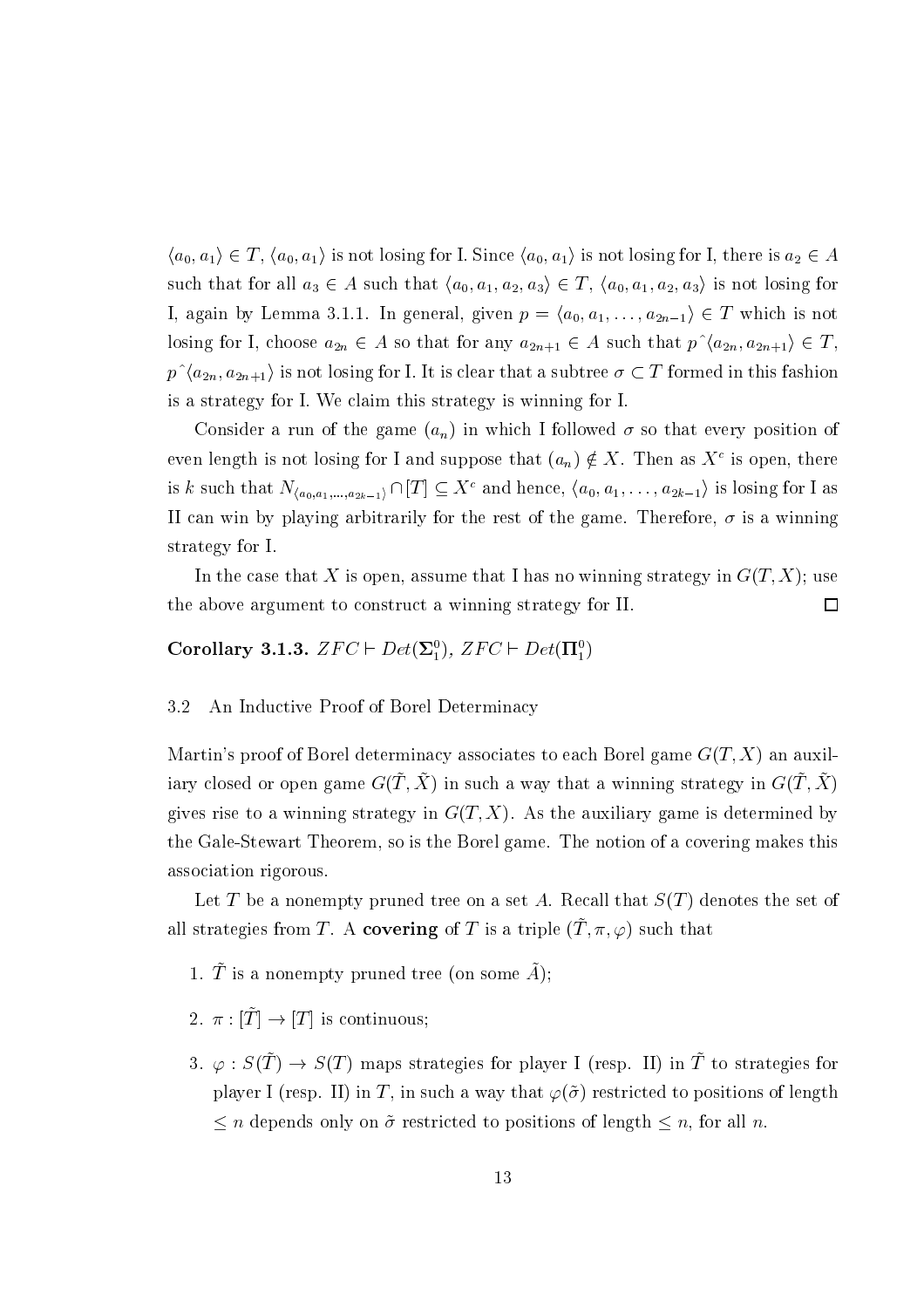$\langle a_0, a_1\rangle \in T$, $\langle a_0, a_1\rangle$ is not losing for I. Since $\langle a_0, a_1\rangle$ is not losing for I, there is $a_2 \in A$ such that for all $a_3 \in A$ such that $\langle a_0, a_1, a_2, a_3\rangle \in T$, $\langle a_0, a_1, a_2, a_3\rangle$ is not losing for I, again by Lemma 3.1.1. In general, given $p = \langle a_0, a_1, \ldots, a_{2n-1}\rangle \in T$ which is not losing for I, choose $a_{2n} \in A$ so that for any $a_{2n+1} \in A$ such that $p\hat{}\langle a_{2n}, a_{2n+1}\rangle \in T$, $p\hat{}\langle a_{2n}, a_{2n+1}\rangle$ is not losing for I. It is clear that a subtree $\sigma \subset T$ formed in this fashion is a strategy for I. We claim this strategy is winning for I.

Consider a run of the game $(a_n)$ in which I followed $\sigma$ so that every position of even length is not losing for I and suppose that $(a_n) \notin X$. Then as $X^c$ is open, there is $k$ such that $N_{\langle a_0, a_1, \ldots, a_{2k-1}\rangle} \cap [T] \subseteq X^c$ and hence, $\langle a_0, a_1, \ldots, a_{2k-1}\rangle$ is losing for I as II can win by playing arbitrarily for the rest of the game. Therefore, $\sigma$ is a winning strategy for I.

In the case that $X$ is open, assume that I has no winning strategy in $G(T, X)$; use the above argument to construct a winning strategy for II. □

**Corollary 3.1.3.** $ZFC \vdash Det(\mathbf{\Sigma}^0_1)$, $ZFC \vdash Det(\mathbf{\Pi}^0_1)$

### 3.2 An Inductive Proof of Borel Determinacy

Martin's proof of Borel determinacy associates to each Borel game $G(T, X)$ an auxiliary closed or open game $G(\tilde{T}, \tilde{X})$ in such a way that a winning strategy in $G(\tilde{T}, \tilde{X})$ gives rise to a winning strategy in $G(T, X)$. As the auxiliary game is determined by the Gale-Stewart Theorem, so is the Borel game. The notion of a covering makes this association rigorous.

Let $T$ be a nonempty pruned tree on a set $A$. Recall that $S(T)$ denotes the set of all strategies from $T$. A **covering** of $T$ is a triple $(\tilde{T}, \pi, \varphi)$ such that

1. $\tilde{T}$ is a nonempty pruned tree (on some $\tilde{A}$);
2. $\pi : [\tilde{T}] \to [T]$ is continuous;
3. $\varphi : S(\tilde{T}) \to S(T)$ maps strategies for player I (resp. II) in $\tilde{T}$ to strategies for player I (resp. II) in $T$, in such a way that $\varphi(\tilde{\sigma})$ restricted to positions of length $\leq n$ depends only on $\tilde{\sigma}$ restricted to positions of length $\leq n$, for all $n$.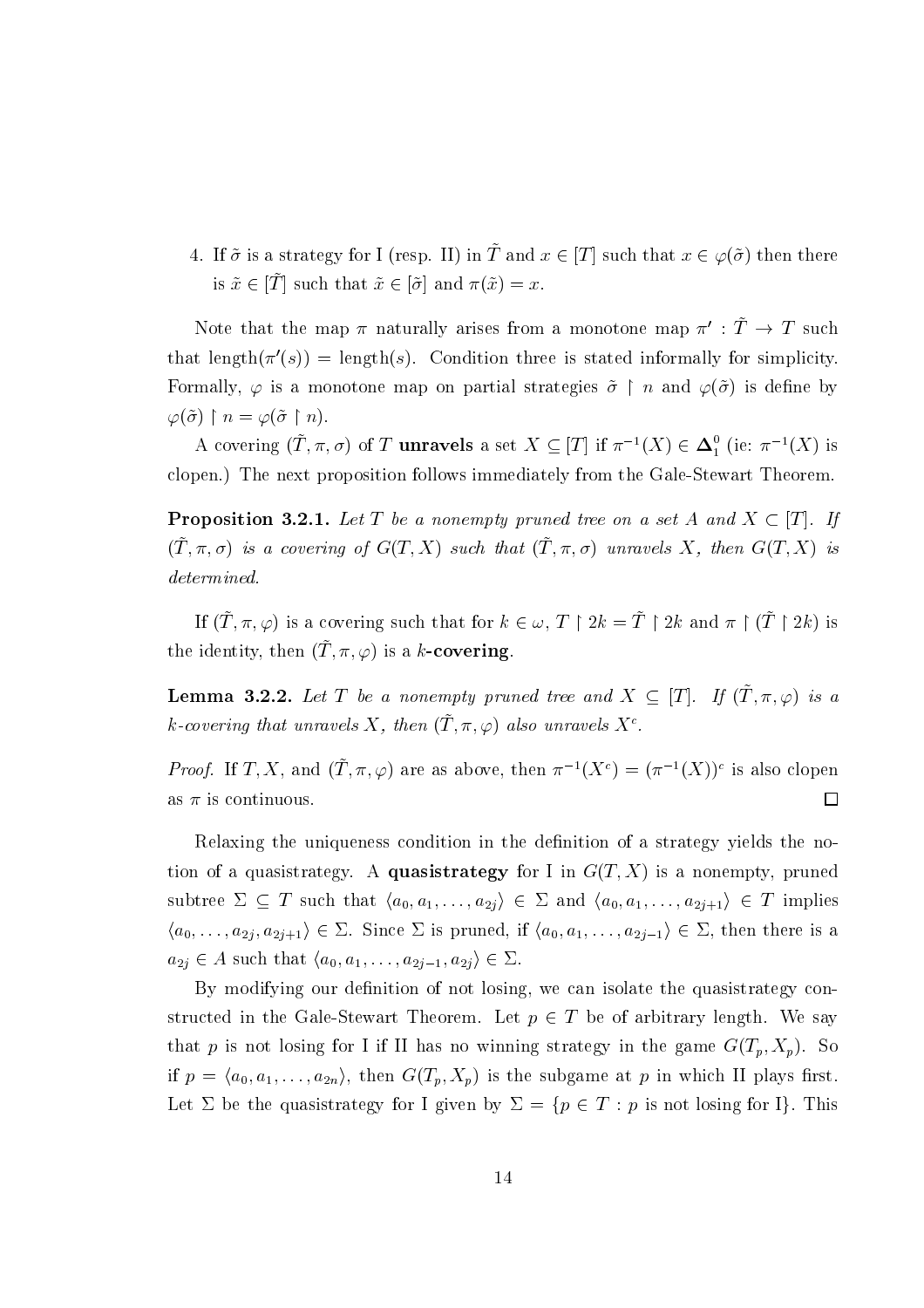4. If $\tilde{\sigma}$ is a strategy for I (resp. II) in $\tilde{T}$ and $x \in [T]$ such that $x \in \varphi(\tilde{\sigma})$ then there is $\tilde{x} \in [\tilde{T}]$ such that $\tilde{x} \in [\tilde{\sigma}]$ and $\pi(\tilde{x}) = x$.

Note that the map $\pi$ naturally arises from a monotone map $\pi' : \tilde{T} \to T$ such that $\text{length}(\pi'(s)) = \text{length}(s)$. Condition three is stated informally for simplicity. Formally, $\varphi$ is a monotone map on partial strategies $\tilde{\sigma} \restriction n$ and $\varphi(\tilde{\sigma})$ is define by $\varphi(\tilde{\sigma}) \restriction n = \varphi(\tilde{\sigma} \restriction n)$.

A covering $(\tilde{T}, \pi, \sigma)$ of $T$ **unravels** a set $X \subseteq [T]$ if $\pi^{-1}(X) \in \mathbf{\Delta}^0_1$ (ie: $\pi^{-1}(X)$ is clopen.) The next proposition follows immediately from the Gale-Stewart Theorem.

**Proposition 3.2.1.** *Let $T$ be a nonempty pruned tree on a set $A$ and $X \subset [T]$. If $(\tilde{T}, \pi, \sigma)$ is a covering of $G(T, X)$ such that $(\tilde{T}, \pi, \sigma)$ unravels $X$, then $G(T, X)$ is determined.*

If $(\tilde{T}, \pi, \varphi)$ is a covering such that for $k \in \omega$, $T \restriction 2k = \tilde{T} \restriction 2k$ and $\pi \restriction (\tilde{T} \restriction 2k)$ is the identity, then $(\tilde{T}, \pi, \varphi)$ is a $k$-**covering**.

**Lemma 3.2.2.** *Let $T$ be a nonempty pruned tree and $X \subseteq [T]$. If $(\tilde{T}, \pi, \varphi)$ is a $k$-covering that unravels $X$, then $(\tilde{T}, \pi, \varphi)$ also unravels $X^c$.*

*Proof.* If $T, X$, and $(\tilde{T}, \pi, \varphi)$ are as above, then $\pi^{-1}(X^c) = (\pi^{-1}(X))^c$ is also clopen as $\pi$ is continuous. $\square$

Relaxing the uniqueness condition in the definition of a strategy yields the notion of a quasistrategy. A **quasistrategy** for I in $G(T, X)$ is a nonempty, pruned subtree $\Sigma \subseteq T$ such that $\langle a_0, a_1, \ldots, a_{2j} \rangle \in \Sigma$ and $\langle a_0, a_1, \ldots, a_{2j+1} \rangle \in T$ implies $\langle a_0, \ldots, a_{2j}, a_{2j+1} \rangle \in \Sigma$. Since $\Sigma$ is pruned, if $\langle a_0, a_1, \ldots, a_{2j-1} \rangle \in \Sigma$, then there is a $a_{2j} \in A$ such that $\langle a_0, a_1, \ldots, a_{2j-1}, a_{2j} \rangle \in \Sigma$.

By modifying our definition of not losing, we can isolate the quasistrategy constructed in the Gale-Stewart Theorem. Let $p \in T$ be of arbitrary length. We say that $p$ is not losing for I if II has no winning strategy in the game $G(T_p, X_p)$. So if $p = \langle a_0, a_1, \ldots, a_{2n} \rangle$, then $G(T_p, X_p)$ is the subgame at $p$ in which II plays first. Let $\Sigma$ be the quasistrategy for I given by $\Sigma = \{p \in T : p \text{ is not losing for I}\}$. This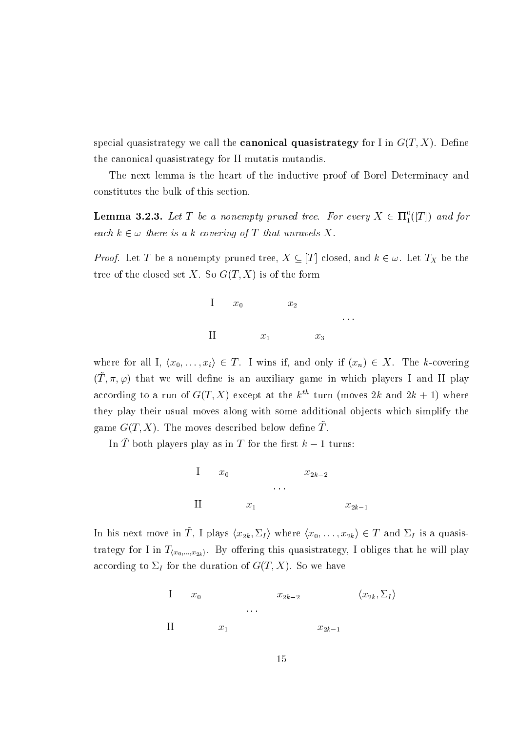special quasistrategy we call the **canonical quasistrategy** for I in $G(T, X)$. Define the canonical quasistrategy for II mutatis mutandis.

The next lemma is the heart of the inductive proof of Borel Determinacy and constitutes the bulk of this section.

**Lemma 3.2.3.** *Let $T$ be a nonempty pruned tree. For every $X \in \mathbf{\Pi}^0_1([T])$ and for each $k \in \omega$ there is a $k$-covering of $T$ that unravels $X$.*

*Proof.* Let $T$ be a nonempty pruned tree, $X \subseteq [T]$ closed, and $k \in \omega$. Let $T_X$ be the tree of the closed set $X$. So $G(T, X)$ is of the form

$$\begin{array}{lcccccc} \text{I} & x_0 & & x_2 & & & \\ & & & & & \cdots & \\ \text{II} & & x_1 & & x_3 & & \end{array}$$

where for all I, $\langle x_0, \ldots, x_i \rangle \in T$. I wins if, and only if $(x_n) \in X$. The $k$-covering $(\tilde{T}, \pi, \varphi)$ that we will define is an auxiliary game in which players I and II play according to a run of $G(T, X)$ except at the $k^{th}$ turn (moves $2k$ and $2k+1$) where they play their usual moves along with some additional objects which simplify the game $G(T, X)$. The moves described below define $\tilde{T}$.

In $\tilde{T}$ both players play as in $T$ for the first $k-1$ turns:

$$\begin{array}{lccccc} \text{I} & x_0 & & & x_{2k-2} & \\ & & & \cdots & & \\ \text{II} & & x_1 & & & x_{2k-1} \end{array}$$

In his next move in $\tilde{T}$, I plays $\langle x_{2k}, \Sigma_I \rangle$ where $\langle x_0, \ldots, x_{2k} \rangle \in T$ and $\Sigma_I$ is a quasistrategy for I in $T_{\langle x_0, \ldots, x_{2k} \rangle}$. By offering this quasistrategy, I obliges that he will play according to $\Sigma_I$ for the duration of $G(T, X)$. So we have

$$\begin{array}{lcccccc} \text{I} & x_0 & & & x_{2k-2} & & \langle x_{2k}, \Sigma_I \rangle \\ & & & \cdots & & & \\ \text{II} & & x_1 & & & x_{2k-1} & \end{array}$$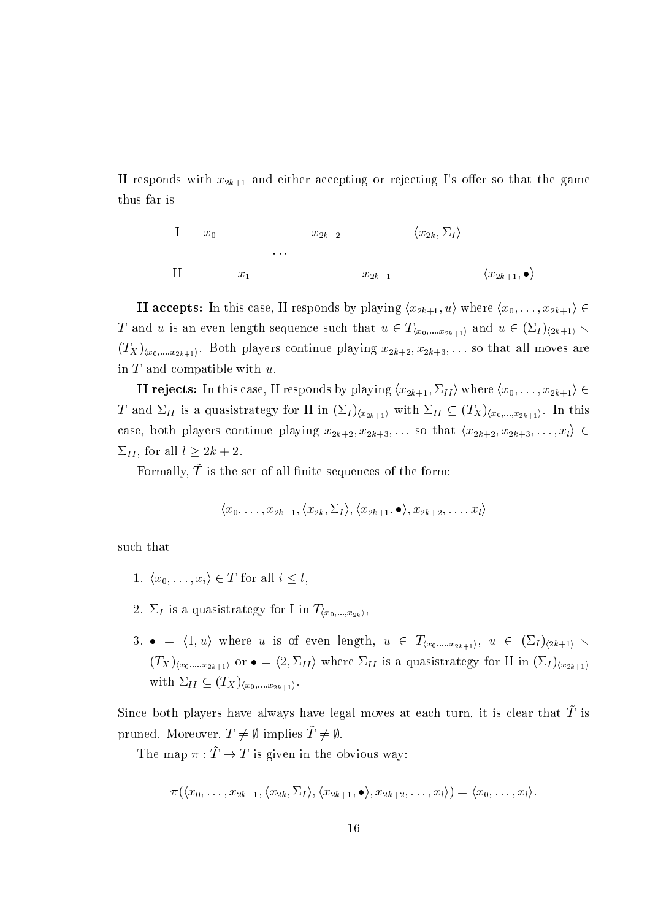II responds with $x_{2k+1}$ and either accepting or rejecting I's offer so that the game thus far is

$$
\begin{array}{llllll}
\text{I} & x_0 & & x_{2k-2} & & \langle x_{2k}, \Sigma_I \rangle \\
 & & \cdots & & & \\
\text{II} & & x_1 & & x_{2k-1} & & \langle x_{2k+1}, \bullet \rangle
\end{array}
$$

**II accepts:** In this case, II responds by playing $\langle x_{2k+1}, u\rangle$ where $\langle x_0, \ldots, x_{2k+1}\rangle \in T$ and $u$ is an even length sequence such that $u \in T_{\langle x_0,\ldots,x_{2k+1}\rangle}$ and $u \in (\Sigma_I)_{\langle 2k+1\rangle} \setminus (T_X)_{\langle x_0,\ldots,x_{2k+1}\rangle}$. Both players continue playing $x_{2k+2}, x_{2k+3}, \ldots$ so that all moves are in $T$ and compatible with $u$.

**II rejects:** In this case, II responds by playing $\langle x_{2k+1}, \Sigma_{II}\rangle$ where $\langle x_0, \ldots, x_{2k+1}\rangle \in T$ and $\Sigma_{II}$ is a quasistrategy for II in $(\Sigma_I)_{\langle x_{2k+1}\rangle}$ with $\Sigma_{II} \subseteq (T_X)_{\langle x_0,\ldots,x_{2k+1}\rangle}$. In this case, both players continue playing $x_{2k+2}, x_{2k+3}, \ldots$ so that $\langle x_{2k+2}, x_{2k+3}, \ldots, x_l\rangle \in \Sigma_{II}$, for all $l \geq 2k+2$.

Formally, $\tilde{T}$ is the set of all finite sequences of the form:

$$\langle x_0, \ldots, x_{2k-1}, \langle x_{2k}, \Sigma_I\rangle, \langle x_{2k+1}, \bullet\rangle, x_{2k+2}, \ldots, x_l\rangle$$

such that

1. $\langle x_0, \ldots, x_i\rangle \in T$ for all $i \leq l$,
2. $\Sigma_I$ is a quasistrategy for I in $T_{\langle x_0,\ldots,x_{2k}\rangle}$,
3. $\bullet = \langle 1, u\rangle$ where $u$ is of even length, $u \in T_{\langle x_0,\ldots,x_{2k+1}\rangle}$, $u \in (\Sigma_I)_{\langle 2k+1\rangle} \setminus (T_X)_{\langle x_0,\ldots,x_{2k+1}\rangle}$ or $\bullet = \langle 2, \Sigma_{II}\rangle$ where $\Sigma_{II}$ is a quasistrategy for II in $(\Sigma_I)_{\langle x_{2k+1}\rangle}$ with $\Sigma_{II} \subseteq (T_X)_{\langle x_0,\ldots,x_{2k+1}\rangle}$.

Since both players have always have legal moves at each turn, it is clear that $\tilde{T}$ is pruned. Moreover, $T \neq \emptyset$ implies $\tilde{T} \neq \emptyset$.

The map $\pi : \tilde{T} \to T$ is given in the obvious way:

$$\pi(\langle x_0, \ldots, x_{2k-1}, \langle x_{2k}, \Sigma_I\rangle, \langle x_{2k+1}, \bullet\rangle, x_{2k+2}, \ldots, x_l\rangle) = \langle x_0, \ldots, x_l\rangle.$$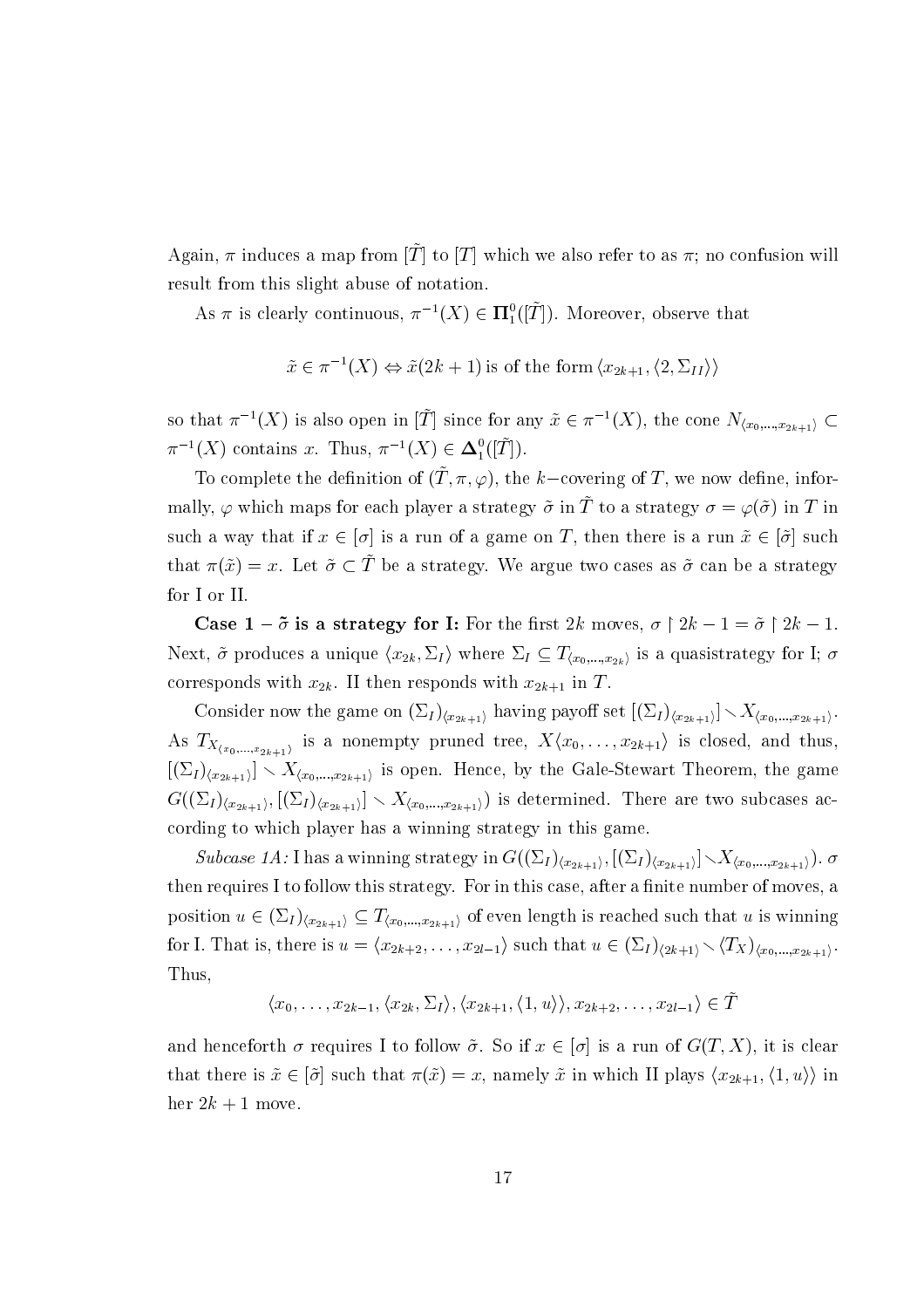Again, $\pi$ induces a map from $[\tilde{T}]$ to $[T]$ which we also refer to as $\pi$; no confusion will result from this slight abuse of notation.

As $\pi$ is clearly continuous, $\pi^{-1}(X) \in \mathbf{\Pi}^0_1([\tilde{T}])$. Moreover, observe that

$$\tilde{x} \in \pi^{-1}(X) \Leftrightarrow \tilde{x}(2k+1) \text{ is of the form } \langle x_{2k+1}, \langle 2, \Sigma_{II} \rangle \rangle$$

so that $\pi^{-1}(X)$ is also open in $[\tilde{T}]$ since for any $\tilde{x} \in \pi^{-1}(X)$, the cone $N_{\langle x_0, \ldots, x_{2k+1} \rangle} \subset \pi^{-1}(X)$ contains $x$. Thus, $\pi^{-1}(X) \in \mathbf{\Delta}^0_1([\tilde{T}])$.

To complete the definition of $(\tilde{T}, \pi, \varphi)$, the $k-$covering of $T$, we now define, informally, $\varphi$ which maps for each player a strategy $\tilde{\sigma}$ in $\tilde{T}$ to a strategy $\sigma = \varphi(\tilde{\sigma})$ in $T$ in such a way that if $x \in [\sigma]$ is a run of a game on $T$, then there is a run $\tilde{x} \in [\tilde{\sigma}]$ such that $\pi(\tilde{x}) = x$. Let $\tilde{\sigma} \subset \tilde{T}$ be a strategy. We argue two cases as $\tilde{\sigma}$ can be a strategy for I or II.

**Case 1 – $\tilde{\sigma}$ is a strategy for I:** For the first $2k$ moves, $\sigma \upharpoonright 2k-1 = \tilde{\sigma} \upharpoonright 2k-1$. Next, $\tilde{\sigma}$ produces a unique $\langle x_{2k}, \Sigma_I \rangle$ where $\Sigma_I \subseteq T_{\langle x_0, \ldots, x_{2k} \rangle}$ is a quasistrategy for I; $\sigma$ corresponds with $x_{2k}$. II then responds with $x_{2k+1}$ in $T$.

Consider now the game on $(\Sigma_I)_{\langle x_{2k+1} \rangle}$ having payoff set $[(\Sigma_I)_{\langle x_{2k+1} \rangle}] \setminus X_{\langle x_0, \ldots, x_{2k+1} \rangle}$. As $T_{X_{\langle x_0, \ldots, x_{2k+1} \rangle}}$ is a nonempty pruned tree, $X\langle x_0, \ldots, x_{2k+1} \rangle$ is closed, and thus, $[(\Sigma_I)_{\langle x_{2k+1} \rangle}] \setminus X_{\langle x_0, \ldots, x_{2k+1} \rangle}$ is open. Hence, by the Gale-Stewart Theorem, the game $G((\Sigma_I)_{\langle x_{2k+1} \rangle}, [(\Sigma_I)_{\langle x_{2k+1} \rangle}] \setminus X_{\langle x_0, \ldots, x_{2k+1} \rangle})$ is determined. There are two subcases according to which player has a winning strategy in this game.

*Subcase 1A:* I has a winning strategy in $G((\Sigma_I)_{\langle x_{2k+1} \rangle}, [(\Sigma_I)_{\langle x_{2k+1} \rangle}] \setminus X_{\langle x_0, \ldots, x_{2k+1} \rangle})$. $\sigma$ then requires I to follow this strategy. For in this case, after a finite number of moves, a position $u \in (\Sigma_I)_{\langle x_{2k+1} \rangle} \subseteq T_{\langle x_0, \ldots, x_{2k+1} \rangle}$ of even length is reached such that $u$ is winning for I. That is, there is $u = \langle x_{2k+2}, \ldots, x_{2l-1} \rangle$ such that $u \in (\Sigma_I)_{\langle 2k+1 \rangle} \setminus (T_X)_{\langle x_0, \ldots, x_{2k+1} \rangle}$. Thus,

$$\langle x_0, \ldots, x_{2k-1}, \langle x_{2k}, \Sigma_I \rangle, \langle x_{2k+1}, \langle 1, u \rangle \rangle, x_{2k+2}, \ldots, x_{2l-1} \rangle \in \tilde{T}$$

and henceforth $\sigma$ requires I to follow $\tilde{\sigma}$. So if $x \in [\sigma]$ is a run of $G(T, X)$, it is clear that there is $\tilde{x} \in [\tilde{\sigma}]$ such that $\pi(\tilde{x}) = x$, namely $\tilde{x}$ in which II plays $\langle x_{2k+1}, \langle 1, u \rangle \rangle$ in her $2k+1$ move.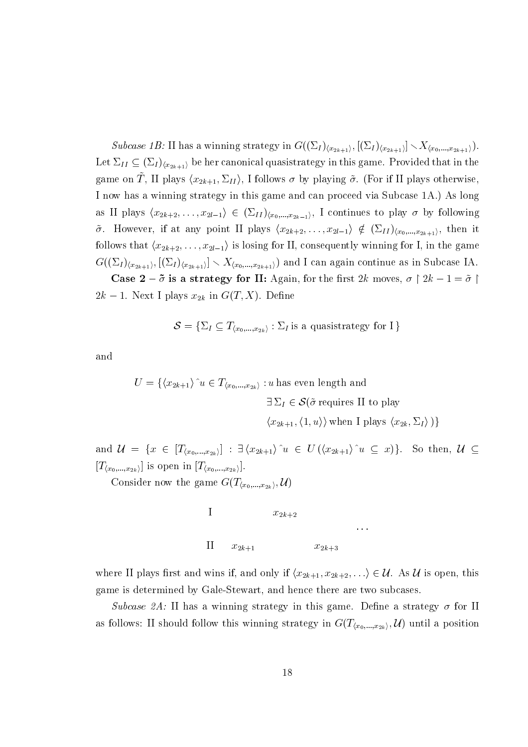*Subcase 1B:* II has a winning strategy in $G((\Sigma_I)_{\langle x_{2k+1}\rangle}, [(\Sigma_I)_{\langle x_{2k+1}\rangle}] \setminus X_{\langle x_0,\ldots,x_{2k+1}\rangle})$. Let $\Sigma_{II} \subseteq (\Sigma_I)_{\langle x_{2k+1}\rangle}$ be her canonical quasistrategy in this game. Provided that in the game on $\tilde{T}$, II plays $\langle x_{2k+1}, \Sigma_{II}\rangle$, I follows $\sigma$ by playing $\tilde{\sigma}$. (For if II plays otherwise, I now has a winning strategy in this game and can proceed via Subcase 1A.) As long as II plays $\langle x_{2k+2}, \ldots, x_{2l-1}\rangle \in (\Sigma_{II})_{\langle x_0,\ldots,x_{2k-1}\rangle}$, I continues to play $\sigma$ by following $\tilde{\sigma}$. However, if at any point II plays $\langle x_{2k+2}, \ldots, x_{2l-1}\rangle \notin (\Sigma_{II})_{\langle x_0,\ldots,x_{2k+1}\rangle}$, then it follows that $\langle x_{2k+2}, \ldots, x_{2l-1}\rangle$ is losing for II, consequently winning for I, in the game $G((\Sigma_I)_{\langle x_{2k+1}\rangle}, [(\Sigma_I)_{\langle x_{2k+1}\rangle}] \setminus X_{\langle x_0,\ldots,x_{2k+1}\rangle})$ and I can again continue as in Subcase IA.

**Case 2 – $\tilde{\sigma}$ is a strategy for II:** Again, for the first $2k$ moves, $\sigma \restriction 2k-1 = \tilde{\sigma} \restriction 2k-1$. Next I plays $x_{2k}$ in $G(T, X)$. Define

$$\mathcal{S} = \{\Sigma_I \subseteq T_{\langle x_0,\ldots,x_{2k}\rangle} : \Sigma_I \text{ is a quasistrategy for I}\}$$

and

$$U = \{\langle x_{2k+1}\rangle\hat{\ } u \in T_{\langle x_0,\ldots,x_{2k}\rangle} : u \text{ has even length and } \exists\, \Sigma_I \in \mathcal{S}(\tilde{\sigma} \text{ requires II to play } \langle x_{2k+1}, \langle 1, u\rangle\rangle \text{ when I plays } \langle x_{2k}, \Sigma_I\rangle\,)\}$$

and $\mathcal{U} = \{x \in [T_{\langle x_0,\ldots,x_{2k}\rangle}] : \exists\, \langle x_{2k+1}\rangle\hat{\ } u \in U\,(\langle x_{2k+1}\rangle\hat{\ } u \subseteq x)\}$. So then, $\mathcal{U} \subseteq [T_{\langle x_0,\ldots,x_{2k}\rangle}]$ is open in $[T_{\langle x_0,\ldots,x_{2k}\rangle}]$.

Consider now the game $G(T_{\langle x_0,\ldots,x_{2k}\rangle}, \mathcal{U})$

| | | | | |
|---|---|---|---|---|
| I | | $x_{2k+2}$ | | $\ldots$ |
| II | $x_{2k+1}$ | | $x_{2k+3}$ | |

where II plays first and wins if, and only if $\langle x_{2k+1}, x_{2k+2}, \ldots\rangle \in \mathcal{U}$. As $\mathcal{U}$ is open, this game is determined by Gale-Stewart, and hence there are two subcases.

*Subcase 2A:* II has a winning strategy in this game. Define a strategy $\sigma$ for II as follows: II should follow this winning strategy in $G(T_{\langle x_0,\ldots,x_{2k}\rangle}, \mathcal{U})$ until a position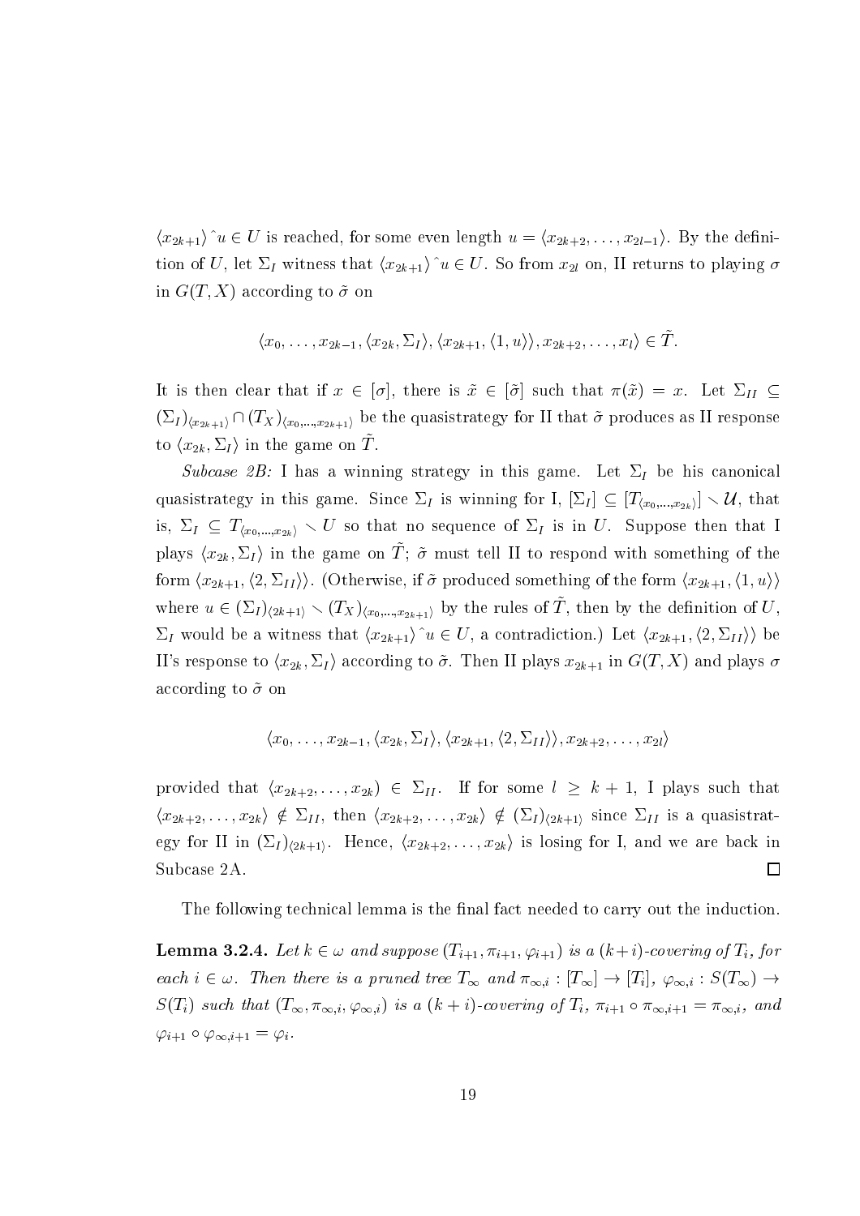$\langle x_{2k+1}\rangle^\frown u \in U$ is reached, for some even length $u = \langle x_{2k+2}, \ldots, x_{2l-1}\rangle$. By the definition of $U$, let $\Sigma_I$ witness that $\langle x_{2k+1}\rangle^\frown u \in U$. So from $x_{2l}$ on, II returns to playing $\sigma$ in $G(T, X)$ according to $\tilde{\sigma}$ on

$$\langle x_0, \ldots, x_{2k-1}, \langle x_{2k}, \Sigma_I\rangle, \langle x_{2k+1}, \langle 1, u\rangle\rangle, x_{2k+2}, \ldots, x_l\rangle \in \tilde{T}.$$

It is then clear that if $x \in [\sigma]$, there is $\tilde{x} \in [\tilde{\sigma}]$ such that $\pi(\tilde{x}) = x$. Let $\Sigma_{II} \subseteq (\Sigma_I)_{\langle x_{2k+1}\rangle} \cap (T_X)_{\langle x_0,\ldots,x_{2k+1}\rangle}$ be the quasistrategy for II that $\tilde{\sigma}$ produces as II response to $\langle x_{2k}, \Sigma_I\rangle$ in the game on $\tilde{T}$.

*Subcase 2B:* I has a winning strategy in this game. Let $\Sigma_I$ be his canonical quasistrategy in this game. Since $\Sigma_I$ is winning for I, $[\Sigma_I] \subseteq [T_{\langle x_0,\ldots,x_{2k}\rangle}] \setminus \mathcal{U}$, that is, $\Sigma_I \subseteq T_{\langle x_0,\ldots,x_{2k}\rangle} \setminus U$ so that no sequence of $\Sigma_I$ is in $U$. Suppose then that I plays $\langle x_{2k}, \Sigma_I\rangle$ in the game on $\tilde{T}$; $\tilde{\sigma}$ must tell II to respond with something of the form $\langle x_{2k+1}, \langle 2, \Sigma_{II}\rangle\rangle$. (Otherwise, if $\tilde{\sigma}$ produced something of the form $\langle x_{2k+1}, \langle 1, u\rangle\rangle$ where $u \in (\Sigma_I)_{\langle 2k+1\rangle} \setminus (T_X)_{\langle x_0,\ldots,x_{2k+1}\rangle}$ by the rules of $\tilde{T}$, then by the definition of $U$, $\Sigma_I$ would be a witness that $\langle x_{2k+1}\rangle^\frown u \in U$, a contradiction.) Let $\langle x_{2k+1}, \langle 2, \Sigma_{II}\rangle\rangle$ be II's response to $\langle x_{2k}, \Sigma_I\rangle$ according to $\tilde{\sigma}$. Then II plays $x_{2k+1}$ in $G(T, X)$ and plays $\sigma$ according to $\tilde{\sigma}$ on

$$\langle x_0, \ldots, x_{2k-1}, \langle x_{2k}, \Sigma_I\rangle, \langle x_{2k+1}, \langle 2, \Sigma_{II}\rangle\rangle, x_{2k+2}, \ldots, x_{2l}\rangle$$

provided that $\langle x_{2k+2}, \ldots, x_{2k}) \in \Sigma_{II}$. If for some $l \geq k+1$, I plays such that $\langle x_{2k+2}, \ldots, x_{2k}\rangle \notin \Sigma_{II}$, then $\langle x_{2k+2}, \ldots, x_{2k}\rangle \notin (\Sigma_I)_{\langle 2k+1\rangle}$ since $\Sigma_{II}$ is a quasistrategy for II in $(\Sigma_I)_{\langle 2k+1\rangle}$. Hence, $\langle x_{2k+2}, \ldots, x_{2k}\rangle$ is losing for I, and we are back in Subcase 2A. $\square$

The following technical lemma is the final fact needed to carry out the induction.

**Lemma 3.2.4.** *Let $k \in \omega$ and suppose $(T_{i+1}, \pi_{i+1}, \varphi_{i+1})$ is a $(k+i)$-covering of $T_i$, for each $i \in \omega$. Then there is a pruned tree $T_\infty$ and $\pi_{\infty,i} : [T_\infty] \to [T_i]$, $\varphi_{\infty,i} : S(T_\infty) \to S(T_i)$ such that $(T_\infty, \pi_{\infty,i}, \varphi_{\infty,i})$ is a $(k+i)$-covering of $T_i$, $\pi_{i+1} \circ \pi_{\infty,i+1} = \pi_{\infty,i}$, and $\varphi_{i+1} \circ \varphi_{\infty,i+1} = \varphi_i$.*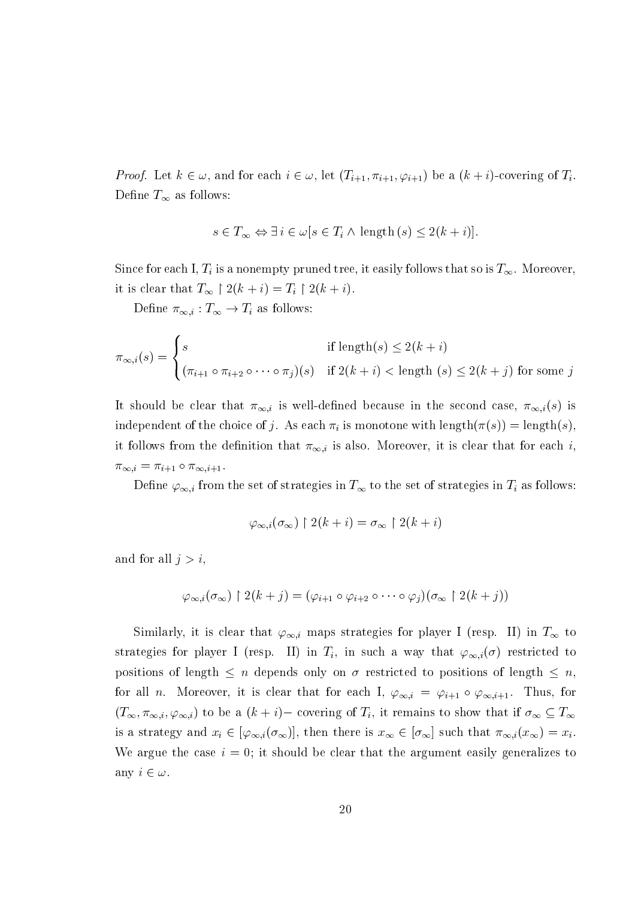*Proof.* Let $k \in \omega$, and for each $i \in \omega$, let $(T_{i+1}, \pi_{i+1}, \varphi_{i+1})$ be a $(k+i)$-covering of $T_i$. Define $T_\infty$ as follows:

$$s \in T_\infty \Leftrightarrow \exists\, i \in \omega[s \in T_i \wedge \text{length}\,(s) \leq 2(k+i)].$$

Since for each I, $T_i$ is a nonempty pruned tree, it easily follows that so is $T_\infty$. Moreover, it is clear that $T_\infty \upharpoonright 2(k+i) = T_i \upharpoonright 2(k+i)$.

Define $\pi_{\infty,i} : T_\infty \to T_i$ as follows:

$$\pi_{\infty,i}(s) = \begin{cases} s & \text{if length}(s) \leq 2(k+i) \\ (\pi_{i+1} \circ \pi_{i+2} \circ \cdots \circ \pi_j)(s) & \text{if } 2(k+i) < \text{length }(s) \leq 2(k+j) \text{ for some } j \end{cases}$$

It should be clear that $\pi_{\infty,i}$ is well-defined because in the second case, $\pi_{\infty,i}(s)$ is independent of the choice of $j$. As each $\pi_i$ is monotone with length$(\pi(s)) =$ length$(s)$, it follows from the definition that $\pi_{\infty,i}$ is also. Moreover, it is clear that for each $i$, $\pi_{\infty,i} = \pi_{i+1} \circ \pi_{\infty,i+1}$.

Define $\varphi_{\infty,i}$ from the set of strategies in $T_\infty$ to the set of strategies in $T_i$ as follows:

$$\varphi_{\infty,i}(\sigma_\infty) \upharpoonright 2(k+i) = \sigma_\infty \upharpoonright 2(k+i)$$

and for all $j > i$,

$$\varphi_{\infty,i}(\sigma_\infty) \upharpoonright 2(k+j) = (\varphi_{i+1} \circ \varphi_{i+2} \circ \cdots \circ \varphi_j)(\sigma_\infty \upharpoonright 2(k+j))$$

Similarly, it is clear that $\varphi_{\infty,i}$ maps strategies for player I (resp. II) in $T_\infty$ to strategies for player I (resp. II) in $T_i$, in such a way that $\varphi_{\infty,i}(\sigma)$ restricted to positions of length $\leq n$ depends only on $\sigma$ restricted to positions of length $\leq n$, for all $n$. Moreover, it is clear that for each I, $\varphi_{\infty,i} = \varphi_{i+1} \circ \varphi_{\infty,i+1}$. Thus, for $(T_\infty, \pi_{\infty,i}, \varphi_{\infty,i})$ to be a $(k+i)-$ covering of $T_i$, it remains to show that if $\sigma_\infty \subseteq T_\infty$ is a strategy and $x_i \in [\varphi_{\infty,i}(\sigma_\infty)]$, then there is $x_\infty \in [\sigma_\infty]$ such that $\pi_{\infty,i}(x_\infty) = x_i$. We argue the case $i = 0$; it should be clear that the argument easily generalizes to any $i \in \omega$.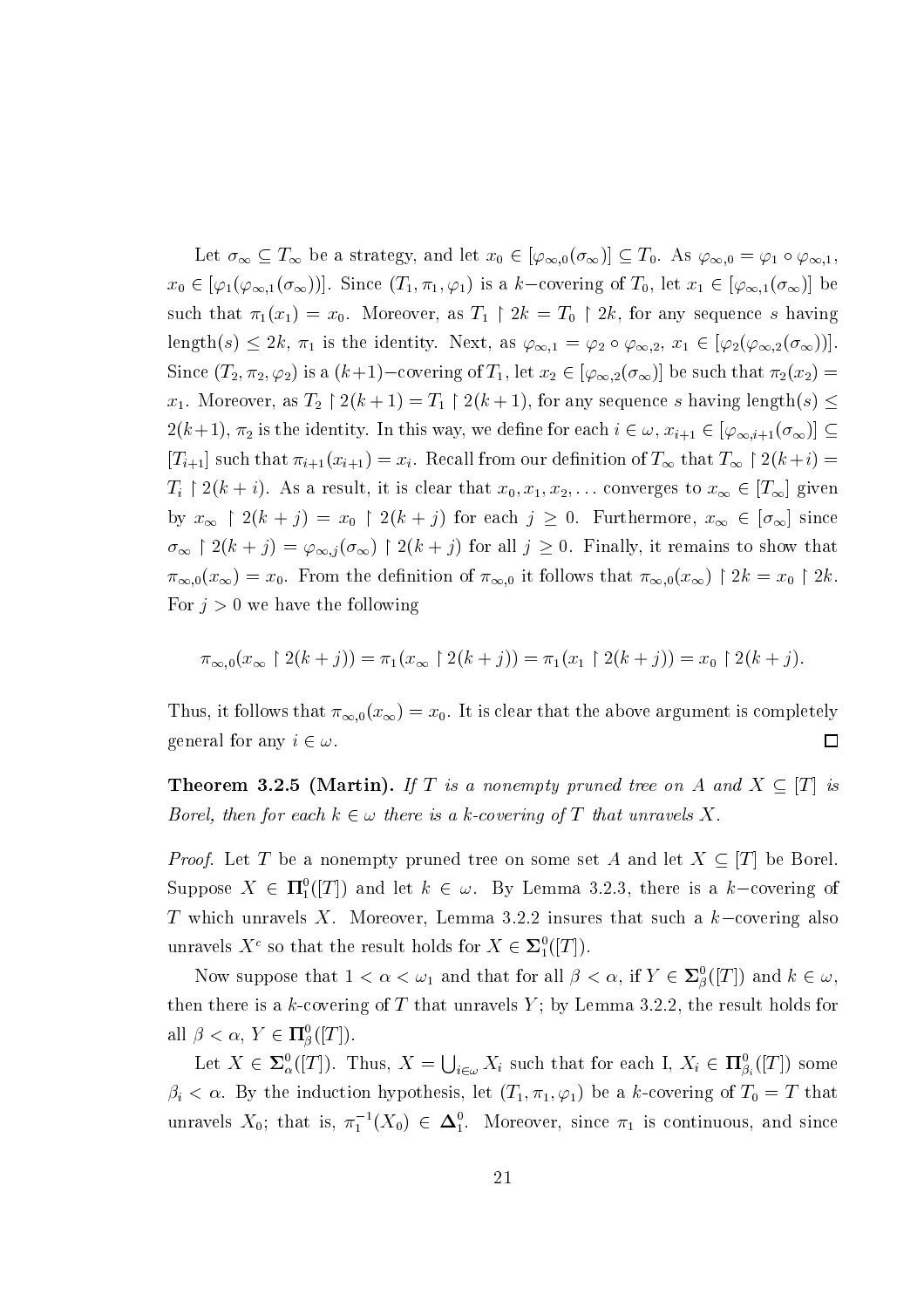Let $\sigma_\infty \subseteq T_\infty$ be a strategy, and let $x_0 \in [\varphi_{\infty,0}(\sigma_\infty)] \subseteq T_0$. As $\varphi_{\infty,0} = \varphi_1 \circ \varphi_{\infty,1}$, $x_0 \in [\varphi_1(\varphi_{\infty,1}(\sigma_\infty))]$. Since $(T_1, \pi_1, \varphi_1)$ is a $k-$covering of $T_0$, let $x_1 \in [\varphi_{\infty,1}(\sigma_\infty)]$ be such that $\pi_1(x_1) = x_0$. Moreover, as $T_1 \restriction 2k = T_0 \restriction 2k$, for any sequence $s$ having length$(s) \leq 2k$, $\pi_1$ is the identity. Next, as $\varphi_{\infty,1} = \varphi_2 \circ \varphi_{\infty,2}$, $x_1 \in [\varphi_2(\varphi_{\infty,2}(\sigma_\infty))]$. Since $(T_2, \pi_2, \varphi_2)$ is a $(k+1)-$covering of $T_1$, let $x_2 \in [\varphi_{\infty,2}(\sigma_\infty)]$ be such that $\pi_2(x_2) = x_1$. Moreover, as $T_2 \restriction 2(k+1) = T_1 \restriction 2(k+1)$, for any sequence $s$ having length$(s) \leq 2(k+1)$, $\pi_2$ is the identity. In this way, we define for each $i \in \omega$, $x_{i+1} \in [\varphi_{\infty,i+1}(\sigma_\infty)] \subseteq [T_{i+1}]$ such that $\pi_{i+1}(x_{i+1}) = x_i$. Recall from our definition of $T_\infty$ that $T_\infty \restriction 2(k+i) = T_i \restriction 2(k+i)$. As a result, it is clear that $x_0, x_1, x_2, \ldots$ converges to $x_\infty \in [T_\infty]$ given by $x_\infty \restriction 2(k+j) = x_0 \restriction 2(k+j)$ for each $j \geq 0$. Furthermore, $x_\infty \in [\sigma_\infty]$ since $\sigma_\infty \restriction 2(k+j) = \varphi_{\infty,j}(\sigma_\infty) \restriction 2(k+j)$ for all $j \geq 0$. Finally, it remains to show that $\pi_{\infty,0}(x_\infty) = x_0$. From the definition of $\pi_{\infty,0}$ it follows that $\pi_{\infty,0}(x_\infty) \restriction 2k = x_0 \restriction 2k$. For $j > 0$ we have the following

$$\pi_{\infty,0}(x_\infty \restriction 2(k+j)) = \pi_1(x_\infty \restriction 2(k+j)) = \pi_1(x_1 \restriction 2(k+j)) = x_0 \restriction 2(k+j).$$

Thus, it follows that $\pi_{\infty,0}(x_\infty) = x_0$. It is clear that the above argument is completely general for any $i \in \omega$. $\square$

**Theorem 3.2.5 (Martin).** *If $T$ is a nonempty pruned tree on $A$ and $X \subseteq [T]$ is Borel, then for each $k \in \omega$ there is a $k$-covering of $T$ that unravels $X$.*

*Proof.* Let $T$ be a nonempty pruned tree on some set $A$ and let $X \subseteq [T]$ be Borel. Suppose $X \in \mathbf{\Pi}^0_1([T])$ and let $k \in \omega$. By Lemma 3.2.3, there is a $k-$covering of $T$ which unravels $X$. Moreover, Lemma 3.2.2 insures that such a $k-$covering also unravels $X^c$ so that the result holds for $X \in \mathbf{\Sigma}^0_1([T])$.

Now suppose that $1 < \alpha < \omega_1$ and that for all $\beta < \alpha$, if $Y \in \mathbf{\Sigma}^0_\beta([T])$ and $k \in \omega$, then there is a $k$-covering of $T$ that unravels $Y$; by Lemma 3.2.2, the result holds for all $\beta < \alpha$, $Y \in \mathbf{\Pi}^0_\beta([T])$.

Let $X \in \mathbf{\Sigma}^0_\alpha([T])$. Thus, $X = \bigcup_{i \in \omega} X_i$ such that for each I, $X_i \in \mathbf{\Pi}^0_{\beta_i}([T])$ some $\beta_i < \alpha$. By the induction hypothesis, let $(T_1, \pi_1, \varphi_1)$ be a $k$-covering of $T_0 = T$ that unravels $X_0$; that is, $\pi_1^{-1}(X_0) \in \mathbf{\Delta}^0_1$. Moreover, since $\pi_1$ is continuous, and since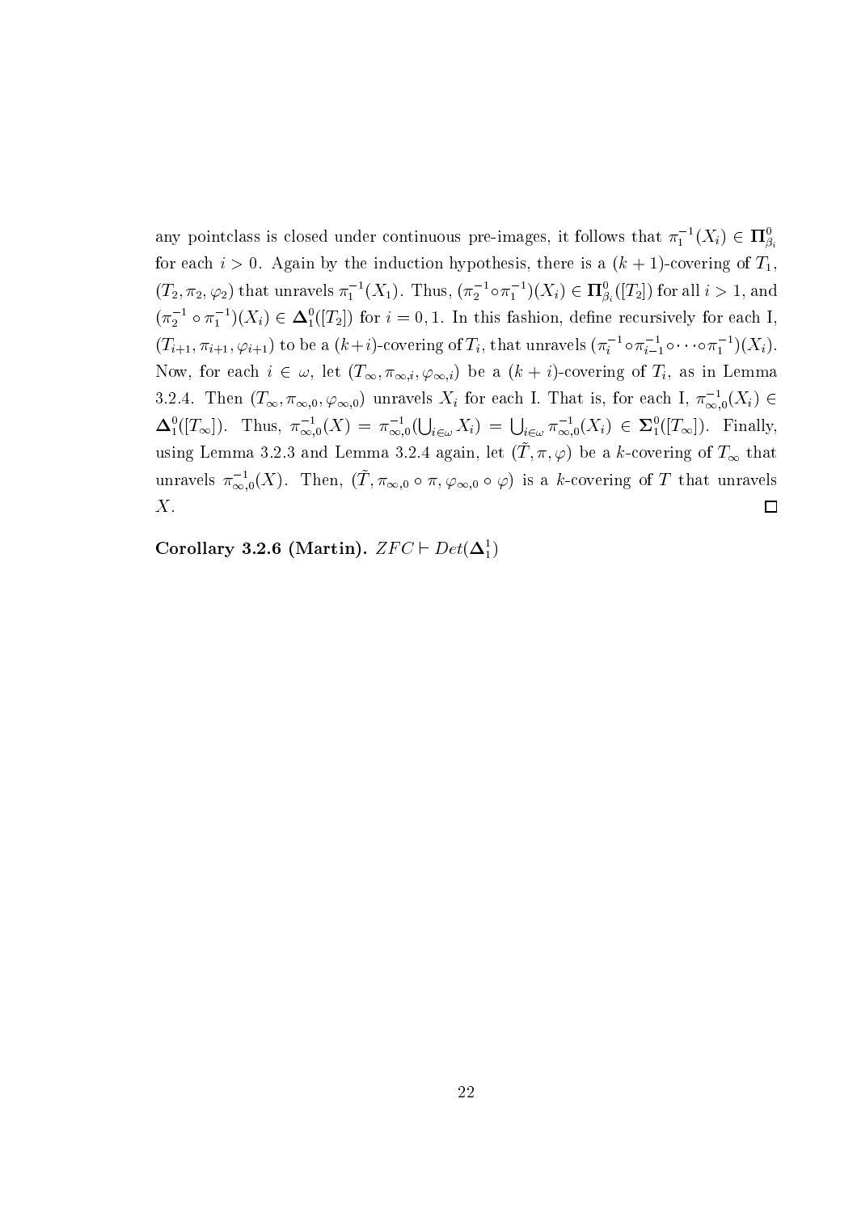any pointclass is closed under continuous pre-images, it follows that $\pi_1^{-1}(X_i) \in \mathbf{\Pi}^0_{\beta_i}$ for each $i > 0$. Again by the induction hypothesis, there is a $(k+1)$-covering of $T_1$, $(T_2, \pi_2, \varphi_2)$ that unravels $\pi_1^{-1}(X_1)$. Thus, $(\pi_2^{-1} \circ \pi_1^{-1})(X_i) \in \mathbf{\Pi}^0_{\beta_i}([T_2])$ for all $i > 1$, and $(\pi_2^{-1} \circ \pi_1^{-1})(X_i) \in \mathbf{\Delta}^0_1([T_2])$ for $i = 0, 1$. In this fashion, define recursively for each I, $(T_{i+1}, \pi_{i+1}, \varphi_{i+1})$ to be a $(k+i)$-covering of $T_i$, that unravels $(\pi_i^{-1} \circ \pi_{i-1}^{-1} \circ \cdots \circ \pi_1^{-1})(X_i)$. Now, for each $i \in \omega$, let $(T_\infty, \pi_{\infty,i}, \varphi_{\infty,i})$ be a $(k+i)$-covering of $T_i$, as in Lemma 3.2.4. Then $(T_\infty, \pi_{\infty,0}, \varphi_{\infty,0})$ unravels $X_i$ for each I. That is, for each I, $\pi_{\infty,0}^{-1}(X_i) \in \mathbf{\Delta}^0_1([T_\infty])$. Thus, $\pi_{\infty,0}^{-1}(X) = \pi_{\infty,0}^{-1}(\bigcup_{i\in\omega} X_i) = \bigcup_{i\in\omega} \pi_{\infty,0}^{-1}(X_i) \in \mathbf{\Sigma}^0_1([T_\infty])$. Finally, using Lemma 3.2.3 and Lemma 3.2.4 again, let $(\tilde{T}, \pi, \varphi)$ be a $k$-covering of $T_\infty$ that unravels $\pi_{\infty,0}^{-1}(X)$. Then, $(\tilde{T}, \pi_{\infty,0} \circ \pi, \varphi_{\infty,0} \circ \varphi)$ is a $k$-covering of $T$ that unravels $X$. □

**Corollary 3.2.6 (Martin).** $ZFC \vdash Det(\mathbf{\Delta}^1_1)$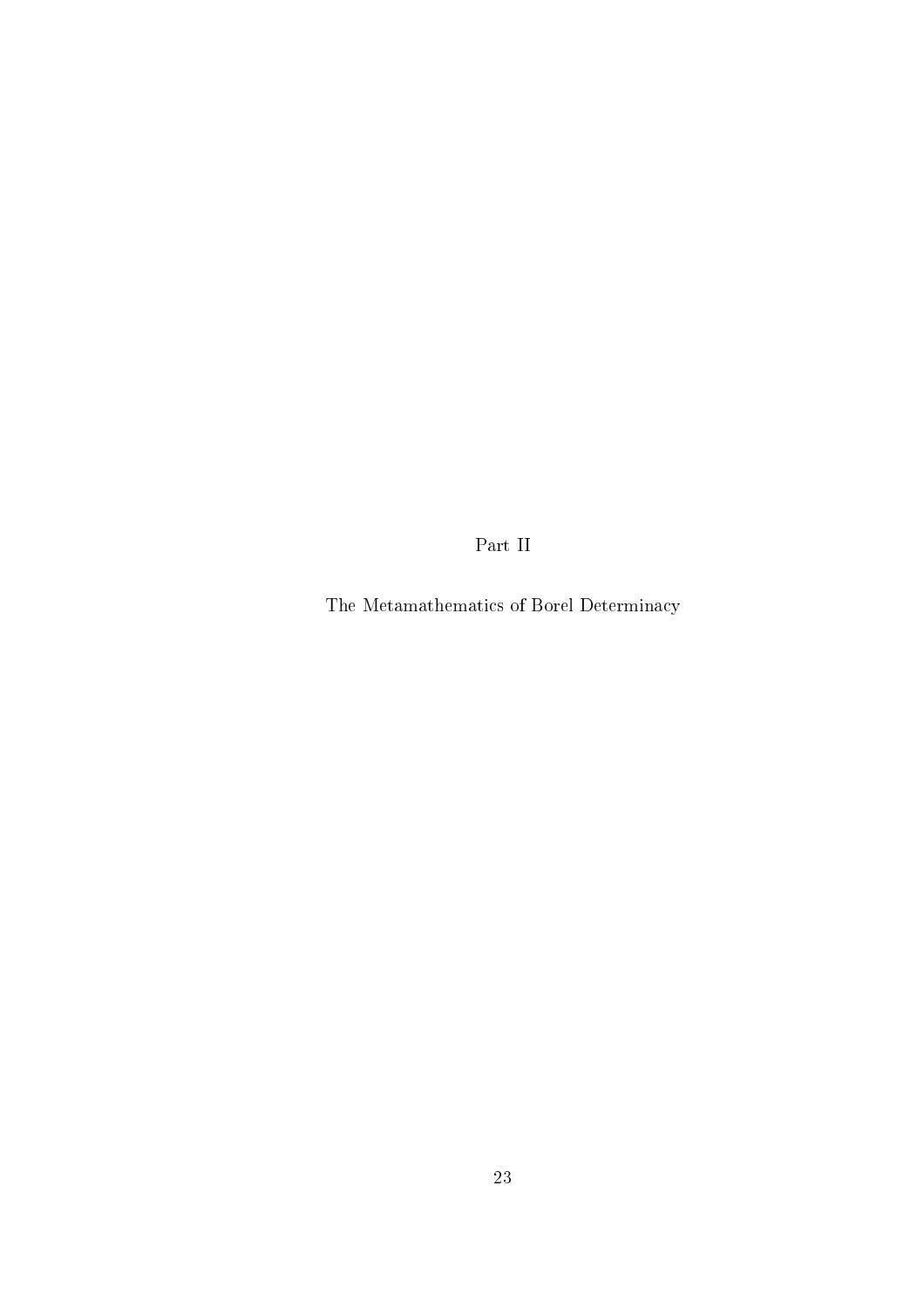# Part II

# The Metamathematics of Borel Determinacy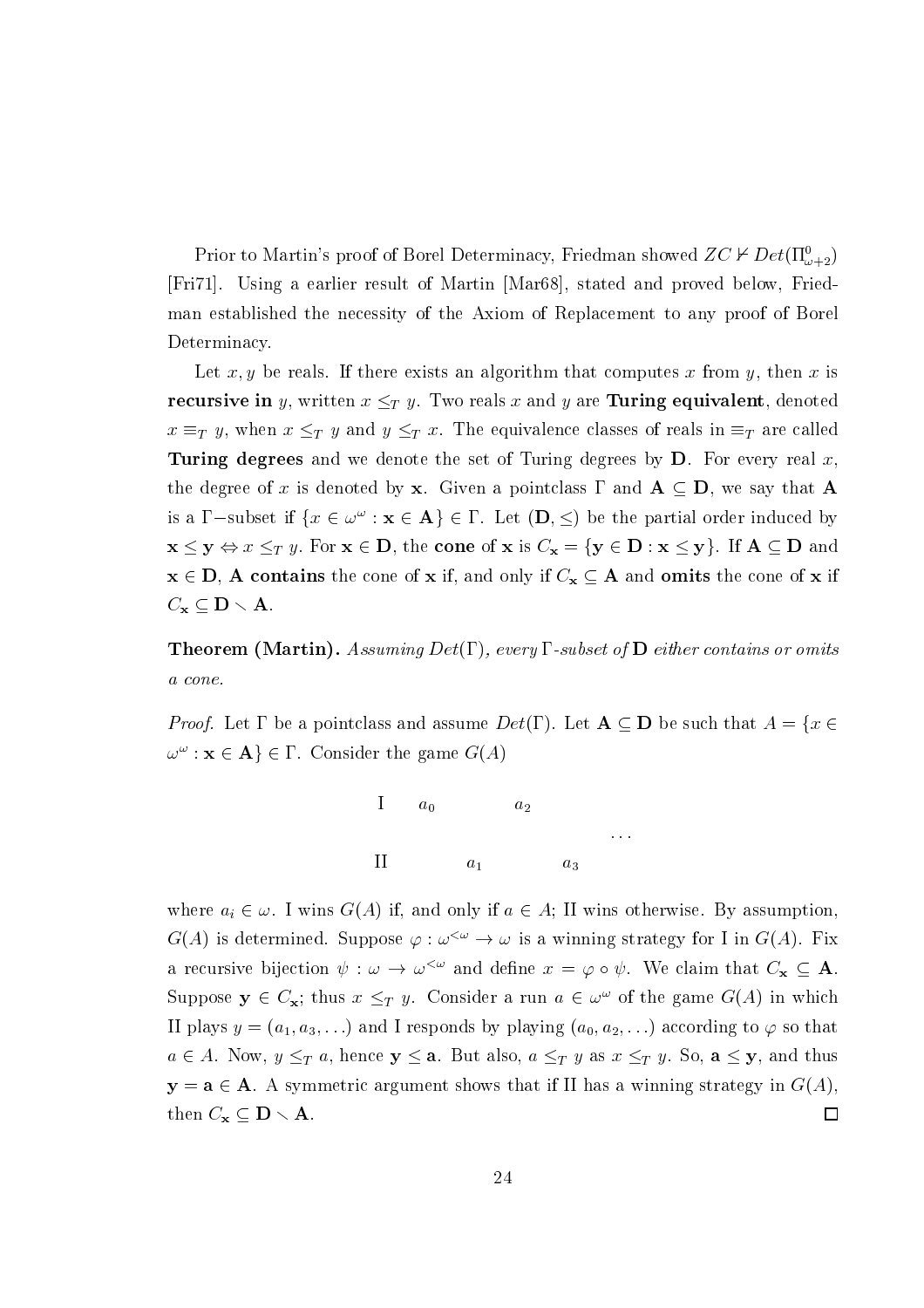Prior to Martin's proof of Borel Determinacy, Friedman showed $ZC \nvdash Det(\Pi^0_{\omega+2})$ [Fri71]. Using a earlier result of Martin [Mar68], stated and proved below, Friedman established the necessity of the Axiom of Replacement to any proof of Borel Determinacy.

Let $x, y$ be reals. If there exists an algorithm that computes $x$ from $y$, then $x$ is **recursive in** $y$, written $x \leq_T y$. Two reals $x$ and $y$ are **Turing equivalent**, denoted $x \equiv_T y$, when $x \leq_T y$ and $y \leq_T x$. The equivalence classes of reals in $\equiv_T$ are called **Turing degrees** and we denote the set of Turing degrees by $\mathbf{D}$. For every real $x$, the degree of $x$ is denoted by $\mathbf{x}$. Given a pointclass $\Gamma$ and $\mathbf{A} \subseteq \mathbf{D}$, we say that $\mathbf{A}$ is a $\Gamma-$subset if $\{x \in \omega^\omega : \mathbf{x} \in \mathbf{A}\} \in \Gamma$. Let $(\mathbf{D}, \leq)$ be the partial order induced by $\mathbf{x} \leq \mathbf{y} \Leftrightarrow x \leq_T y$. For $\mathbf{x} \in \mathbf{D}$, the **cone** of $\mathbf{x}$ is $C_{\mathbf{x}} = \{\mathbf{y} \in \mathbf{D} : \mathbf{x} \leq \mathbf{y}\}$. If $\mathbf{A} \subseteq \mathbf{D}$ and $\mathbf{x} \in \mathbf{D}$, $\mathbf{A}$ **contains** the cone of $\mathbf{x}$ if, and only if $C_{\mathbf{x}} \subseteq \mathbf{A}$ and **omits** the cone of $\mathbf{x}$ if $C_{\mathbf{x}} \subseteq \mathbf{D} \setminus \mathbf{A}$.

**Theorem (Martin).** *Assuming $Det(\Gamma)$, every $\Gamma$-subset of $\mathbf{D}$ either contains or omits a cone.*

*Proof.* Let $\Gamma$ be a pointclass and assume $Det(\Gamma)$. Let $\mathbf{A} \subseteq \mathbf{D}$ be such that $A = \{x \in \omega^\omega : \mathbf{x} \in \mathbf{A}\} \in \Gamma$. Consider the game $G(A)$

$$
\begin{array}{lllll}
\text{I} & a_0 & & a_2 & \\
 & & & & \cdots \\
\text{II} & & a_1 & & a_3
\end{array}
$$

where $a_i \in \omega$. I wins $G(A)$ if, and only if $a \in A$; II wins otherwise. By assumption, $G(A)$ is determined. Suppose $\varphi : \omega^{<\omega} \to \omega$ is a winning strategy for I in $G(A)$. Fix a recursive bijection $\psi : \omega \to \omega^{<\omega}$ and define $x = \varphi \circ \psi$. We claim that $C_{\mathbf{x}} \subseteq \mathbf{A}$. Suppose $\mathbf{y} \in C_{\mathbf{x}}$; thus $x \leq_T y$. Consider a run $a \in \omega^\omega$ of the game $G(A)$ in which II plays $y = (a_1, a_3, \ldots)$ and I responds by playing $(a_0, a_2, \ldots)$ according to $\varphi$ so that $a \in A$. Now, $y \leq_T a$, hence $\mathbf{y} \leq \mathbf{a}$. But also, $a \leq_T y$ as $x \leq_T y$. So, $\mathbf{a} \leq \mathbf{y}$, and thus $\mathbf{y} = \mathbf{a} \in \mathbf{A}$. A symmetric argument shows that if II has a winning strategy in $G(A)$, then $C_{\mathbf{x}} \subseteq \mathbf{D} \setminus \mathbf{A}$. $\square$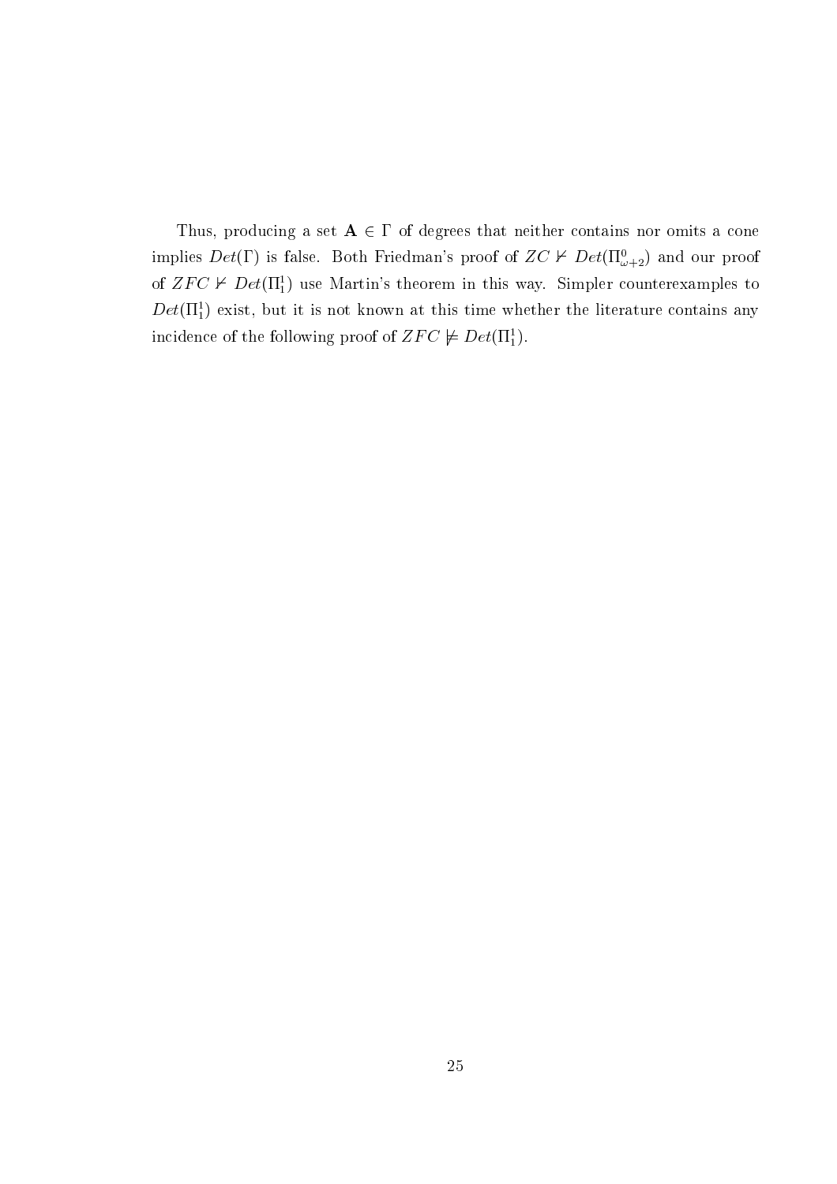Thus, producing a set $\mathbf{A} \in \Gamma$ of degrees that neither contains nor omits a cone implies $Det(\Gamma)$ is false. Both Friedman's proof of $ZC \nvdash Det(\Pi^0_{\omega+2})$ and our proof of $ZFC \nvdash Det(\Pi^1_1)$ use Martin's theorem in this way. Simpler counterexamples to $Det(\Pi^1_1)$ exist, but it is not known at this time whether the literature contains any incidence of the following proof of $ZFC \not\models Det(\Pi^1_1)$.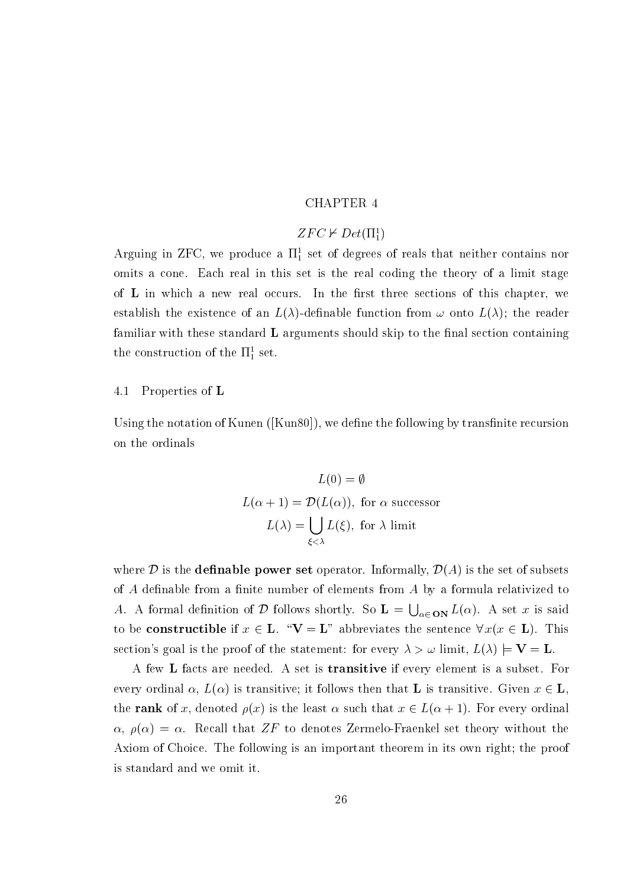# CHAPTER 4

## $ZFC \nvdash Det(\Pi^1_1)$

Arguing in ZFC, we produce a $\Pi^1_1$ set of degrees of reals that neither contains nor omits a cone. Each real in this set is the real coding the theory of a limit stage of $\mathbf{L}$ in which a new real occurs. In the first three sections of this chapter, we establish the existence of an $L(\lambda)$-definable function from $\omega$ onto $L(\lambda)$; the reader familiar with these standard $\mathbf{L}$ arguments should skip to the final section containing the construction of the $\Pi^1_1$ set.

### 4.1 Properties of $\mathbf{L}$

Using the notation of Kunen ([Kun80]), we define the following by transfinite recursion on the ordinals

$$L(0) = \emptyset$$

$$L(\alpha + 1) = \mathcal{D}(L(\alpha)), \text{ for } \alpha \text{ successor}$$

$$L(\lambda) = \bigcup_{\xi < \lambda} L(\xi), \text{ for } \lambda \text{ limit}$$

where $\mathcal{D}$ is the **definable power set** operator. Informally, $\mathcal{D}(A)$ is the set of subsets of $A$ definable from a finite number of elements from $A$ by a formula relativized to $A$. A formal definition of $\mathcal{D}$ follows shortly. So $\mathbf{L} = \bigcup_{\alpha \in \mathbf{ON}} L(\alpha)$. A set $x$ is said to be **constructible** if $x \in \mathbf{L}$. "$\mathbf{V} = \mathbf{L}$" abbreviates the sentence $\forall x (x \in \mathbf{L})$. This section's goal is the proof of the statement: for every $\lambda > \omega$ limit, $L(\lambda) \models \mathbf{V} = \mathbf{L}$.

A few $\mathbf{L}$ facts are needed. A set is **transitive** if every element is a subset. For every ordinal $\alpha$, $L(\alpha)$ is transitive; it follows then that $\mathbf{L}$ is transitive. Given $x \in \mathbf{L}$, the **rank** of $x$, denoted $\rho(x)$ is the least $\alpha$ such that $x \in L(\alpha + 1)$. For every ordinal $\alpha$, $\rho(\alpha) = \alpha$. Recall that $ZF$ to denotes Zermelo-Fraenkel set theory without the Axiom of Choice. The following is an important theorem in its own right; the proof is standard and we omit it.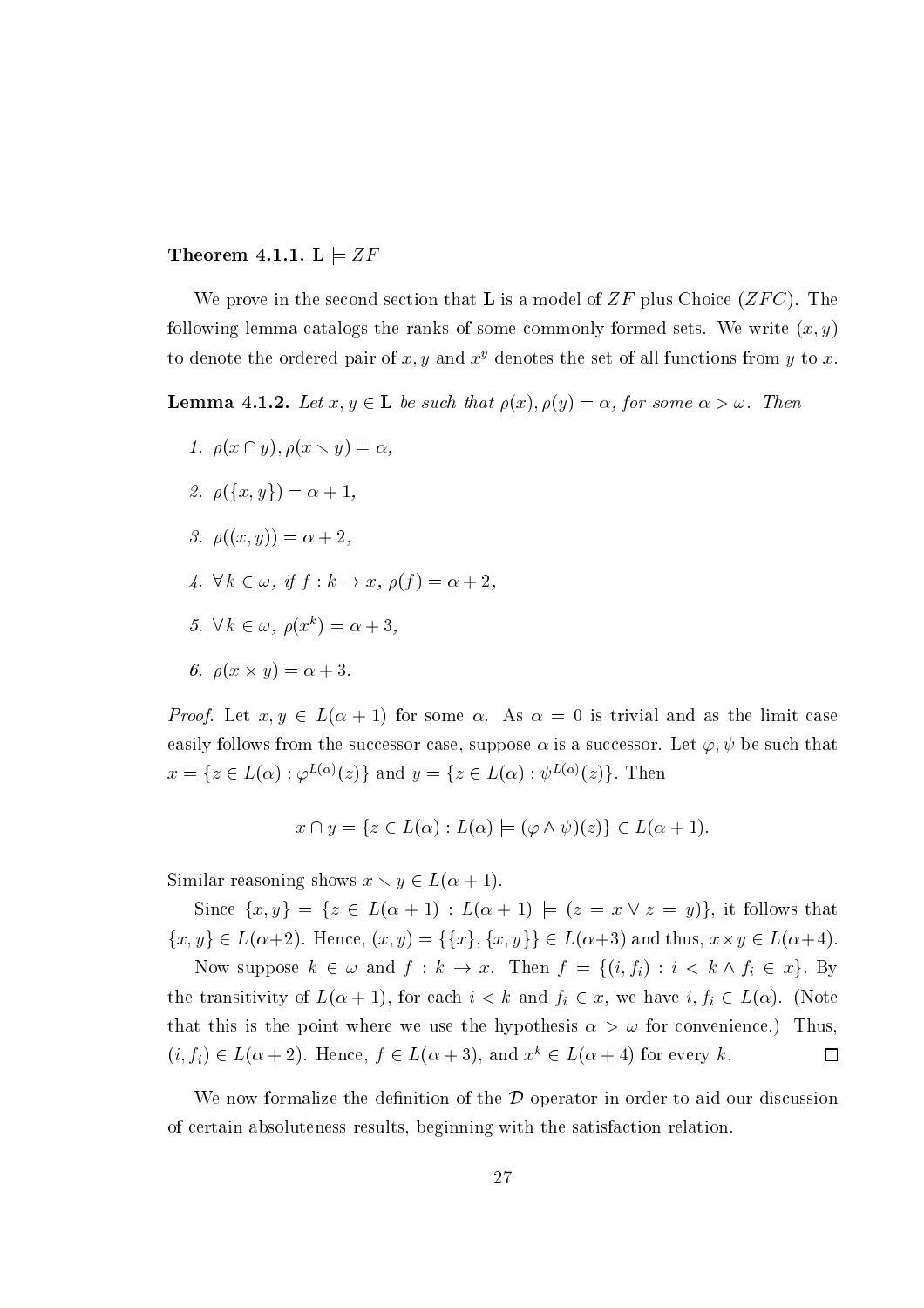**Theorem 4.1.1.** $\mathbf{L} \models ZF$

We prove in the second section that $\mathbf{L}$ is a model of $ZF$ plus Choice ($ZFC$). The following lemma catalogs the ranks of some commonly formed sets. We write $(x, y)$ to denote the ordered pair of $x, y$ and $x^y$ denotes the set of all functions from $y$ to $x$.

**Lemma 4.1.2.** *Let $x, y \in \mathbf{L}$ be such that $\rho(x), \rho(y) = \alpha$, for some $\alpha > \omega$. Then*

1. $\rho(x \cap y), \rho(x \setminus y) = \alpha$,
2. $\rho(\{x, y\}) = \alpha + 1$,
3. $\rho((x, y)) = \alpha + 2$,
4. $\forall\, k \in \omega$, *if* $f : k \to x$, $\rho(f) = \alpha + 2$,
5. $\forall\, k \in \omega$, $\rho(x^k) = \alpha + 3$,
6. $\rho(x \times y) = \alpha + 3$.

*Proof.* Let $x, y \in L(\alpha + 1)$ for some $\alpha$. As $\alpha = 0$ is trivial and as the limit case easily follows from the successor case, suppose $\alpha$ is a successor. Let $\varphi, \psi$ be such that $x = \{z \in L(\alpha) : \varphi^{L(\alpha)}(z)\}$ and $y = \{z \in L(\alpha) : \psi^{L(\alpha)}(z)\}$. Then

$$x \cap y = \{z \in L(\alpha) : L(\alpha) \models (\varphi \wedge \psi)(z)\} \in L(\alpha + 1).$$

Similar reasoning shows $x \setminus y \in L(\alpha + 1)$.

Since $\{x, y\} = \{z \in L(\alpha + 1) : L(\alpha + 1) \models (z = x \vee z = y)\}$, it follows that $\{x, y\} \in L(\alpha+2)$. Hence, $(x, y) = \{\{x\}, \{x, y\}\} \in L(\alpha+3)$ and thus, $x \times y \in L(\alpha+4)$.

Now suppose $k \in \omega$ and $f : k \to x$. Then $f = \{(i, f_i) : i < k \wedge f_i \in x\}$. By the transitivity of $L(\alpha + 1)$, for each $i < k$ and $f_i \in x$, we have $i, f_i \in L(\alpha)$. (Note that this is the point where we use the hypothesis $\alpha > \omega$ for convenience.) Thus, $(i, f_i) \in L(\alpha + 2)$. Hence, $f \in L(\alpha + 3)$, and $x^k \in L(\alpha + 4)$ for every $k$. $\square$

We now formalize the definition of the $\mathcal{D}$ operator in order to aid our discussion of certain absoluteness results, beginning with the satisfaction relation.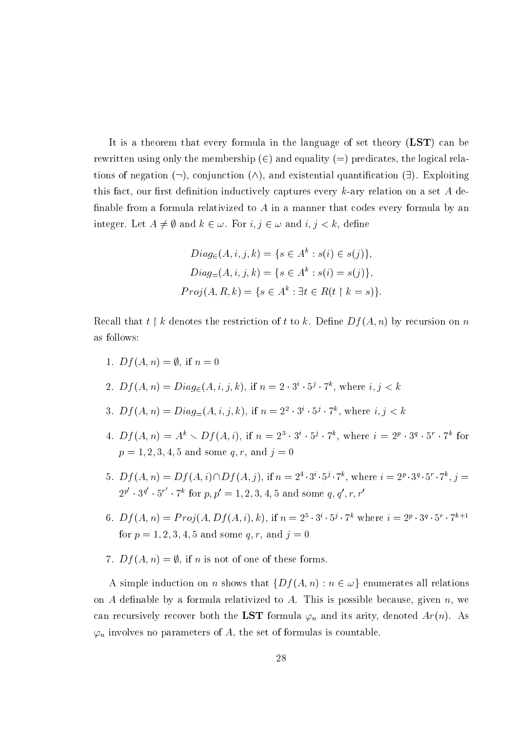It is a theorem that every formula in the language of set theory (**LST**) can be rewritten using only the membership ($\in$) and equality ($=$) predicates, the logical relations of negation ($\neg$), conjunction ($\wedge$), and existential quantification ($\exists$). Exploiting this fact, our first definition inductively captures every $k$-ary relation on a set $A$ definable from a formula relativized to $A$ in a manner that codes every formula by an integer. Let $A \neq \emptyset$ and $k \in \omega$. For $i, j \in \omega$ and $i, j < k$, define

$$Diag_{\in}(A, i, j, k) = \{s \in A^k : s(i) \in s(j)\},$$
$$Diag_{=}(A, i, j, k) = \{s \in A^k : s(i) = s(j)\},$$
$$Proj(A, R, k) = \{s \in A^k : \exists t \in R(t \restriction k = s)\}.$$

Recall that $t \restriction k$ denotes the restriction of $t$ to $k$. Define $Df(A, n)$ by recursion on $n$ as follows:

1. $Df(A, n) = \emptyset$, if $n = 0$
2. $Df(A, n) = Diag_{\in}(A, i, j, k)$, if $n = 2 \cdot 3^i \cdot 5^j \cdot 7^k$, where $i, j < k$
3. $Df(A, n) = Diag_{=}(A, i, j, k)$, if $n = 2^2 \cdot 3^i \cdot 5^j \cdot 7^k$, where $i, j < k$
4. $Df(A, n) = A^k \setminus Df(A, i)$, if $n = 2^3 \cdot 3^i \cdot 5^j \cdot 7^k$, where $i = 2^p \cdot 3^q \cdot 5^r \cdot 7^k$ for $p = 1, 2, 3, 4, 5$ and some $q, r$, and $j = 0$
5. $Df(A, n) = Df(A, i) \cap Df(A, j)$, if $n = 2^4 \cdot 3^i \cdot 5^j \cdot 7^k$, where $i = 2^p \cdot 3^q \cdot 5^r \cdot 7^k$, $j = 2^{p'} \cdot 3^{q'} \cdot 5^{r'} \cdot 7^k$ for $p, p' = 1, 2, 3, 4, 5$ and some $q, q', r, r'$
6. $Df(A, n) = Proj(A, Df(A, i), k)$, if $n = 2^5 \cdot 3^i \cdot 5^j \cdot 7^k$ where $i = 2^p \cdot 3^q \cdot 5^r \cdot 7^{k+1}$ for $p = 1, 2, 3, 4, 5$ and some $q, r$, and $j = 0$
7. $Df(A, n) = \emptyset$, if $n$ is not of one of these forms.

A simple induction on $n$ shows that $\{Df(A, n) : n \in \omega\}$ enumerates all relations on $A$ definable by a formula relativized to $A$. This is possible because, given $n$, we can recursively recover both the **LST** formula $\varphi_n$ and its arity, denoted $Ar(n)$. As $\varphi_n$ involves no parameters of $A$, the set of formulas is countable.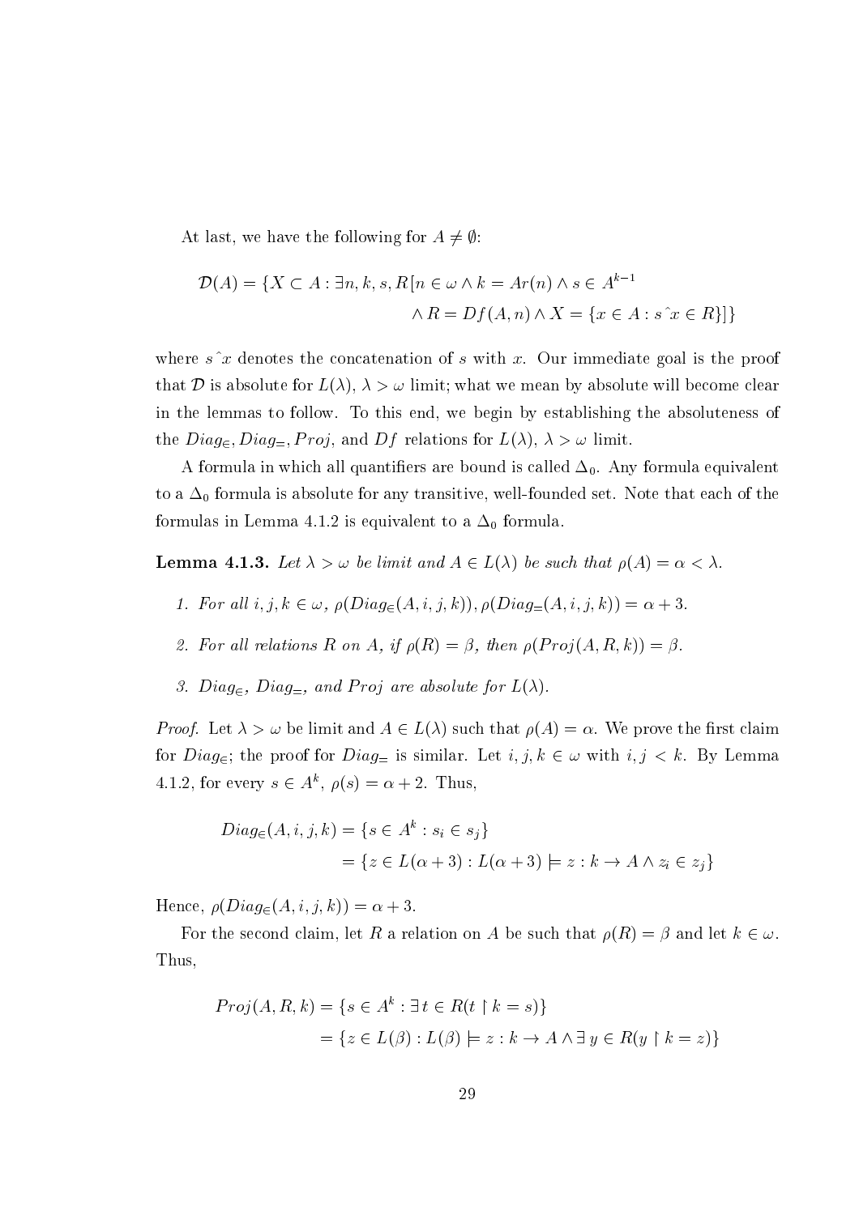At last, we have the following for $A \neq \emptyset$:

$$\mathcal{D}(A) = \{X \subset A : \exists n, k, s, R[n \in \omega \wedge k = Ar(n) \wedge s \in A^{k-1} \\ \wedge R = Df(A, n) \wedge X = \{x \in A : s\hat{\ }x \in R\}]\}$$

where $s\hat{\ }x$ denotes the concatenation of $s$ with $x$. Our immediate goal is the proof that $\mathcal{D}$ is absolute for $L(\lambda)$, $\lambda > \omega$ limit; what we mean by absolute will become clear in the lemmas to follow. To this end, we begin by establishing the absoluteness of the $Diag_{\in}$, $Diag_{=}$, $Proj$, and $Df$ relations for $L(\lambda)$, $\lambda > \omega$ limit.

A formula in which all quantifiers are bound is called $\Delta_0$. Any formula equivalent to a $\Delta_0$ formula is absolute for any transitive, well-founded set. Note that each of the formulas in Lemma 4.1.2 is equivalent to a $\Delta_0$ formula.

**Lemma 4.1.3.** *Let $\lambda > \omega$ be limit and $A \in L(\lambda)$ be such that $\rho(A) = \alpha < \lambda$.*

1. *For all $i, j, k \in \omega$, $\rho(Diag_{\in}(A, i, j, k)), \rho(Diag_{=}(A, i, j, k)) = \alpha + 3$.*
2. *For all relations $R$ on $A$, if $\rho(R) = \beta$, then $\rho(Proj(A, R, k)) = \beta$.*
3. *$Diag_{\in}$, $Diag_{=}$, and $Proj$ are absolute for $L(\lambda)$.*

*Proof.* Let $\lambda > \omega$ be limit and $A \in L(\lambda)$ such that $\rho(A) = \alpha$. We prove the first claim for $Diag_{\in}$; the proof for $Diag_{=}$ is similar. Let $i, j, k \in \omega$ with $i, j < k$. By Lemma 4.1.2, for every $s \in A^k$, $\rho(s) = \alpha + 2$. Thus,

$$\begin{aligned} Diag_{\in}(A, i, j, k) &= \{s \in A^k : s_i \in s_j\} \\ &= \{z \in L(\alpha + 3) : L(\alpha + 3) \models z : k \to A \wedge z_i \in z_j\} \end{aligned}$$

Hence, $\rho(Diag_{\in}(A, i, j, k)) = \alpha + 3$.

For the second claim, let $R$ a relation on $A$ be such that $\rho(R) = \beta$ and let $k \in \omega$. Thus,

$$\begin{aligned} Proj(A, R, k) &= \{s \in A^k : \exists\, t \in R(t \restriction k = s)\} \\ &= \{z \in L(\beta) : L(\beta) \models z : k \to A \wedge \exists\, y \in R(y \restriction k = z)\} \end{aligned}$$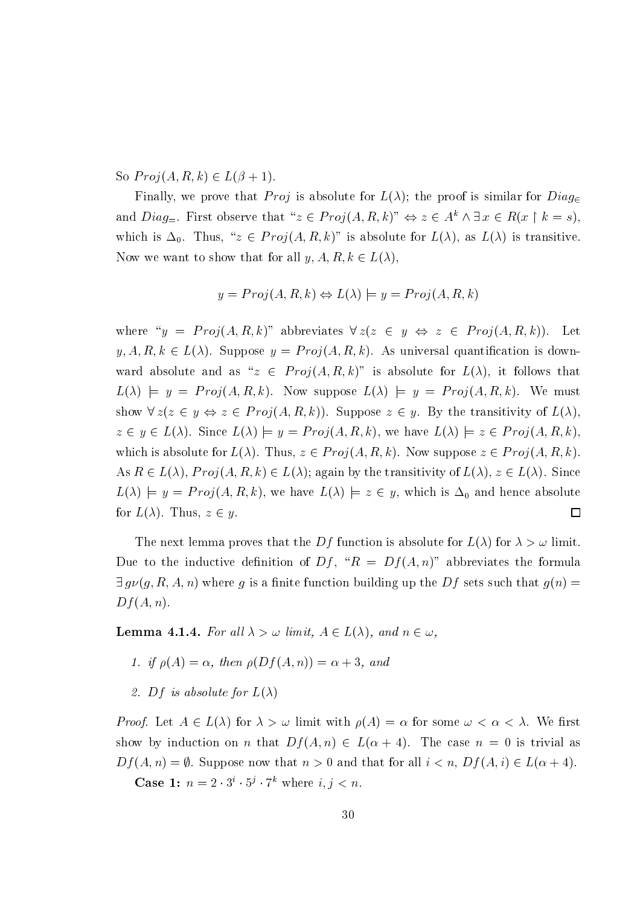So $Proj(A, R, k) \in L(\beta + 1)$.

Finally, we prove that $Proj$ is absolute for $L(\lambda)$; the proof is similar for $Diag_{\in}$ and $Diag_{=}$. First observe that "$z \in Proj(A, R, k)$" $\Leftrightarrow z \in A^k \wedge \exists\, x \in R(x \restriction k = s)$, which is $\Delta_0$. Thus, "$z \in Proj(A, R, k)$" is absolute for $L(\lambda)$, as $L(\lambda)$ is transitive. Now we want to show that for all $y, A, R, k \in L(\lambda)$,

$$y = Proj(A, R, k) \Leftrightarrow L(\lambda) \models y = Proj(A, R, k)$$

where "$y = Proj(A, R, k)$" abbreviates $\forall\, z(z \in y \Leftrightarrow z \in Proj(A, R, k))$. Let $y, A, R, k \in L(\lambda)$. Suppose $y = Proj(A, R, k)$. As universal quantification is downward absolute and as "$z \in Proj(A, R, k)$" is absolute for $L(\lambda)$, it follows that $L(\lambda) \models y = Proj(A, R, k)$. Now suppose $L(\lambda) \models y = Proj(A, R, k)$. We must show $\forall\, z(z \in y \Leftrightarrow z \in Proj(A, R, k))$. Suppose $z \in y$. By the transitivity of $L(\lambda)$, $z \in y \in L(\lambda)$. Since $L(\lambda) \models y = Proj(A, R, k)$, we have $L(\lambda) \models z \in Proj(A, R, k)$, which is absolute for $L(\lambda)$. Thus, $z \in Proj(A, R, k)$. Now suppose $z \in Proj(A, R, k)$. As $R \in L(\lambda)$, $Proj(A, R, k) \in L(\lambda)$; again by the transitivity of $L(\lambda)$, $z \in L(\lambda)$. Since $L(\lambda) \models y = Proj(A, R, k)$, we have $L(\lambda) \models z \in y$, which is $\Delta_0$ and hence absolute for $L(\lambda)$. Thus, $z \in y$. □

The next lemma proves that the $Df$ function is absolute for $L(\lambda)$ for $\lambda > \omega$ limit. Due to the inductive definition of $Df$, "$R = Df(A, n)$" abbreviates the formula $\exists\, g\nu(g, R, A, n)$ where $g$ is a finite function building up the $Df$ sets such that $g(n) = Df(A, n)$.

**Lemma 4.1.4.** *For all $\lambda > \omega$ limit, $A \in L(\lambda)$, and $n \in \omega$,*

1. *if $\rho(A) = \alpha$, then $\rho(Df(A, n)) = \alpha + 3$, and*
2. *$Df$ is absolute for $L(\lambda)$*

*Proof.* Let $A \in L(\lambda)$ for $\lambda > \omega$ limit with $\rho(A) = \alpha$ for some $\omega < \alpha < \lambda$. We first show by induction on $n$ that $Df(A, n) \in L(\alpha + 4)$. The case $n = 0$ is trivial as $Df(A, n) = \emptyset$. Suppose now that $n > 0$ and that for all $i < n$, $Df(A, i) \in L(\alpha + 4)$.

**Case 1:** $n = 2 \cdot 3^i \cdot 5^j \cdot 7^k$ where $i, j < n$.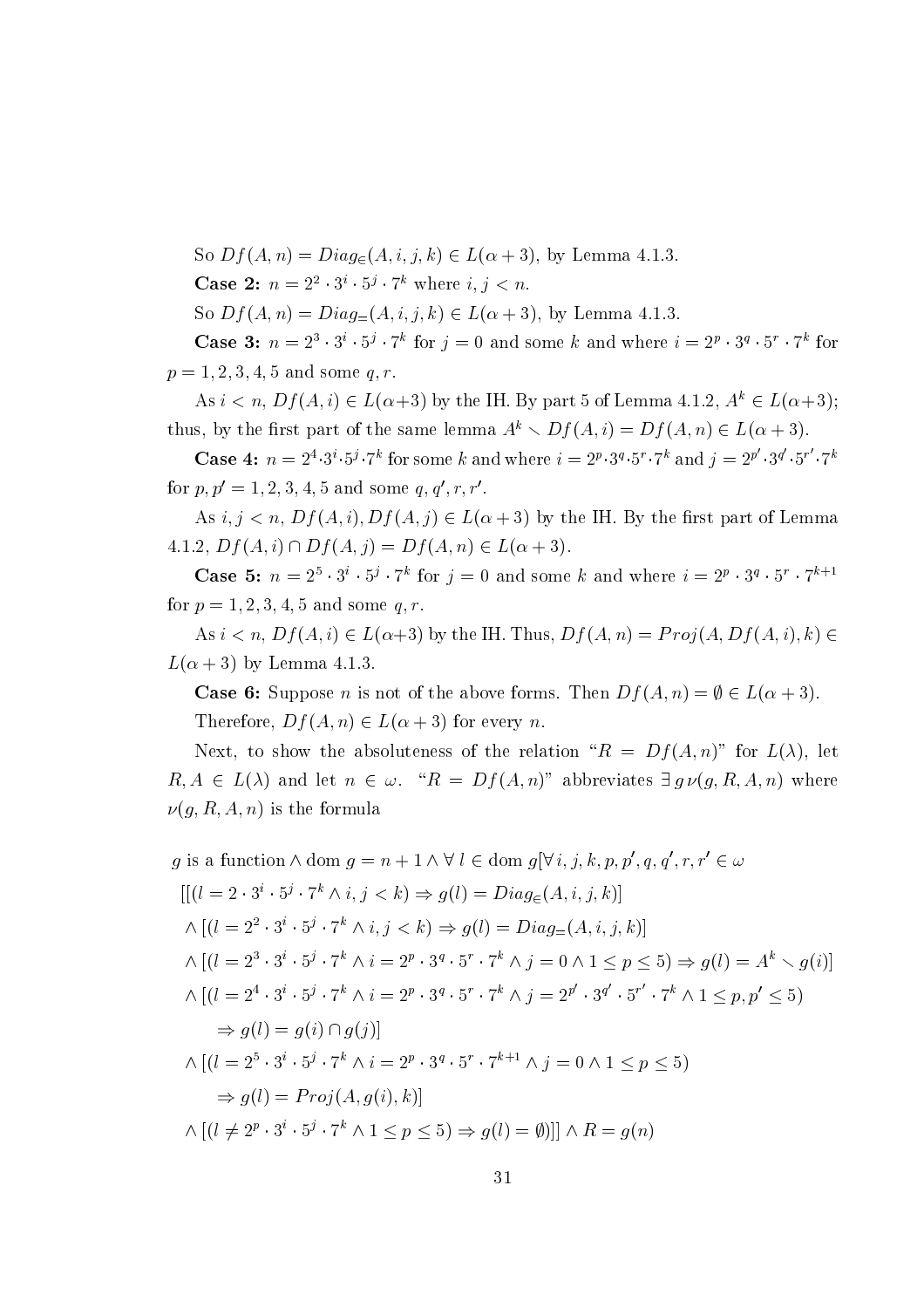So $Df(A,n) = Diag_{\in}(A,i,j,k) \in L(\alpha+3)$, by Lemma 4.1.3.

**Case 2:** $n = 2^2 \cdot 3^i \cdot 5^j \cdot 7^k$ where $i, j < n$.

So $Df(A,n) = Diag_{=}(A,i,j,k) \in L(\alpha+3)$, by Lemma 4.1.3.

**Case 3:** $n = 2^3 \cdot 3^i \cdot 5^j \cdot 7^k$ for $j = 0$ and some $k$ and where $i = 2^p \cdot 3^q \cdot 5^r \cdot 7^k$ for $p = 1, 2, 3, 4, 5$ and some $q, r$.

As $i < n$, $Df(A,i) \in L(\alpha+3)$ by the IH. By part 5 of Lemma 4.1.2, $A^k \in L(\alpha+3)$; thus, by the first part of the same lemma $A^k \smallsetminus Df(A,i) = Df(A,n) \in L(\alpha+3)$.

**Case 4:** $n = 2^4 \cdot 3^i \cdot 5^j \cdot 7^k$ for some $k$ and where $i = 2^p \cdot 3^q \cdot 5^r \cdot 7^k$ and $j = 2^{p'} \cdot 3^{q'} \cdot 5^{r'} \cdot 7^k$ for $p, p' = 1, 2, 3, 4, 5$ and some $q, q', r, r'$.

As $i, j < n$, $Df(A,i), Df(A,j) \in L(\alpha+3)$ by the IH. By the first part of Lemma 4.1.2, $Df(A,i) \cap Df(A,j) = Df(A,n) \in L(\alpha+3)$.

**Case 5:** $n = 2^5 \cdot 3^i \cdot 5^j \cdot 7^k$ for $j = 0$ and some $k$ and where $i = 2^p \cdot 3^q \cdot 5^r \cdot 7^{k+1}$ for $p = 1, 2, 3, 4, 5$ and some $q, r$.

As $i < n$, $Df(A,i) \in L(\alpha+3)$ by the IH. Thus, $Df(A,n) = Proj(A, Df(A,i), k) \in L(\alpha+3)$ by Lemma 4.1.3.

**Case 6:** Suppose $n$ is not of the above forms. Then $Df(A,n) = \emptyset \in L(\alpha+3)$.

Therefore, $Df(A,n) \in L(\alpha+3)$ for every $n$.

Next, to show the absoluteness of the relation "$R = Df(A,n)$" for $L(\lambda)$, let $R, A \in L(\lambda)$ and let $n \in \omega$. "$R = Df(A,n)$" abbreviates $\exists\, g\, \nu(g, R, A, n)$ where $\nu(g, R, A, n)$ is the formula

$$
\begin{aligned}
& g \text{ is a function} \wedge \operatorname{dom} g = n+1 \wedge \forall\, l \in \operatorname{dom} g [\forall\, i, j, k, p, p', q, q', r, r' \in \omega \\
& \quad [[(l = 2 \cdot 3^i \cdot 5^j \cdot 7^k \wedge i, j < k) \Rightarrow g(l) = Diag_{\in}(A,i,j,k)] \\
& \quad \wedge [(l = 2^2 \cdot 3^i \cdot 5^j \cdot 7^k \wedge i, j < k) \Rightarrow g(l) = Diag_{=}(A,i,j,k)] \\
& \quad \wedge [(l = 2^3 \cdot 3^i \cdot 5^j \cdot 7^k \wedge i = 2^p \cdot 3^q \cdot 5^r \cdot 7^k \wedge j = 0 \wedge 1 \leq p \leq 5) \Rightarrow g(l) = A^k \smallsetminus g(i)] \\
& \quad \wedge [(l = 2^4 \cdot 3^i \cdot 5^j \cdot 7^k \wedge i = 2^p \cdot 3^q \cdot 5^r \cdot 7^k \wedge j = 2^{p'} \cdot 3^{q'} \cdot 5^{r'} \cdot 7^k \wedge 1 \leq p, p' \leq 5) \\
& \qquad \Rightarrow g(l) = g(i) \cap g(j)] \\
& \quad \wedge [(l = 2^5 \cdot 3^i \cdot 5^j \cdot 7^k \wedge i = 2^p \cdot 3^q \cdot 5^r \cdot 7^{k+1} \wedge j = 0 \wedge 1 \leq p \leq 5) \\
& \qquad \Rightarrow g(l) = Proj(A, g(i), k)] \\
& \quad \wedge [(l \neq 2^p \cdot 3^i \cdot 5^j \cdot 7^k \wedge 1 \leq p \leq 5) \Rightarrow g(l) = \emptyset)]] \wedge R = g(n)
\end{aligned}
$$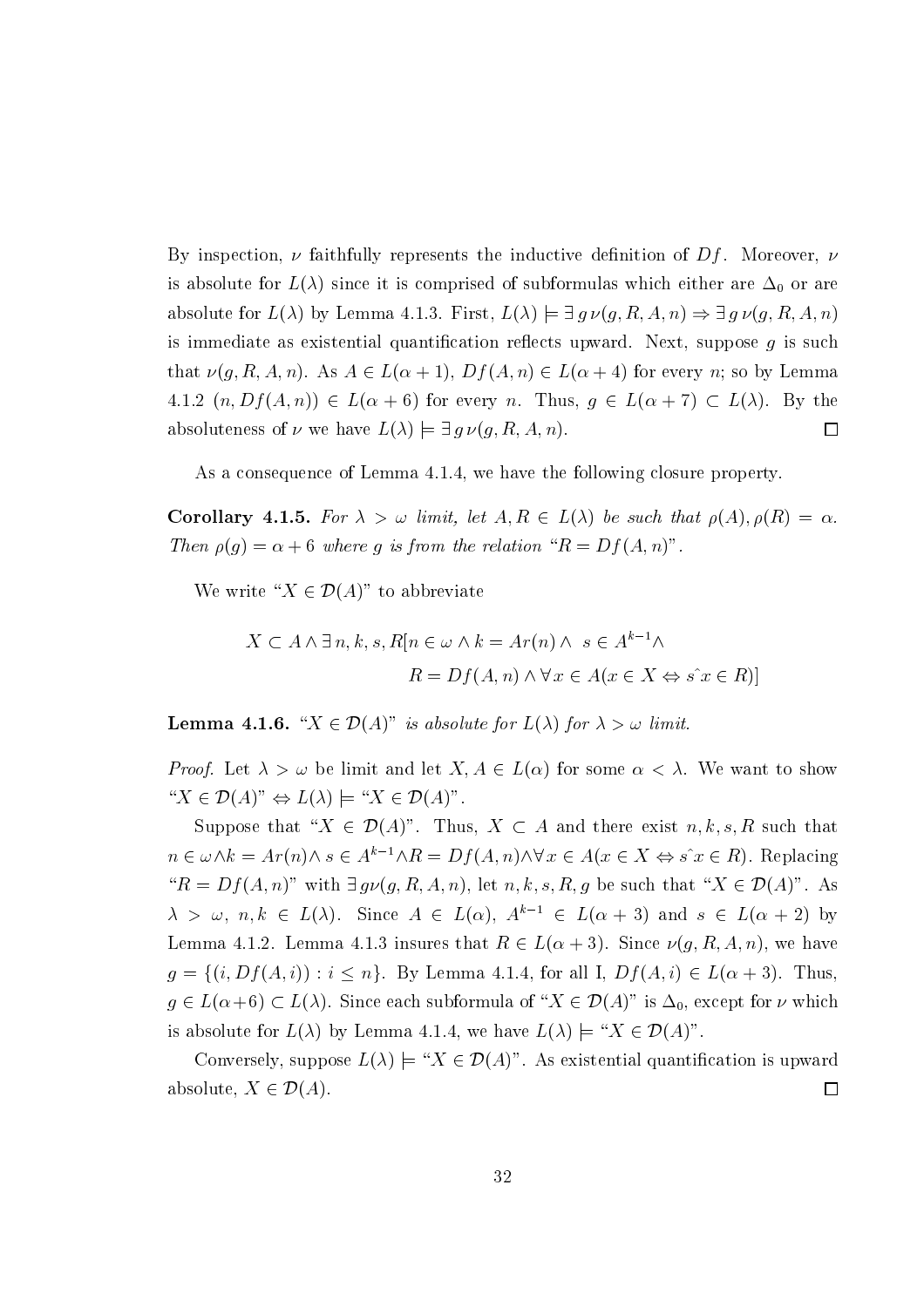By inspection, $\nu$ faithfully represents the inductive definition of $Df$. Moreover, $\nu$ is absolute for $L(\lambda)$ since it is comprised of subformulas which either are $\Delta_0$ or are absolute for $L(\lambda)$ by Lemma 4.1.3. First, $L(\lambda) \models \exists\, g\, \nu(g, R, A, n) \Rightarrow \exists\, g\, \nu(g, R, A, n)$ is immediate as existential quantification reflects upward. Next, suppose $g$ is such that $\nu(g, R, A, n)$. As $A \in L(\alpha + 1)$, $Df(A, n) \in L(\alpha + 4)$ for every $n$; so by Lemma 4.1.2 $(n, Df(A, n)) \in L(\alpha + 6)$ for every $n$. Thus, $g \in L(\alpha + 7) \subset L(\lambda)$. By the absoluteness of $\nu$ we have $L(\lambda) \models \exists\, g\, \nu(g, R, A, n)$. $\square$

As a consequence of Lemma 4.1.4, we have the following closure property.

**Corollary 4.1.5.** *For $\lambda > \omega$ limit, let $A, R \in L(\lambda)$ be such that $\rho(A), \rho(R) = \alpha$. Then $\rho(g) = \alpha + 6$ where $g$ is from the relation "$R = Df(A, n)$".*

We write "$X \in \mathcal{D}(A)$" to abbreviate

$$X \subset A \wedge \exists\, n, k, s, R[n \in \omega \wedge k = Ar(n) \wedge\ s \in A^{k-1} \wedge$$
$$R = Df(A, n) \wedge \forall x \in A(x \in X \Leftrightarrow s\hat{\ }x \in R)]$$

**Lemma 4.1.6.** *"$X \in \mathcal{D}(A)$" is absolute for $L(\lambda)$ for $\lambda > \omega$ limit.*

*Proof.* Let $\lambda > \omega$ be limit and let $X, A \in L(\alpha)$ for some $\alpha < \lambda$. We want to show "$X \in \mathcal{D}(A)$" $\Leftrightarrow L(\lambda) \models$ "$X \in \mathcal{D}(A)$".

Suppose that "$X \in \mathcal{D}(A)$". Thus, $X \subset A$ and there exist $n, k, s, R$ such that $n \in \omega \wedge k = Ar(n) \wedge s \in A^{k-1} \wedge R = Df(A, n) \wedge \forall x \in A(x \in X \Leftrightarrow s\hat{\ }x \in R)$. Replacing "$R = Df(A, n)$" with $\exists\, g \nu(g, R, A, n)$, let $n, k, s, R, g$ be such that "$X \in \mathcal{D}(A)$". As $\lambda > \omega$, $n, k \in L(\lambda)$. Since $A \in L(\alpha)$, $A^{k-1} \in L(\alpha + 3)$ and $s \in L(\alpha + 2)$ by Lemma 4.1.2. Lemma 4.1.3 insures that $R \in L(\alpha + 3)$. Since $\nu(g, R, A, n)$, we have $g = \{(i, Df(A, i)) : i \leq n\}$. By Lemma 4.1.4, for all I, $Df(A, i) \in L(\alpha + 3)$. Thus, $g \in L(\alpha + 6) \subset L(\lambda)$. Since each subformula of "$X \in \mathcal{D}(A)$" is $\Delta_0$, except for $\nu$ which is absolute for $L(\lambda)$ by Lemma 4.1.4, we have $L(\lambda) \models$ "$X \in \mathcal{D}(A)$".

Conversely, suppose $L(\lambda) \models$ "$X \in \mathcal{D}(A)$". As existential quantification is upward absolute, $X \in \mathcal{D}(A)$. $\square$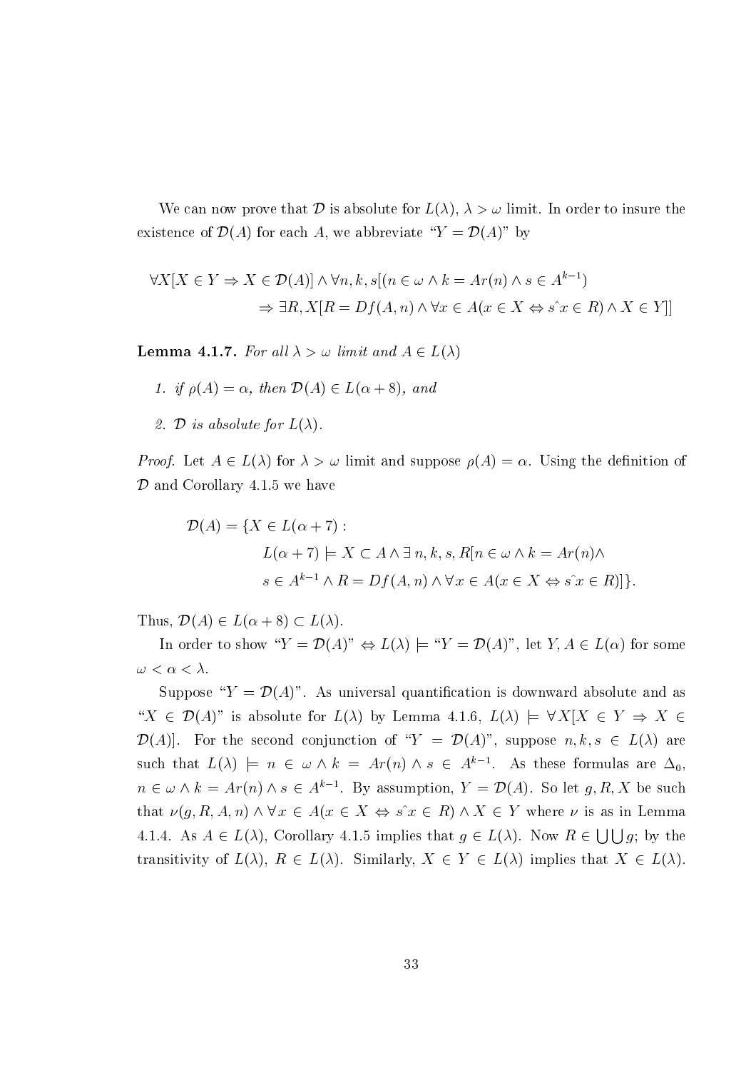We can now prove that $\mathcal{D}$ is absolute for $L(\lambda)$, $\lambda > \omega$ limit. In order to insure the existence of $\mathcal{D}(A)$ for each $A$, we abbreviate "$Y = \mathcal{D}(A)$" by

$$\forall X[X \in Y \Rightarrow X \in \mathcal{D}(A)] \wedge \forall n, k, s[(n \in \omega \wedge k = Ar(n) \wedge s \in A^{k-1}) \\ \Rightarrow \exists R, X[R = Df(A, n) \wedge \forall x \in A(x \in X \Leftrightarrow s\hat{\ }x \in R) \wedge X \in Y]]$$

**Lemma 4.1.7.** *For all $\lambda > \omega$ limit and $A \in L(\lambda)$*

1. *if $\rho(A) = \alpha$, then $\mathcal{D}(A) \in L(\alpha + 8)$, and*
2. *$\mathcal{D}$ is absolute for $L(\lambda)$.*

*Proof.* Let $A \in L(\lambda)$ for $\lambda > \omega$ limit and suppose $\rho(A) = \alpha$. Using the definition of $\mathcal{D}$ and Corollary 4.1.5 we have

$$\mathcal{D}(A) = \{X \in L(\alpha + 7) : \\ L(\alpha + 7) \models X \subset A \wedge \exists\, n, k, s, R[n \in \omega \wedge k = Ar(n) \wedge \\ s \in A^{k-1} \wedge R = Df(A, n) \wedge \forall x \in A(x \in X \Leftrightarrow s\hat{\ }x \in R)]\}.$$

Thus, $\mathcal{D}(A) \in L(\alpha + 8) \subset L(\lambda)$.

In order to show "$Y = \mathcal{D}(A)$" $\Leftrightarrow L(\lambda) \models$ "$Y = \mathcal{D}(A)$", let $Y, A \in L(\alpha)$ for some $\omega < \alpha < \lambda$.

Suppose "$Y = \mathcal{D}(A)$". As universal quantification is downward absolute and as "$X \in \mathcal{D}(A)$" is absolute for $L(\lambda)$ by Lemma 4.1.6, $L(\lambda) \models \forall X[X \in Y \Rightarrow X \in \mathcal{D}(A)]$. For the second conjunction of "$Y = \mathcal{D}(A)$", suppose $n, k, s \in L(\lambda)$ are such that $L(\lambda) \models n \in \omega \wedge k = Ar(n) \wedge s \in A^{k-1}$. As these formulas are $\Delta_0$, $n \in \omega \wedge k = Ar(n) \wedge s \in A^{k-1}$. By assumption, $Y = \mathcal{D}(A)$. So let $g, R, X$ be such that $\nu(g, R, A, n) \wedge \forall x \in A(x \in X \Leftrightarrow s\hat{\ }x \in R) \wedge X \in Y$ where $\nu$ is as in Lemma 4.1.4. As $A \in L(\lambda)$, Corollary 4.1.5 implies that $g \in L(\lambda)$. Now $R \in \bigcup\bigcup g$; by the transitivity of $L(\lambda)$, $R \in L(\lambda)$. Similarly, $X \in Y \in L(\lambda)$ implies that $X \in L(\lambda)$.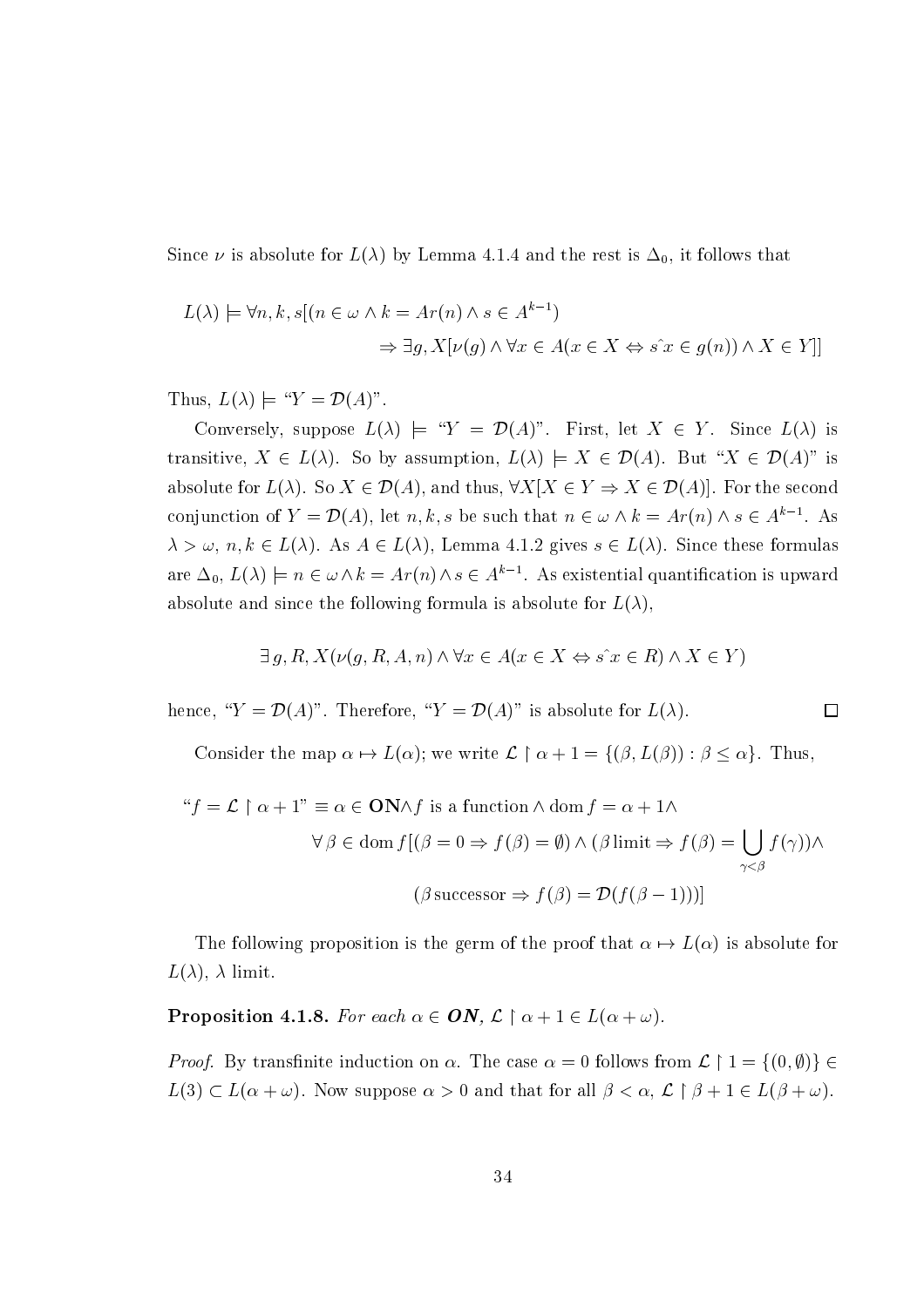Since $\nu$ is absolute for $L(\lambda)$ by Lemma 4.1.4 and the rest is $\Delta_0$, it follows that

$$L(\lambda) \models \forall n, k, s[(n \in \omega \wedge k = Ar(n) \wedge s \in A^{k-1})$$
$$\Rightarrow \exists g, X[\nu(g) \wedge \forall x \in A(x \in X \Leftrightarrow s\hat{\ }x \in g(n)) \wedge X \in Y]]$$

Thus, $L(\lambda) \models$ "$Y = \mathcal{D}(A)$".

Conversely, suppose $L(\lambda) \models$ "$Y = \mathcal{D}(A)$". First, let $X \in Y$. Since $L(\lambda)$ is transitive, $X \in L(\lambda)$. So by assumption, $L(\lambda) \models X \in \mathcal{D}(A)$. But "$X \in \mathcal{D}(A)$" is absolute for $L(\lambda)$. So $X \in \mathcal{D}(A)$, and thus, $\forall X[X \in Y \Rightarrow X \in \mathcal{D}(A)]$. For the second conjunction of $Y = \mathcal{D}(A)$, let $n, k, s$ be such that $n \in \omega \wedge k = Ar(n) \wedge s \in A^{k-1}$. As $\lambda > \omega$, $n, k \in L(\lambda)$. As $A \in L(\lambda)$, Lemma 4.1.2 gives $s \in L(\lambda)$. Since these formulas are $\Delta_0$, $L(\lambda) \models n \in \omega \wedge k = Ar(n) \wedge s \in A^{k-1}$. As existential quantification is upward absolute and since the following formula is absolute for $L(\lambda)$,

$$\exists\, g, R, X(\nu(g, R, A, n) \wedge \forall x \in A(x \in X \Leftrightarrow s\hat{\ }x \in R) \wedge X \in Y)$$

hence, "$Y = \mathcal{D}(A)$". Therefore, "$Y = \mathcal{D}(A)$" is absolute for $L(\lambda)$. $\square$

Consider the map $\alpha \mapsto L(\alpha)$; we write $\mathcal{L} \restriction \alpha + 1 = \{(\beta, L(\beta)) : \beta \leq \alpha\}$. Thus,

$$\text{"}f = \mathcal{L} \restriction \alpha + 1\text{"} \equiv \alpha \in \mathbf{ON} \wedge f \text{ is a function} \wedge \operatorname{dom} f = \alpha + 1 \wedge$$
$$\forall\, \beta \in \operatorname{dom} f[(\beta = 0 \Rightarrow f(\beta) = \emptyset) \wedge (\beta \text{ limit} \Rightarrow f(\beta) = \bigcup_{\gamma < \beta} f(\gamma)) \wedge$$
$$(\beta \text{ successor} \Rightarrow f(\beta) = \mathcal{D}(f(\beta - 1)))]$$

The following proposition is the germ of the proof that $\alpha \mapsto L(\alpha)$ is absolute for $L(\lambda)$, $\lambda$ limit.

**Proposition 4.1.8.** *For each $\alpha \in \boldsymbol{ON}$, $\mathcal{L} \restriction \alpha + 1 \in L(\alpha + \omega)$.*

*Proof.* By transfinite induction on $\alpha$. The case $\alpha = 0$ follows from $\mathcal{L} \restriction 1 = \{(0, \emptyset)\} \in L(3) \subset L(\alpha + \omega)$. Now suppose $\alpha > 0$ and that for all $\beta < \alpha$, $\mathcal{L} \restriction \beta + 1 \in L(\beta + \omega)$.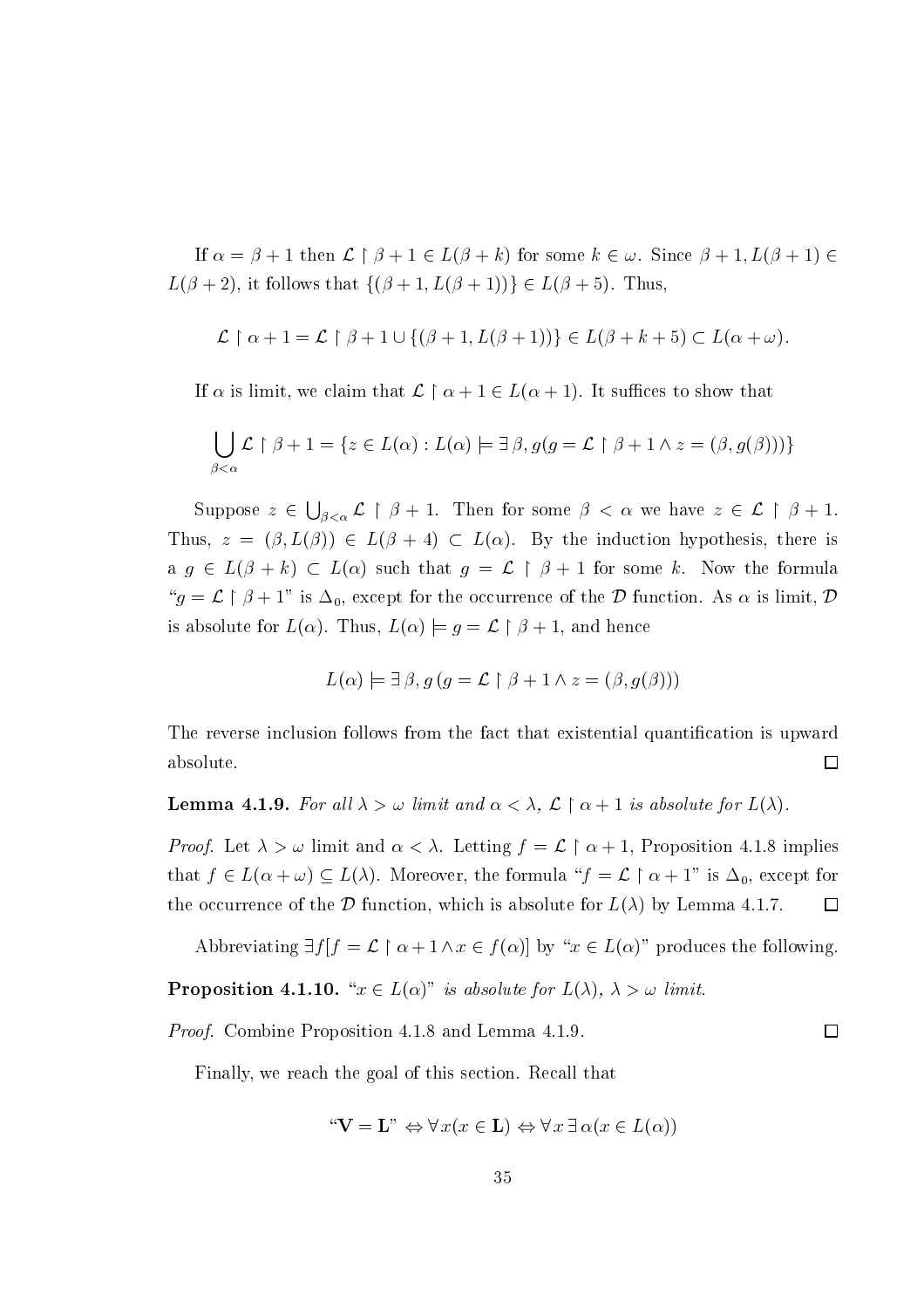If $\alpha = \beta + 1$ then $\mathcal{L} \restriction \beta + 1 \in L(\beta + k)$ for some $k \in \omega$. Since $\beta + 1, L(\beta + 1) \in L(\beta + 2)$, it follows that $\{(\beta + 1, L(\beta + 1))\} \in L(\beta + 5)$. Thus,

$$\mathcal{L} \restriction \alpha + 1 = \mathcal{L} \restriction \beta + 1 \cup \{(\beta + 1, L(\beta + 1))\} \in L(\beta + k + 5) \subset L(\alpha + \omega).$$

If $\alpha$ is limit, we claim that $\mathcal{L} \restriction \alpha + 1 \in L(\alpha + 1)$. It suffices to show that

$$\bigcup_{\beta < \alpha} \mathcal{L} \restriction \beta + 1 = \{z \in L(\alpha) : L(\alpha) \models \exists\, \beta, g(g = \mathcal{L} \restriction \beta + 1 \wedge z = (\beta, g(\beta)))\}$$

Suppose $z \in \bigcup_{\beta<\alpha} \mathcal{L} \restriction \beta + 1$. Then for some $\beta < \alpha$ we have $z \in \mathcal{L} \restriction \beta + 1$. Thus, $z = (\beta, L(\beta)) \in L(\beta + 4) \subset L(\alpha)$. By the induction hypothesis, there is a $g \in L(\beta + k) \subset L(\alpha)$ such that $g = \mathcal{L} \restriction \beta + 1$ for some $k$. Now the formula "$g = \mathcal{L} \restriction \beta + 1$" is $\Delta_0$, except for the occurrence of the $\mathcal{D}$ function. As $\alpha$ is limit, $\mathcal{D}$ is absolute for $L(\alpha)$. Thus, $L(\alpha) \models g = \mathcal{L} \restriction \beta + 1$, and hence

$$L(\alpha) \models \exists\, \beta, g\, (g = \mathcal{L} \restriction \beta + 1 \wedge z = (\beta, g(\beta)))$$

The reverse inclusion follows from the fact that existential quantification is upward absolute. $\square$

**Lemma 4.1.9.** *For all $\lambda > \omega$ limit and $\alpha < \lambda$, $\mathcal{L} \restriction \alpha + 1$ is absolute for $L(\lambda)$.*

*Proof.* Let $\lambda > \omega$ limit and $\alpha < \lambda$. Letting $f = \mathcal{L} \restriction \alpha + 1$, Proposition 4.1.8 implies that $f \in L(\alpha + \omega) \subseteq L(\lambda)$. Moreover, the formula "$f = \mathcal{L} \restriction \alpha + 1$" is $\Delta_0$, except for the occurrence of the $\mathcal{D}$ function, which is absolute for $L(\lambda)$ by Lemma 4.1.7. $\square$

Abbreviating $\exists f[f = \mathcal{L} \restriction \alpha + 1 \wedge x \in f(\alpha)]$ by "$x \in L(\alpha)$" produces the following.

**Proposition 4.1.10.** *"$x \in L(\alpha)$" is absolute for $L(\lambda)$, $\lambda > \omega$ limit.*

*Proof.* Combine Proposition 4.1.8 and Lemma 4.1.9. $\square$

Finally, we reach the goal of this section. Recall that

$$\text{"}\mathbf{V} = \mathbf{L}\text{"} \Leftrightarrow \forall\, x(x \in \mathbf{L}) \Leftrightarrow \forall\, x\, \exists\, \alpha(x \in L(\alpha))$$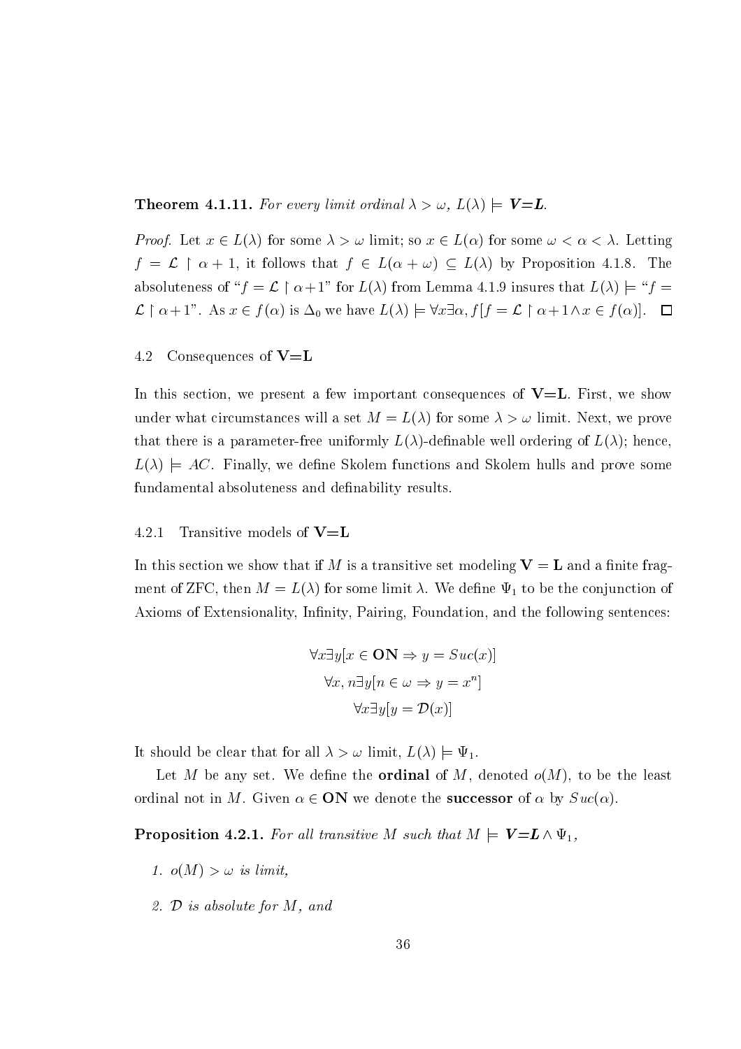**Theorem 4.1.11.** *For every limit ordinal $\lambda > \omega$, $L(\lambda) \models$ **V=L**.*

*Proof.* Let $x \in L(\lambda)$ for some $\lambda > \omega$ limit; so $x \in L(\alpha)$ for some $\omega < \alpha < \lambda$. Letting $f = \mathcal{L} \restriction \alpha + 1$, it follows that $f \in L(\alpha + \omega) \subseteq L(\lambda)$ by Proposition 4.1.8. The absoluteness of "$f = \mathcal{L} \restriction \alpha+1$" for $L(\lambda)$ from Lemma 4.1.9 insures that $L(\lambda) \models$ "$f = \mathcal{L} \restriction \alpha+1$". As $x \in f(\alpha)$ is $\Delta_0$ we have $L(\lambda) \models \forall x \exists \alpha, f[f = \mathcal{L} \restriction \alpha+1 \wedge x \in f(\alpha)]$. $\square$

### 4.2 Consequences of V=L

In this section, we present a few important consequences of **V=L**. First, we show under what circumstances will a set $M = L(\lambda)$ for some $\lambda > \omega$ limit. Next, we prove that there is a parameter-free uniformly $L(\lambda)$-definable well ordering of $L(\lambda)$; hence, $L(\lambda) \models AC$. Finally, we define Skolem functions and Skolem hulls and prove some fundamental absoluteness and definability results.

#### 4.2.1 Transitive models of V=L

In this section we show that if $M$ is a transitive set modeling $\mathbf{V} = \mathbf{L}$ and a finite fragment of ZFC, then $M = L(\lambda)$ for some limit $\lambda$. We define $\Psi_1$ to be the conjunction of Axioms of Extensionality, Infinity, Pairing, Foundation, and the following sentences:

$$\forall x \exists y [x \in \mathbf{ON} \Rightarrow y = Suc(x)]$$

$$\forall x, n \exists y [n \in \omega \Rightarrow y = x^n]$$

$$\forall x \exists y [y = \mathcal{D}(x)]$$

It should be clear that for all $\lambda > \omega$ limit, $L(\lambda) \models \Psi_1$.

Let $M$ be any set. We define the **ordinal** of $M$, denoted $o(M)$, to be the least ordinal not in $M$. Given $\alpha \in \mathbf{ON}$ we denote the **successor** of $\alpha$ by $Suc(\alpha)$.

**Proposition 4.2.1.** *For all transitive $M$ such that $M \models$ **V=L** $\wedge\, \Psi_1$,*

1. *$o(M) > \omega$ is limit,*
2. *$\mathcal{D}$ is absolute for $M$, and*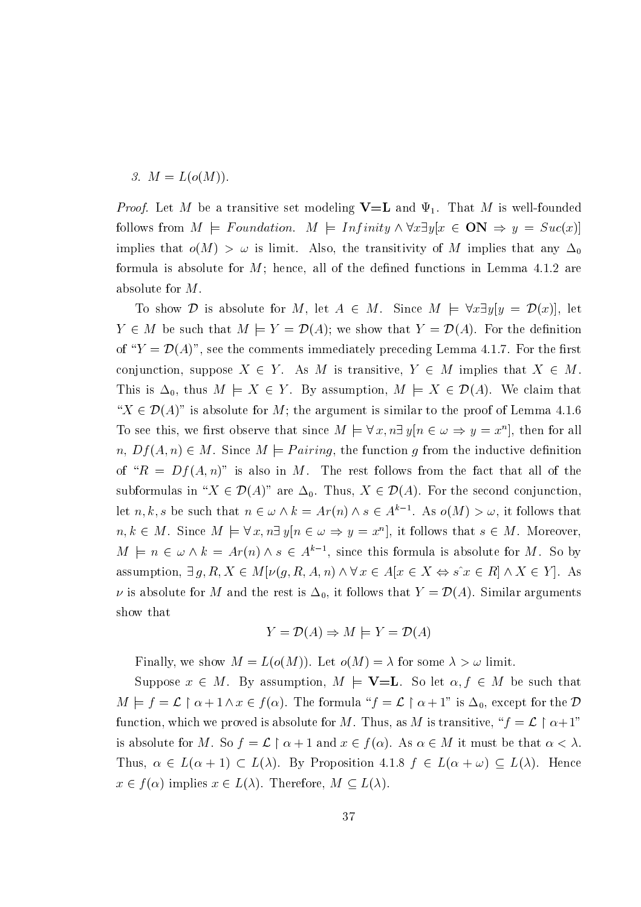3. $M = L(o(M))$.

*Proof.* Let $M$ be a transitive set modeling **V=L** and $\Psi_1$. That $M$ is well-founded follows from $M \models Foundation$. $M \models Infinity \wedge \forall x \exists y [x \in \mathbf{ON} \Rightarrow y = Suc(x)]$ implies that $o(M) > \omega$ is limit. Also, the transitivity of $M$ implies that any $\Delta_0$ formula is absolute for $M$; hence, all of the defined functions in Lemma 4.1.2 are absolute for $M$.

To show $\mathcal{D}$ is absolute for $M$, let $A \in M$. Since $M \models \forall x \exists y [y = \mathcal{D}(x)]$, let $Y \in M$ be such that $M \models Y = \mathcal{D}(A)$; we show that $Y = \mathcal{D}(A)$. For the definition of "$Y = \mathcal{D}(A)$", see the comments immediately preceding Lemma 4.1.7. For the first conjunction, suppose $X \in Y$. As $M$ is transitive, $Y \in M$ implies that $X \in M$. This is $\Delta_0$, thus $M \models X \in Y$. By assumption, $M \models X \in \mathcal{D}(A)$. We claim that "$X \in \mathcal{D}(A)$" is absolute for $M$; the argument is similar to the proof of Lemma 4.1.6 To see this, we first observe that since $M \models \forall x, n \exists y [n \in \omega \Rightarrow y = x^n]$, then for all $n$, $Df(A, n) \in M$. Since $M \models Pairing$, the function $g$ from the inductive definition of "$R = Df(A, n)$" is also in $M$. The rest follows from the fact that all of the subformulas in "$X \in \mathcal{D}(A)$" are $\Delta_0$. Thus, $X \in \mathcal{D}(A)$. For the second conjunction, let $n, k, s$ be such that $n \in \omega \wedge k = Ar(n) \wedge s \in A^{k-1}$. As $o(M) > \omega$, it follows that $n, k \in M$. Since $M \models \forall x, n \exists y [n \in \omega \Rightarrow y = x^n]$, it follows that $s \in M$. Moreover, $M \models n \in \omega \wedge k = Ar(n) \wedge s \in A^{k-1}$, since this formula is absolute for $M$. So by assumption, $\exists\, g, R, X \in M[\nu(g, R, A, n) \wedge \forall x \in A[x \in X \Leftrightarrow s\hat{\ }x \in R] \wedge X \in Y]$. As $\nu$ is absolute for $M$ and the rest is $\Delta_0$, it follows that $Y = \mathcal{D}(A)$. Similar arguments show that

$$Y = \mathcal{D}(A) \Rightarrow M \models Y = \mathcal{D}(A)$$

Finally, we show $M = L(o(M))$. Let $o(M) = \lambda$ for some $\lambda > \omega$ limit.

Suppose $x \in M$. By assumption, $M \models$ **V=L**. So let $\alpha, f \in M$ be such that $M \models f = \mathcal{L} \restriction \alpha + 1 \wedge x \in f(\alpha)$. The formula "$f = \mathcal{L} \restriction \alpha + 1$" is $\Delta_0$, except for the $\mathcal{D}$ function, which we proved is absolute for $M$. Thus, as $M$ is transitive, "$f = \mathcal{L} \restriction \alpha + 1$" is absolute for $M$. So $f = \mathcal{L} \restriction \alpha + 1$ and $x \in f(\alpha)$. As $\alpha \in M$ it must be that $\alpha < \lambda$. Thus, $\alpha \in L(\alpha + 1) \subset L(\lambda)$. By Proposition 4.1.8 $f \in L(\alpha + \omega) \subseteq L(\lambda)$. Hence $x \in f(\alpha)$ implies $x \in L(\lambda)$. Therefore, $M \subseteq L(\lambda)$.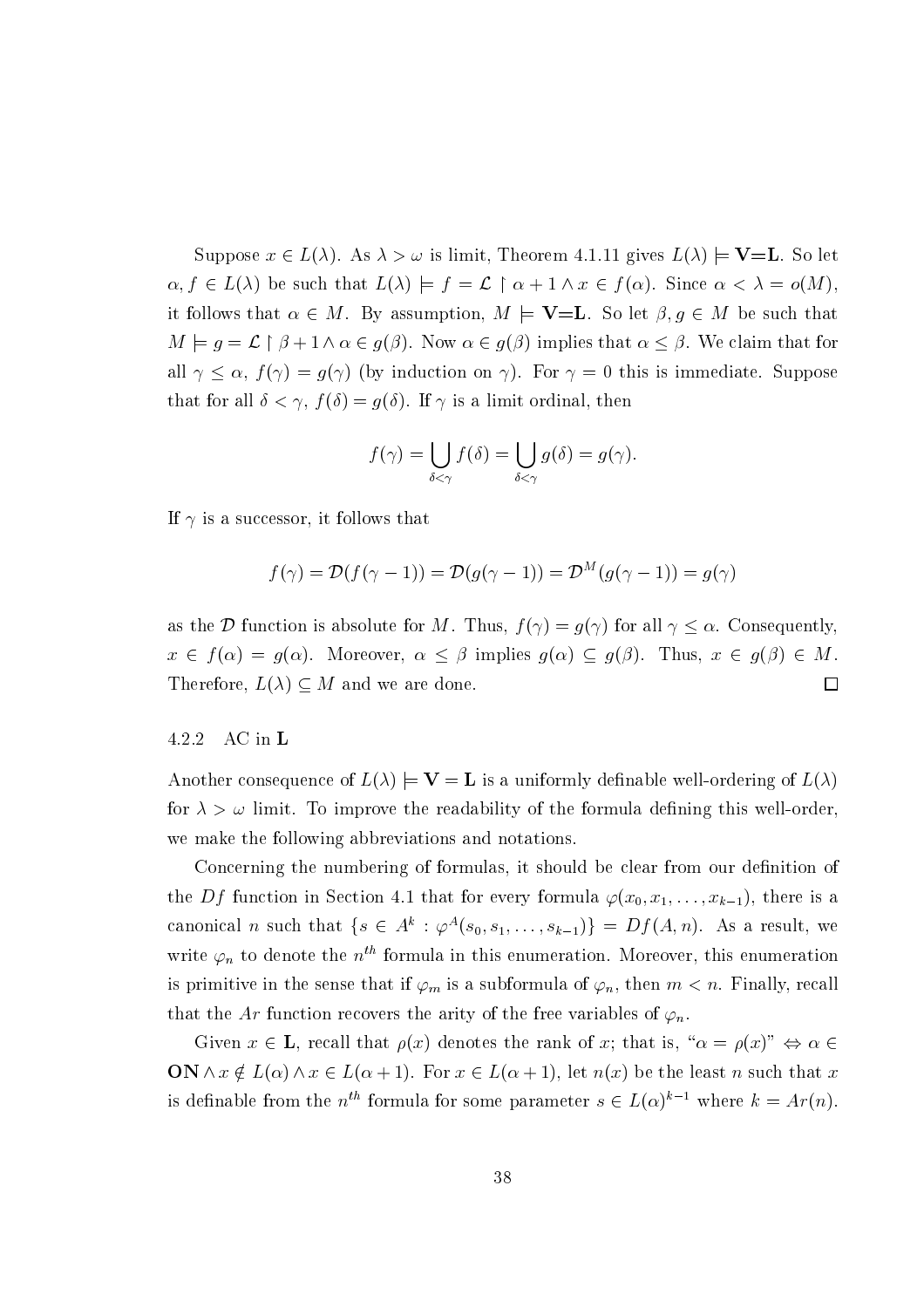Suppose $x \in L(\lambda)$. As $\lambda > \omega$ is limit, Theorem 4.1.11 gives $L(\lambda) \models \mathbf{V{=}L}$. So let $\alpha, f \in L(\lambda)$ be such that $L(\lambda) \models f = \mathcal{L} \upharpoonright \alpha + 1 \wedge x \in f(\alpha)$. Since $\alpha < \lambda = o(M)$, it follows that $\alpha \in M$. By assumption, $M \models \mathbf{V{=}L}$. So let $\beta, g \in M$ be such that $M \models g = \mathcal{L} \upharpoonright \beta + 1 \wedge \alpha \in g(\beta)$. Now $\alpha \in g(\beta)$ implies that $\alpha \leq \beta$. We claim that for all $\gamma \leq \alpha$, $f(\gamma) = g(\gamma)$ (by induction on $\gamma$). For $\gamma = 0$ this is immediate. Suppose that for all $\delta < \gamma$, $f(\delta) = g(\delta)$. If $\gamma$ is a limit ordinal, then

$$f(\gamma) = \bigcup_{\delta<\gamma} f(\delta) = \bigcup_{\delta<\gamma} g(\delta) = g(\gamma).$$

If $\gamma$ is a successor, it follows that

$$f(\gamma) = \mathcal{D}(f(\gamma - 1)) = \mathcal{D}(g(\gamma - 1)) = \mathcal{D}^M(g(\gamma - 1)) = g(\gamma)$$

as the $\mathcal{D}$ function is absolute for $M$. Thus, $f(\gamma) = g(\gamma)$ for all $\gamma \leq \alpha$. Consequently, $x \in f(\alpha) = g(\alpha)$. Moreover, $\alpha \leq \beta$ implies $g(\alpha) \subseteq g(\beta)$. Thus, $x \in g(\beta) \in M$. Therefore, $L(\lambda) \subseteq M$ and we are done. $\square$

### 4.2.2 AC in $\mathbf{L}$

Another consequence of $L(\lambda) \models \mathbf{V} = \mathbf{L}$ is a uniformly definable well-ordering of $L(\lambda)$ for $\lambda > \omega$ limit. To improve the readability of the formula defining this well-order, we make the following abbreviations and notations.

Concerning the numbering of formulas, it should be clear from our definition of the $Df$ function in Section 4.1 that for every formula $\varphi(x_0, x_1, \ldots, x_{k-1})$, there is a canonical $n$ such that $\{s \in A^k : \varphi^A(s_0, s_1, \ldots, s_{k-1})\} = Df(A, n)$. As a result, we write $\varphi_n$ to denote the $n^{th}$ formula in this enumeration. Moreover, this enumeration is primitive in the sense that if $\varphi_m$ is a subformula of $\varphi_n$, then $m < n$. Finally, recall that the $Ar$ function recovers the arity of the free variables of $\varphi_n$.

Given $x \in \mathbf{L}$, recall that $\rho(x)$ denotes the rank of $x$; that is, "$\alpha = \rho(x)$" $\Leftrightarrow \alpha \in \mathbf{ON} \wedge x \notin L(\alpha) \wedge x \in L(\alpha + 1)$. For $x \in L(\alpha + 1)$, let $n(x)$ be the least $n$ such that $x$ is definable from the $n^{th}$ formula for some parameter $s \in L(\alpha)^{k-1}$ where $k = Ar(n)$.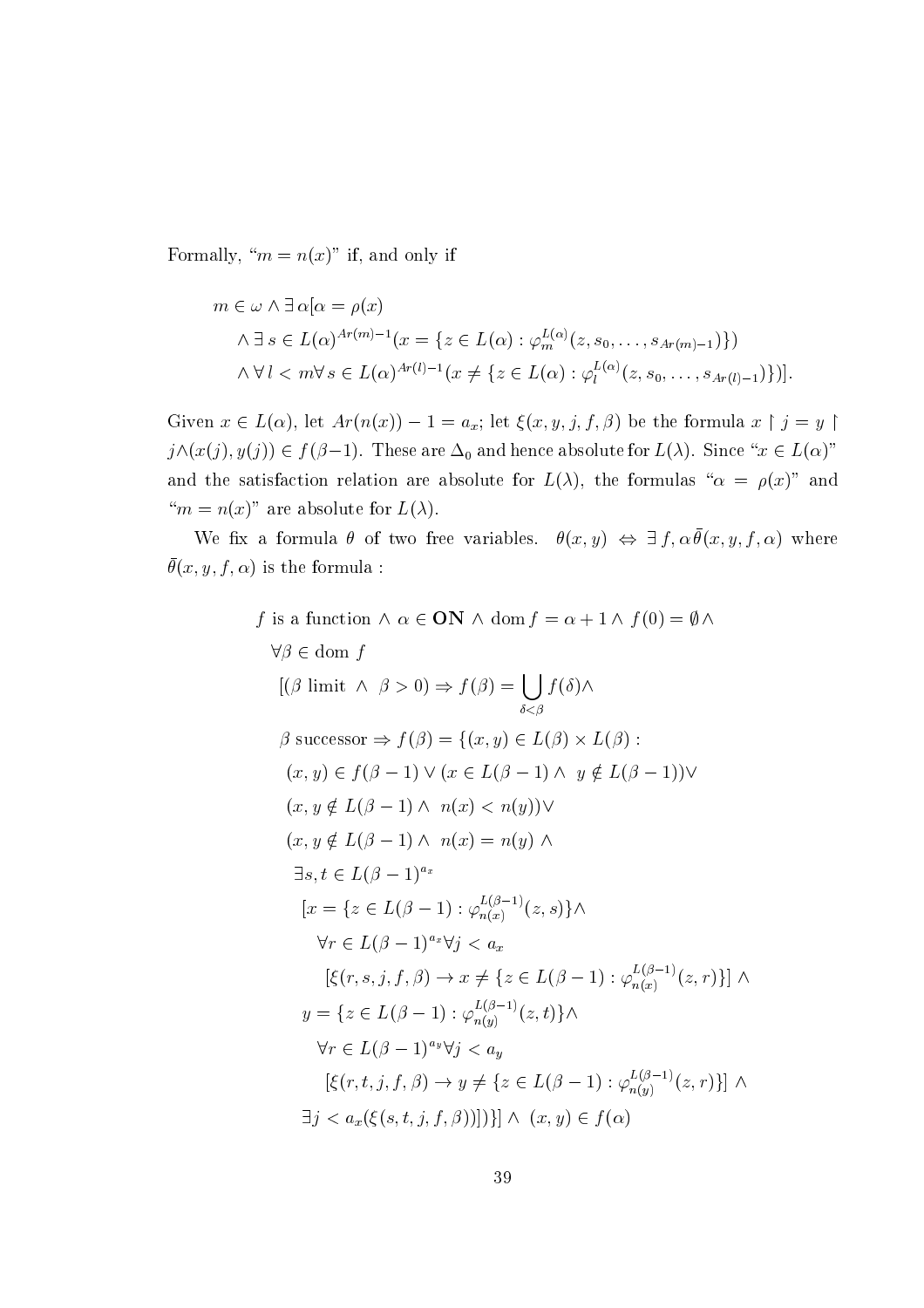Formally, "$m = n(x)$" if, and only if

$$
\begin{aligned}
& m \in \omega \wedge \exists\, \alpha[\alpha = \rho(x) \\
& \quad \wedge \exists\, s \in L(\alpha)^{Ar(m)-1}(x = \{z \in L(\alpha) : \varphi_m^{L(\alpha)}(z, s_0, \ldots, s_{Ar(m)-1})\}) \\
& \quad \wedge \forall\, l < m \forall\, s \in L(\alpha)^{Ar(l)-1}(x \neq \{z \in L(\alpha) : \varphi_l^{L(\alpha)}(z, s_0, \ldots, s_{Ar(l)-1})\})].
\end{aligned}
$$

Given $x \in L(\alpha)$, let $Ar(n(x)) - 1 = a_x$; let $\xi(x, y, j, f, \beta)$ be the formula $x \restriction j = y \restriction j \wedge (x(j), y(j)) \in f(\beta - 1)$. These are $\Delta_0$ and hence absolute for $L(\lambda)$. Since "$x \in L(\alpha)$" and the satisfaction relation are absolute for $L(\lambda)$, the formulas "$\alpha = \rho(x)$" and "$m = n(x)$" are absolute for $L(\lambda)$.

We fix a formula $\theta$ of two free variables. $\theta(x, y) \Leftrightarrow \exists\, f, \alpha\, \bar{\theta}(x, y, f, \alpha)$ where $\bar{\theta}(x, y, f, \alpha)$ is the formula :

$$
\begin{aligned}
& f \text{ is a function} \wedge \alpha \in \mathbf{ON} \wedge \operatorname{dom} f = \alpha + 1 \wedge f(0) = \emptyset \wedge \\
& \quad \forall \beta \in \operatorname{dom} f \\
& \quad\; [(\beta \text{ limit } \wedge\ \beta > 0) \Rightarrow f(\beta) = \bigcup_{\delta < \beta} f(\delta) \wedge \\
& \quad\; \beta \text{ successor} \Rightarrow f(\beta) = \{(x, y) \in L(\beta) \times L(\beta) : \\
& \quad\;\; (x, y) \in f(\beta - 1) \vee (x \in L(\beta - 1) \wedge\ y \notin L(\beta - 1)) \vee \\
& \quad\;\; (x, y \notin L(\beta - 1) \wedge\ n(x) < n(y)) \vee \\
& \quad\;\; (x, y \notin L(\beta - 1) \wedge\ n(x) = n(y) \wedge \\
& \quad\;\;\; \exists s, t \in L(\beta - 1)^{a_x} \\
& \quad\;\;\;\; [x = \{z \in L(\beta - 1) : \varphi_{n(x)}^{L(\beta - 1)}(z, s)\} \wedge \\
& \quad\;\;\;\;\; \forall r \in L(\beta - 1)^{a_x} \forall j < a_x \\
& \quad\;\;\;\;\;\; [\xi(r, s, j, f, \beta) \rightarrow x \neq \{z \in L(\beta - 1) : \varphi_{n(x)}^{L(\beta - 1)}(z, r)\}] \wedge \\
& \quad\;\;\;\; y = \{z \in L(\beta - 1) : \varphi_{n(y)}^{L(\beta - 1)}(z, t)\} \wedge \\
& \quad\;\;\;\;\; \forall r \in L(\beta - 1)^{a_y} \forall j < a_y \\
& \quad\;\;\;\;\;\; [\xi(r, t, j, f, \beta) \rightarrow y \neq \{z \in L(\beta - 1) : \varphi_{n(y)}^{L(\beta - 1)}(z, r)\}] \wedge \\
& \quad\;\;\; \exists j < a_x(\xi(s, t, j, f, \beta))])\}] \wedge\ (x, y) \in f(\alpha)
\end{aligned}
$$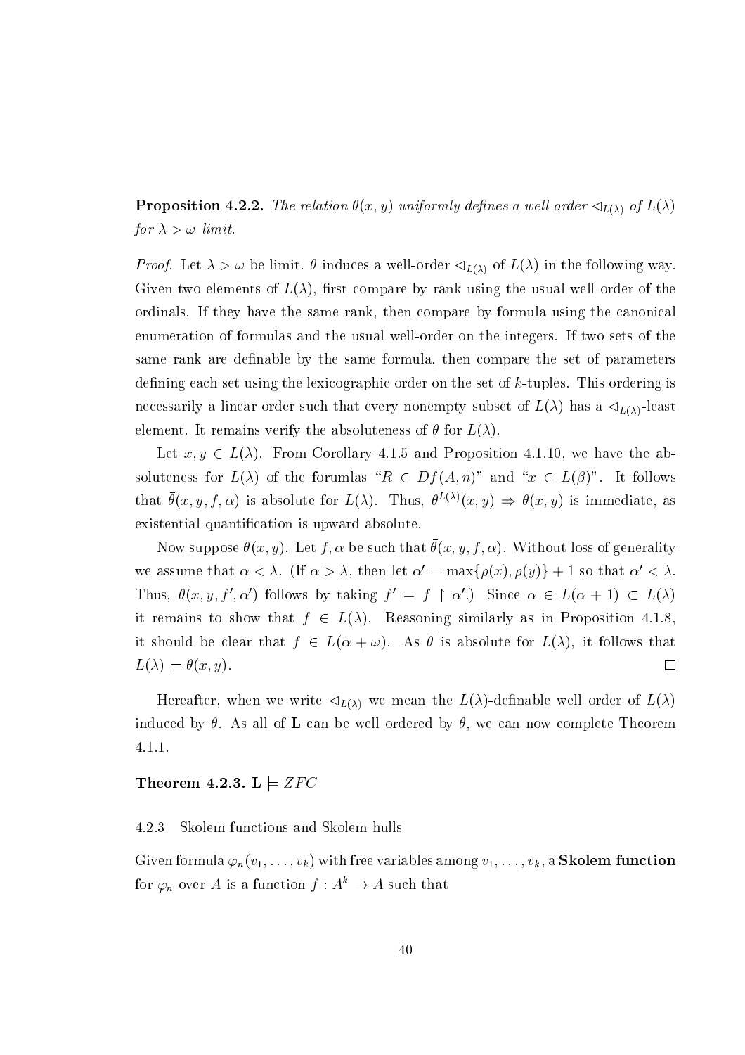**Proposition 4.2.2.** *The relation $\theta(x, y)$ uniformly defines a well order $\lhd_{L(\lambda)}$ of $L(\lambda)$ for $\lambda > \omega$ limit.*

*Proof.* Let $\lambda > \omega$ be limit. $\theta$ induces a well-order $\lhd_{L(\lambda)}$ of $L(\lambda)$ in the following way. Given two elements of $L(\lambda)$, first compare by rank using the usual well-order of the ordinals. If they have the same rank, then compare by formula using the canonical enumeration of formulas and the usual well-order on the integers. If two sets of the same rank are definable by the same formula, then compare the set of parameters defining each set using the lexicographic order on the set of $k$-tuples. This ordering is necessarily a linear order such that every nonempty subset of $L(\lambda)$ has a $\lhd_{L(\lambda)}$-least element. It remains verify the absoluteness of $\theta$ for $L(\lambda)$.

Let $x, y \in L(\lambda)$. From Corollary 4.1.5 and Proposition 4.1.10, we have the absoluteness for $L(\lambda)$ of the forumlas "$R \in Df(A, n)$" and "$x \in L(\beta)$". It follows that $\bar{\theta}(x, y, f, \alpha)$ is absolute for $L(\lambda)$. Thus, $\theta^{L(\lambda)}(x, y) \Rightarrow \theta(x, y)$ is immediate, as existential quantification is upward absolute.

Now suppose $\theta(x, y)$. Let $f, \alpha$ be such that $\bar{\theta}(x, y, f, \alpha)$. Without loss of generality we assume that $\alpha < \lambda$. (If $\alpha > \lambda$, then let $\alpha' = \max\{\rho(x), \rho(y)\} + 1$ so that $\alpha' < \lambda$. Thus, $\bar{\theta}(x, y, f', \alpha')$ follows by taking $f' = f \restriction \alpha'$.) Since $\alpha \in L(\alpha + 1) \subset L(\lambda)$ it remains to show that $f \in L(\lambda)$. Reasoning similarly as in Proposition 4.1.8, it should be clear that $f \in L(\alpha + \omega)$. As $\bar{\theta}$ is absolute for $L(\lambda)$, it follows that $L(\lambda) \models \theta(x, y)$. $\square$

Hereafter, when we write $\lhd_{L(\lambda)}$ we mean the $L(\lambda)$-definable well order of $L(\lambda)$ induced by $\theta$. As all of $\mathbf{L}$ can be well ordered by $\theta$, we can now complete Theorem 4.1.1.

**Theorem 4.2.3.** $\mathbf{L} \models ZFC$

#### 4.2.3 Skolem functions and Skolem hulls

Given formula $\varphi_n(v_1, \ldots, v_k)$ with free variables among $v_1, \ldots, v_k$, a **Skolem function** for $\varphi_n$ over $A$ is a function $f : A^k \to A$ such that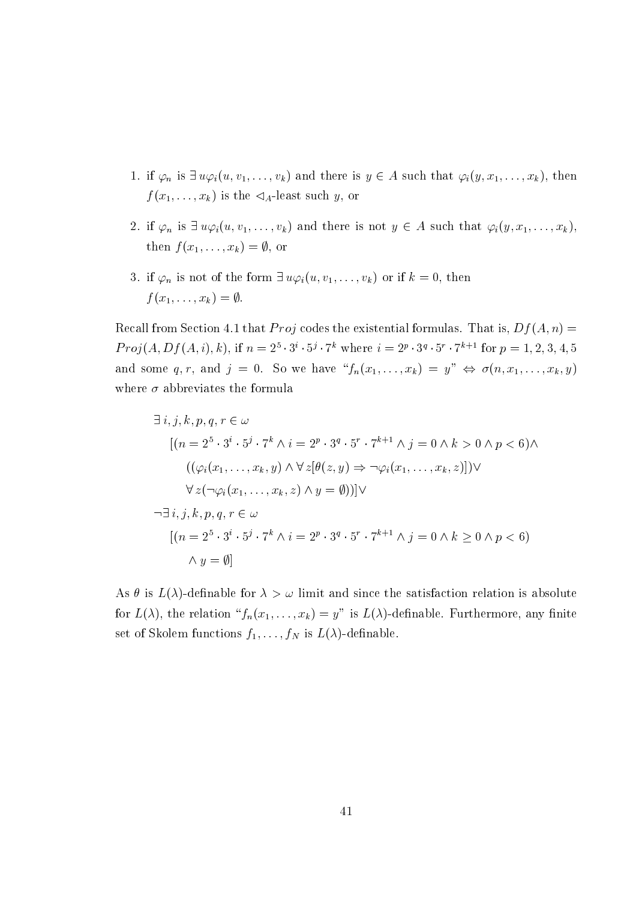1. if $\varphi_n$ is $\exists\, u\varphi_i(u, v_1, \ldots, v_k)$ and there is $y \in A$ such that $\varphi_i(y, x_1, \ldots, x_k)$, then $f(x_1, \ldots, x_k)$ is the $\lhd_A$-least such $y$, or

2. if $\varphi_n$ is $\exists\, u\varphi_i(u, v_1, \ldots, v_k)$ and there is not $y \in A$ such that $\varphi_i(y, x_1, \ldots, x_k)$, then $f(x_1, \ldots, x_k) = \emptyset$, or

3. if $\varphi_n$ is not of the form $\exists\, u\varphi_i(u, v_1, \ldots, v_k)$ or if $k = 0$, then $f(x_1, \ldots, x_k) = \emptyset$.

Recall from Section 4.1 that $Proj$ codes the existential formulas. That is, $Df(A, n) = Proj(A, Df(A, i), k)$, if $n = 2^5 \cdot 3^i \cdot 5^j \cdot 7^k$ where $i = 2^p \cdot 3^q \cdot 5^r \cdot 7^{k+1}$ for $p = 1, 2, 3, 4, 5$ and some $q, r$, and $j = 0$. So we have "$f_n(x_1, \ldots, x_k) = y$" $\Leftrightarrow$ $\sigma(n, x_1, \ldots, x_k, y)$ where $\sigma$ abbreviates the formula

$$
\begin{aligned}
&\exists\, i, j, k, p, q, r \in \omega \\
&\quad [(n = 2^5 \cdot 3^i \cdot 5^j \cdot 7^k \wedge i = 2^p \cdot 3^q \cdot 5^r \cdot 7^{k+1} \wedge j = 0 \wedge k > 0 \wedge p < 6) \wedge \\
&\qquad ((\varphi_i(x_1, \ldots, x_k, y) \wedge \forall\, z[\theta(z, y) \Rightarrow \neg\varphi_i(x_1, \ldots, x_k, z)]) \vee \\
&\qquad \forall\, z(\neg\varphi_i(x_1, \ldots, x_k, z) \wedge y = \emptyset))] \vee \\
&\neg\exists\, i, j, k, p, q, r \in \omega \\
&\quad [(n = 2^5 \cdot 3^i \cdot 5^j \cdot 7^k \wedge i = 2^p \cdot 3^q \cdot 5^r \cdot 7^{k+1} \wedge j = 0 \wedge k \geq 0 \wedge p < 6) \\
&\qquad \wedge\, y = \emptyset]
\end{aligned}
$$

As $\theta$ is $L(\lambda)$-definable for $\lambda > \omega$ limit and since the satisfaction relation is absolute for $L(\lambda)$, the relation "$f_n(x_1, \ldots, x_k) = y$" is $L(\lambda)$-definable. Furthermore, any finite set of Skolem functions $f_1, \ldots, f_N$ is $L(\lambda)$-definable.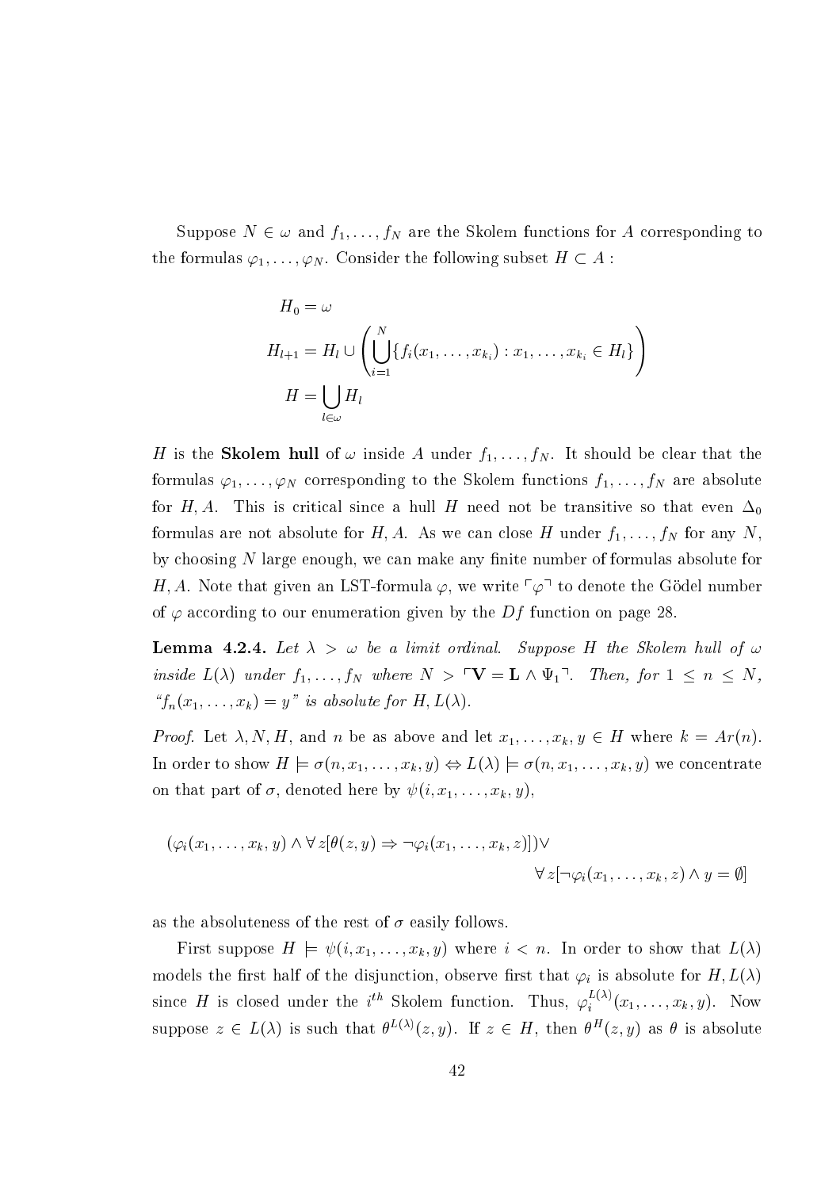Suppose $N \in \omega$ and $f_1, \ldots, f_N$ are the Skolem functions for $A$ corresponding to the formulas $\varphi_1, \ldots, \varphi_N$. Consider the following subset $H \subset A$ :

$$
\begin{aligned}
H_0 &= \omega \\
H_{l+1} &= H_l \cup \left( \bigcup_{i=1}^{N} \{ f_i(x_1, \ldots, x_{k_i}) : x_1, \ldots, x_{k_i} \in H_l \} \right) \\
H &= \bigcup_{l \in \omega} H_l
\end{aligned}
$$

$H$ is the **Skolem hull** of $\omega$ inside $A$ under $f_1, \ldots, f_N$. It should be clear that the formulas $\varphi_1, \ldots, \varphi_N$ corresponding to the Skolem functions $f_1, \ldots, f_N$ are absolute for $H, A$. This is critical since a hull $H$ need not be transitive so that even $\Delta_0$ formulas are not absolute for $H, A$. As we can close $H$ under $f_1, \ldots, f_N$ for any $N$, by choosing $N$ large enough, we can make any finite number of formulas absolute for $H, A$. Note that given an LST-formula $\varphi$, we write $\ulcorner \varphi \urcorner$ to denote the Gödel number of $\varphi$ according to our enumeration given by the $Df$ function on page 28.

**Lemma 4.2.4.** *Let $\lambda > \omega$ be a limit ordinal. Suppose $H$ the Skolem hull of $\omega$ inside $L(\lambda)$ under $f_1, \ldots, f_N$ where $N > \ulcorner \mathbf{V} = \mathbf{L} \wedge \Psi_1 \urcorner$. Then, for $1 \leq n \leq N$, "$f_n(x_1, \ldots, x_k) = y$" is absolute for $H, L(\lambda)$.*

*Proof.* Let $\lambda, N, H$, and $n$ be as above and let $x_1, \ldots, x_k, y \in H$ where $k = Ar(n)$. In order to show $H \models \sigma(n, x_1, \ldots, x_k, y) \Leftrightarrow L(\lambda) \models \sigma(n, x_1, \ldots, x_k, y)$ we concentrate on that part of $\sigma$, denoted here by $\psi(i, x_1, \ldots, x_k, y)$,

$$
(\varphi_i(x_1, \ldots, x_k, y) \wedge \forall z [\theta(z, y) \Rightarrow \neg \varphi_i(x_1, \ldots, x_k, z)]) \vee \\
\forall z [\neg \varphi_i(x_1, \ldots, x_k, z) \wedge y = \emptyset]
$$

as the absoluteness of the rest of $\sigma$ easily follows.

First suppose $H \models \psi(i, x_1, \ldots, x_k, y)$ where $i < n$. In order to show that $L(\lambda)$ models the first half of the disjunction, observe first that $\varphi_i$ is absolute for $H, L(\lambda)$ since $H$ is closed under the $i^{th}$ Skolem function. Thus, $\varphi_i^{L(\lambda)}(x_1, \ldots, x_k, y)$. Now suppose $z \in L(\lambda)$ is such that $\theta^{L(\lambda)}(z, y)$. If $z \in H$, then $\theta^H(z, y)$ as $\theta$ is absolute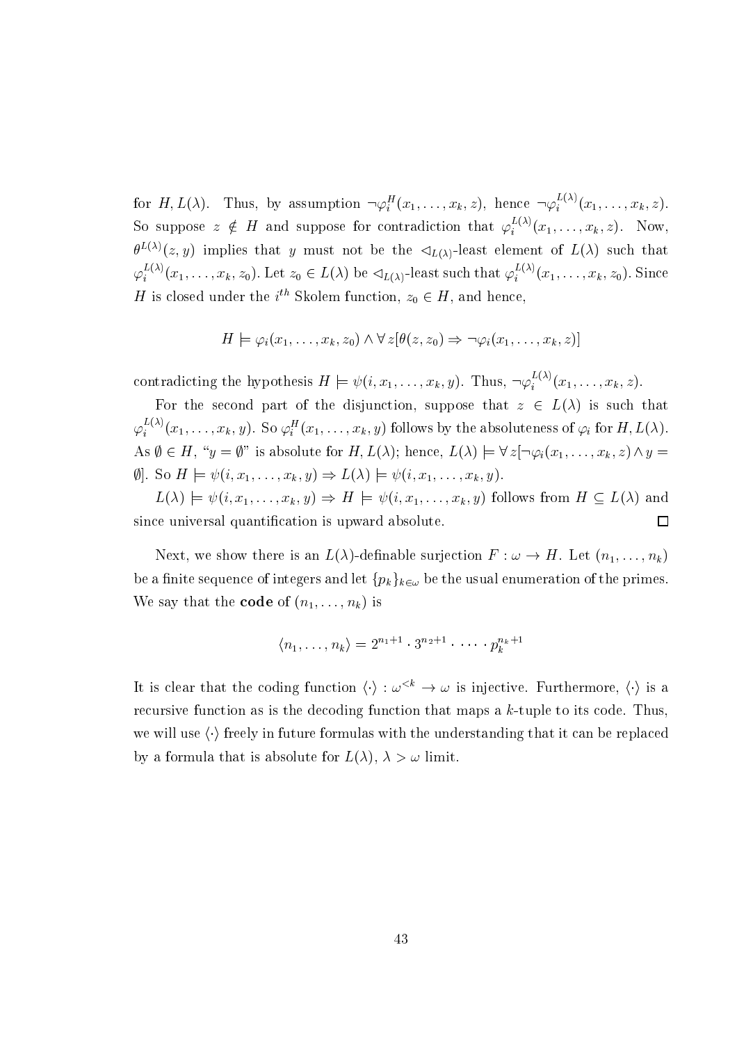for $H, L(\lambda)$. Thus, by assumption $\neg\varphi_i^H(x_1, \ldots, x_k, z)$, hence $\neg\varphi_i^{L(\lambda)}(x_1, \ldots, x_k, z)$. So suppose $z \notin H$ and suppose for contradiction that $\varphi_i^{L(\lambda)}(x_1, \ldots, x_k, z)$. Now, $\theta^{L(\lambda)}(z, y)$ implies that $y$ must not be the $\triangleleft_{L(\lambda)}$-least element of $L(\lambda)$ such that $\varphi_i^{L(\lambda)}(x_1, \ldots, x_k, z_0)$. Let $z_0 \in L(\lambda)$ be $\triangleleft_{L(\lambda)}$-least such that $\varphi_i^{L(\lambda)}(x_1, \ldots, x_k, z_0)$. Since $H$ is closed under the $i^{th}$ Skolem function, $z_0 \in H$, and hence,

$$H \models \varphi_i(x_1, \ldots, x_k, z_0) \wedge \forall z[\theta(z, z_0) \Rightarrow \neg\varphi_i(x_1, \ldots, x_k, z)]$$

contradicting the hypothesis $H \models \psi(i, x_1, \ldots, x_k, y)$. Thus, $\neg\varphi_i^{L(\lambda)}(x_1, \ldots, x_k, z)$.

For the second part of the disjunction, suppose that $z \in L(\lambda)$ is such that $\varphi_i^{L(\lambda)}(x_1, \ldots, x_k, y)$. So $\varphi_i^H(x_1, \ldots, x_k, y)$ follows by the absoluteness of $\varphi_i$ for $H, L(\lambda)$. As $\emptyset \in H$, "$y = \emptyset$" is absolute for $H, L(\lambda)$; hence, $L(\lambda) \models \forall z[\neg\varphi_i(x_1, \ldots, x_k, z) \wedge y = \emptyset]$. So $H \models \psi(i, x_1, \ldots, x_k, y) \Rightarrow L(\lambda) \models \psi(i, x_1, \ldots, x_k, y)$.

$L(\lambda) \models \psi(i, x_1, \ldots, x_k, y) \Rightarrow H \models \psi(i, x_1, \ldots, x_k, y)$ follows from $H \subseteq L(\lambda)$ and since universal quantification is upward absolute. □

Next, we show there is an $L(\lambda)$-definable surjection $F : \omega \to H$. Let $(n_1, \ldots, n_k)$ be a finite sequence of integers and let $\{p_k\}_{k \in \omega}$ be the usual enumeration of the primes. We say that the **code** of $(n_1, \ldots, n_k)$ is

$$\langle n_1, \ldots, n_k \rangle = 2^{n_1+1} \cdot 3^{n_2+1} \cdot \cdots \cdot p_k^{n_k+1}$$

It is clear that the coding function $\langle \cdot \rangle : \omega^{<k} \to \omega$ is injective. Furthermore, $\langle \cdot \rangle$ is a recursive function as is the decoding function that maps a $k$-tuple to its code. Thus, we will use $\langle \cdot \rangle$ freely in future formulas with the understanding that it can be replaced by a formula that is absolute for $L(\lambda)$, $\lambda > \omega$ limit.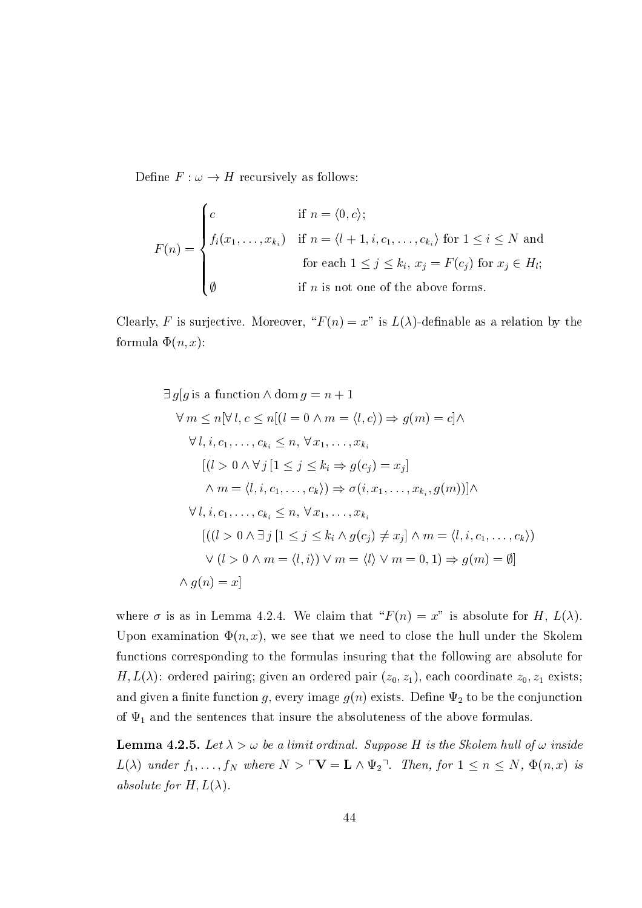Define $F : \omega \to H$ recursively as follows:

$$F(n) = \begin{cases} c & \text{if } n = \langle 0, c \rangle; \\ f_i(x_1, \ldots, x_{k_i}) & \text{if } n = \langle l+1, i, c_1, \ldots, c_{k_i} \rangle \text{ for } 1 \leq i \leq N \text{ and} \\ & \text{ for each } 1 \leq j \leq k_i,\ x_j = F(c_j) \text{ for } x_j \in H_l; \\ \emptyset & \text{if } n \text{ is not one of the above forms.} \end{cases}$$

Clearly, $F$ is surjective. Moreover, "$F(n) = x$" is $L(\lambda)$-definable as a relation by the formula $\Phi(n, x)$:

$$\begin{aligned}
&\exists\, g[g \text{ is a function} \wedge \operatorname{dom} g = n+1 \\
&\quad \forall\, m \leq n[\forall\, l, c \leq n[(l = 0 \wedge m = \langle l, c \rangle) \Rightarrow g(m) = c] \wedge \\
&\qquad \forall\, l, i, c_1, \ldots, c_{k_i} \leq n,\ \forall x_1, \ldots, x_{k_i} \\
&\qquad\quad [(l > 0 \wedge \forall\, j\, [1 \leq j \leq k_i \Rightarrow g(c_j) = x_j] \\
&\qquad\quad\ \wedge\, m = \langle l, i, c_1, \ldots, c_k \rangle) \Rightarrow \sigma(i, x_1, \ldots, x_{k_i}, g(m))] \wedge \\
&\qquad \forall\, l, i, c_1, \ldots, c_{k_i} \leq n,\ \forall x_1, \ldots, x_{k_i} \\
&\qquad\quad [((l > 0 \wedge \exists\, j\, [1 \leq j \leq k_i \wedge g(c_j) \neq x_j] \wedge m = \langle l, i, c_1, \ldots, c_k \rangle) \\
&\qquad\quad\ \vee (l > 0 \wedge m = \langle l, i \rangle) \vee m = \langle l \rangle \vee m = 0, 1) \Rightarrow g(m) = \emptyset] \\
&\quad \wedge\, g(n) = x]
\end{aligned}$$

where $\sigma$ is as in Lemma 4.2.4. We claim that "$F(n) = x$" is absolute for $H$, $L(\lambda)$. Upon examination $\Phi(n, x)$, we see that we need to close the hull under the Skolem functions corresponding to the formulas insuring that the following are absolute for $H, L(\lambda)$: ordered pairing; given an ordered pair $(z_0, z_1)$, each coordinate $z_0, z_1$ exists; and given a finite function $g$, every image $g(n)$ exists. Define $\Psi_2$ to be the conjunction of $\Psi_1$ and the sentences that insure the absoluteness of the above formulas.

**Lemma 4.2.5.** *Let $\lambda > \omega$ be a limit ordinal. Suppose $H$ is the Skolem hull of $\omega$ inside $L(\lambda)$ under $f_1, \ldots, f_N$ where $N > \ulcorner \mathbf{V} = \mathbf{L} \wedge \Psi_2 \urcorner$. Then, for $1 \leq n \leq N$, $\Phi(n, x)$ is absolute for $H, L(\lambda)$.*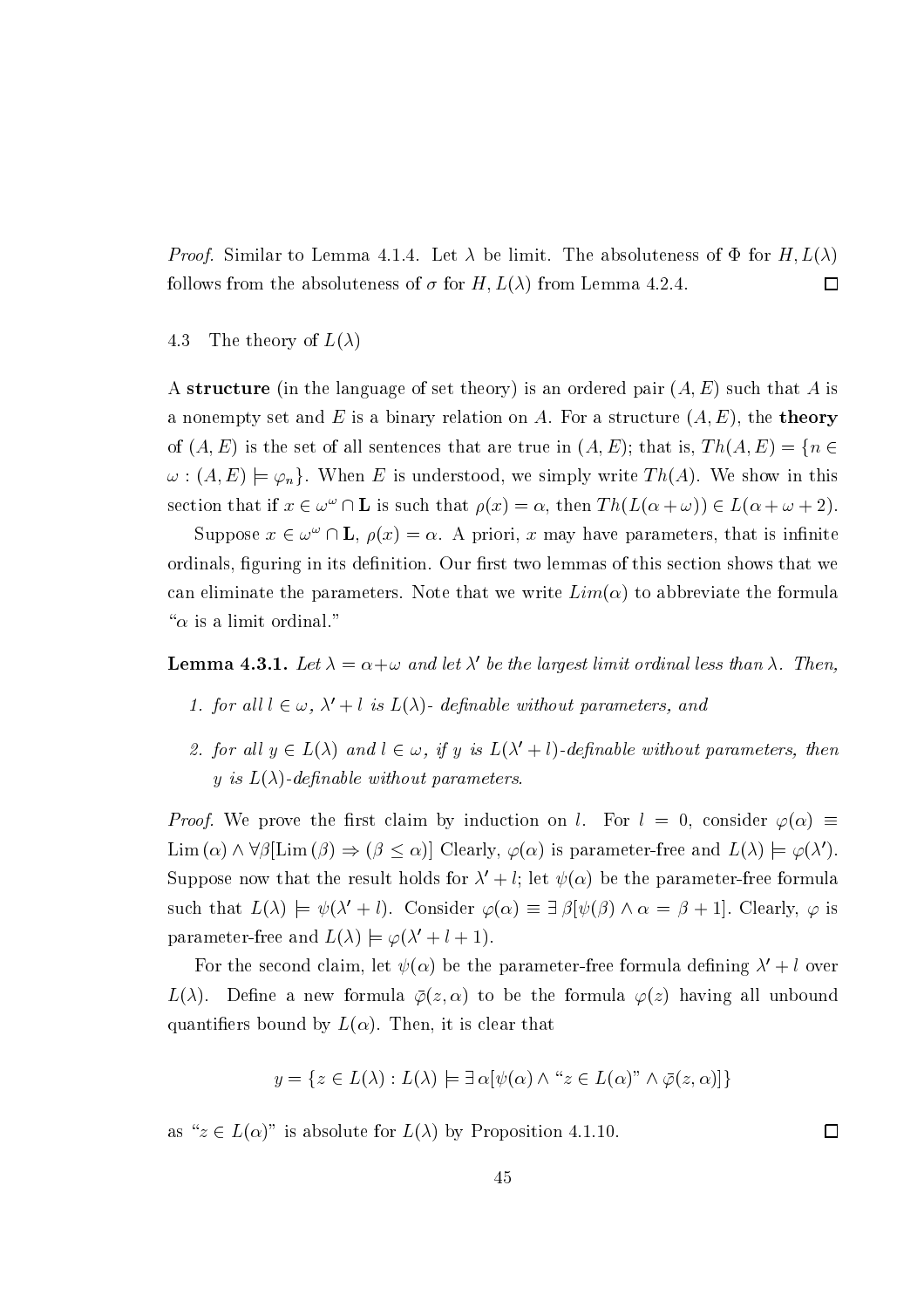*Proof.* Similar to Lemma 4.1.4. Let $\lambda$ be limit. The absoluteness of $\Phi$ for $H, L(\lambda)$ follows from the absoluteness of $\sigma$ for $H, L(\lambda)$ from Lemma 4.2.4. $\square$

## 4.3 The theory of $L(\lambda)$

A **structure** (in the language of set theory) is an ordered pair $(A, E)$ such that $A$ is a nonempty set and $E$ is a binary relation on $A$. For a structure $(A, E)$, the **theory** of $(A, E)$ is the set of all sentences that are true in $(A, E)$; that is, $Th(A, E) = \{n \in \omega : (A, E) \models \varphi_n\}$. When $E$ is understood, we simply write $Th(A)$. We show in this section that if $x \in \omega^\omega \cap \mathbf{L}$ is such that $\rho(x) = \alpha$, then $Th(L(\alpha + \omega)) \in L(\alpha + \omega + 2)$.

Suppose $x \in \omega^\omega \cap \mathbf{L}$, $\rho(x) = \alpha$. A priori, $x$ may have parameters, that is infinite ordinals, figuring in its definition. Our first two lemmas of this section shows that we can eliminate the parameters. Note that we write $Lim(\alpha)$ to abbreviate the formula "$\alpha$ is a limit ordinal."

**Lemma 4.3.1.** *Let $\lambda = \alpha + \omega$ and let $\lambda'$ be the largest limit ordinal less than $\lambda$. Then,*

1. *for all $l \in \omega$, $\lambda' + l$ is $L(\lambda)$- definable without parameters, and*
2. *for all $y \in L(\lambda)$ and $l \in \omega$, if $y$ is $L(\lambda' + l)$-definable without parameters, then $y$ is $L(\lambda)$-definable without parameters.*

*Proof.* We prove the first claim by induction on $l$. For $l = 0$, consider $\varphi(\alpha) \equiv \mathrm{Lim}\,(\alpha) \wedge \forall \beta [\mathrm{Lim}\,(\beta) \Rightarrow (\beta \leq \alpha)]$ Clearly, $\varphi(\alpha)$ is parameter-free and $L(\lambda) \models \varphi(\lambda')$. Suppose now that the result holds for $\lambda' + l$; let $\psi(\alpha)$ be the parameter-free formula such that $L(\lambda) \models \psi(\lambda' + l)$. Consider $\varphi(\alpha) \equiv \exists\, \beta[\psi(\beta) \wedge \alpha = \beta + 1]$. Clearly, $\varphi$ is parameter-free and $L(\lambda) \models \varphi(\lambda' + l + 1)$.

For the second claim, let $\psi(\alpha)$ be the parameter-free formula defining $\lambda' + l$ over $L(\lambda)$. Define a new formula $\bar{\varphi}(z, \alpha)$ to be the formula $\varphi(z)$ having all unbound quantifiers bound by $L(\alpha)$. Then, it is clear that

$$y = \{z \in L(\lambda) : L(\lambda) \models \exists\, \alpha[\psi(\alpha) \wedge \text{“}z \in L(\alpha)\text{”} \wedge \bar{\varphi}(z, \alpha)]\}$$

as "$z \in L(\alpha)$" is absolute for $L(\lambda)$ by Proposition 4.1.10. $\square$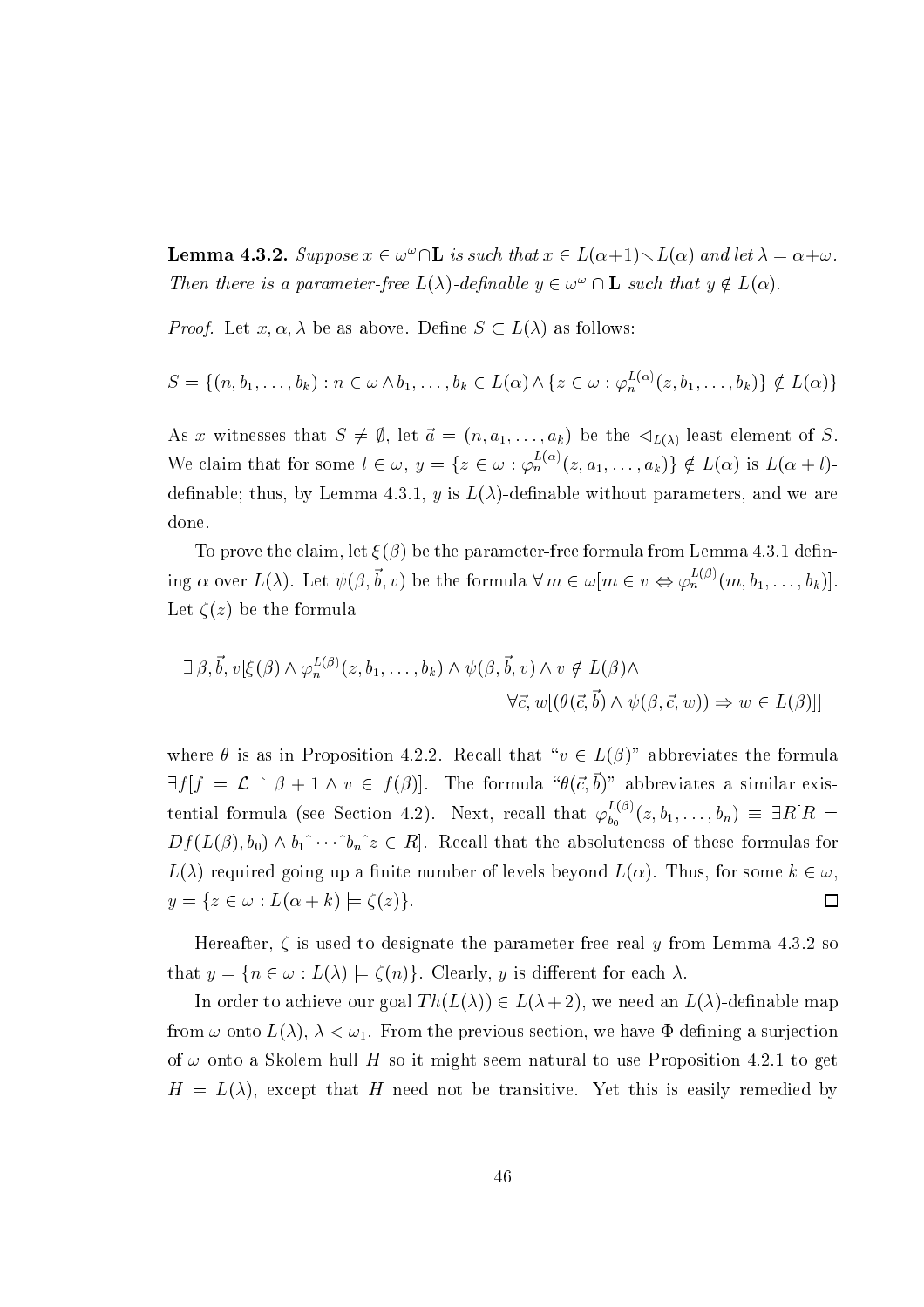**Lemma 4.3.2.** *Suppose $x \in \omega^\omega \cap \mathbf{L}$ is such that $x \in L(\alpha+1) \setminus L(\alpha)$ and let $\lambda = \alpha+\omega$. Then there is a parameter-free $L(\lambda)$-definable $y \in \omega^\omega \cap \mathbf{L}$ such that $y \notin L(\alpha)$.*

*Proof.* Let $x, \alpha, \lambda$ be as above. Define $S \subset L(\lambda)$ as follows:

$$S = \{(n, b_1, \ldots, b_k) : n \in \omega \wedge b_1, \ldots, b_k \in L(\alpha) \wedge \{z \in \omega : \varphi_n^{L(\alpha)}(z, b_1, \ldots, b_k)\} \notin L(\alpha)\}$$

As $x$ witnesses that $S \neq \emptyset$, let $\vec{a} = (n, a_1, \ldots, a_k)$ be the $\lhd_{L(\lambda)}$-least element of $S$. We claim that for some $l \in \omega$, $y = \{z \in \omega : \varphi_n^{L(\alpha)}(z, a_1, \ldots, a_k)\} \notin L(\alpha)$ is $L(\alpha+l)$-definable; thus, by Lemma 4.3.1, $y$ is $L(\lambda)$-definable without parameters, and we are done.

To prove the claim, let $\xi(\beta)$ be the parameter-free formula from Lemma 4.3.1 defining $\alpha$ over $L(\lambda)$. Let $\psi(\beta, \vec{b}, v)$ be the formula $\forall m \in \omega[m \in v \Leftrightarrow \varphi_n^{L(\beta)}(m, b_1, \ldots, b_k)]$. Let $\zeta(z)$ be the formula

$$\exists \beta, \vec{b}, v[\xi(\beta) \wedge \varphi_n^{L(\beta)}(z, b_1, \ldots, b_k) \wedge \psi(\beta, \vec{b}, v) \wedge v \notin L(\beta) \wedge$$
$$\forall \vec{c}, w[(\theta(\vec{c}, \vec{b}) \wedge \psi(\beta, \vec{c}, w)) \Rightarrow w \in L(\beta)]]$$

where $\theta$ is as in Proposition 4.2.2. Recall that "$v \in L(\beta)$" abbreviates the formula $\exists f[f = \mathcal{L} \restriction \beta+1 \wedge v \in f(\beta)]$. The formula "$\theta(\vec{c}, \vec{b})$" abbreviates a similar existential formula (see Section 4.2). Next, recall that $\varphi_{b_0}^{L(\beta)}(z, b_1, \ldots, b_n) \equiv \exists R[R = Df(L(\beta), b_0) \wedge b_1\hat{}\cdots\hat{}b_n\hat{}z \in R]$. Recall that the absoluteness of these formulas for $L(\lambda)$ required going up a finite number of levels beyond $L(\alpha)$. Thus, for some $k \in \omega$, $y = \{z \in \omega : L(\alpha+k) \models \zeta(z)\}$. $\square$

Hereafter, $\zeta$ is used to designate the parameter-free real $y$ from Lemma 4.3.2 so that $y = \{n \in \omega : L(\lambda) \models \zeta(n)\}$. Clearly, $y$ is different for each $\lambda$.

In order to achieve our goal $Th(L(\lambda)) \in L(\lambda+2)$, we need an $L(\lambda)$-definable map from $\omega$ onto $L(\lambda)$, $\lambda < \omega_1$. From the previous section, we have $\Phi$ defining a surjection of $\omega$ onto a Skolem hull $H$ so it might seem natural to use Proposition 4.2.1 to get $H = L(\lambda)$, except that $H$ need not be transitive. Yet this is easily remedied by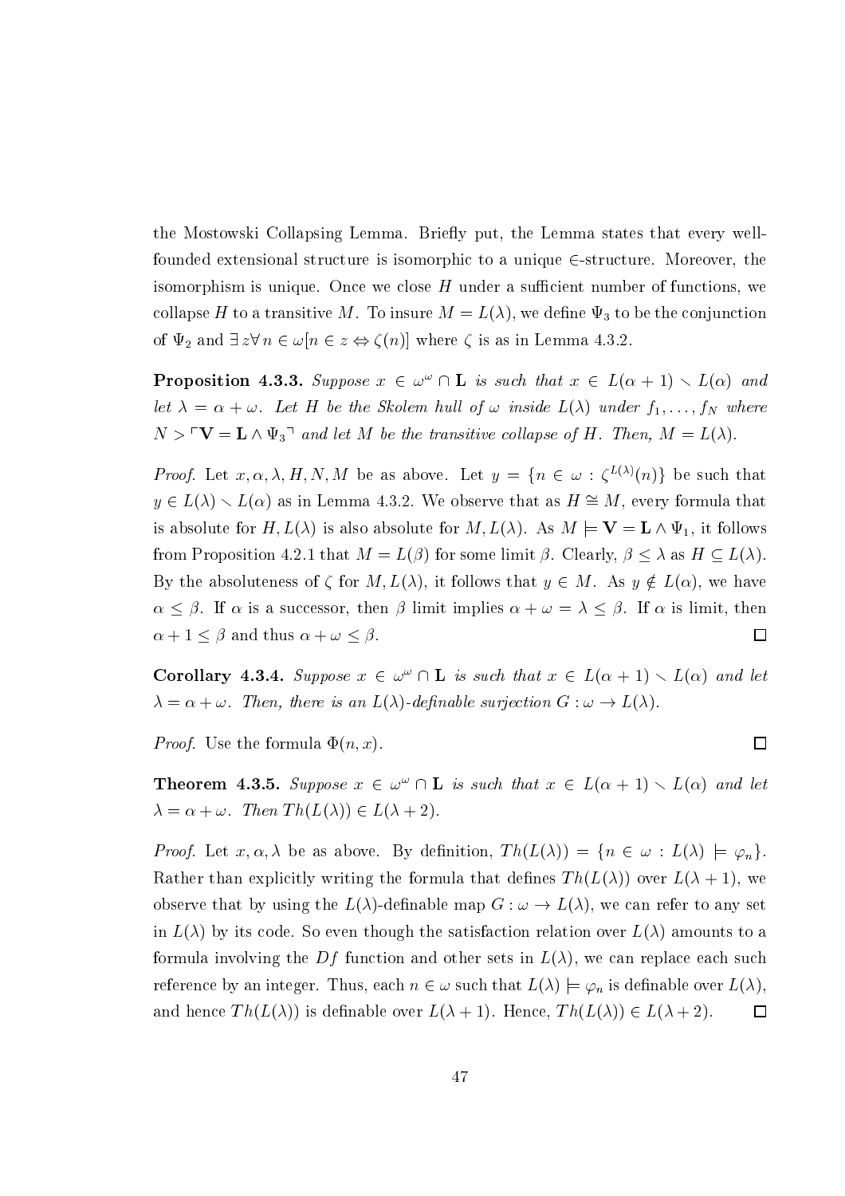the Mostowski Collapsing Lemma. Briefly put, the Lemma states that every well-founded extensional structure is isomorphic to a unique $\in$-structure. Moreover, the isomorphism is unique. Once we close $H$ under a sufficient number of functions, we collapse $H$ to a transitive $M$. To insure $M = L(\lambda)$, we define $\Psi_3$ to be the conjunction of $\Psi_2$ and $\exists z \forall n \in \omega[n \in z \Leftrightarrow \zeta(n)]$ where $\zeta$ is as in Lemma 4.3.2.

**Proposition 4.3.3.** *Suppose $x \in \omega^\omega \cap \mathbf{L}$ is such that $x \in L(\alpha+1) \setminus L(\alpha)$ and let $\lambda = \alpha + \omega$. Let $H$ be the Skolem hull of $\omega$ inside $L(\lambda)$ under $f_1, \ldots, f_N$ where $N > \ulcorner \mathbf{V} = \mathbf{L} \wedge \Psi_3 \urcorner$ and let $M$ be the transitive collapse of $H$. Then, $M = L(\lambda)$.*

*Proof.* Let $x, \alpha, \lambda, H, N, M$ be as above. Let $y = \{n \in \omega : \zeta^{L(\lambda)}(n)\}$ be such that $y \in L(\lambda) \setminus L(\alpha)$ as in Lemma 4.3.2. We observe that as $H \cong M$, every formula that is absolute for $H, L(\lambda)$ is also absolute for $M, L(\lambda)$. As $M \models \mathbf{V} = \mathbf{L} \wedge \Psi_1$, it follows from Proposition 4.2.1 that $M = L(\beta)$ for some limit $\beta$. Clearly, $\beta \leq \lambda$ as $H \subseteq L(\lambda)$. By the absoluteness of $\zeta$ for $M, L(\lambda)$, it follows that $y \in M$. As $y \notin L(\alpha)$, we have $\alpha \leq \beta$. If $\alpha$ is a successor, then $\beta$ limit implies $\alpha + \omega = \lambda \leq \beta$. If $\alpha$ is limit, then $\alpha + 1 \leq \beta$ and thus $\alpha + \omega \leq \beta$. $\square$

**Corollary 4.3.4.** *Suppose $x \in \omega^\omega \cap \mathbf{L}$ is such that $x \in L(\alpha+1) \setminus L(\alpha)$ and let $\lambda = \alpha + \omega$. Then, there is an $L(\lambda)$-definable surjection $G : \omega \to L(\lambda)$.*

*Proof.* Use the formula $\Phi(n, x)$. $\square$

**Theorem 4.3.5.** *Suppose $x \in \omega^\omega \cap \mathbf{L}$ is such that $x \in L(\alpha+1) \setminus L(\alpha)$ and let $\lambda = \alpha + \omega$. Then $Th(L(\lambda)) \in L(\lambda+2)$.*

*Proof.* Let $x, \alpha, \lambda$ be as above. By definition, $Th(L(\lambda)) = \{n \in \omega : L(\lambda) \models \varphi_n\}$. Rather than explicitly writing the formula that defines $Th(L(\lambda))$ over $L(\lambda+1)$, we observe that by using the $L(\lambda)$-definable map $G : \omega \to L(\lambda)$, we can refer to any set in $L(\lambda)$ by its code. So even though the satisfaction relation over $L(\lambda)$ amounts to a formula involving the $Df$ function and other sets in $L(\lambda)$, we can replace each such reference by an integer. Thus, each $n \in \omega$ such that $L(\lambda) \models \varphi_n$ is definable over $L(\lambda)$, and hence $Th(L(\lambda))$ is definable over $L(\lambda+1)$. Hence, $Th(L(\lambda)) \in L(\lambda+2)$. $\square$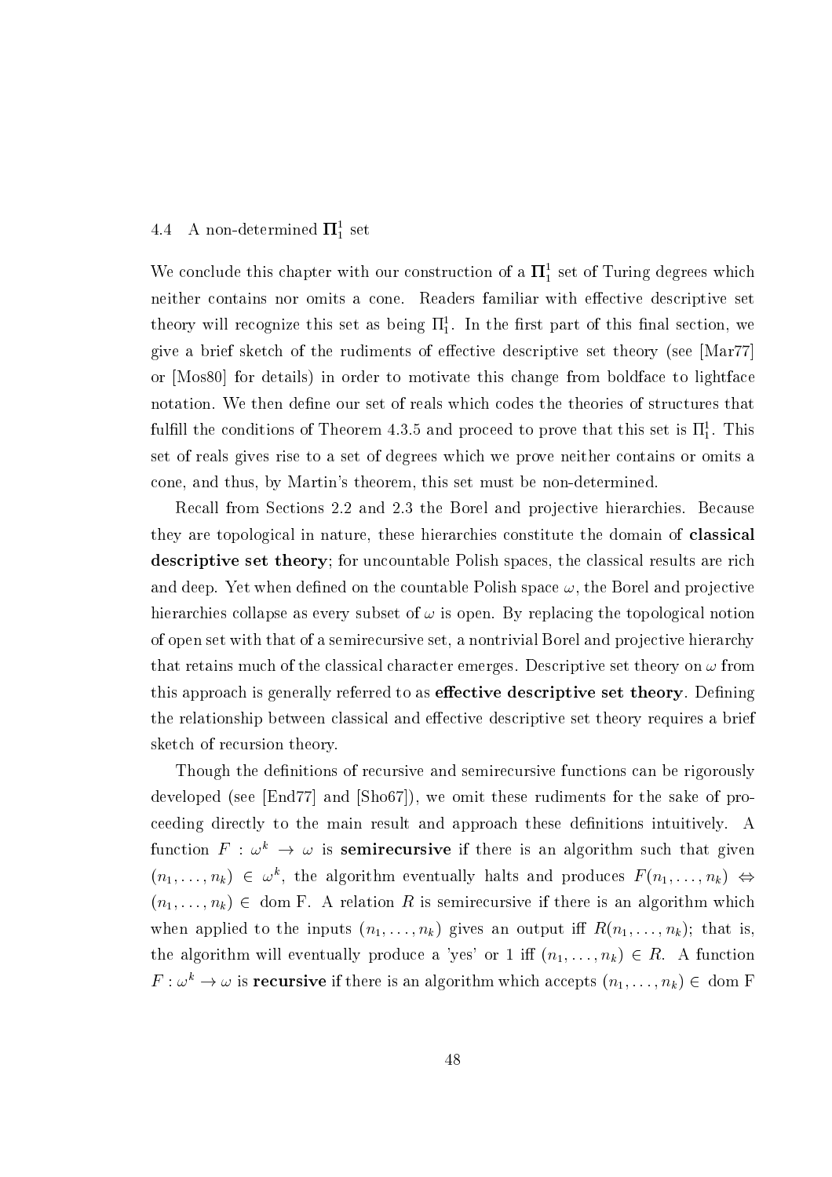### 4.4 A non-determined $\mathbf{\Pi}^1_1$ set

We conclude this chapter with our construction of a $\mathbf{\Pi}^1_1$ set of Turing degrees which neither contains nor omits a cone. Readers familiar with effective descriptive set theory will recognize this set as being $\Pi^1_1$. In the first part of this final section, we give a brief sketch of the rudiments of effective descriptive set theory (see [Mar77] or [Mos80] for details) in order to motivate this change from boldface to lightface notation. We then define our set of reals which codes the theories of structures that fulfill the conditions of Theorem 4.3.5 and proceed to prove that this set is $\Pi^1_1$. This set of reals gives rise to a set of degrees which we prove neither contains or omits a cone, and thus, by Martin's theorem, this set must be non-determined.

Recall from Sections 2.2 and 2.3 the Borel and projective hierarchies. Because they are topological in nature, these hierarchies constitute the domain of **classical descriptive set theory**; for uncountable Polish spaces, the classical results are rich and deep. Yet when defined on the countable Polish space $\omega$, the Borel and projective hierarchies collapse as every subset of $\omega$ is open. By replacing the topological notion of open set with that of a semirecursive set, a nontrivial Borel and projective hierarchy that retains much of the classical character emerges. Descriptive set theory on $\omega$ from this approach is generally referred to as **effective descriptive set theory**. Defining the relationship between classical and effective descriptive set theory requires a brief sketch of recursion theory.

Though the definitions of recursive and semirecursive functions can be rigorously developed (see [End77] and [Sho67]), we omit these rudiments for the sake of proceeding directly to the main result and approach these definitions intuitively. A function $F : \omega^k \to \omega$ is **semirecursive** if there is an algorithm such that given $(n_1, \ldots, n_k) \in \omega^k$, the algorithm eventually halts and produces $F(n_1, \ldots, n_k) \Leftrightarrow (n_1, \ldots, n_k) \in \text{dom F}$. A relation $R$ is semirecursive if there is an algorithm which when applied to the inputs $(n_1, \ldots, n_k)$ gives an output iff $R(n_1, \ldots, n_k)$; that is, the algorithm will eventually produce a 'yes' or 1 iff $(n_1, \ldots, n_k) \in R$. A function $F : \omega^k \to \omega$ is **recursive** if there is an algorithm which accepts $(n_1, \ldots, n_k) \in \text{dom F}$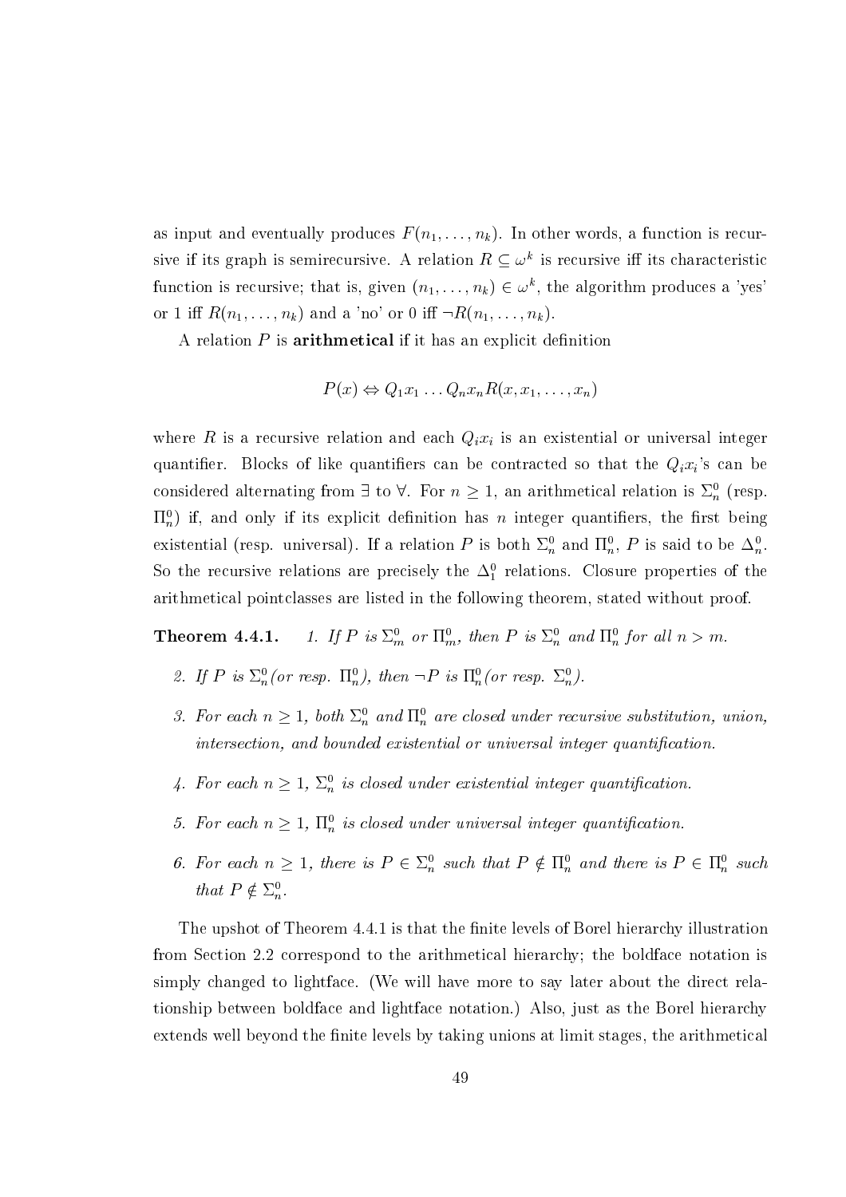as input and eventually produces $F(n_1, \ldots, n_k)$. In other words, a function is recursive if its graph is semirecursive. A relation $R \subseteq \omega^k$ is recursive iff its characteristic function is recursive; that is, given $(n_1, \ldots, n_k) \in \omega^k$, the algorithm produces a 'yes' or 1 iff $R(n_1, \ldots, n_k)$ and a 'no' or 0 iff $\neg R(n_1, \ldots, n_k)$.

A relation $P$ is **arithmetical** if it has an explicit definition

$$P(x) \Leftrightarrow Q_1 x_1 \ldots Q_n x_n R(x, x_1, \ldots, x_n)$$

where $R$ is a recursive relation and each $Q_i x_i$ is an existential or universal integer quantifier. Blocks of like quantifiers can be contracted so that the $Q_i x_i$'s can be considered alternating from $\exists$ to $\forall$. For $n \geq 1$, an arithmetical relation is $\Sigma^0_n$ (resp. $\Pi^0_n$) if, and only if its explicit definition has $n$ integer quantifiers, the first being existential (resp. universal). If a relation $P$ is both $\Sigma^0_n$ and $\Pi^0_n$, $P$ is said to be $\Delta^0_n$. So the recursive relations are precisely the $\Delta^0_1$ relations. Closure properties of the arithmetical pointclasses are listed in the following theorem, stated without proof.

**Theorem 4.4.1.**

1. *If $P$ is $\Sigma^0_m$ or $\Pi^0_m$, then $P$ is $\Sigma^0_n$ and $\Pi^0_n$ for all $n > m$.*
2. *If $P$ is $\Sigma^0_n$(or resp. $\Pi^0_n$), then $\neg P$ is $\Pi^0_n$(or resp. $\Sigma^0_n$).*
3. *For each $n \geq 1$, both $\Sigma^0_n$ and $\Pi^0_n$ are closed under recursive substitution, union, intersection, and bounded existential or universal integer quantification.*
4. *For each $n \geq 1$, $\Sigma^0_n$ is closed under existential integer quantification.*
5. *For each $n \geq 1$, $\Pi^0_n$ is closed under universal integer quantification.*
6. *For each $n \geq 1$, there is $P \in \Sigma^0_n$ such that $P \notin \Pi^0_n$ and there is $P \in \Pi^0_n$ such that $P \notin \Sigma^0_n$.*

The upshot of Theorem 4.4.1 is that the finite levels of Borel hierarchy illustration from Section 2.2 correspond to the arithmetical hierarchy; the boldface notation is simply changed to lightface. (We will have more to say later about the direct relationship between boldface and lightface notation.) Also, just as the Borel hierarchy extends well beyond the finite levels by taking unions at limit stages, the arithmetical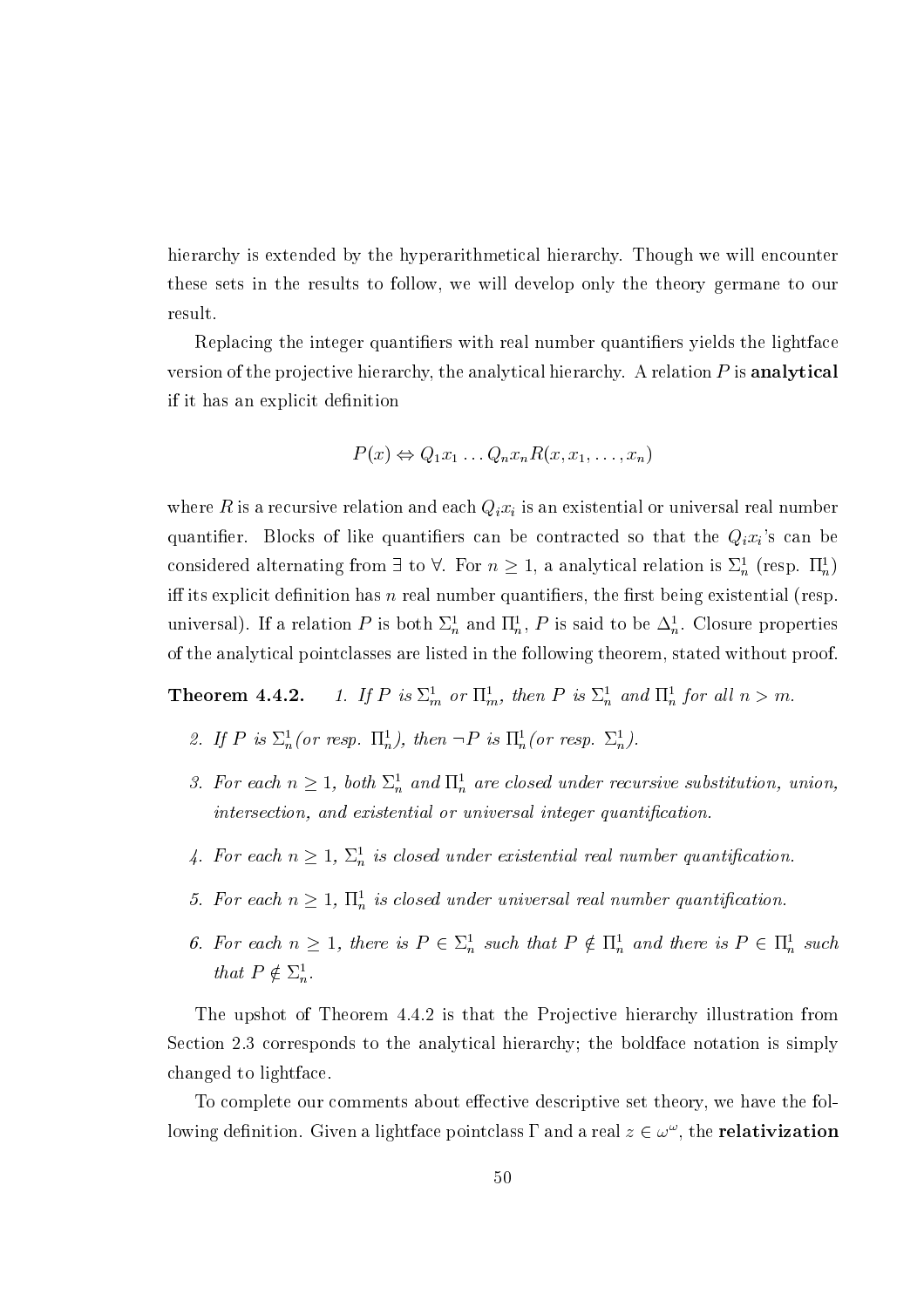hierarchy is extended by the hyperarithmetical hierarchy. Though we will encounter these sets in the results to follow, we will develop only the theory germane to our result.

Replacing the integer quantifiers with real number quantifiers yields the lightface version of the projective hierarchy, the analytical hierarchy. A relation $P$ is **analytical** if it has an explicit definition

$$P(x) \Leftrightarrow Q_1 x_1 \ldots Q_n x_n R(x, x_1, \ldots, x_n)$$

where $R$ is a recursive relation and each $Q_i x_i$ is an existential or universal real number quantifier. Blocks of like quantifiers can be contracted so that the $Q_i x_i$'s can be considered alternating from $\exists$ to $\forall$. For $n \geq 1$, a analytical relation is $\Sigma^1_n$ (resp. $\Pi^1_n$) iff its explicit definition has $n$ real number quantifiers, the first being existential (resp. universal). If a relation $P$ is both $\Sigma^1_n$ and $\Pi^1_n$, $P$ is said to be $\Delta^1_n$. Closure properties of the analytical pointclasses are listed in the following theorem, stated without proof.

**Theorem 4.4.2.** *1. If $P$ is $\Sigma^1_m$ or $\Pi^1_m$, then $P$ is $\Sigma^1_n$ and $\Pi^1_n$ for all $n > m$.*

2. *If $P$ is $\Sigma^1_n$(or resp. $\Pi^1_n$), then $\neg P$ is $\Pi^1_n$(or resp. $\Sigma^1_n$).*

3. *For each $n \geq 1$, both $\Sigma^1_n$ and $\Pi^1_n$ are closed under recursive substitution, union, intersection, and existential or universal integer quantification.*

4. *For each $n \geq 1$, $\Sigma^1_n$ is closed under existential real number quantification.*

5. *For each $n \geq 1$, $\Pi^1_n$ is closed under universal real number quantification.*

6. *For each $n \geq 1$, there is $P \in \Sigma^1_n$ such that $P \notin \Pi^1_n$ and there is $P \in \Pi^1_n$ such that $P \notin \Sigma^1_n$.*

The upshot of Theorem 4.4.2 is that the Projective hierarchy illustration from Section 2.3 corresponds to the analytical hierarchy; the boldface notation is simply changed to lightface.

To complete our comments about effective descriptive set theory, we have the following definition. Given a lightface pointclass $\Gamma$ and a real $z \in \omega^\omega$, the **relativization**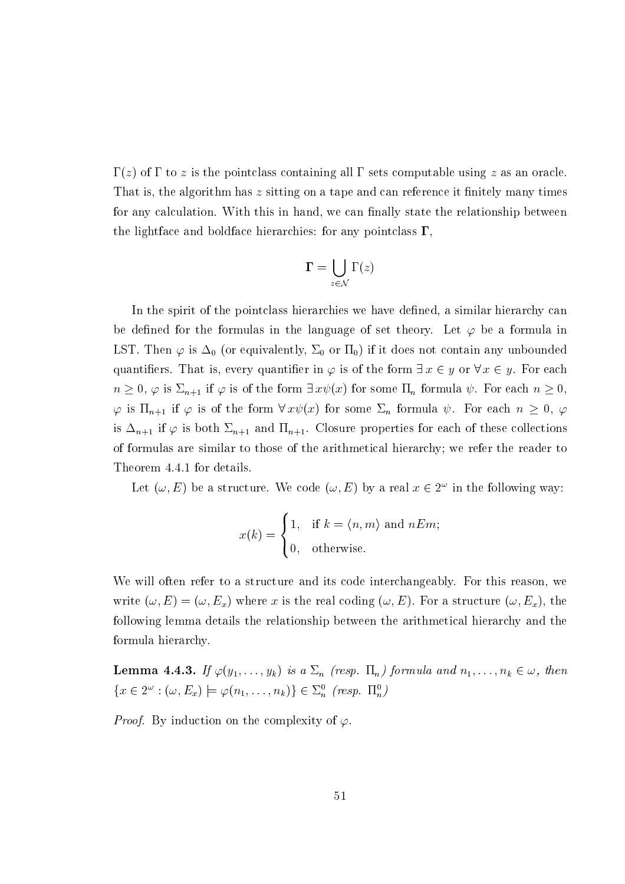$\Gamma(z)$ of $\Gamma$ to $z$ is the pointclass containing all $\Gamma$ sets computable using $z$ as an oracle. That is, the algorithm has $z$ sitting on a tape and can reference it finitely many times for any calculation. With this in hand, we can finally state the relationship between the lightface and boldface hierarchies: for any pointclass $\mathbf{\Gamma}$,

$$\mathbf{\Gamma} = \bigcup_{z \in \mathcal{N}} \Gamma(z)$$

In the spirit of the pointclass hierarchies we have defined, a similar hierarchy can be defined for the formulas in the language of set theory. Let $\varphi$ be a formula in LST. Then $\varphi$ is $\Delta_0$ (or equivalently, $\Sigma_0$ or $\Pi_0$) if it does not contain any unbounded quantifiers. That is, every quantifier in $\varphi$ is of the form $\exists\, x \in y$ or $\forall\, x \in y$. For each $n \geq 0$, $\varphi$ is $\Sigma_{n+1}$ if $\varphi$ is of the form $\exists\, x \psi(x)$ for some $\Pi_n$ formula $\psi$. For each $n \geq 0$, $\varphi$ is $\Pi_{n+1}$ if $\varphi$ is of the form $\forall\, x \psi(x)$ for some $\Sigma_n$ formula $\psi$. For each $n \geq 0$, $\varphi$ is $\Delta_{n+1}$ if $\varphi$ is both $\Sigma_{n+1}$ and $\Pi_{n+1}$. Closure properties for each of these collections of formulas are similar to those of the arithmetical hierarchy; we refer the reader to Theorem 4.4.1 for details.

Let $(\omega, E)$ be a structure. We code $(\omega, E)$ by a real $x \in 2^\omega$ in the following way:

$$x(k) = \begin{cases} 1, & \text{if } k = \langle n, m \rangle \text{ and } nEm; \\ 0, & \text{otherwise.} \end{cases}$$

We will often refer to a structure and its code interchangeably. For this reason, we write $(\omega, E) = (\omega, E_x)$ where $x$ is the real coding $(\omega, E)$. For a structure $(\omega, E_x)$, the following lemma details the relationship between the arithmetical hierarchy and the formula hierarchy.

**Lemma 4.4.3.** *If $\varphi(y_1, \ldots, y_k)$ is a $\Sigma_n$ (resp. $\Pi_n$) formula and $n_1, \ldots, n_k \in \omega$, then $\{x \in 2^\omega : (\omega, E_x) \models \varphi(n_1, \ldots, n_k)\} \in \Sigma^0_n$ (resp. $\Pi^0_n$)*

*Proof.* By induction on the complexity of $\varphi$.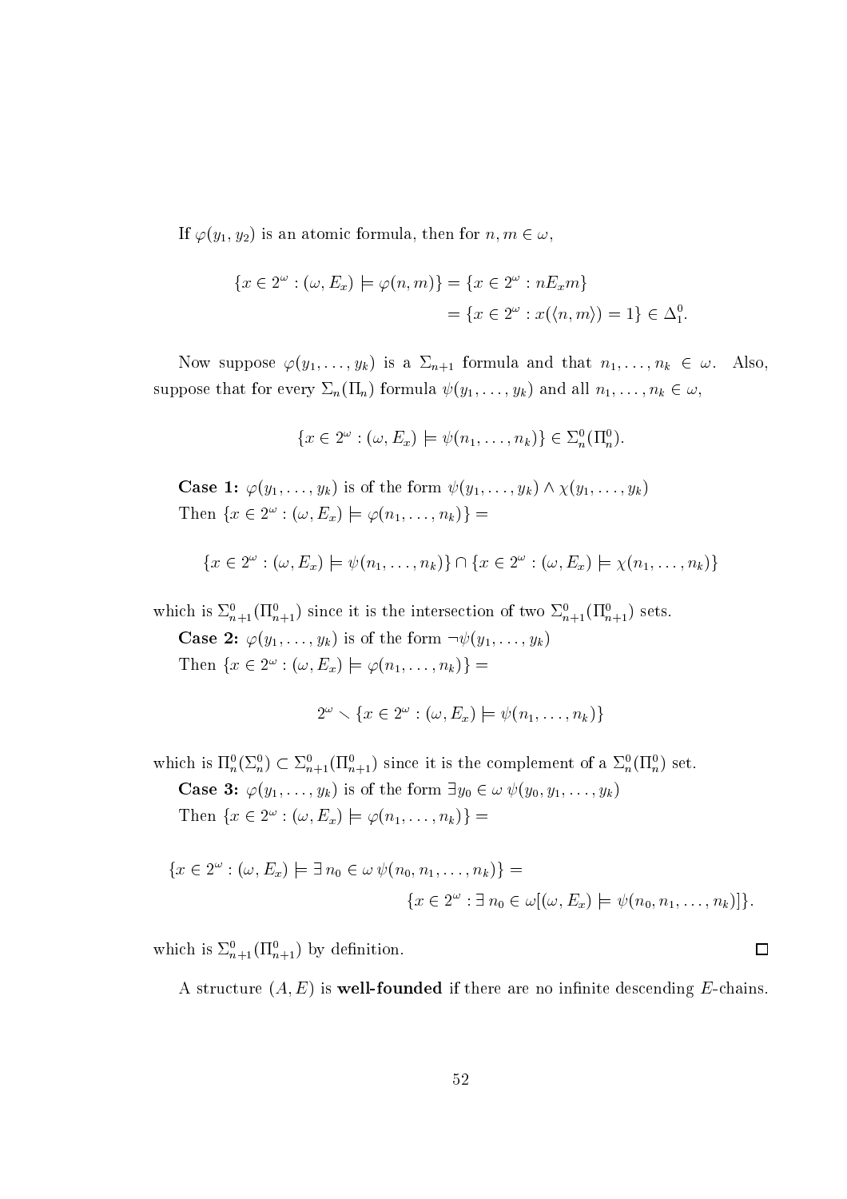If $\varphi(y_1, y_2)$ is an atomic formula, then for $n, m \in \omega$,

$$\begin{aligned}
\{x \in 2^\omega : (\omega, E_x) \models \varphi(n,m)\} &= \{x \in 2^\omega : nE_x m\} \\
&= \{x \in 2^\omega : x(\langle n, m\rangle) = 1\} \in \Delta^0_1.
\end{aligned}$$

Now suppose $\varphi(y_1, \ldots, y_k)$ is a $\Sigma_{n+1}$ formula and that $n_1, \ldots, n_k \in \omega$. Also, suppose that for every $\Sigma_n(\Pi_n)$ formula $\psi(y_1, \ldots, y_k)$ and all $n_1, \ldots, n_k \in \omega$,

$$\{x \in 2^\omega : (\omega, E_x) \models \psi(n_1, \ldots, n_k)\} \in \Sigma^0_n(\Pi^0_n).$$

**Case 1:** $\varphi(y_1, \ldots, y_k)$ is of the form $\psi(y_1, \ldots, y_k) \wedge \chi(y_1, \ldots, y_k)$

Then $\{x \in 2^\omega : (\omega, E_x) \models \varphi(n_1, \ldots, n_k)\} =$

$$\{x \in 2^\omega : (\omega, E_x) \models \psi(n_1, \ldots, n_k)\} \cap \{x \in 2^\omega : (\omega, E_x) \models \chi(n_1, \ldots, n_k)\}$$

which is $\Sigma^0_{n+1}(\Pi^0_{n+1})$ since it is the intersection of two $\Sigma^0_{n+1}(\Pi^0_{n+1})$ sets.

**Case 2:** $\varphi(y_1, \ldots, y_k)$ is of the form $\neg\psi(y_1, \ldots, y_k)$

Then $\{x \in 2^\omega : (\omega, E_x) \models \varphi(n_1, \ldots, n_k)\} =$

$$2^\omega \setminus \{x \in 2^\omega : (\omega, E_x) \models \psi(n_1, \ldots, n_k)\}$$

which is $\Pi^0_n(\Sigma^0_n) \subset \Sigma^0_{n+1}(\Pi^0_{n+1})$ since it is the complement of a $\Sigma^0_n(\Pi^0_n)$ set.

**Case 3:** $\varphi(y_1, \ldots, y_k)$ is of the form $\exists y_0 \in \omega\, \psi(y_0, y_1, \ldots, y_k)$

Then $\{x \in 2^\omega : (\omega, E_x) \models \varphi(n_1, \ldots, n_k)\} =$

$$\begin{aligned}
\{x \in 2^\omega : (\omega, E_x) \models \exists\, n_0 \in \omega\, \psi(n_0, n_1, \ldots, n_k)\} &= \\
&\{x \in 2^\omega : \exists\, n_0 \in \omega[(\omega, E_x) \models \psi(n_0, n_1, \ldots, n_k)]\}.
\end{aligned}$$

which is $\Sigma^0_{n+1}(\Pi^0_{n+1})$ by definition. □

A structure $(A, E)$ is **well-founded** if there are no infinite descending $E$-chains.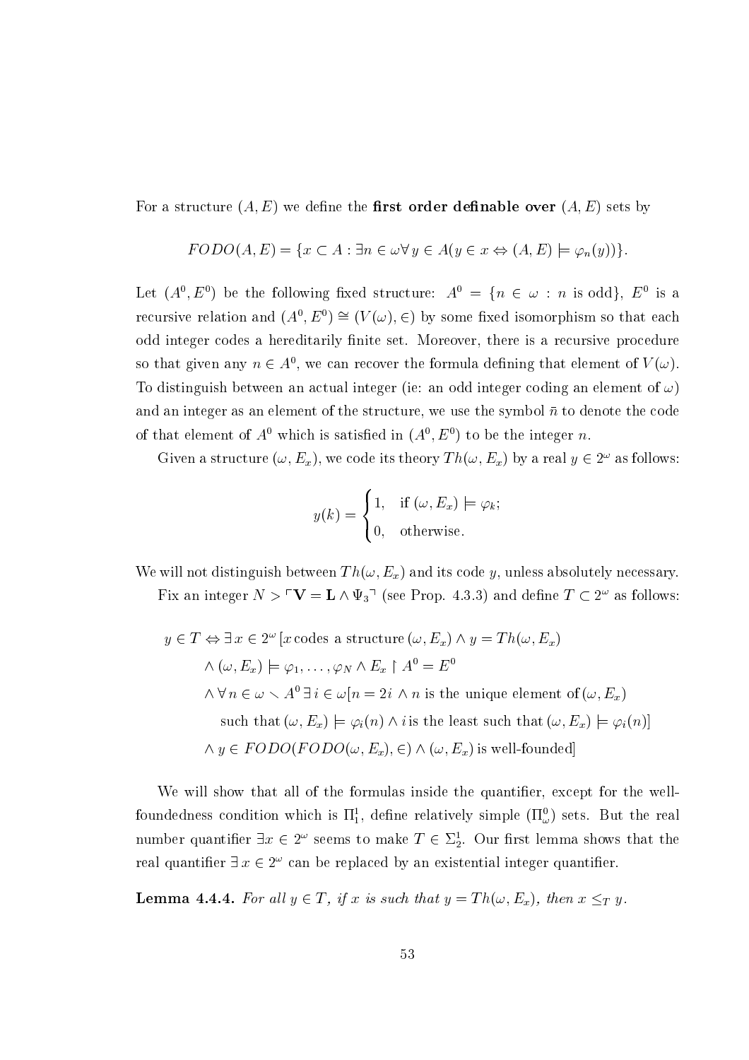For a structure $(A, E)$ we define the **first order definable over** $(A, E)$ sets by

$$FODO(A, E) = \{x \subset A : \exists n \in \omega \forall y \in A(y \in x \Leftrightarrow (A, E) \models \varphi_n(y))\}.$$

Let $(A^0, E^0)$ be the following fixed structure: $A^0 = \{n \in \omega : n \text{ is odd}\}$, $E^0$ is a recursive relation and $(A^0, E^0) \cong (V(\omega), \in)$ by some fixed isomorphism so that each odd integer codes a hereditarily finite set. Moreover, there is a recursive procedure so that given any $n \in A^0$, we can recover the formula defining that element of $V(\omega)$. To distinguish between an actual integer (ie: an odd integer coding an element of $\omega$) and an integer as an element of the structure, we use the symbol $\bar{n}$ to denote the code of that element of $A^0$ which is satisfied in $(A^0, E^0)$ to be the integer $n$.

Given a structure $(\omega, E_x)$, we code its theory $Th(\omega, E_x)$ by a real $y \in 2^\omega$ as follows:

$$y(k) = \begin{cases} 1, & \text{if } (\omega, E_x) \models \varphi_k; \\ 0, & \text{otherwise.} \end{cases}$$

We will not distinguish between $Th(\omega, E_x)$ and its code $y$, unless absolutely necessary.

Fix an integer $N > \ulcorner \mathbf{V} = \mathbf{L} \wedge \Psi_3 \urcorner$ (see Prop. 4.3.3) and define $T \subset 2^\omega$ as follows:

$$\begin{aligned}
y \in T \Leftrightarrow \exists\, x \in 2^\omega\, [&x \text{ codes a structure } (\omega, E_x) \wedge y = Th(\omega, E_x) \\
&\wedge (\omega, E_x) \models \varphi_1, \ldots, \varphi_N \wedge E_x \restriction A^0 = E^0 \\
&\wedge \forall\, n \in \omega \setminus A^0\, \exists\, i \in \omega [n = 2i \wedge n \text{ is the unique element of } (\omega, E_x) \\
&\quad \text{such that } (\omega, E_x) \models \varphi_i(n) \wedge i \text{ is the least such that } (\omega, E_x) \models \varphi_i(n)] \\
&\wedge y \in FODO(FODO(\omega, E_x), \in) \wedge (\omega, E_x) \text{ is well-founded}]
\end{aligned}$$

We will show that all of the formulas inside the quantifier, except for the well-foundedness condition which is $\Pi^1_1$, define relatively simple ($\Pi^0_\omega$) sets. But the real number quantifier $\exists x \in 2^\omega$ seems to make $T \in \Sigma^1_2$. Our first lemma shows that the real quantifier $\exists\, x \in 2^\omega$ can be replaced by an existential integer quantifier.

**Lemma 4.4.4.** *For all $y \in T$, if $x$ is such that $y = Th(\omega, E_x)$, then $x \leq_T y$.*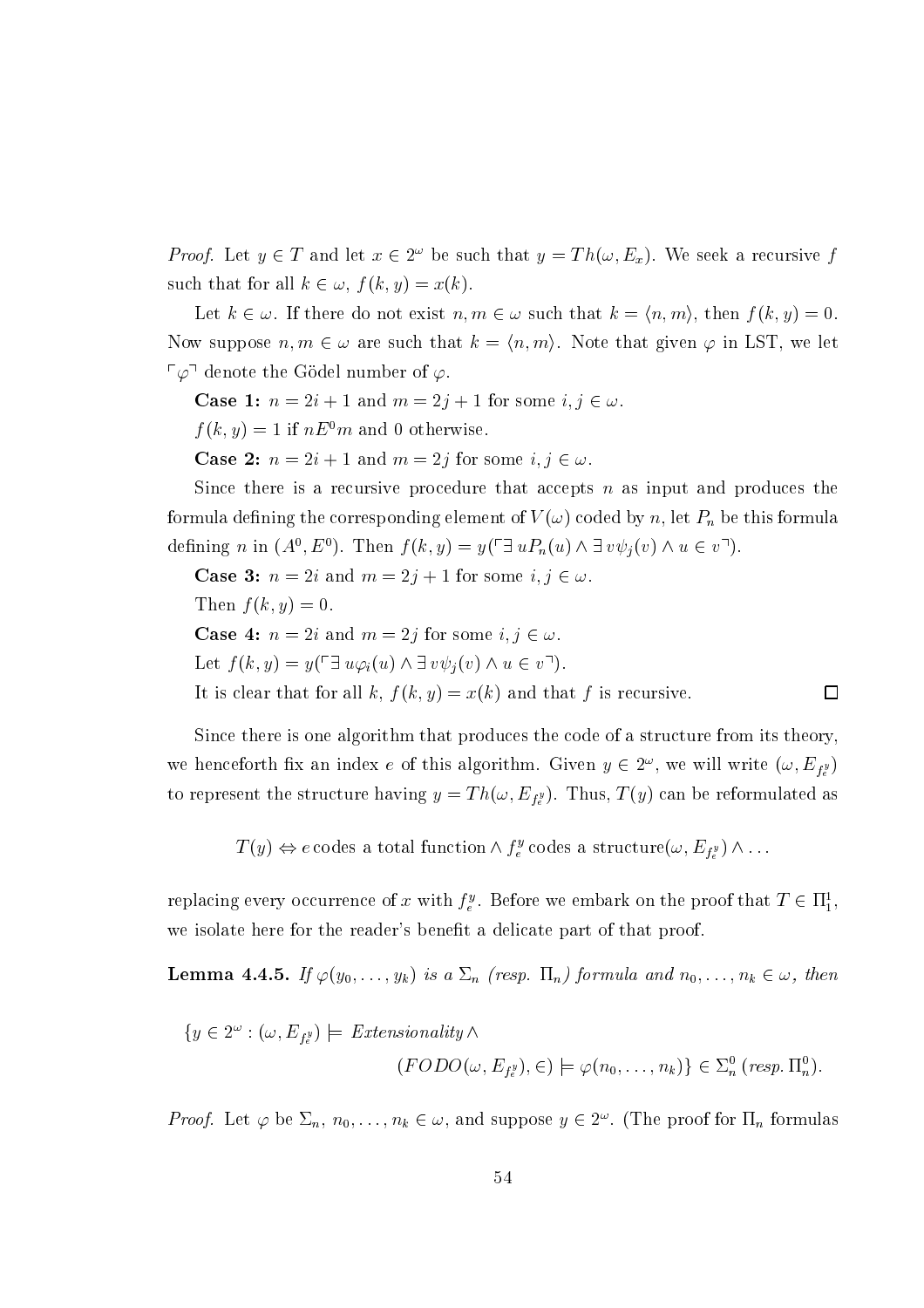*Proof.* Let $y \in T$ and let $x \in 2^\omega$ be such that $y = Th(\omega, E_x)$. We seek a recursive $f$ such that for all $k \in \omega$, $f(k, y) = x(k)$.

Let $k \in \omega$. If there do not exist $n, m \in \omega$ such that $k = \langle n, m \rangle$, then $f(k, y) = 0$. Now suppose $n, m \in \omega$ are such that $k = \langle n, m \rangle$. Note that given $\varphi$ in LST, we let $\ulcorner \varphi \urcorner$ denote the Gödel number of $\varphi$.

**Case 1:** $n = 2i + 1$ and $m = 2j + 1$ for some $i, j \in \omega$.

$f(k, y) = 1$ if $nE^0m$ and 0 otherwise.

**Case 2:** $n = 2i + 1$ and $m = 2j$ for some $i, j \in \omega$.

Since there is a recursive procedure that accepts $n$ as input and produces the formula defining the corresponding element of $V(\omega)$ coded by $n$, let $P_n$ be this formula defining $n$ in $(A^0, E^0)$. Then $f(k, y) = y(\ulcorner \exists\, u P_n(u) \wedge \exists\, v \psi_j(v) \wedge u \in v \urcorner)$.

**Case 3:** $n = 2i$ and $m = 2j + 1$ for some $i, j \in \omega$.

Then $f(k, y) = 0$.

**Case 4:** $n = 2i$ and $m = 2j$ for some $i, j \in \omega$.

Let $f(k, y) = y(\ulcorner \exists\, u \varphi_i(u) \wedge \exists\, v \psi_j(v) \wedge u \in v \urcorner)$.

It is clear that for all $k$, $f(k, y) = x(k)$ and that $f$ is recursive. $\square$

Since there is one algorithm that produces the code of a structure from its theory, we henceforth fix an index $e$ of this algorithm. Given $y \in 2^\omega$, we will write $(\omega, E_{f_e^y})$ to represent the structure having $y = Th(\omega, E_{f_e^y})$. Thus, $T(y)$ can be reformulated as

$$T(y) \Leftrightarrow e \,\text{codes a total function} \wedge f_e^y \,\text{codes a structure}(\omega, E_{f_e^y}) \wedge \dots$$

replacing every occurrence of $x$ with $f_e^y$. Before we embark on the proof that $T \in \Pi^1_1$, we isolate here for the reader's benefit a delicate part of that proof.

**Lemma 4.4.5.** *If $\varphi(y_0, \dots, y_k)$ is a $\Sigma_n$ (resp. $\Pi_n$) formula and $n_0, \dots, n_k \in \omega$, then*

$$\{y \in 2^\omega : (\omega, E_{f_e^y}) \models \textit{Extensionality} \wedge$$
$$(FODO(\omega, E_{f_e^y}), \in) \models \varphi(n_0, \dots, n_k)\} \in \Sigma^0_n \; (\textit{resp.}\, \Pi^0_n).$$

*Proof.* Let $\varphi$ be $\Sigma_n$, $n_0, \dots, n_k \in \omega$, and suppose $y \in 2^\omega$. (The proof for $\Pi_n$ formulas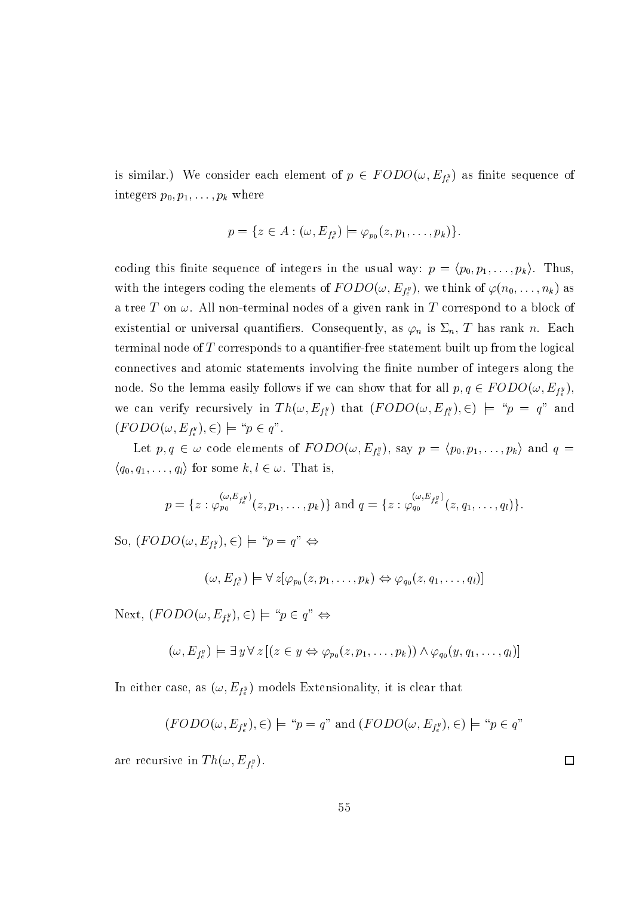is similar.) We consider each element of $p \in FODO(\omega, E_{f_e^y})$ as finite sequence of integers $p_0, p_1, \ldots, p_k$ where

$$p = \{z \in A : (\omega, E_{f_e^y}) \models \varphi_{p_0}(z, p_1, \ldots, p_k)\}.$$

coding this finite sequence of integers in the usual way: $p = \langle p_0, p_1, \ldots, p_k \rangle$. Thus, with the integers coding the elements of $FODO(\omega, E_{f_e^y})$, we think of $\varphi(n_0, \ldots, n_k)$ as a tree $T$ on $\omega$. All non-terminal nodes of a given rank in $T$ correspond to a block of existential or universal quantifiers. Consequently, as $\varphi_n$ is $\Sigma_n$, $T$ has rank $n$. Each terminal node of $T$ corresponds to a quantifier-free statement built up from the logical connectives and atomic statements involving the finite number of integers along the node. So the lemma easily follows if we can show that for all $p, q \in FODO(\omega, E_{f_e^y})$, we can verify recursively in $Th(\omega, E_{f_e^y})$ that $(FODO(\omega, E_{f_e^y}), \in) \models$ "$p = q$" and $(FODO(\omega, E_{f_e^y}), \in) \models$ "$p \in q$".

Let $p, q \in \omega$ code elements of $FODO(\omega, E_{f_e^y})$, say $p = \langle p_0, p_1, \ldots, p_k \rangle$ and $q = \langle q_0, q_1, \ldots, q_l \rangle$ for some $k, l \in \omega$. That is,

$$p = \{z : \varphi_{p_0}^{(\omega, E_{f_e^y})}(z, p_1, \ldots, p_k)\} \text{ and } q = \{z : \varphi_{q_0}^{(\omega, E_{f_e^y})}(z, q_1, \ldots, q_l)\}.$$

So, $(FODO(\omega, E_{f_e^y}), \in) \models$ "$p = q$" $\Leftrightarrow$

$$(\omega, E_{f_e^y}) \models \forall\, z[\varphi_{p_0}(z, p_1, \ldots, p_k) \Leftrightarrow \varphi_{q_0}(z, q_1, \ldots, q_l)]$$

Next, $(FODO(\omega, E_{f_e^y}), \in) \models$ "$p \in q$" $\Leftrightarrow$

$$(\omega, E_{f_e^y}) \models \exists\, y \forall\, z\,[(z \in y \Leftrightarrow \varphi_{p_0}(z, p_1, \ldots, p_k)) \wedge \varphi_{q_0}(y, q_1, \ldots, q_l)]$$

In either case, as $(\omega, E_{f_e^y})$ models Extensionality, it is clear that

$$(FODO(\omega, E_{f_e^y}), \in) \models \text{"}p = q\text{" and } (FODO(\omega, E_{f_e^y}), \in) \models \text{"}p \in q\text{"}$$

are recursive in $Th(\omega, E_{f_e^y})$. $\square$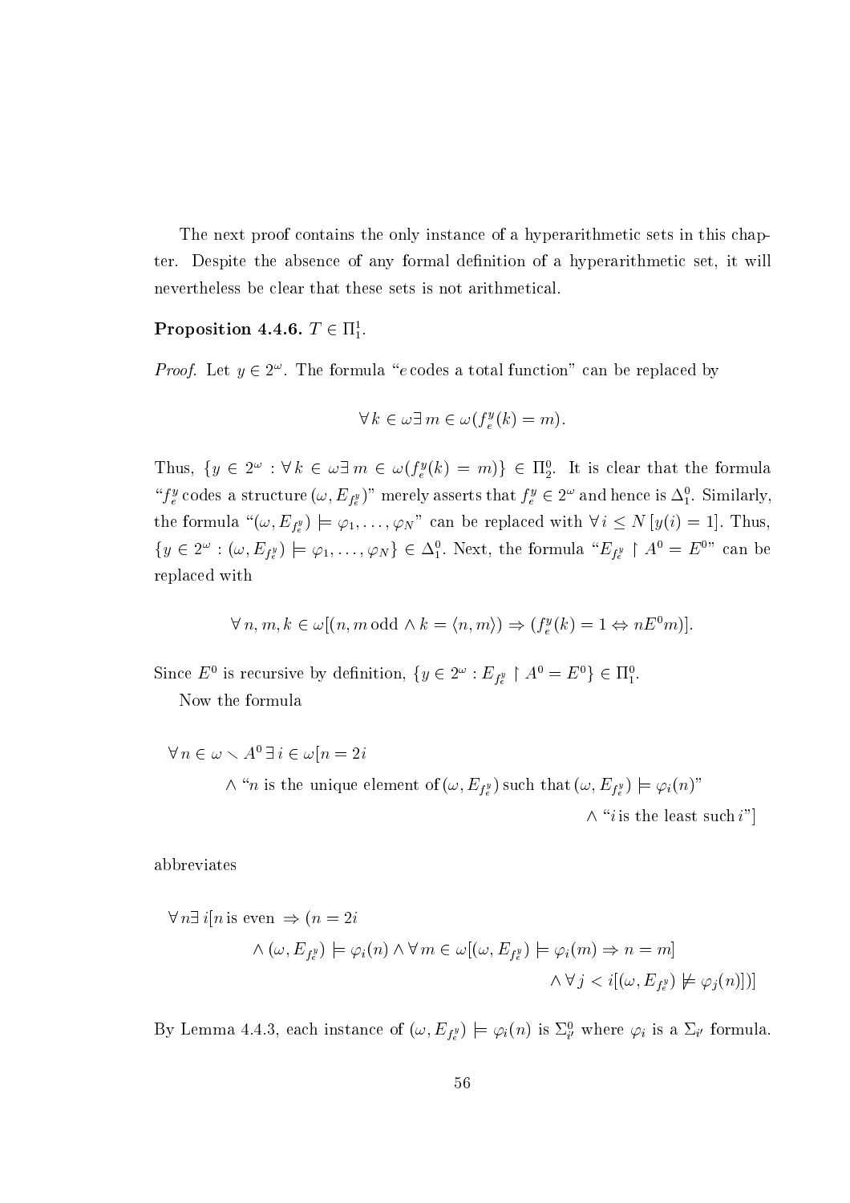The next proof contains the only instance of a hyperarithmetic sets in this chapter. Despite the absence of any formal definition of a hyperarithmetic set, it will nevertheless be clear that these sets is not arithmetical.

**Proposition 4.4.6.** $T \in \Pi^1_1$.

*Proof.* Let $y \in 2^\omega$. The formula "$e$ codes a total function" can be replaced by

$$\forall k \in \omega \exists m \in \omega (f^y_e(k) = m).$$

Thus, $\{y \in 2^\omega : \forall k \in \omega \exists m \in \omega (f^y_e(k) = m)\} \in \Pi^0_2$. It is clear that the formula "$f^y_e$ codes a structure $(\omega, E_{f^y_e})$" merely asserts that $f^y_e \in 2^\omega$ and hence is $\Delta^0_1$. Similarly, the formula "$(\omega, E_{f^y_e}) \models \varphi_1, \ldots, \varphi_N$" can be replaced with $\forall i \leq N\,[y(i) = 1]$. Thus, $\{y \in 2^\omega : (\omega, E_{f^y_e}) \models \varphi_1, \ldots, \varphi_N\} \in \Delta^0_1$. Next, the formula "$E_{f^y_e} \restriction A^0 = E^0$" can be replaced with

$$\forall n, m, k \in \omega[(n, m \,\text{odd} \wedge k = \langle n, m\rangle) \Rightarrow (f^y_e(k) = 1 \Leftrightarrow nE^0 m)].$$

Since $E^0$ is recursive by definition, $\{y \in 2^\omega : E_{f^y_e} \restriction A^0 = E^0\} \in \Pi^0_1$.

Now the formula

$$\begin{aligned} \forall n \in \omega \setminus A^0\, \exists i \in \omega[n = 2i \\ \wedge \text{"}n \text{ is the unique element of } (\omega, E_{f^y_e}) \text{ such that } (\omega, E_{f^y_e}) \models \varphi_i(n)\text{"} \\ \wedge \text{"}i \text{ is the least such } i\text{"}] \end{aligned}$$

abbreviates

$$\begin{aligned} \forall n \exists\, i[n \text{ is even } \Rightarrow (n = 2i \\ \wedge (\omega, E_{f^y_e}) \models \varphi_i(n) \wedge \forall m \in \omega[(\omega, E_{f^y_e}) \models \varphi_i(m) \Rightarrow n = m] \\ \wedge \forall j < i[(\omega, E_{f^y_e}) \not\models \varphi_j(n)])] \end{aligned}$$

By Lemma 4.4.3, each instance of $(\omega, E_{f^y_e}) \models \varphi_i(n)$ is $\Sigma^0_{i'}$ where $\varphi_i$ is a $\Sigma_{i'}$ formula.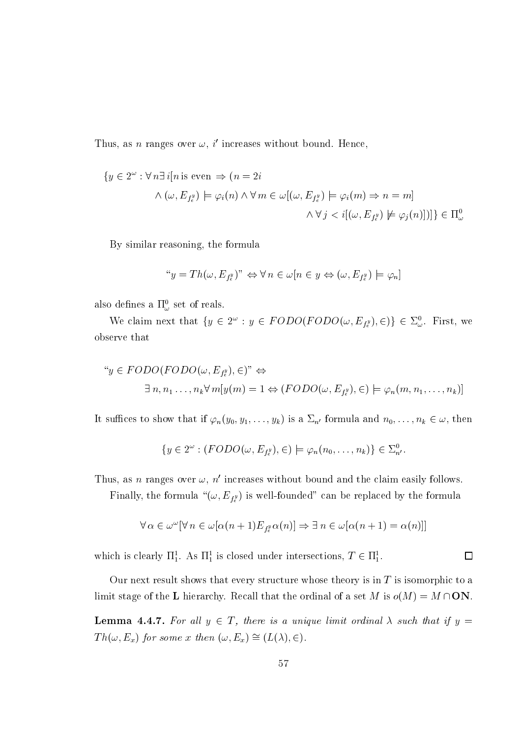Thus, as $n$ ranges over $\omega$, $i'$ increases without bound. Hence,

$$\{y \in 2^\omega : \forall n \exists i [n \text{ is even } \Rightarrow (n = 2i \wedge (\omega, E_{f_e^y}) \models \varphi_i(n) \wedge \forall m \in \omega[(\omega, E_{f_e^y}) \models \varphi_i(m) \Rightarrow n = m] \wedge \forall j < i[(\omega, E_{f_e^y}) \not\models \varphi_j(n)])]\} \in \Pi^0_\omega$$

By similar reasoning, the formula

$$\text{“}y = Th(\omega, E_{f_e^y})\text{”} \Leftrightarrow \forall n \in \omega[n \in y \Leftrightarrow (\omega, E_{f_e^y}) \models \varphi_n]$$

also defines a $\Pi^0_\omega$ set of reals.

We claim next that $\{y \in 2^\omega : y \in FODO(FODO(\omega, E_{f_e^y}), \in)\} \in \Sigma^0_\omega$. First, we observe that

$$\text{“}y \in FODO(FODO(\omega, E_{f_e^y}), \in)\text{”} \Leftrightarrow \exists n, n_1 \dots, n_k \forall m[y(m) = 1 \Leftrightarrow (FODO(\omega, E_{f_e^y}), \in) \models \varphi_n(m, n_1, \dots, n_k)]$$

It suffices to show that if $\varphi_n(y_0, y_1, \dots, y_k)$ is a $\Sigma_{n'}$ formula and $n_0, \dots, n_k \in \omega$, then

$$\{y \in 2^\omega : (FODO(\omega, E_{f_e^y}), \in) \models \varphi_n(n_0, \dots, n_k)\} \in \Sigma^0_{n'}.$$

Thus, as $n$ ranges over $\omega$, $n'$ increases without bound and the claim easily follows.

Finally, the formula “$(\omega, E_{f_e^y})$ is well-founded” can be replaced by the formula

$$\forall \alpha \in \omega^\omega[\forall n \in \omega[\alpha(n+1) E_{f_e^y} \alpha(n)] \Rightarrow \exists n \in \omega[\alpha(n+1) = \alpha(n)]]$$

which is clearly $\Pi^1_1$. As $\Pi^1_1$ is closed under intersections, $T \in \Pi^1_1$. $\square$

Our next result shows that every structure whose theory is in $T$ is isomorphic to a limit stage of the $\mathbf{L}$ hierarchy. Recall that the ordinal of a set $M$ is $o(M) = M \cap \mathbf{ON}$.

**Lemma 4.4.7.** *For all $y \in T$, there is a unique limit ordinal $\lambda$ such that if $y = Th(\omega, E_x)$ for some $x$ then $(\omega, E_x) \cong (L(\lambda), \in)$.*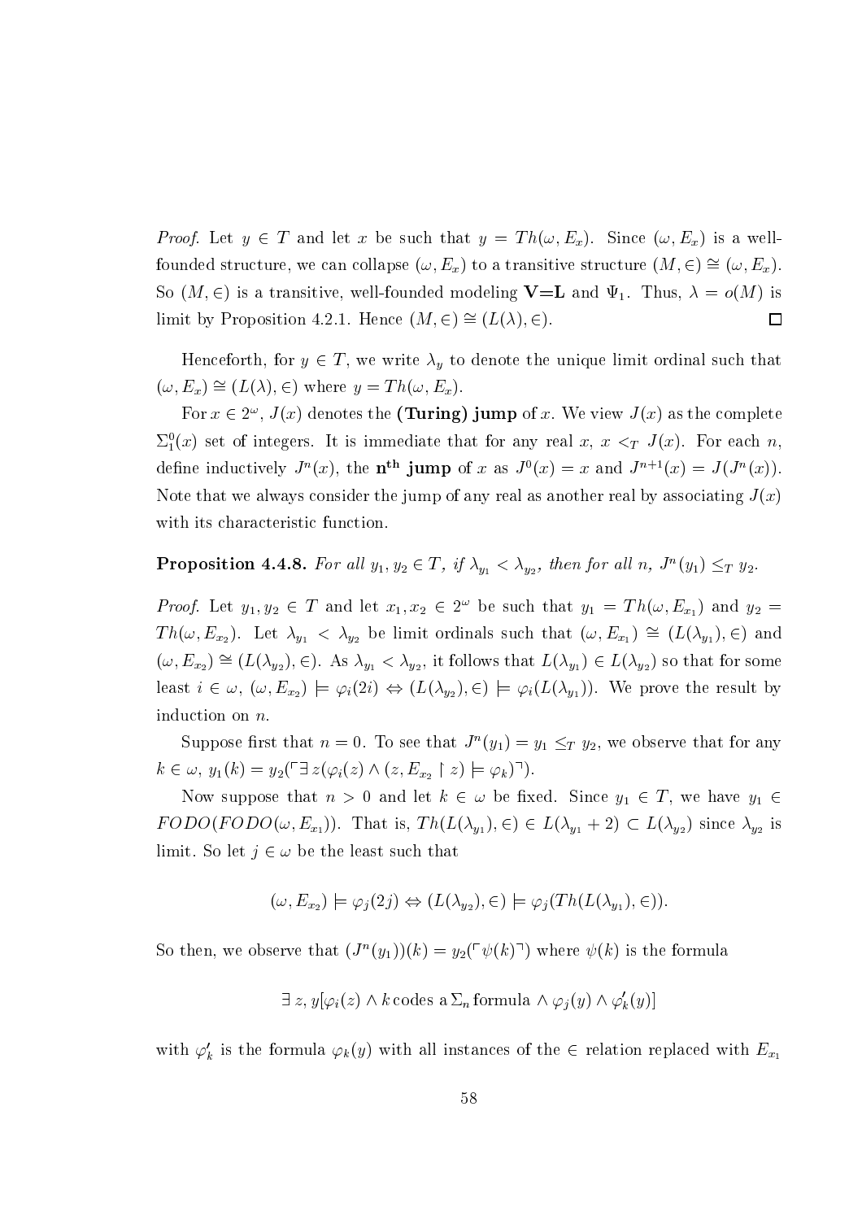*Proof.* Let $y \in T$ and let $x$ be such that $y = Th(\omega, E_x)$. Since $(\omega, E_x)$ is a well-founded structure, we can collapse $(\omega, E_x)$ to a transitive structure $(M, \in) \cong (\omega, E_x)$. So $(M, \in)$ is a transitive, well-founded modeling **V=L** and $\Psi_1$. Thus, $\lambda = o(M)$ is limit by Proposition 4.2.1. Hence $(M, \in) \cong (L(\lambda), \in)$. $\square$

Henceforth, for $y \in T$, we write $\lambda_y$ to denote the unique limit ordinal such that $(\omega, E_x) \cong (L(\lambda), \in)$ where $y = Th(\omega, E_x)$.

For $x \in 2^\omega$, $J(x)$ denotes the **(Turing) jump** of $x$. We view $J(x)$ as the complete $\Sigma^0_1(x)$ set of integers. It is immediate that for any real $x$, $x <_T J(x)$. For each $n$, define inductively $J^n(x)$, the $\mathbf{n^{th}}$ **jump** of $x$ as $J^0(x) = x$ and $J^{n+1}(x) = J(J^n(x))$. Note that we always consider the jump of any real as another real by associating $J(x)$ with its characteristic function.

**Proposition 4.4.8.** *For all $y_1, y_2 \in T$, if $\lambda_{y_1} < \lambda_{y_2}$, then for all $n$, $J^n(y_1) \leq_T y_2$.*

*Proof.* Let $y_1, y_2 \in T$ and let $x_1, x_2 \in 2^\omega$ be such that $y_1 = Th(\omega, E_{x_1})$ and $y_2 = Th(\omega, E_{x_2})$. Let $\lambda_{y_1} < \lambda_{y_2}$ be limit ordinals such that $(\omega, E_{x_1}) \cong (L(\lambda_{y_1}), \in)$ and $(\omega, E_{x_2}) \cong (L(\lambda_{y_2}), \in)$. As $\lambda_{y_1} < \lambda_{y_2}$, it follows that $L(\lambda_{y_1}) \in L(\lambda_{y_2})$ so that for some least $i \in \omega$, $(\omega, E_{x_2}) \models \varphi_i(2i) \Leftrightarrow (L(\lambda_{y_2}), \in) \models \varphi_i(L(\lambda_{y_1}))$. We prove the result by induction on $n$.

Suppose first that $n = 0$. To see that $J^n(y_1) = y_1 \leq_T y_2$, we observe that for any $k \in \omega$, $y_1(k) = y_2(\ulcorner \exists\, z(\varphi_i(z) \wedge (z, E_{x_2} \restriction z) \models \varphi_k)\urcorner)$.

Now suppose that $n > 0$ and let $k \in \omega$ be fixed. Since $y_1 \in T$, we have $y_1 \in FODO(FODO(\omega, E_{x_1}))$. That is, $Th(L(\lambda_{y_1}), \in) \in L(\lambda_{y_1} + 2) \subset L(\lambda_{y_2})$ since $\lambda_{y_2}$ is limit. So let $j \in \omega$ be the least such that

$$(\omega, E_{x_2}) \models \varphi_j(2j) \Leftrightarrow (L(\lambda_{y_2}), \in) \models \varphi_j(Th(L(\lambda_{y_1}), \in)).$$

So then, we observe that $(J^n(y_1))(k) = y_2(\ulcorner \psi(k) \urcorner)$ where $\psi(k)$ is the formula

$$\exists\, z, y[\varphi_i(z) \wedge k \,\text{codes a}\, \Sigma_n \,\text{formula} \wedge \varphi_j(y) \wedge \varphi'_k(y)]$$

with $\varphi'_k$ is the formula $\varphi_k(y)$ with all instances of the $\in$ relation replaced with $E_{x_1}$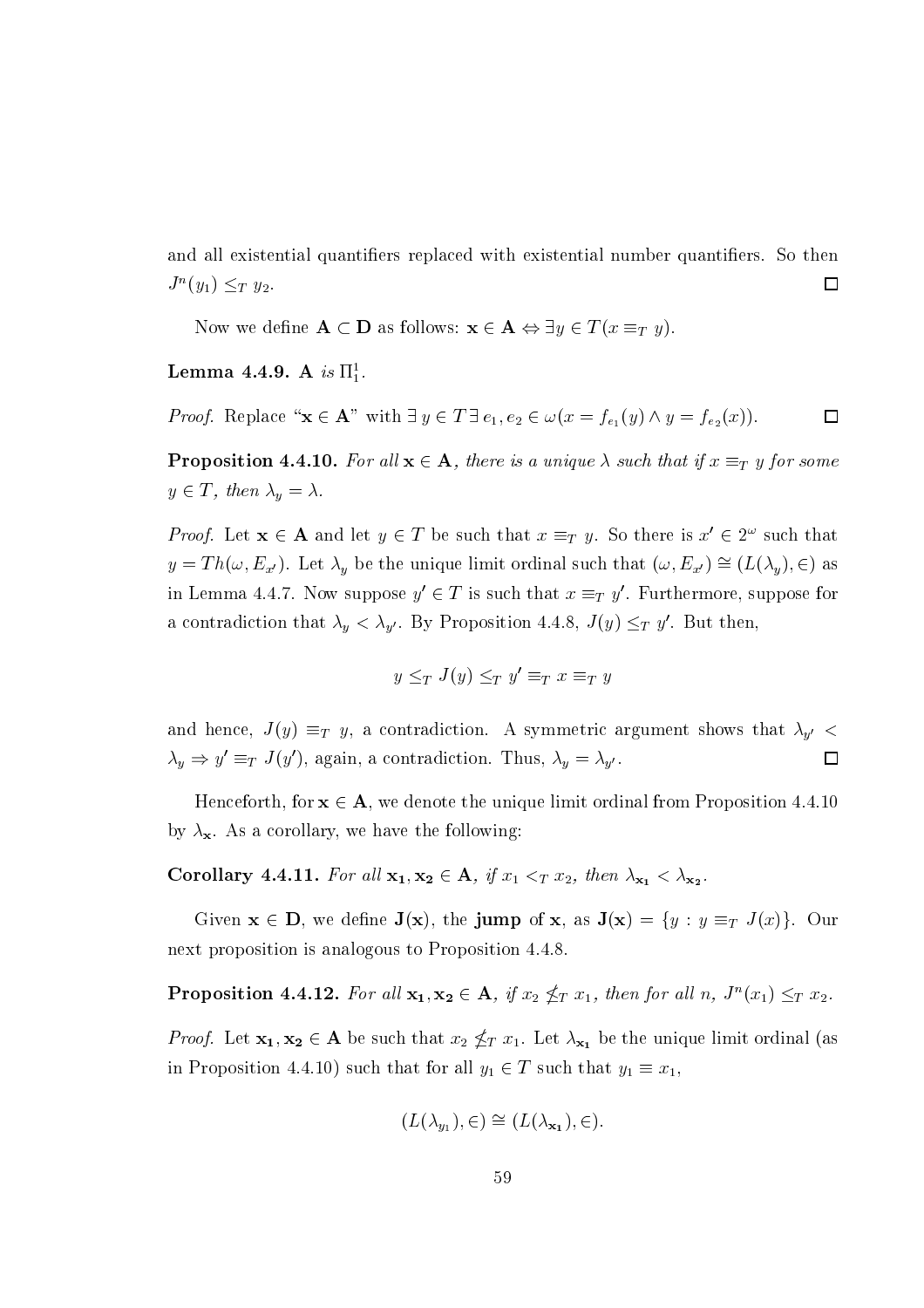and all existential quantifiers replaced with existential number quantifiers. So then $J^n(y_1) \leq_T y_2$. $\square$

Now we define $\mathbf{A} \subset \mathbf{D}$ as follows: $\mathbf{x} \in \mathbf{A} \Leftrightarrow \exists y \in T(x \equiv_T y)$.

**Lemma 4.4.9.** *$\mathbf{A}$ is $\Pi^1_1$.*

*Proof.* Replace "$\mathbf{x} \in \mathbf{A}$" with $\exists\, y \in T \,\exists\, e_1, e_2 \in \omega(x = f_{e_1}(y) \wedge y = f_{e_2}(x))$. $\square$

**Proposition 4.4.10.** *For all $\mathbf{x} \in \mathbf{A}$, there is a unique $\lambda$ such that if $x \equiv_T y$ for some $y \in T$, then $\lambda_y = \lambda$.*

*Proof.* Let $\mathbf{x} \in \mathbf{A}$ and let $y \in T$ be such that $x \equiv_T y$. So there is $x' \in 2^\omega$ such that $y = Th(\omega, E_{x'})$. Let $\lambda_y$ be the unique limit ordinal such that $(\omega, E_{x'}) \cong (L(\lambda_y), \in)$ as in Lemma 4.4.7. Now suppose $y' \in T$ is such that $x \equiv_T y'$. Furthermore, suppose for a contradiction that $\lambda_y < \lambda_{y'}$. By Proposition 4.4.8, $J(y) \leq_T y'$. But then,

$$y \leq_T J(y) \leq_T y' \equiv_T x \equiv_T y$$

and hence, $J(y) \equiv_T y$, a contradiction. A symmetric argument shows that $\lambda_{y'} < \lambda_y \Rightarrow y' \equiv_T J(y')$, again, a contradiction. Thus, $\lambda_y = \lambda_{y'}$. $\square$

Henceforth, for $\mathbf{x} \in \mathbf{A}$, we denote the unique limit ordinal from Proposition 4.4.10 by $\lambda_{\mathbf{x}}$. As a corollary, we have the following:

**Corollary 4.4.11.** *For all $\mathbf{x_1}, \mathbf{x_2} \in \mathbf{A}$, if $x_1 <_T x_2$, then $\lambda_{\mathbf{x_1}} < \lambda_{\mathbf{x_2}}$.*

Given $\mathbf{x} \in \mathbf{D}$, we define $\mathbf{J}(\mathbf{x})$, the **jump** of $\mathbf{x}$, as $\mathbf{J}(\mathbf{x}) = \{y : y \equiv_T J(x)\}$. Our next proposition is analogous to Proposition 4.4.8.

**Proposition 4.4.12.** *For all $\mathbf{x_1}, \mathbf{x_2} \in \mathbf{A}$, if $x_2 \not\leq_T x_1$, then for all $n$, $J^n(x_1) \leq_T x_2$.*

*Proof.* Let $\mathbf{x_1}, \mathbf{x_2} \in \mathbf{A}$ be such that $x_2 \not\leq_T x_1$. Let $\lambda_{\mathbf{x_1}}$ be the unique limit ordinal (as in Proposition 4.4.10) such that for all $y_1 \in T$ such that $y_1 \equiv x_1$,

$$(L(\lambda_{y_1}), \in) \cong (L(\lambda_{\mathbf{x_1}}), \in).$$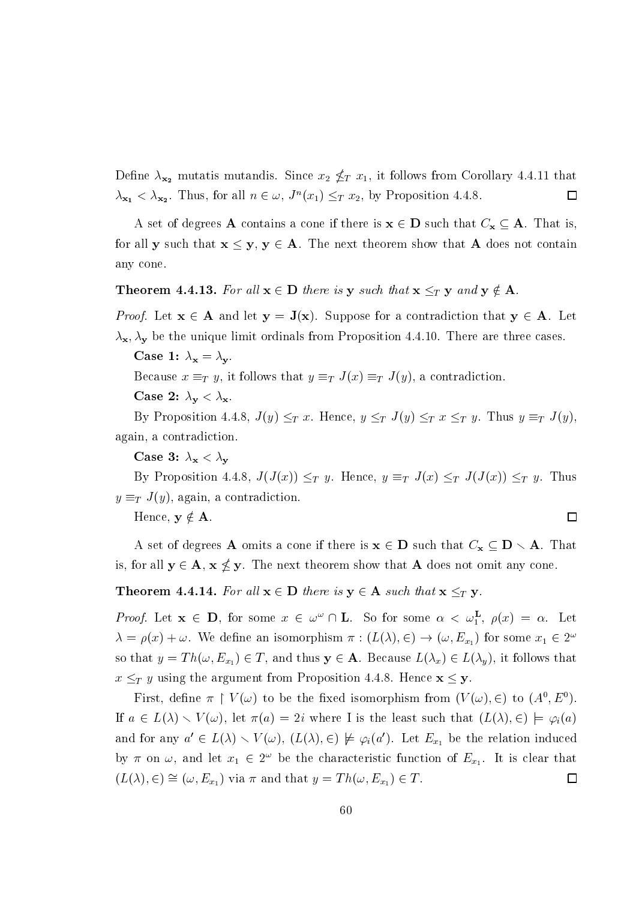Define $\lambda_{\mathbf{x_2}}$ mutatis mutandis. Since $x_2 \not\leq_T x_1$, it follows from Corollary 4.4.11 that $\lambda_{\mathbf{x_1}} < \lambda_{\mathbf{x_2}}$. Thus, for all $n \in \omega$, $J^n(x_1) \leq_T x_2$, by Proposition 4.4.8. $\square$

A set of degrees $\mathbf{A}$ contains a cone if there is $\mathbf{x} \in \mathbf{D}$ such that $C_{\mathbf{x}} \subseteq \mathbf{A}$. That is, for all $\mathbf{y}$ such that $\mathbf{x} \leq \mathbf{y}$, $\mathbf{y} \in \mathbf{A}$. The next theorem show that $\mathbf{A}$ does not contain any cone.

**Theorem 4.4.13.** *For all $\mathbf{x} \in \mathbf{D}$ there is $\mathbf{y}$ such that $\mathbf{x} \leq_T \mathbf{y}$ and $\mathbf{y} \notin \mathbf{A}$.*

*Proof.* Let $\mathbf{x} \in \mathbf{A}$ and let $\mathbf{y} = \mathbf{J}(\mathbf{x})$. Suppose for a contradiction that $\mathbf{y} \in \mathbf{A}$. Let $\lambda_{\mathbf{x}}, \lambda_{\mathbf{y}}$ be the unique limit ordinals from Proposition 4.4.10. There are three cases.

**Case 1:** $\lambda_{\mathbf{x}} = \lambda_{\mathbf{y}}$.

Because $x \equiv_T y$, it follows that $y \equiv_T J(x) \equiv_T J(y)$, a contradiction.

**Case 2:** $\lambda_{\mathbf{y}} < \lambda_{\mathbf{x}}$.

By Proposition 4.4.8, $J(y) \leq_T x$. Hence, $y \leq_T J(y) \leq_T x \leq_T y$. Thus $y \equiv_T J(y)$, again, a contradiction.

**Case 3:** $\lambda_{\mathbf{x}} < \lambda_{\mathbf{y}}$

By Proposition 4.4.8, $J(J(x)) \leq_T y$. Hence, $y \equiv_T J(x) \leq_T J(J(x)) \leq_T y$. Thus $y \equiv_T J(y)$, again, a contradiction.

Hence, $\mathbf{y} \notin \mathbf{A}$. $\square$

A set of degrees $\mathbf{A}$ omits a cone if there is $\mathbf{x} \in \mathbf{D}$ such that $C_{\mathbf{x}} \subseteq \mathbf{D} \setminus \mathbf{A}$. That is, for all $\mathbf{y} \in \mathbf{A}$, $\mathbf{x} \not\leq \mathbf{y}$. The next theorem show that $\mathbf{A}$ does not omit any cone.

**Theorem 4.4.14.** *For all $\mathbf{x} \in \mathbf{D}$ there is $\mathbf{y} \in \mathbf{A}$ such that $\mathbf{x} \leq_T \mathbf{y}$.*

*Proof.* Let $\mathbf{x} \in \mathbf{D}$, for some $x \in \omega^\omega \cap \mathbf{L}$. So for some $\alpha < \omega_1^{\mathbf{L}}$, $\rho(x) = \alpha$. Let $\lambda = \rho(x) + \omega$. We define an isomorphism $\pi : (L(\lambda), \in) \to (\omega, E_{x_1})$ for some $x_1 \in 2^\omega$ so that $y = Th(\omega, E_{x_1}) \in T$, and thus $\mathbf{y} \in \mathbf{A}$. Because $L(\lambda_x) \in L(\lambda_y)$, it follows that $x \leq_T y$ using the argument from Proposition 4.4.8. Hence $\mathbf{x} \leq \mathbf{y}$.

First, define $\pi \restriction V(\omega)$ to be the fixed isomorphism from $(V(\omega), \in)$ to $(A^0, E^0)$. If $a \in L(\lambda) \setminus V(\omega)$, let $\pi(a) = 2i$ where I is the least such that $(L(\lambda), \in) \models \varphi_i(a)$ and for any $a' \in L(\lambda) \setminus V(\omega)$, $(L(\lambda), \in) \not\models \varphi_i(a')$. Let $E_{x_1}$ be the relation induced by $\pi$ on $\omega$, and let $x_1 \in 2^\omega$ be the characteristic function of $E_{x_1}$. It is clear that $(L(\lambda), \in) \cong (\omega, E_{x_1})$ via $\pi$ and that $y = Th(\omega, E_{x_1}) \in T$. $\square$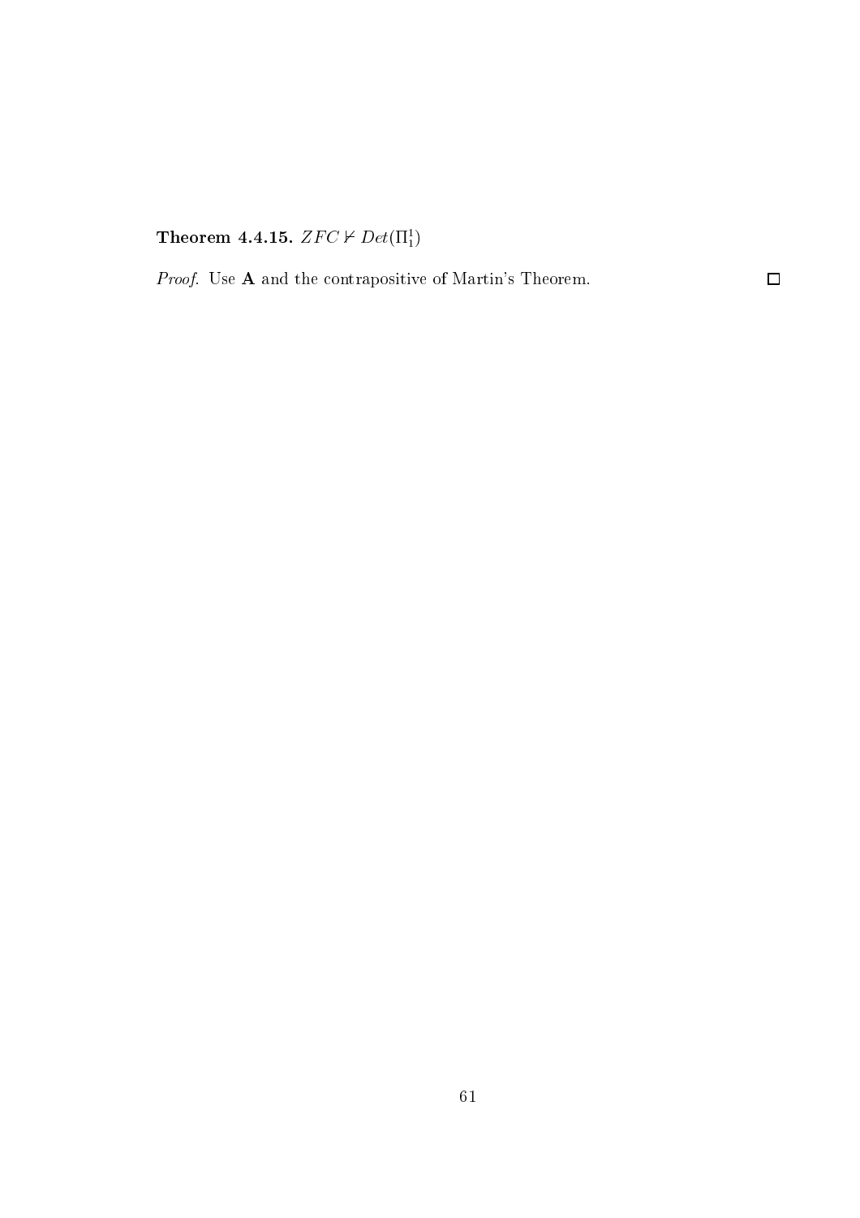**Theorem 4.4.15.** $ZFC \nvdash Det(\Pi_1^1)$

*Proof.* Use **A** and the contrapositive of Martin's Theorem. $\square$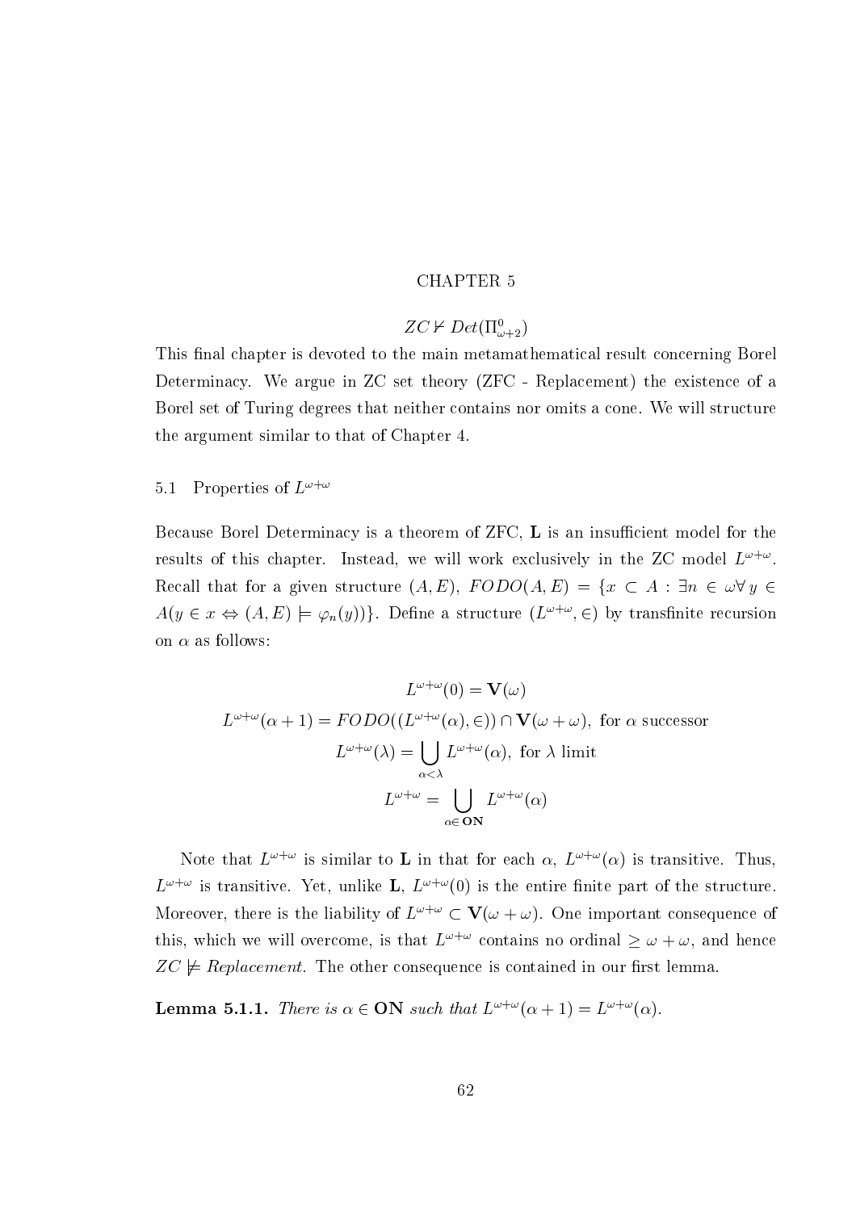# CHAPTER 5

## $ZC \nvdash Det(\Pi^0_{\omega+2})$

This final chapter is devoted to the main metamathematical result concerning Borel Determinacy. We argue in ZC set theory (ZFC - Replacement) the existence of a Borel set of Turing degrees that neither contains nor omits a cone. We will structure the argument similar to that of Chapter 4.

### 5.1 Properties of $L^{\omega+\omega}$

Because Borel Determinacy is a theorem of ZFC, **L** is an insufficient model for the results of this chapter. Instead, we will work exclusively in the ZC model $L^{\omega+\omega}$. Recall that for a given structure $(A, E)$, $FODO(A, E) = \{x \subset A : \exists n \in \omega \forall y \in A(y \in x \Leftrightarrow (A, E) \models \varphi_n(y))\}$. Define a structure $(L^{\omega+\omega}, \in)$ by transfinite recursion on $\alpha$ as follows:

$$L^{\omega+\omega}(0) = \mathbf{V}(\omega)$$

$$L^{\omega+\omega}(\alpha + 1) = FODO((L^{\omega+\omega}(\alpha), \in)) \cap \mathbf{V}(\omega + \omega), \text{ for } \alpha \text{ successor}$$

$$L^{\omega+\omega}(\lambda) = \bigcup_{\alpha < \lambda} L^{\omega+\omega}(\alpha), \text{ for } \lambda \text{ limit}$$

$$L^{\omega+\omega} = \bigcup_{\alpha \in \mathbf{ON}} L^{\omega+\omega}(\alpha)$$

Note that $L^{\omega+\omega}$ is similar to **L** in that for each $\alpha$, $L^{\omega+\omega}(\alpha)$ is transitive. Thus, $L^{\omega+\omega}$ is transitive. Yet, unlike **L**, $L^{\omega+\omega}(0)$ is the entire finite part of the structure. Moreover, there is the liability of $L^{\omega+\omega} \subset \mathbf{V}(\omega + \omega)$. One important consequence of this, which we will overcome, is that $L^{\omega+\omega}$ contains no ordinal $\geq \omega + \omega$, and hence $ZC \not\models Replacement$. The other consequence is contained in our first lemma.

**Lemma 5.1.1.** *There is $\alpha \in \mathbf{ON}$ such that $L^{\omega+\omega}(\alpha + 1) = L^{\omega+\omega}(\alpha)$.*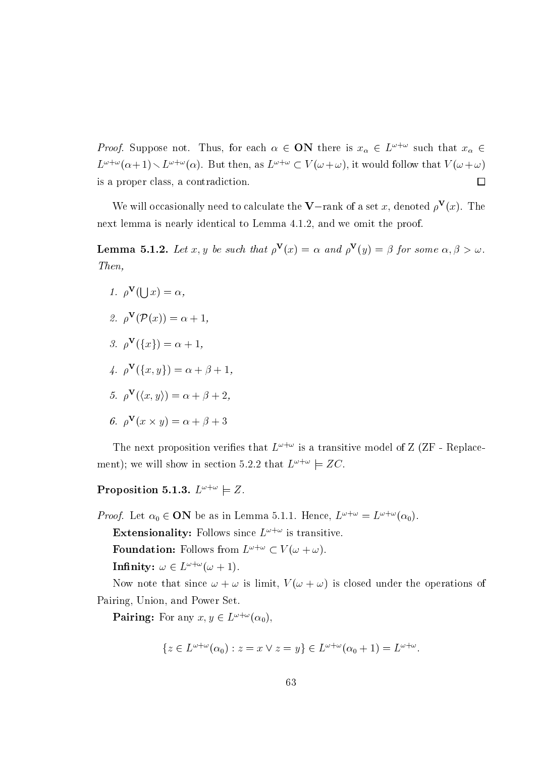*Proof.* Suppose not. Thus, for each $\alpha \in \mathbf{ON}$ there is $x_\alpha \in L^{\omega+\omega}$ such that $x_\alpha \in L^{\omega+\omega}(\alpha+1) \setminus L^{\omega+\omega}(\alpha)$. But then, as $L^{\omega+\omega} \subset V(\omega+\omega)$, it would follow that $V(\omega+\omega)$ is a proper class, a contradiction. $\square$

We will occasionally need to calculate the $\mathbf{V}-$rank of a set $x$, denoted $\rho^{\mathbf{V}}(x)$. The next lemma is nearly identical to Lemma 4.1.2, and we omit the proof.

**Lemma 5.1.2.** *Let $x, y$ be such that $\rho^{\mathbf{V}}(x) = \alpha$ and $\rho^{\mathbf{V}}(y) = \beta$ for some $\alpha, \beta > \omega$. Then,*

1. $\rho^{\mathbf{V}}(\bigcup x) = \alpha$,
2. $\rho^{\mathbf{V}}(\mathcal{P}(x)) = \alpha + 1$,
3. $\rho^{\mathbf{V}}(\{x\}) = \alpha + 1$,
4. $\rho^{\mathbf{V}}(\{x, y\}) = \alpha + \beta + 1$,
5. $\rho^{\mathbf{V}}(\langle x, y\rangle) = \alpha + \beta + 2$,
6. $\rho^{\mathbf{V}}(x \times y) = \alpha + \beta + 3$

The next proposition verifies that $L^{\omega+\omega}$ is a transitive model of Z (ZF - Replacement); we will show in section 5.2.2 that $L^{\omega+\omega} \models ZC$.

**Proposition 5.1.3.** $L^{\omega+\omega} \models Z$.

*Proof.* Let $\alpha_0 \in \mathbf{ON}$ be as in Lemma 5.1.1. Hence, $L^{\omega+\omega} = L^{\omega+\omega}(\alpha_0)$.

**Extensionality:** Follows since $L^{\omega+\omega}$ is transitive.

**Foundation:** Follows from $L^{\omega+\omega} \subset V(\omega+\omega)$.

**Infinity:** $\omega \in L^{\omega+\omega}(\omega+1)$.

Now note that since $\omega+\omega$ is limit, $V(\omega+\omega)$ is closed under the operations of Pairing, Union, and Power Set.

**Pairing:** For any $x, y \in L^{\omega+\omega}(\alpha_0)$,

$$\{z \in L^{\omega+\omega}(\alpha_0) : z = x \vee z = y\} \in L^{\omega+\omega}(\alpha_0 + 1) = L^{\omega+\omega}.$$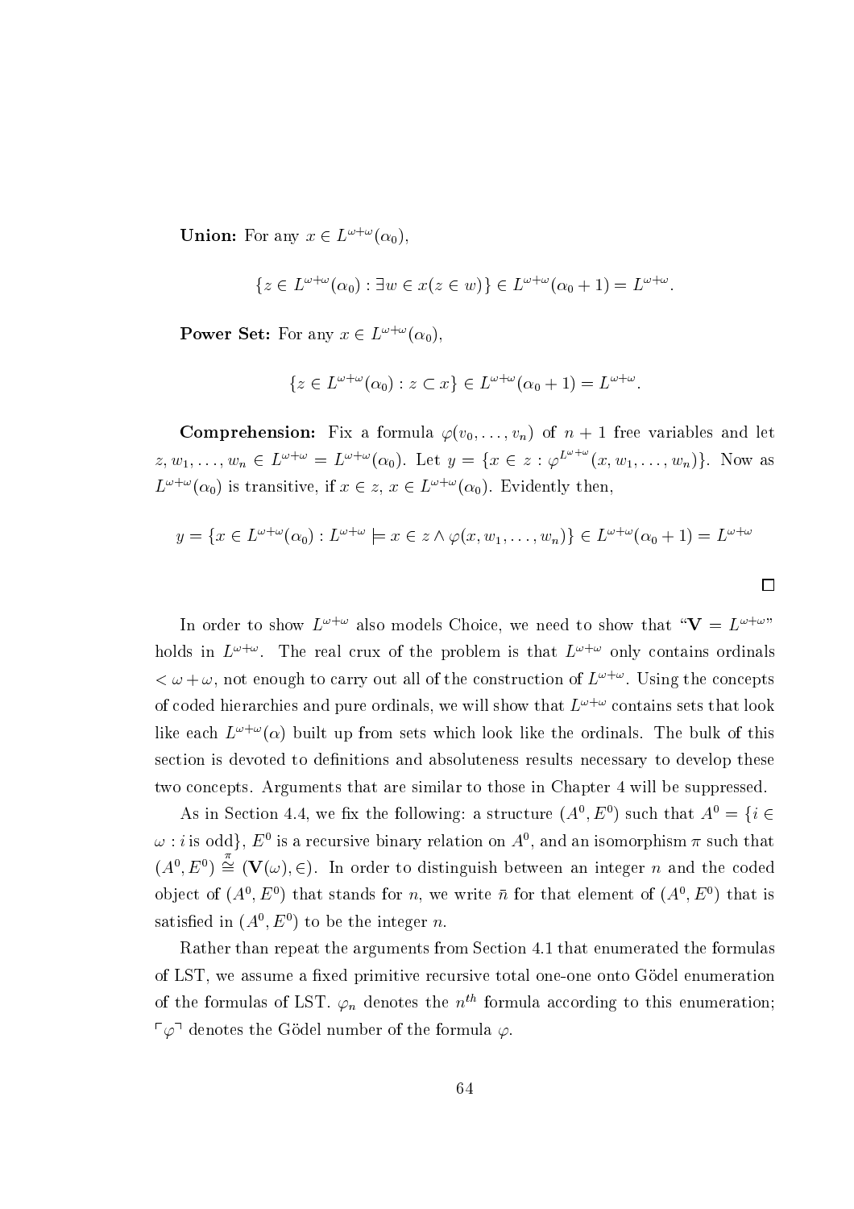**Union:** For any $x \in L^{\omega+\omega}(\alpha_0)$,

$$\{z \in L^{\omega+\omega}(\alpha_0) : \exists w \in x(z \in w)\} \in L^{\omega+\omega}(\alpha_0 + 1) = L^{\omega+\omega}.$$

**Power Set:** For any $x \in L^{\omega+\omega}(\alpha_0)$,

$$\{z \in L^{\omega+\omega}(\alpha_0) : z \subset x\} \in L^{\omega+\omega}(\alpha_0 + 1) = L^{\omega+\omega}.$$

**Comprehension:** Fix a formula $\varphi(v_0, \ldots, v_n)$ of $n+1$ free variables and let $z, w_1, \ldots, w_n \in L^{\omega+\omega} = L^{\omega+\omega}(\alpha_0)$. Let $y = \{x \in z : \varphi^{L^{\omega+\omega}}(x, w_1, \ldots, w_n)\}$. Now as $L^{\omega+\omega}(\alpha_0)$ is transitive, if $x \in z$, $x \in L^{\omega+\omega}(\alpha_0)$. Evidently then,

$$y = \{x \in L^{\omega+\omega}(\alpha_0) : L^{\omega+\omega} \models x \in z \wedge \varphi(x, w_1, \ldots, w_n)\} \in L^{\omega+\omega}(\alpha_0 + 1) = L^{\omega+\omega}$$

□

In order to show $L^{\omega+\omega}$ also models Choice, we need to show that "$\mathbf{V} = L^{\omega+\omega}$" holds in $L^{\omega+\omega}$. The real crux of the problem is that $L^{\omega+\omega}$ only contains ordinals $< \omega + \omega$, not enough to carry out all of the construction of $L^{\omega+\omega}$. Using the concepts of coded hierarchies and pure ordinals, we will show that $L^{\omega+\omega}$ contains sets that look like each $L^{\omega+\omega}(\alpha)$ built up from sets which look like the ordinals. The bulk of this section is devoted to definitions and absoluteness results necessary to develop these two concepts. Arguments that are similar to those in Chapter 4 will be suppressed.

As in Section 4.4, we fix the following: a structure $(A^0, E^0)$ such that $A^0 = \{i \in \omega : i \text{ is odd}\}$, $E^0$ is a recursive binary relation on $A^0$, and an isomorphism $\pi$ such that $(A^0, E^0) \overset{\pi}{\cong} (\mathbf{V}(\omega), \in)$. In order to distinguish between an integer $n$ and the coded object of $(A^0, E^0)$ that stands for $n$, we write $\bar{n}$ for that element of $(A^0, E^0)$ that is satisfied in $(A^0, E^0)$ to be the integer $n$.

Rather than repeat the arguments from Section 4.1 that enumerated the formulas of LST, we assume a fixed primitive recursive total one-one onto Gödel enumeration of the formulas of LST. $\varphi_n$ denotes the $n^{th}$ formula according to this enumeration; $\ulcorner \varphi \urcorner$ denotes the Gödel number of the formula $\varphi$.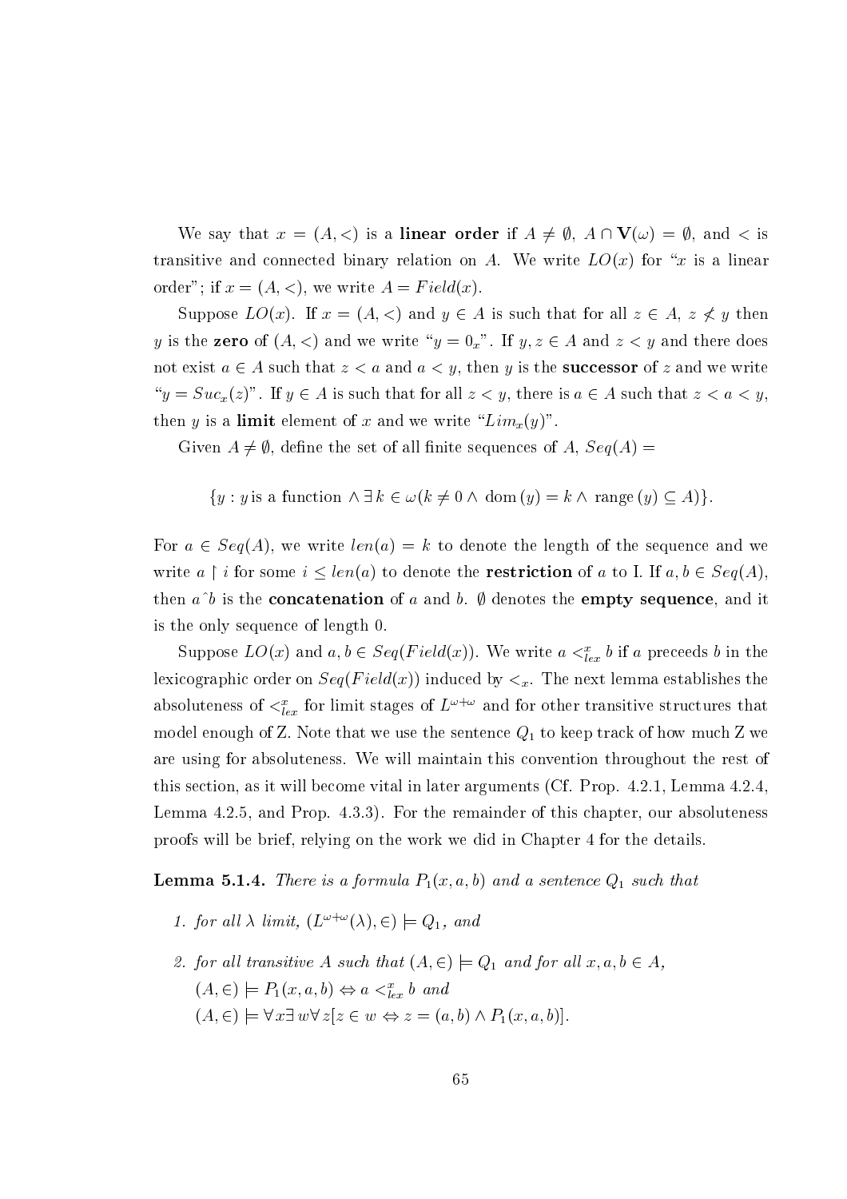We say that $x = (A, <)$ is a **linear order** if $A \neq \emptyset$, $A \cap \mathbf{V}(\omega) = \emptyset$, and $<$ is transitive and connected binary relation on $A$. We write $LO(x)$ for "$x$ is a linear order"; if $x = (A, <)$, we write $A = Field(x)$.

Suppose $LO(x)$. If $x = (A, <)$ and $y \in A$ is such that for all $z \in A$, $z \not< y$ then $y$ is the **zero** of $(A, <)$ and we write "$y = 0_x$". If $y, z \in A$ and $z < y$ and there does not exist $a \in A$ such that $z < a$ and $a < y$, then $y$ is the **successor** of $z$ and we write "$y = Suc_x(z)$". If $y \in A$ is such that for all $z < y$, there is $a \in A$ such that $z < a < y$, then $y$ is a **limit** element of $x$ and we write "$Lim_x(y)$".

Given $A \neq \emptyset$, define the set of all finite sequences of $A$, $Seq(A) =$

$$\{y : y \text{ is a function} \wedge \exists\, k \in \omega (k \neq 0 \wedge \text{dom}\,(y) = k \wedge \text{range}\,(y) \subseteq A)\}.$$

For $a \in Seq(A)$, we write $len(a) = k$ to denote the length of the sequence and we write $a \restriction i$ for some $i \leq len(a)$ to denote the **restriction** of $a$ to I. If $a, b \in Seq(A)$, then $a\hat{\ }b$ is the **concatenation** of $a$ and $b$. $\emptyset$ denotes the **empty sequence**, and it is the only sequence of length 0.

Suppose $LO(x)$ and $a, b \in Seq(Field(x))$. We write $a <^x_{lex} b$ if $a$ preceeds $b$ in the lexicographic order on $Seq(Field(x))$ induced by $<_x$. The next lemma establishes the absoluteness of $<^x_{lex}$ for limit stages of $L^{\omega+\omega}$ and for other transitive structures that model enough of Z. Note that we use the sentence $Q_1$ to keep track of how much Z we are using for absoluteness. We will maintain this convention throughout the rest of this section, as it will become vital in later arguments (Cf. Prop. 4.2.1, Lemma 4.2.4, Lemma 4.2.5, and Prop. 4.3.3). For the remainder of this chapter, our absoluteness proofs will be brief, relying on the work we did in Chapter 4 for the details.

**Lemma 5.1.4.** *There is a formula $P_1(x, a, b)$ and a sentence $Q_1$ such that*

1. *for all $\lambda$ limit, $(L^{\omega+\omega}(\lambda), \in) \models Q_1$, and*
2. *for all transitive $A$ such that $(A, \in) \models Q_1$ and for all $x, a, b \in A$,*
   *$(A, \in) \models P_1(x, a, b) \Leftrightarrow a <^x_{lex} b$ and*
   *$(A, \in) \models \forall x \exists\, w \forall\, z[z \in w \Leftrightarrow z = (a, b) \wedge P_1(x, a, b)]$.*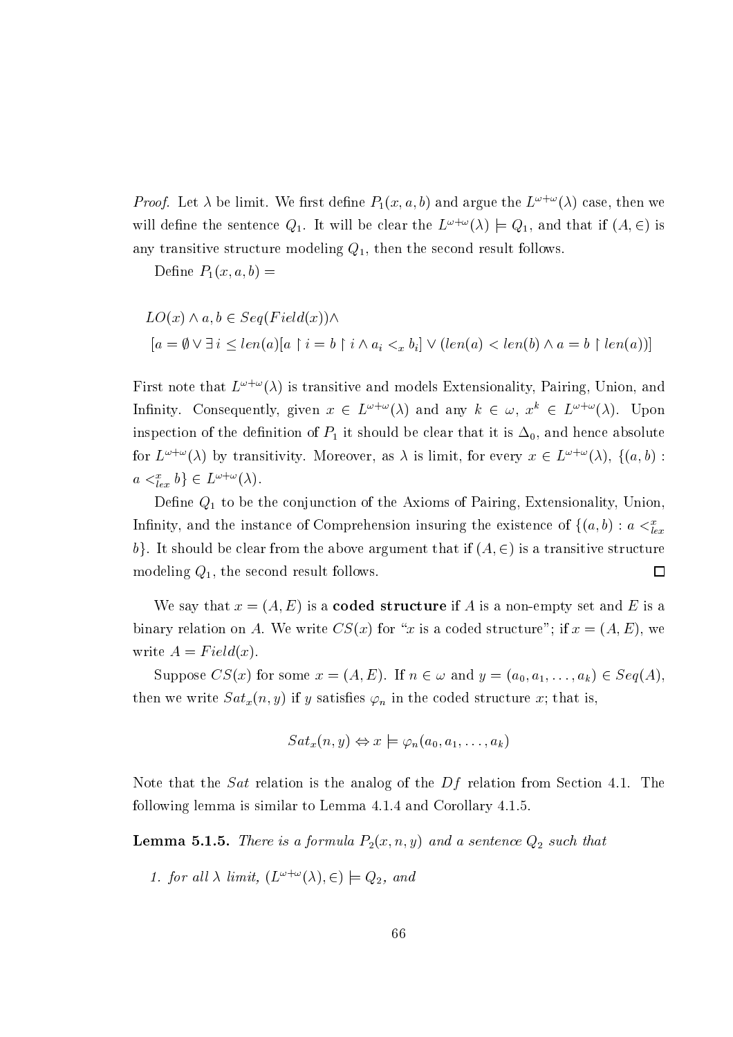*Proof.* Let $\lambda$ be limit. We first define $P_1(x, a, b)$ and argue the $L^{\omega+\omega}(\lambda)$ case, then we will define the sentence $Q_1$. It will be clear the $L^{\omega+\omega}(\lambda) \models Q_1$, and that if $(A, \in)$ is any transitive structure modeling $Q_1$, then the second result follows.

Define $P_1(x, a, b) =$

$$LO(x) \wedge a, b \in Seq(Field(x)) \wedge$$
$$[a = \emptyset \vee \exists\, i \leq len(a)[a \restriction i = b \restriction i \wedge a_i <_x b_i] \vee (len(a) < len(b) \wedge a = b \restriction len(a))]$$

First note that $L^{\omega+\omega}(\lambda)$ is transitive and models Extensionality, Pairing, Union, and Infinity. Consequently, given $x \in L^{\omega+\omega}(\lambda)$ and any $k \in \omega$, $x^k \in L^{\omega+\omega}(\lambda)$. Upon inspection of the definition of $P_1$ it should be clear that it is $\Delta_0$, and hence absolute for $L^{\omega+\omega}(\lambda)$ by transitivity. Moreover, as $\lambda$ is limit, for every $x \in L^{\omega+\omega}(\lambda)$, $\{(a, b) : a <^x_{lex} b\} \in L^{\omega+\omega}(\lambda)$.

Define $Q_1$ to be the conjunction of the Axioms of Pairing, Extensionality, Union, Infinity, and the instance of Comprehension insuring the existence of $\{(a, b) : a <^x_{lex} b\}$. It should be clear from the above argument that if $(A, \in)$ is a transitive structure modeling $Q_1$, the second result follows. $\square$

We say that $x = (A, E)$ is a **coded structure** if $A$ is a non-empty set and $E$ is a binary relation on $A$. We write $CS(x)$ for "$x$ is a coded structure"; if $x = (A, E)$, we write $A = Field(x)$.

Suppose $CS(x)$ for some $x = (A, E)$. If $n \in \omega$ and $y = (a_0, a_1, \ldots, a_k) \in Seq(A)$, then we write $Sat_x(n, y)$ if $y$ satisfies $\varphi_n$ in the coded structure $x$; that is,

$$Sat_x(n, y) \Leftrightarrow x \models \varphi_n(a_0, a_1, \ldots, a_k)$$

Note that the $Sat$ relation is the analog of the $Df$ relation from Section 4.1. The following lemma is similar to Lemma 4.1.4 and Corollary 4.1.5.

**Lemma 5.1.5.** *There is a formula $P_2(x, n, y)$ and a sentence $Q_2$ such that*

1. *for all $\lambda$ limit, $(L^{\omega+\omega}(\lambda), \in) \models Q_2$, and*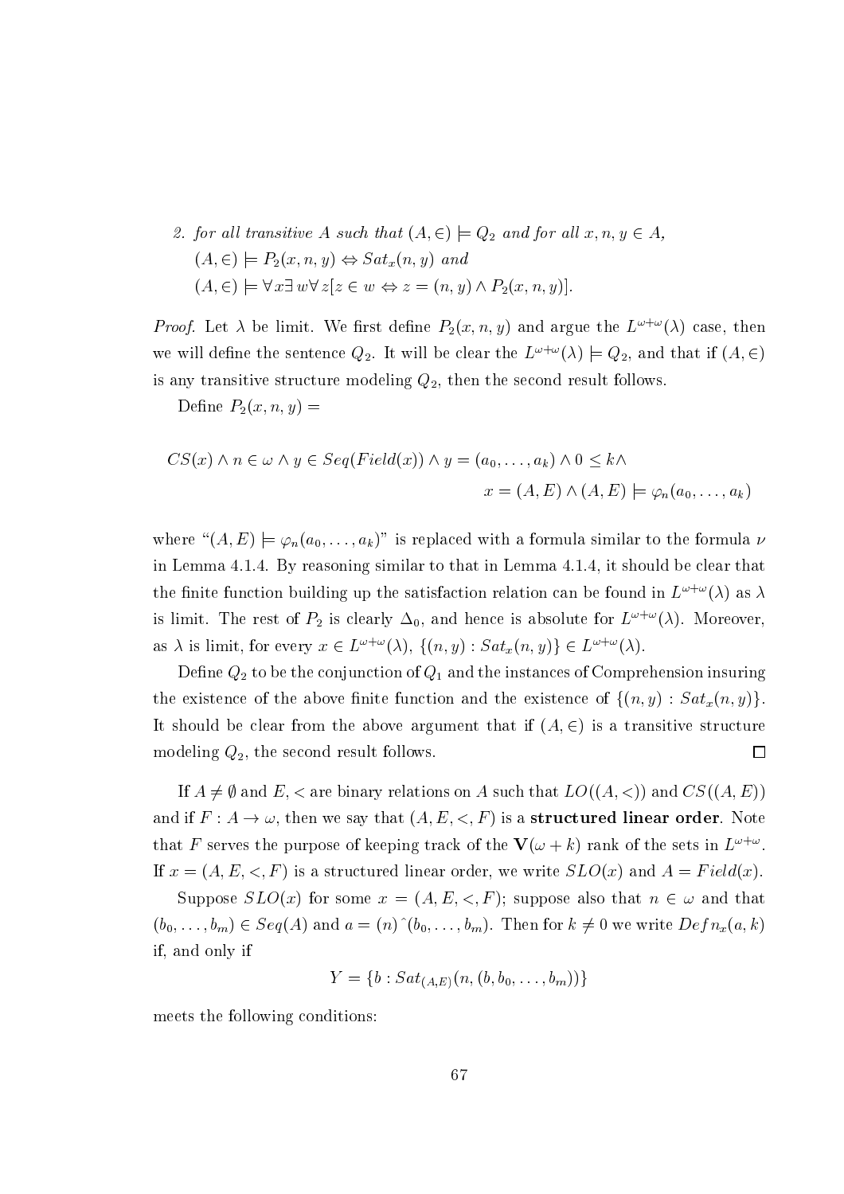2. *for all transitive $A$ such that $(A, \in) \models Q_2$ and for all $x, n, y \in A$,*

   $(A, \in) \models P_2(x, n, y) \Leftrightarrow Sat_x(n, y)$ *and*

   $(A, \in) \models \forall x \exists w \forall z [z \in w \Leftrightarrow z = (n, y) \wedge P_2(x, n, y)]$.

*Proof.* Let $\lambda$ be limit. We first define $P_2(x, n, y)$ and argue the $L^{\omega+\omega}(\lambda)$ case, then we will define the sentence $Q_2$. It will be clear the $L^{\omega+\omega}(\lambda) \models Q_2$, and that if $(A, \in)$ is any transitive structure modeling $Q_2$, then the second result follows.

Define $P_2(x, n, y) =$

$$CS(x) \wedge n \in \omega \wedge y \in Seq(Field(x)) \wedge y = (a_0, \ldots, a_k) \wedge 0 \leq k \wedge$$
$$x = (A, E) \wedge (A, E) \models \varphi_n(a_0, \ldots, a_k)$$

where "$(A, E) \models \varphi_n(a_0, \ldots, a_k)$" is replaced with a formula similar to the formula $\nu$ in Lemma 4.1.4. By reasoning similar to that in Lemma 4.1.4, it should be clear that the finite function building up the satisfaction relation can be found in $L^{\omega+\omega}(\lambda)$ as $\lambda$ is limit. The rest of $P_2$ is clearly $\Delta_0$, and hence is absolute for $L^{\omega+\omega}(\lambda)$. Moreover, as $\lambda$ is limit, for every $x \in L^{\omega+\omega}(\lambda)$, $\{(n, y) : Sat_x(n, y)\} \in L^{\omega+\omega}(\lambda)$.

Define $Q_2$ to be the conjunction of $Q_1$ and the instances of Comprehension insuring the existence of the above finite function and the existence of $\{(n, y) : Sat_x(n, y)\}$. It should be clear from the above argument that if $(A, \in)$ is a transitive structure modeling $Q_2$, the second result follows. $\square$

If $A \neq \emptyset$ and $E, <$ are binary relations on $A$ such that $LO((A, <))$ and $CS((A, E))$ and if $F : A \to \omega$, then we say that $(A, E, <, F)$ is a **structured linear order**. Note that $F$ serves the purpose of keeping track of the $\mathbf{V}(\omega + k)$ rank of the sets in $L^{\omega+\omega}$. If $x = (A, E, <, F)$ is a structured linear order, we write $SLO(x)$ and $A = Field(x)$.

Suppose $SLO(x)$ for some $x = (A, E, <, F)$; suppose also that $n \in \omega$ and that $(b_0, \ldots, b_m) \in Seq(A)$ and $a = (n)\hat{}(b_0, \ldots, b_m)$. Then for $k \neq 0$ we write $Defn_x(a, k)$ if, and only if

$$Y = \{b : Sat_{(A,E)}(n, (b, b_0, \ldots, b_m))\}$$

meets the following conditions: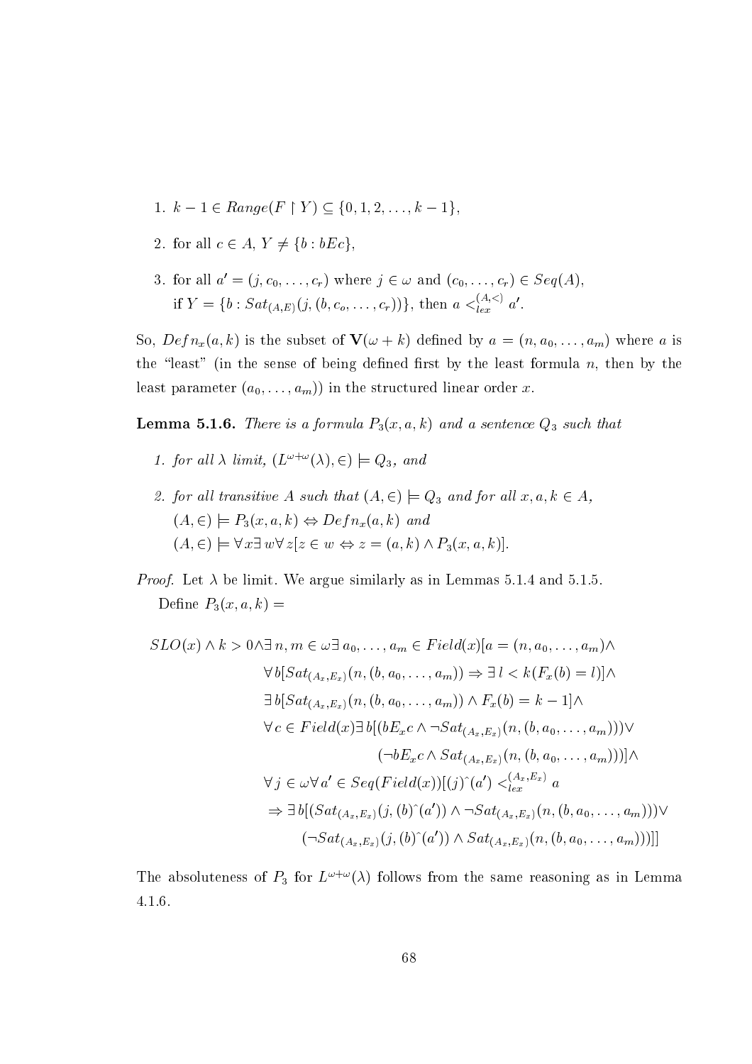1. $k-1 \in Range(F \restriction Y) \subseteq \{0, 1, 2, \ldots, k-1\}$,

2. for all $c \in A$, $Y \neq \{b : bEc\}$,

3. for all $a' = (j, c_0, \ldots, c_r)$ where $j \in \omega$ and $(c_0, \ldots, c_r) \in Seq(A)$, if $Y = \{b : Sat_{(A,E)}(j, (b, c_o, \ldots, c_r))\}$, then $a <_{lex}^{(A,<)} a'$.

So, $Defn_x(a, k)$ is the subset of $\mathbf{V}(\omega + k)$ defined by $a = (n, a_0, \ldots, a_m)$ where $a$ is the "least" (in the sense of being defined first by the least formula $n$, then by the least parameter $(a_0, \ldots, a_m)$) in the structured linear order $x$.

**Lemma 5.1.6.** *There is a formula $P_3(x, a, k)$ and a sentence $Q_3$ such that*

1. *for all $\lambda$ limit, $(L^{\omega+\omega}(\lambda), \in) \models Q_3$, and*

2. *for all transitive $A$ such that $(A, \in) \models Q_3$ and for all $x, a, k \in A$,*
   *$(A, \in) \models P_3(x, a, k) \Leftrightarrow Defn_x(a, k)$ and*
   *$(A, \in) \models \forall x \exists w \forall z [z \in w \Leftrightarrow z = (a, k) \wedge P_3(x, a, k)]$.*

*Proof.* Let $\lambda$ be limit. We argue similarly as in Lemmas 5.1.4 and 5.1.5.

Define $P_3(x, a, k) =$

$$
\begin{aligned}
SLO(x) \wedge k > 0 \wedge \exists\, n, m \in \omega \exists\, a_0, \ldots, a_m \in Field(x)[a = (n, a_0, \ldots, a_m) \wedge \\
\forall\, b[Sat_{(A_x,E_x)}(n, (b, a_0, \ldots, a_m)) \Rightarrow \exists\, l < k(F_x(b) = l)] \wedge \\
\exists\, b[Sat_{(A_x,E_x)}(n, (b, a_0, \ldots, a_m)) \wedge F_x(b) = k-1] \wedge \\
\forall c \in Field(x) \exists\, b[(bE_x c \wedge \neg Sat_{(A_x,E_x)}(n, (b, a_0, \ldots, a_m))) \vee \\
(\neg bE_x c \wedge Sat_{(A_x,E_x)}(n, (b, a_0, \ldots, a_m)))] \wedge \\
\forall\, j \in \omega \forall a' \in Seq(Field(x))[(j)\hat{}(a') <_{lex}^{(A_x,E_x)} a \\
\Rightarrow \exists\, b[(Sat_{(A_x,E_x)}(j, (b)\hat{}(a')) \wedge \neg Sat_{(A_x,E_x)}(n, (b, a_0, \ldots, a_m))) \vee \\
(\neg Sat_{(A_x,E_x)}(j, (b)\hat{}(a')) \wedge Sat_{(A_x,E_x)}(n, (b, a_0, \ldots, a_m)))]]
\end{aligned}
$$

The absoluteness of $P_3$ for $L^{\omega+\omega}(\lambda)$ follows from the same reasoning as in Lemma 4.1.6.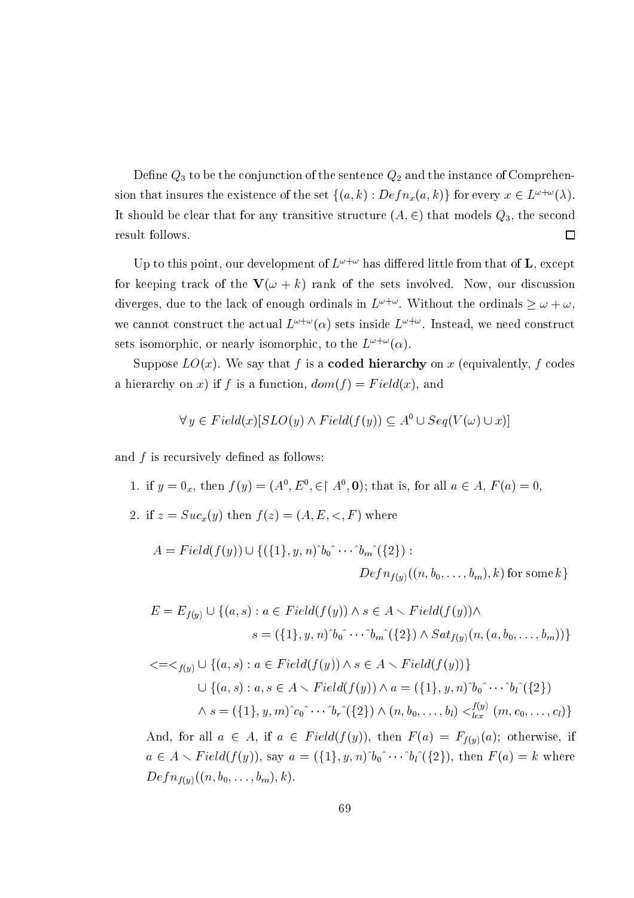Define $Q_3$ to be the conjunction of the sentence $Q_2$ and the instance of Comprehension that insures the existence of the set $\{(a,k) : Defn_x(a,k)\}$ for every $x \in L^{\omega+\omega}(\lambda)$. It should be clear that for any transitive structure $(A, \in)$ that models $Q_3$, the second result follows. $\square$

Up to this point, our development of $L^{\omega+\omega}$ has differed little from that of $\mathbf{L}$, except for keeping track of the $\mathbf{V}(\omega + k)$ rank of the sets involved. Now, our discussion diverges, due to the lack of enough ordinals in $L^{\omega+\omega}$. Without the ordinals $\geq \omega + \omega$, we cannot construct the actual $L^{\omega+\omega}(\alpha)$ sets inside $L^{\omega+\omega}$. Instead, we need construct sets isomorphic, or nearly isomorphic, to the $L^{\omega+\omega}(\alpha)$.

Suppose $LO(x)$. We say that $f$ is a **coded hierarchy** on $x$ (equivalently, $f$ codes a hierarchy on $x$) if $f$ is a function, $dom(f) = Field(x)$, and

$$\forall\, y \in Field(x)[SLO(y) \wedge Field(f(y)) \subseteq A^0 \cup Seq(V(\omega) \cup x)]$$

and $f$ is recursively defined as follows:

1. if $y = 0_x$, then $f(y) = (A^0, E^0, \in\restriction A^0, \mathbf{0})$; that is, for all $a \in A$, $F(a) = 0$,
2. if $z = Suc_x(y)$ then $f(z) = (A, E, <, F)$ where

$$A = Field(f(y)) \cup \{(\{1\}, y, n)\hat{}b_0\hat{}\cdots\hat{}b_m\hat{}(\{2\}) : \\ Defn_{f(y)}((n, b_0, \ldots, b_m), k) \text{ for some } k\}$$

$$E = E_{f(y)} \cup \{(a,s) : a \in Field(f(y)) \wedge s \in A \setminus Field(f(y)) \wedge \\ s = (\{1\}, y, n)\hat{}b_0\hat{}\cdots\hat{}b_m\hat{}(\{2\}) \wedge Sat_{f(y)}(n, (a, b_0, \ldots, b_m))\}$$

$$<=<_{f(y)} \cup \{(a,s) : a \in Field(f(y)) \wedge s \in A \setminus Field(f(y))\} \\ \cup \{(a,s) : a, s \in A \setminus Field(f(y)) \wedge a = (\{1\}, y, n)\hat{}b_0\hat{}\cdots\hat{}b_l\hat{}(\{2\}) \\ \wedge\, s = (\{1\}, y, m)\hat{}c_0\hat{}\cdots\hat{}b_r\hat{}(\{2\}) \wedge (n, b_0, \ldots, b_l) <_{lex}^{f(y)} (m, c_0, \ldots, c_l)\}$$

And, for all $a \in A$, if $a \in Field(f(y))$, then $F(a) = F_{f(y)}(a)$; otherwise, if $a \in A \setminus Field(f(y))$, say $a = (\{1\}, y, n)\hat{}b_0\hat{}\cdots\hat{}b_l\hat{}(\{2\})$, then $F(a) = k$ where $Defn_{f(y)}((n, b_0, \ldots, b_m), k)$.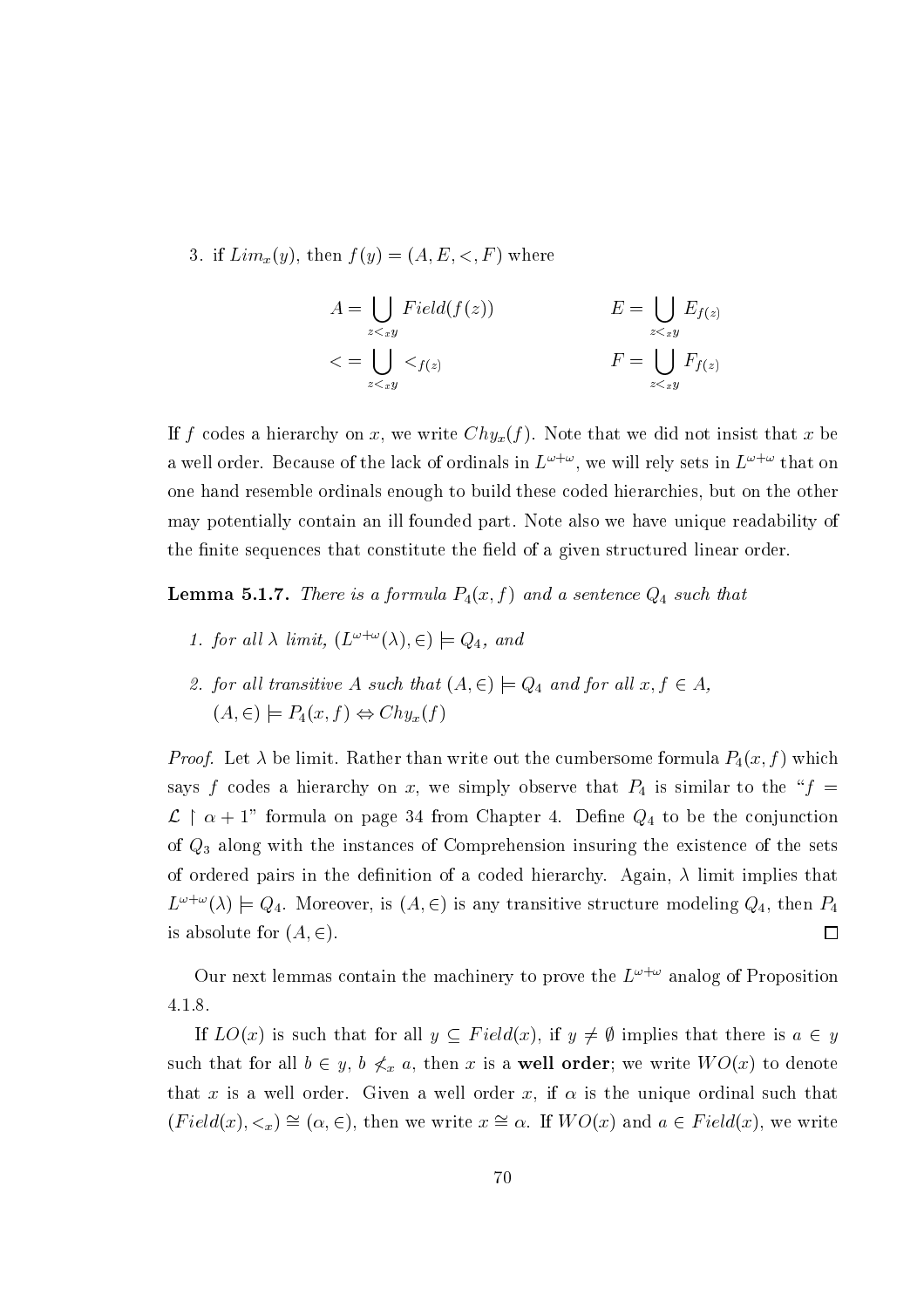3. if $Lim_x(y)$, then $f(y) = (A, E, <, F)$ where

$$A = \bigcup_{z <_x y} Field(f(z)) \qquad E = \bigcup_{z <_x y} E_{f(z)}$$

$$< = \bigcup_{z <_x y} <_{f(z)} \qquad F = \bigcup_{z <_x y} F_{f(z)}$$

If $f$ codes a hierarchy on $x$, we write $Chy_x(f)$. Note that we did not insist that $x$ be a well order. Because of the lack of ordinals in $L^{\omega+\omega}$, we will rely sets in $L^{\omega+\omega}$ that on one hand resemble ordinals enough to build these coded hierarchies, but on the other may potentially contain an ill founded part. Note also we have unique readability of the finite sequences that constitute the field of a given structured linear order.

**Lemma 5.1.7.** *There is a formula $P_4(x, f)$ and a sentence $Q_4$ such that*

1. *for all $\lambda$ limit, $(L^{\omega+\omega}(\lambda), \in) \models Q_4$, and*
2. *for all transitive $A$ such that $(A, \in) \models Q_4$ and for all $x, f \in A$, $(A, \in) \models P_4(x, f) \Leftrightarrow Chy_x(f)$*

*Proof.* Let $\lambda$ be limit. Rather than write out the cumbersome formula $P_4(x, f)$ which says $f$ codes a hierarchy on $x$, we simply observe that $P_4$ is similar to the "$f = \mathcal{L} \upharpoonright \alpha + 1$" formula on page 34 from Chapter 4. Define $Q_4$ to be the conjunction of $Q_3$ along with the instances of Comprehension insuring the existence of the sets of ordered pairs in the definition of a coded hierarchy. Again, $\lambda$ limit implies that $L^{\omega+\omega}(\lambda) \models Q_4$. Moreover, is $(A, \in)$ is any transitive structure modeling $Q_4$, then $P_4$ is absolute for $(A, \in)$. $\square$

Our next lemmas contain the machinery to prove the $L^{\omega+\omega}$ analog of Proposition 4.1.8.

If $LO(x)$ is such that for all $y \subseteq Field(x)$, if $y \neq \emptyset$ implies that there is $a \in y$ such that for all $b \in y$, $b \not<_x a$, then $x$ is a **well order**; we write $WO(x)$ to denote that $x$ is a well order. Given a well order $x$, if $\alpha$ is the unique ordinal such that $(Field(x), <_x) \cong (\alpha, \in)$, then we write $x \cong \alpha$. If $WO(x)$ and $a \in Field(x)$, we write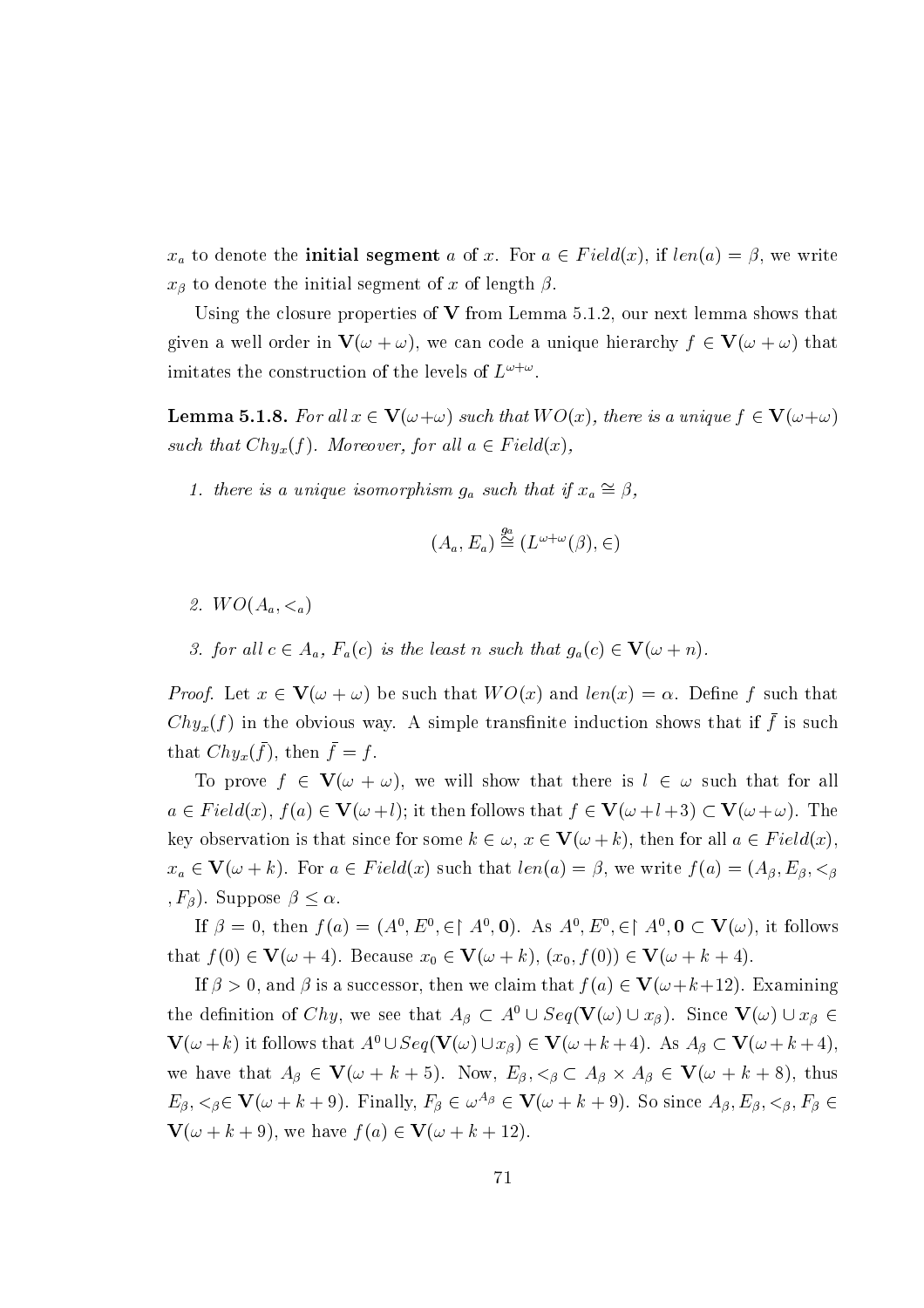$x_a$ to denote the **initial segment** $a$ of $x$. For $a \in Field(x)$, if $len(a) = \beta$, we write $x_\beta$ to denote the initial segment of $x$ of length $\beta$.

Using the closure properties of $\mathbf{V}$ from Lemma 5.1.2, our next lemma shows that given a well order in $\mathbf{V}(\omega + \omega)$, we can code a unique hierarchy $f \in \mathbf{V}(\omega + \omega)$ that imitates the construction of the levels of $L^{\omega+\omega}$.

**Lemma 5.1.8.** *For all $x \in \mathbf{V}(\omega+\omega)$ such that $WO(x)$, there is a unique $f \in \mathbf{V}(\omega+\omega)$ such that $Chy_x(f)$. Moreover, for all $a \in Field(x)$,*

1. *there is a unique isomorphism $g_a$ such that if $x_a \cong \beta$,*

$$(A_a, E_a) \overset{g_a}{\cong} (L^{\omega+\omega}(\beta), \in)$$

2. *$WO(A_a, <_a)$*

3. *for all $c \in A_a$, $F_a(c)$ is the least $n$ such that $g_a(c) \in \mathbf{V}(\omega + n)$.*

*Proof.* Let $x \in \mathbf{V}(\omega + \omega)$ be such that $WO(x)$ and $len(x) = \alpha$. Define $f$ such that $Chy_x(f)$ in the obvious way. A simple transfinite induction shows that if $\bar{f}$ is such that $Chy_x(\bar{f})$, then $\bar{f} = f$.

To prove $f \in \mathbf{V}(\omega + \omega)$, we will show that there is $l \in \omega$ such that for all $a \in Field(x)$, $f(a) \in \mathbf{V}(\omega + l)$; it then follows that $f \in \mathbf{V}(\omega + l + 3) \subset \mathbf{V}(\omega + \omega)$. The key observation is that since for some $k \in \omega$, $x \in \mathbf{V}(\omega + k)$, then for all $a \in Field(x)$, $x_a \in \mathbf{V}(\omega + k)$. For $a \in Field(x)$ such that $len(a) = \beta$, we write $f(a) = (A_\beta, E_\beta, <_\beta, F_\beta)$. Suppose $\beta \leq \alpha$.

If $\beta = 0$, then $f(a) = (A^0, E^0, \in\restriction A^0, \mathbf{0})$. As $A^0, E^0, \in\restriction A^0, \mathbf{0} \subset \mathbf{V}(\omega)$, it follows that $f(0) \in \mathbf{V}(\omega + 4)$. Because $x_0 \in \mathbf{V}(\omega + k)$, $(x_0, f(0)) \in \mathbf{V}(\omega + k + 4)$.

If $\beta > 0$, and $\beta$ is a successor, then we claim that $f(a) \in \mathbf{V}(\omega+k+12)$. Examining the definition of $Chy$, we see that $A_\beta \subset A^0 \cup Seq(\mathbf{V}(\omega) \cup x_\beta)$. Since $\mathbf{V}(\omega) \cup x_\beta \in \mathbf{V}(\omega + k)$ it follows that $A^0 \cup Seq(\mathbf{V}(\omega) \cup x_\beta) \in \mathbf{V}(\omega + k + 4)$. As $A_\beta \subset \mathbf{V}(\omega + k + 4)$, we have that $A_\beta \in \mathbf{V}(\omega + k + 5)$. Now, $E_\beta, <_\beta \subset A_\beta \times A_\beta \in \mathbf{V}(\omega + k + 8)$, thus $E_\beta, <_\beta \in \mathbf{V}(\omega + k + 9)$. Finally, $F_\beta \in \omega^{A_\beta} \in \mathbf{V}(\omega + k + 9)$. So since $A_\beta, E_\beta, <_\beta, F_\beta \in \mathbf{V}(\omega + k + 9)$, we have $f(a) \in \mathbf{V}(\omega + k + 12)$.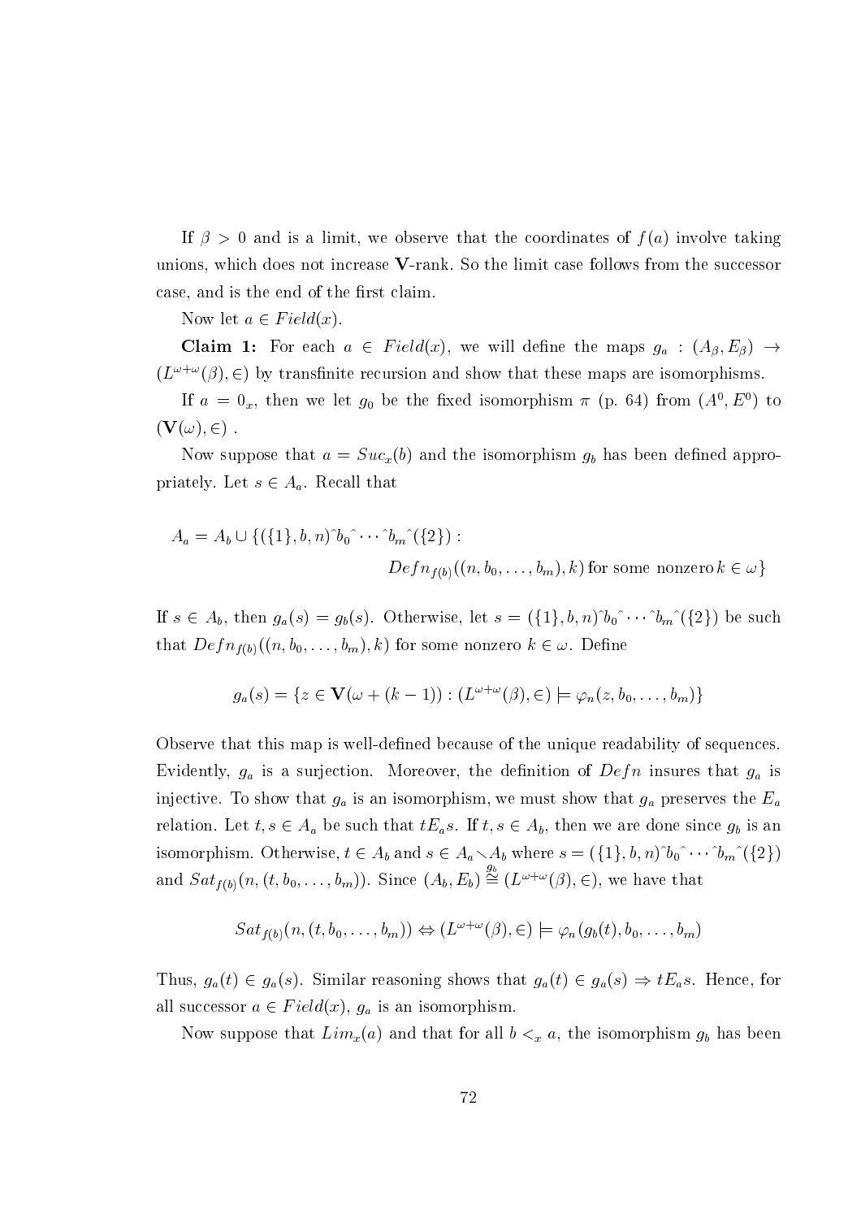If $\beta > 0$ and is a limit, we observe that the coordinates of $f(a)$ involve taking unions, which does not increase **V**-rank. So the limit case follows from the successor case, and is the end of the first claim.

Now let $a \in Field(x)$.

**Claim 1:** For each $a \in Field(x)$, we will define the maps $g_a : (A_\beta, E_\beta) \to (L^{\omega+\omega}(\beta), \in)$ by transfinite recursion and show that these maps are isomorphisms.

If $a = 0_x$, then we let $g_0$ be the fixed isomorphism $\pi$ (p. 64) from $(A^0, E^0)$ to $(\mathbf{V}(\omega), \in)$ .

Now suppose that $a = Suc_x(b)$ and the isomorphism $g_b$ has been defined appropriately. Let $s \in A_a$. Recall that

$$A_a = A_b \cup \{(\{1\}, b, n)\hat{\ } b_0 \hat{\ } \cdots \hat{\ } b_m \hat{\ } (\{2\}) : \\ Defn_{f(b)}((n, b_0, \ldots, b_m), k) \text{ for some nonzero } k \in \omega\}$$

If $s \in A_b$, then $g_a(s) = g_b(s)$. Otherwise, let $s = (\{1\}, b, n)\hat{\ } b_0 \hat{\ } \cdots \hat{\ } b_m \hat{\ } (\{2\})$ be such that $Defn_{f(b)}((n, b_0, \ldots, b_m), k)$ for some nonzero $k \in \omega$. Define

$$g_a(s) = \{z \in \mathbf{V}(\omega + (k-1)) : (L^{\omega+\omega}(\beta), \in) \models \varphi_n(z, b_0, \ldots, b_m)\}$$

Observe that this map is well-defined because of the unique readability of sequences. Evidently, $g_a$ is a surjection. Moreover, the definition of $Defn$ insures that $g_a$ is injective. To show that $g_a$ is an isomorphism, we must show that $g_a$ preserves the $E_a$ relation. Let $t, s \in A_a$ be such that $tE_a s$. If $t, s \in A_b$, then we are done since $g_b$ is an isomorphism. Otherwise, $t \in A_b$ and $s \in A_a \smallsetminus A_b$ where $s = (\{1\}, b, n)\hat{\ } b_0 \hat{\ } \cdots \hat{\ } b_m \hat{\ } (\{2\})$ and $Sat_{f(b)}(n, (t, b_0, \ldots, b_m))$. Since $(A_b, E_b) \overset{g_b}{\cong} (L^{\omega+\omega}(\beta), \in)$, we have that

$$Sat_{f(b)}(n, (t, b_0, \ldots, b_m)) \Leftrightarrow (L^{\omega+\omega}(\beta), \in) \models \varphi_n(g_b(t), b_0, \ldots, b_m)$$

Thus, $g_a(t) \in g_a(s)$. Similar reasoning shows that $g_a(t) \in g_a(s) \Rightarrow tE_a s$. Hence, for all successor $a \in Field(x)$, $g_a$ is an isomorphism.

Now suppose that $Lim_x(a)$ and that for all $b <_x a$, the isomorphism $g_b$ has been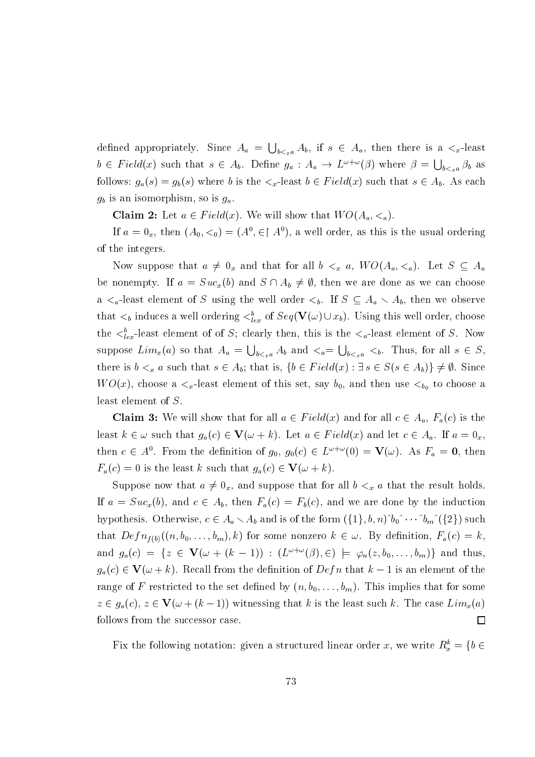defined appropriately. Since $A_a = \bigcup_{b <_x a} A_b$, if $s \in A_a$, then there is a $<_x$-least $b \in Field(x)$ such that $s \in A_b$. Define $g_a : A_a \to L^{\omega+\omega}(\beta)$ where $\beta = \bigcup_{b<_x a} \beta_b$ as follows: $g_a(s) = g_b(s)$ where $b$ is the $<_x$-least $b \in Field(x)$ such that $s \in A_b$. As each $g_b$ is an isomorphism, so is $g_a$.

**Claim 2:** Let $a \in Field(x)$. We will show that $WO(A_a, <_a)$.

If $a = 0_x$, then $(A_0, <_0) = (A^0, \in \restriction A^0)$, a well order, as this is the usual ordering of the integers.

Now suppose that $a \neq 0_x$ and that for all $b <_x a$, $WO(A_a, <_a)$. Let $S \subseteq A_a$ be nonempty. If $a = Suc_x(b)$ and $S \cap A_b \neq \emptyset$, then we are done as we can choose a $<_a$-least element of $S$ using the well order $<_b$. If $S \subseteq A_a \setminus A_b$, then we observe that $<_b$ induces a well ordering $<^b_{lex}$ of $Seq(\mathbf{V}(\omega) \cup x_b)$. Using this well order, choose the $<^b_{lex}$-least element of of $S$; clearly then, this is the $<_a$-least element of $S$. Now suppose $Lim_x(a)$ so that $A_a = \bigcup_{b<_x a} A_b$ and $<_a = \bigcup_{b<_x a} <_b$. Thus, for all $s \in S$, there is $b <_x a$ such that $s \in A_b$; that is, $\{b \in Field(x) : \exists\, s \in S(s \in A_b)\} \neq \emptyset$. Since $WO(x)$, choose a $<_x$-least element of this set, say $b_0$, and then use $<_{b_0}$ to choose a least element of $S$.

**Claim 3:** We will show that for all $a \in Field(x)$ and for all $c \in A_a$, $F_a(c)$ is the least $k \in \omega$ such that $g_a(c) \in \mathbf{V}(\omega + k)$. Let $a \in Field(x)$ and let $c \in A_a$. If $a = 0_x$, then $c \in A^0$. From the definition of $g_0$, $g_0(c) \in L^{\omega+\omega}(0) = \mathbf{V}(\omega)$. As $F_a = \mathbf{0}$, then $F_a(c) = 0$ is the least $k$ such that $g_a(c) \in \mathbf{V}(\omega + k)$.

Suppose now that $a \neq 0_x$, and suppose that for all $b <_x a$ that the result holds. If $a = Suc_x(b)$, and $c \in A_b$, then $F_a(c) = F_b(c)$, and we are done by the induction hypothesis. Otherwise, $c \in A_a \setminus A_b$ and is of the form $(\{1\}, b, n)\hat{\ } b_0 \hat{\ } \cdots \hat{\ } b_m \hat{\ } (\{2\})$ such that $Defn_{f(b)}((n, b_0, \ldots, b_m), k)$ for some nonzero $k \in \omega$. By definition, $F_a(c) = k$, and $g_a(c) = \{z \in \mathbf{V}(\omega + (k-1)) : (L^{\omega+\omega}(\beta), \in) \models \varphi_n(z, b_0, \ldots, b_m)\}$ and thus, $g_a(c) \in \mathbf{V}(\omega + k)$. Recall from the definition of $Defn$ that $k - 1$ is an element of the range of $F$ restricted to the set defined by $(n, b_0, \ldots, b_m)$. This implies that for some $z \in g_a(c)$, $z \in \mathbf{V}(\omega + (k-1))$ witnessing that $k$ is the least such $k$. The case $Lim_x(a)$ follows from the successor case. □

Fix the following notation: given a structured linear order $x$, we write $R^k_x = \{b \in$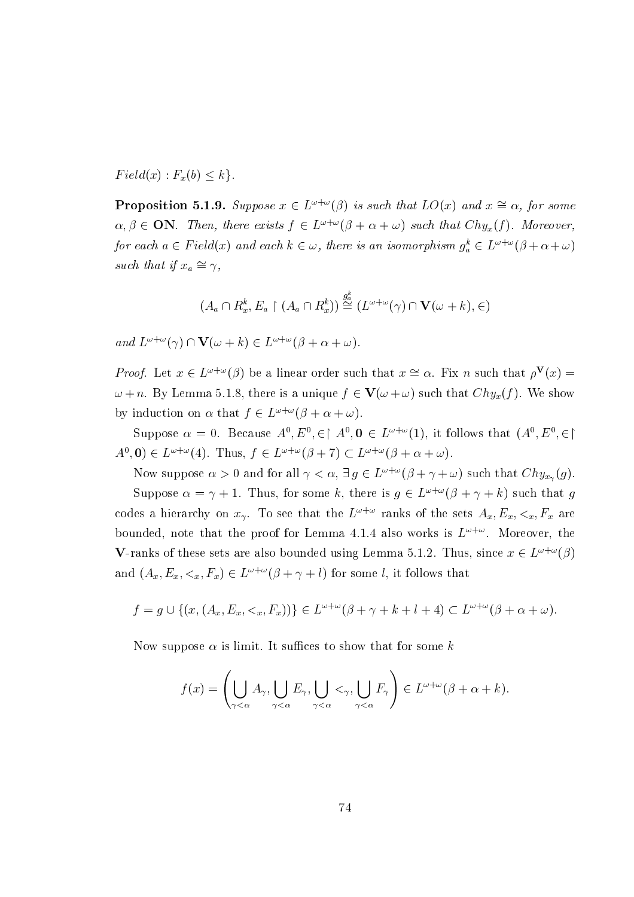$Field(x) : F_x(b) \leq k\}$.

**Proposition 5.1.9.** *Suppose $x \in L^{\omega+\omega}(\beta)$ is such that $LO(x)$ and $x \cong \alpha$, for some $\alpha, \beta \in \mathbf{ON}$. Then, there exists $f \in L^{\omega+\omega}(\beta + \alpha + \omega)$ such that $Chy_x(f)$. Moreover, for each $a \in Field(x)$ and each $k \in \omega$, there is an isomorphism $g_a^k \in L^{\omega+\omega}(\beta+\alpha+\omega)$ such that if $x_a \cong \gamma$,*

$$(A_a \cap R_x^k, E_a \restriction (A_a \cap R_x^k)) \overset{g_a^k}{\cong} (L^{\omega+\omega}(\gamma) \cap \mathbf{V}(\omega + k), \in)$$

*and $L^{\omega+\omega}(\gamma) \cap \mathbf{V}(\omega + k) \in L^{\omega+\omega}(\beta + \alpha + \omega)$.*

*Proof.* Let $x \in L^{\omega+\omega}(\beta)$ be a linear order such that $x \cong \alpha$. Fix $n$ such that $\rho^{\mathbf{V}}(x) = \omega + n$. By Lemma 5.1.8, there is a unique $f \in \mathbf{V}(\omega+\omega)$ such that $Chy_x(f)$. We show by induction on $\alpha$ that $f \in L^{\omega+\omega}(\beta + \alpha + \omega)$.

Suppose $\alpha = 0$. Because $A^0, E^0, \in\restriction A^0, \mathbf{0} \in L^{\omega+\omega}(1)$, it follows that $(A^0, E^0, \in\restriction A^0, \mathbf{0}) \in L^{\omega+\omega}(4)$. Thus, $f \in L^{\omega+\omega}(\beta + 7) \subset L^{\omega+\omega}(\beta + \alpha + \omega)$.

Now suppose $\alpha > 0$ and for all $\gamma < \alpha$, $\exists\, g \in L^{\omega+\omega}(\beta+\gamma+\omega)$ such that $Chy_{x_\gamma}(g)$.

Suppose $\alpha = \gamma + 1$. Thus, for some $k$, there is $g \in L^{\omega+\omega}(\beta + \gamma + k)$ such that $g$ codes a hierarchy on $x_\gamma$. To see that the $L^{\omega+\omega}$ ranks of the sets $A_x, E_x, <_x, F_x$ are bounded, note that the proof for Lemma 4.1.4 also works is $L^{\omega+\omega}$. Moreover, the $\mathbf{V}$-ranks of these sets are also bounded using Lemma 5.1.2. Thus, since $x \in L^{\omega+\omega}(\beta)$ and $(A_x, E_x, <_x, F_x) \in L^{\omega+\omega}(\beta + \gamma + l)$ for some $l$, it follows that

$$f = g \cup \{(x, (A_x, E_x, <_x, F_x))\} \in L^{\omega+\omega}(\beta + \gamma + k + l + 4) \subset L^{\omega+\omega}(\beta + \alpha + \omega).$$

Now suppose $\alpha$ is limit. It suffices to show that for some $k$

$$f(x) = \left( \bigcup_{\gamma<\alpha} A_\gamma, \bigcup_{\gamma<\alpha} E_\gamma, \bigcup_{\gamma<\alpha} <_\gamma, \bigcup_{\gamma<\alpha} F_\gamma \right) \in L^{\omega+\omega}(\beta + \alpha + k).$$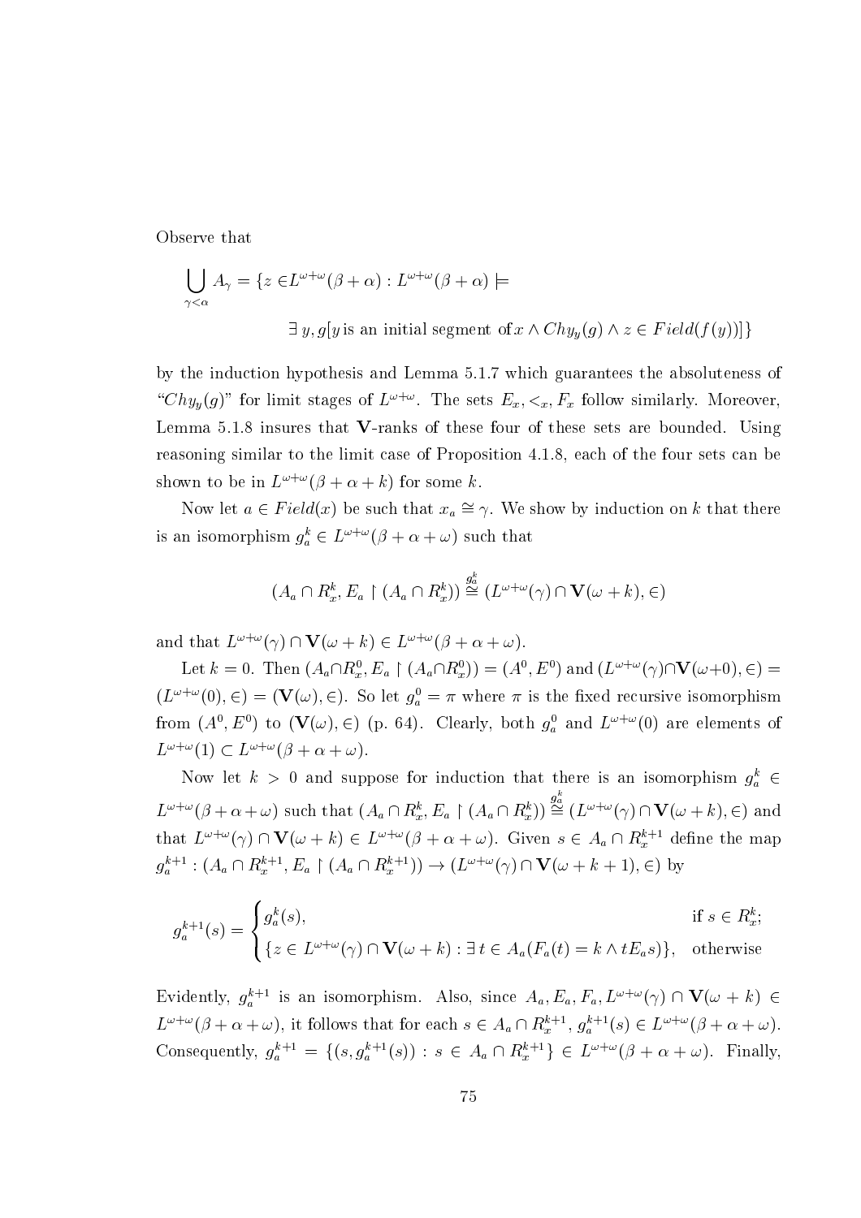Observe that

$$\bigcup_{\gamma<\alpha} A_\gamma = \{z \in L^{\omega+\omega}(\beta+\alpha) : L^{\omega+\omega}(\beta+\alpha) \models$$

$$\exists\, y, g[y \text{ is an initial segment of} x \wedge Chy_y(g) \wedge z \in Field(f(y))]\}$$

by the induction hypothesis and Lemma 5.1.7 which guarantees the absoluteness of "$Chy_y(g)$" for limit stages of $L^{\omega+\omega}$. The sets $E_x, <_x, F_x$ follow similarly. Moreover, Lemma 5.1.8 insures that **V**-ranks of these four of these sets are bounded. Using reasoning similar to the limit case of Proposition 4.1.8, each of the four sets can be shown to be in $L^{\omega+\omega}(\beta+\alpha+k)$ for some $k$.

Now let $a \in Field(x)$ be such that $x_a \cong \gamma$. We show by induction on $k$ that there is an isomorphism $g_a^k \in L^{\omega+\omega}(\beta+\alpha+\omega)$ such that

$$(A_a \cap R_x^k, E_a \restriction (A_a \cap R_x^k)) \overset{g_a^k}{\cong} (L^{\omega+\omega}(\gamma) \cap \mathbf{V}(\omega+k), \in)$$

and that $L^{\omega+\omega}(\gamma) \cap \mathbf{V}(\omega+k) \in L^{\omega+\omega}(\beta+\alpha+\omega)$.

Let $k=0$. Then $(A_a \cap R_x^0, E_a \restriction (A_a \cap R_x^0)) = (A^0, E^0)$ and $(L^{\omega+\omega}(\gamma)\cap\mathbf{V}(\omega+0), \in) = (L^{\omega+\omega}(0), \in) = (\mathbf{V}(\omega), \in)$. So let $g_a^0 = \pi$ where $\pi$ is the fixed recursive isomorphism from $(A^0, E^0)$ to $(\mathbf{V}(\omega), \in)$ (p. 64). Clearly, both $g_a^0$ and $L^{\omega+\omega}(0)$ are elements of $L^{\omega+\omega}(1) \subset L^{\omega+\omega}(\beta+\alpha+\omega)$.

Now let $k>0$ and suppose for induction that there is an isomorphism $g_a^k \in L^{\omega+\omega}(\beta+\alpha+\omega)$ such that $(A_a \cap R_x^k, E_a \restriction (A_a \cap R_x^k)) \overset{g_a^k}{\cong} (L^{\omega+\omega}(\gamma) \cap \mathbf{V}(\omega+k), \in)$ and that $L^{\omega+\omega}(\gamma)\cap\mathbf{V}(\omega+k) \in L^{\omega+\omega}(\beta+\alpha+\omega)$. Given $s \in A_a \cap R_x^{k+1}$ define the map $g_a^{k+1} : (A_a \cap R_x^{k+1}, E_a \restriction (A_a \cap R_x^{k+1})) \to (L^{\omega+\omega}(\gamma) \cap \mathbf{V}(\omega+k+1), \in)$ by

$$g_a^{k+1}(s) = \begin{cases} g_a^k(s), & \text{if } s \in R_x^k; \\ \{z \in L^{\omega+\omega}(\gamma)\cap\mathbf{V}(\omega+k) : \exists\, t \in A_a(F_a(t) = k \wedge tE_a s)\}, & \text{otherwise} \end{cases}$$

Evidently, $g_a^{k+1}$ is an isomorphism. Also, since $A_a, E_a, F_a, L^{\omega+\omega}(\gamma)\cap\mathbf{V}(\omega+k) \in L^{\omega+\omega}(\beta+\alpha+\omega)$, it follows that for each $s \in A_a \cap R_x^{k+1}$, $g_a^{k+1}(s) \in L^{\omega+\omega}(\beta+\alpha+\omega)$. Consequently, $g_a^{k+1} = \{(s, g_a^{k+1}(s)) : s \in A_a \cap R_x^{k+1}\} \in L^{\omega+\omega}(\beta+\alpha+\omega)$. Finally,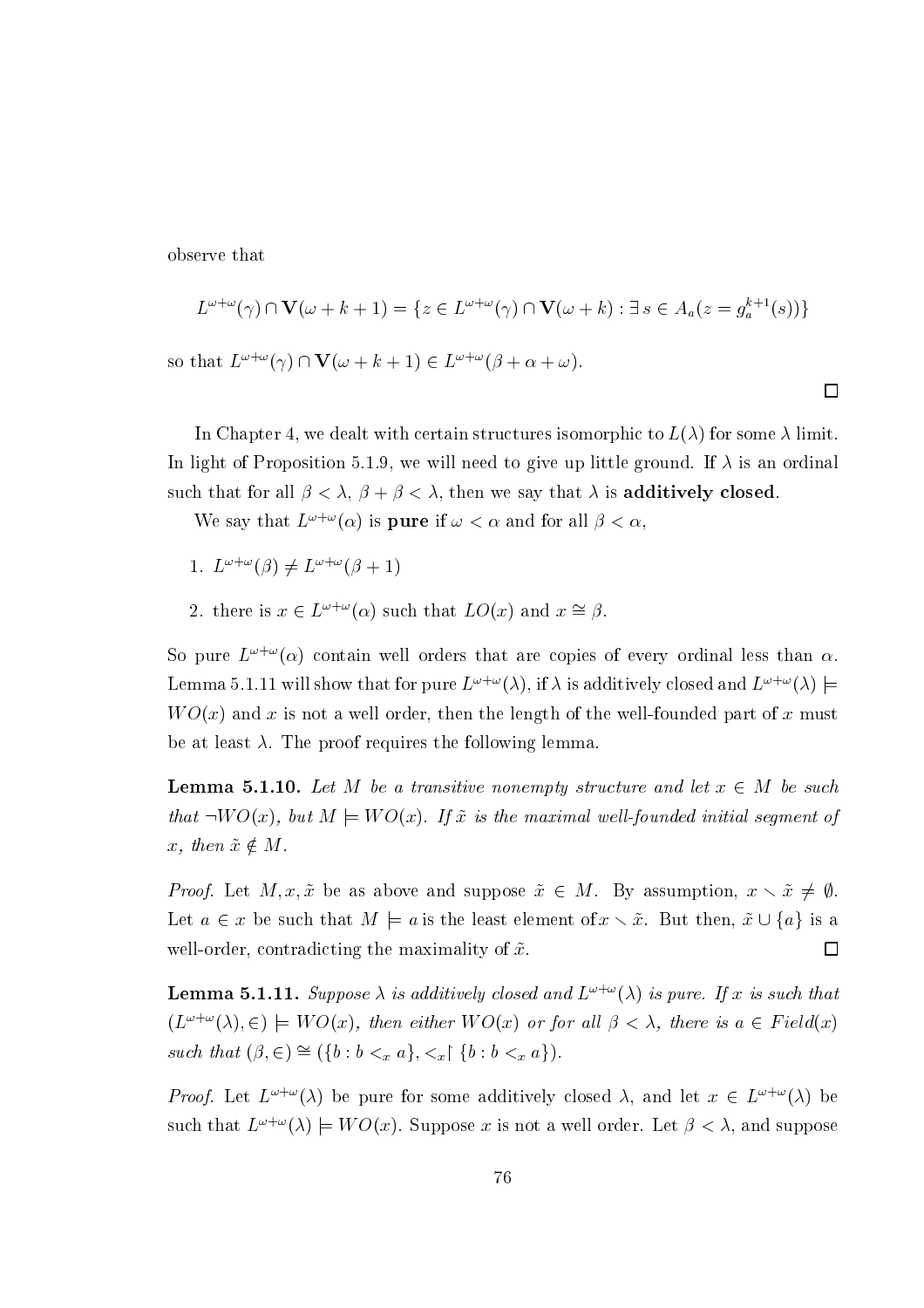observe that

$$L^{\omega+\omega}(\gamma) \cap \mathbf{V}(\omega+k+1) = \{z \in L^{\omega+\omega}(\gamma) \cap \mathbf{V}(\omega+k) : \exists\, s \in A_a(z = g_a^{k+1}(s))\}$$

so that $L^{\omega+\omega}(\gamma) \cap \mathbf{V}(\omega+k+1) \in L^{\omega+\omega}(\beta+\alpha+\omega)$.

$\square$

In Chapter 4, we dealt with certain structures isomorphic to $L(\lambda)$ for some $\lambda$ limit. In light of Proposition 5.1.9, we will need to give up little ground. If $\lambda$ is an ordinal such that for all $\beta < \lambda$, $\beta + \beta < \lambda$, then we say that $\lambda$ is **additively closed**.

We say that $L^{\omega+\omega}(\alpha)$ is **pure** if $\omega < \alpha$ and for all $\beta < \alpha$,

1. $L^{\omega+\omega}(\beta) \neq L^{\omega+\omega}(\beta+1)$
2. there is $x \in L^{\omega+\omega}(\alpha)$ such that $LO(x)$ and $x \cong \beta$.

So pure $L^{\omega+\omega}(\alpha)$ contain well orders that are copies of every ordinal less than $\alpha$. Lemma 5.1.11 will show that for pure $L^{\omega+\omega}(\lambda)$, if $\lambda$ is additively closed and $L^{\omega+\omega}(\lambda) \models WO(x)$ and $x$ is not a well order, then the length of the well-founded part of $x$ must be at least $\lambda$. The proof requires the following lemma.

**Lemma 5.1.10.** *Let $M$ be a transitive nonempty structure and let $x \in M$ be such that $\neg WO(x)$, but $M \models WO(x)$. If $\tilde{x}$ is the maximal well-founded initial segment of $x$, then $\tilde{x} \notin M$.*

*Proof.* Let $M, x, \tilde{x}$ be as above and suppose $\tilde{x} \in M$. By assumption, $x \smallsetminus \tilde{x} \neq \emptyset$. Let $a \in x$ be such that $M \models a$ is the least element of $x \smallsetminus \tilde{x}$. But then, $\tilde{x} \cup \{a\}$ is a well-order, contradicting the maximality of $\tilde{x}$. $\square$

**Lemma 5.1.11.** *Suppose $\lambda$ is additively closed and $L^{\omega+\omega}(\lambda)$ is pure. If $x$ is such that $(L^{\omega+\omega}(\lambda), \in) \models WO(x)$, then either $WO(x)$ or for all $\beta < \lambda$, there is $a \in Field(x)$ such that $(\beta, \in) \cong (\{b : b <_x a\}, <_x\restriction \{b : b <_x a\})$.*

*Proof.* Let $L^{\omega+\omega}(\lambda)$ be pure for some additively closed $\lambda$, and let $x \in L^{\omega+\omega}(\lambda)$ be such that $L^{\omega+\omega}(\lambda) \models WO(x)$. Suppose $x$ is not a well order. Let $\beta < \lambda$, and suppose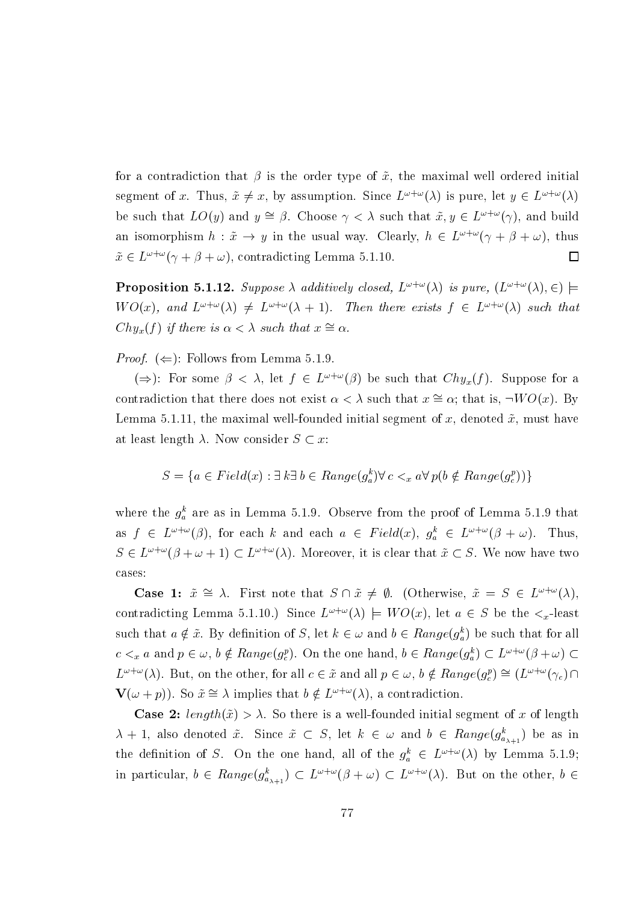for a contradiction that $\beta$ is the order type of $\tilde{x}$, the maximal well ordered initial segment of $x$. Thus, $\tilde{x} \neq x$, by assumption. Since $L^{\omega+\omega}(\lambda)$ is pure, let $y \in L^{\omega+\omega}(\lambda)$ be such that $LO(y)$ and $y \cong \beta$. Choose $\gamma < \lambda$ such that $\tilde{x}, y \in L^{\omega+\omega}(\gamma)$, and build an isomorphism $h : \tilde{x} \to y$ in the usual way. Clearly, $h \in L^{\omega+\omega}(\gamma + \beta + \omega)$, thus $\tilde{x} \in L^{\omega+\omega}(\gamma + \beta + \omega)$, contradicting Lemma 5.1.10. $\square$

**Proposition 5.1.12.** *Suppose $\lambda$ additively closed, $L^{\omega+\omega}(\lambda)$ is pure, $(L^{\omega+\omega}(\lambda), \in) \models WO(x)$, and $L^{\omega+\omega}(\lambda) \neq L^{\omega+\omega}(\lambda+1)$. Then there exists $f \in L^{\omega+\omega}(\lambda)$ such that $Chy_x(f)$ if there is $\alpha < \lambda$ such that $x \cong \alpha$.*

*Proof.* ($\Leftarrow$): Follows from Lemma 5.1.9.

($\Rightarrow$): For some $\beta < \lambda$, let $f \in L^{\omega+\omega}(\beta)$ be such that $Chy_x(f)$. Suppose for a contradiction that there does not exist $\alpha < \lambda$ such that $x \cong \alpha$; that is, $\neg WO(x)$. By Lemma 5.1.11, the maximal well-founded initial segment of $x$, denoted $\tilde{x}$, must have at least length $\lambda$. Now consider $S \subset x$:

$$S = \{a \in Field(x) : \exists\, k \exists\, b \in Range(g_a^k) \forall\, c <_x a \forall\, p (b \notin Range(g_c^p))\}$$

where the $g_a^k$ are as in Lemma 5.1.9. Observe from the proof of Lemma 5.1.9 that as $f \in L^{\omega+\omega}(\beta)$, for each $k$ and each $a \in Field(x)$, $g_a^k \in L^{\omega+\omega}(\beta + \omega)$. Thus, $S \in L^{\omega+\omega}(\beta + \omega + 1) \subset L^{\omega+\omega}(\lambda)$. Moreover, it is clear that $\tilde{x} \subset S$. We now have two cases:

**Case 1:** $\tilde{x} \cong \lambda$. First note that $S \cap \tilde{x} \neq \emptyset$. (Otherwise, $\tilde{x} = S \in L^{\omega+\omega}(\lambda)$, contradicting Lemma 5.1.10.) Since $L^{\omega+\omega}(\lambda) \models WO(x)$, let $a \in S$ be the $<_x$-least such that $a \notin \tilde{x}$. By definition of $S$, let $k \in \omega$ and $b \in Range(g_a^k)$ be such that for all $c <_x a$ and $p \in \omega$, $b \notin Range(g_c^p)$. On the one hand, $b \in Range(g_a^k) \subset L^{\omega+\omega}(\beta + \omega) \subset L^{\omega+\omega}(\lambda)$. But, on the other, for all $c \in \tilde{x}$ and all $p \in \omega$, $b \notin Range(g_c^p) \cong (L^{\omega+\omega}(\gamma_c) \cap \mathbf{V}(\omega + p))$. So $\tilde{x} \cong \lambda$ implies that $b \notin L^{\omega+\omega}(\lambda)$, a contradiction.

**Case 2:** $length(\tilde{x}) > \lambda$. So there is a well-founded initial segment of $x$ of length $\lambda + 1$, also denoted $\tilde{x}$. Since $\tilde{x} \subset S$, let $k \in \omega$ and $b \in Range(g_{a_{\lambda+1}}^k)$ be as in the definition of $S$. On the one hand, all of the $g_a^k \in L^{\omega+\omega}(\lambda)$ by Lemma 5.1.9; in particular, $b \in Range(g_{a_{\lambda+1}}^k) \subset L^{\omega+\omega}(\beta + \omega) \subset L^{\omega+\omega}(\lambda)$. But on the other, $b \in$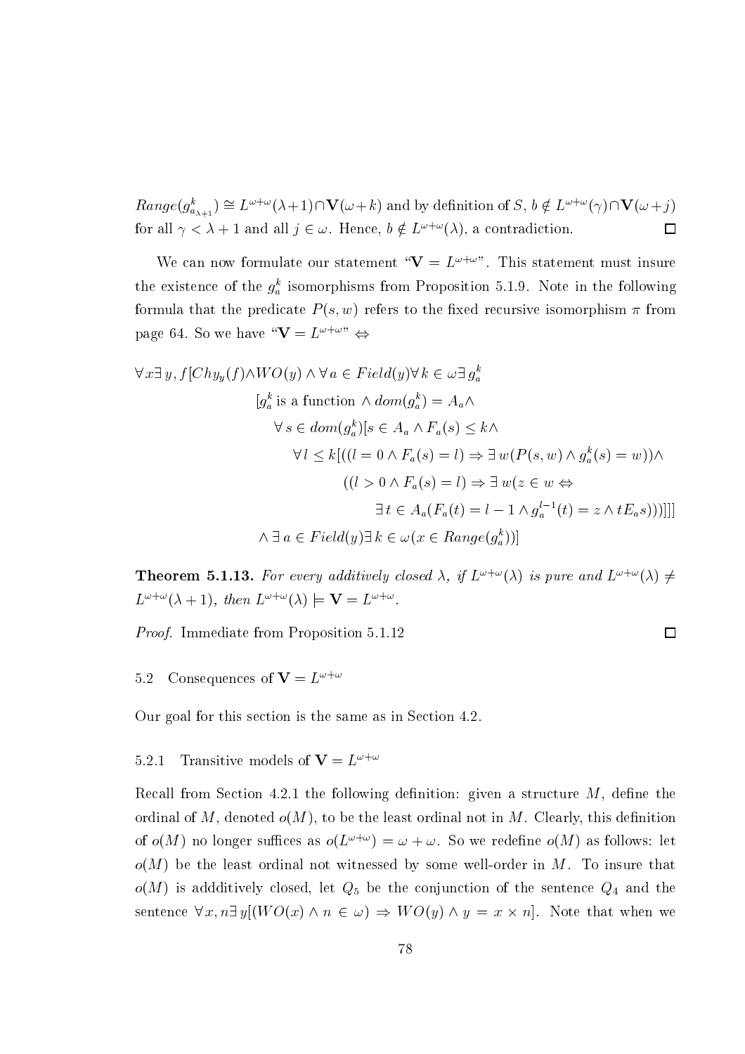$Range(g^k_{a_{\lambda+1}}) \cong L^{\omega+\omega}(\lambda+1) \cap \mathbf{V}(\omega+k)$ and by definition of $S$, $b \notin L^{\omega+\omega}(\gamma) \cap \mathbf{V}(\omega+j)$ for all $\gamma < \lambda+1$ and all $j \in \omega$. Hence, $b \notin L^{\omega+\omega}(\lambda)$, a contradiction. $\square$

We can now formulate our statement "$\mathbf{V} = L^{\omega+\omega}$". This statement must insure the existence of the $g^k_a$ isomorphisms from Proposition 5.1.9. Note in the following formula that the predicate $P(s,w)$ refers to the fixed recursive isomorphism $\pi$ from page 64. So we have "$\mathbf{V} = L^{\omega+\omega}$" $\Leftrightarrow$

$$
\begin{aligned}
\forall x \exists\, y, f[Chy_y(f) \wedge & WO(y) \wedge \forall\, a \in Field(y) \forall\, k \in \omega \exists\, g^k_a \\
& [g^k_a \text{ is a function } \wedge dom(g^k_a) = A_a \wedge \\
& \quad \forall\, s \in dom(g^k_a)[s \in A_a \wedge F_a(s) \leq k \wedge \\
& \quad\quad \forall\, l \leq k[((l = 0 \wedge F_a(s) = l) \Rightarrow \exists\, w(P(s,w) \wedge g^k_a(s) = w)) \wedge \\
& \quad\quad\quad ((l > 0 \wedge F_a(s) = l) \Rightarrow \exists\, w(z \in w \Leftrightarrow \\
& \quad\quad\quad\quad \exists\, t \in A_a(F_a(t) = l-1 \wedge g^{l-1}_a(t) = z \wedge tE_a s)))]]] \\
& \wedge \exists\, a \in Field(y) \exists\, k \in \omega(x \in Range(g^k_a))]
\end{aligned}
$$

**Theorem 5.1.13.** *For every additively closed $\lambda$, if $L^{\omega+\omega}(\lambda)$ is pure and $L^{\omega+\omega}(\lambda) \neq L^{\omega+\omega}(\lambda+1)$, then $L^{\omega+\omega}(\lambda) \models \mathbf{V} = L^{\omega+\omega}$.*

*Proof.* Immediate from Proposition 5.1.12 $\square$

## 5.2 Consequences of $\mathbf{V} = L^{\omega+\omega}$

Our goal for this section is the same as in Section 4.2.

### 5.2.1 Transitive models of $\mathbf{V} = L^{\omega+\omega}$

Recall from Section 4.2.1 the following definition: given a structure $M$, define the ordinal of $M$, denoted $o(M)$, to be the least ordinal not in $M$. Clearly, this definition of $o(M)$ no longer suffices as $o(L^{\omega+\omega}) = \omega+\omega$. So we redefine $o(M)$ as follows: let $o(M)$ be the least ordinal not witnessed by some well-order in $M$. To insure that $o(M)$ is addditively closed, let $Q_5$ be the conjunction of the sentence $Q_4$ and the sentence $\forall x, n \exists\, y[(WO(x) \wedge n \in \omega) \Rightarrow WO(y) \wedge y = x \times n]$. Note that when we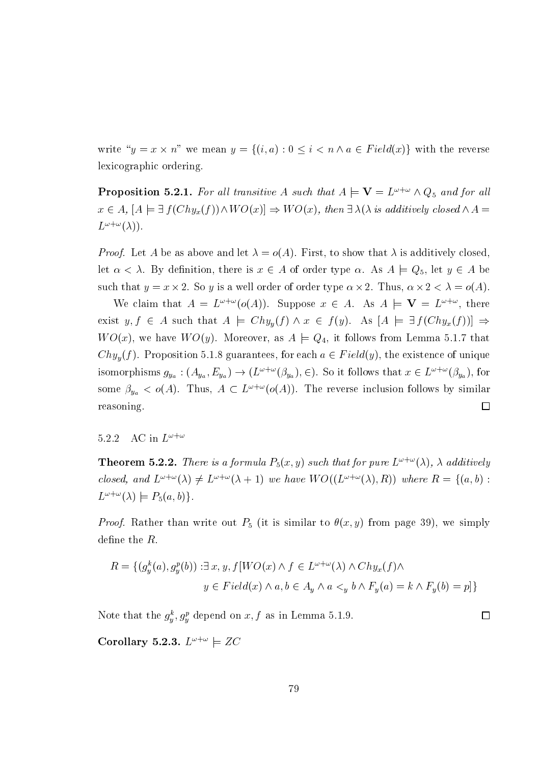write "$y = x \times n$" we mean $y = \{(i, a) : 0 \leq i < n \wedge a \in Field(x)\}$ with the reverse lexicographic ordering.

**Proposition 5.2.1.** *For all transitive $A$ such that $A \models \mathbf{V} = L^{\omega+\omega} \wedge Q_5$ and for all $x \in A$, $[A \models \exists f(Chy_x(f)) \wedge WO(x)] \Rightarrow WO(x)$, then $\exists \lambda(\lambda$ is additively closed $\wedge A = L^{\omega+\omega}(\lambda))$.*

*Proof.* Let $A$ be as above and let $\lambda = o(A)$. First, to show that $\lambda$ is additively closed, let $\alpha < \lambda$. By definition, there is $x \in A$ of order type $\alpha$. As $A \models Q_5$, let $y \in A$ be such that $y = x \times 2$. So $y$ is a well order of order type $\alpha \times 2$. Thus, $\alpha \times 2 < \lambda = o(A)$.

We claim that $A = L^{\omega+\omega}(o(A))$. Suppose $x \in A$. As $A \models \mathbf{V} = L^{\omega+\omega}$, there exist $y, f \in A$ such that $A \models Chy_y(f) \wedge x \in f(y)$. As $[A \models \exists f(Chy_x(f))] \Rightarrow WO(x)$, we have $WO(y)$. Moreover, as $A \models Q_4$, it follows from Lemma 5.1.7 that $Chy_y(f)$. Proposition 5.1.8 guarantees, for each $a \in Field(y)$, the existence of unique isomorphisms $g_{y_a} : (A_{y_a}, E_{y_a}) \to (L^{\omega+\omega}(\beta_{y_a}), \in)$. So it follows that $x \in L^{\omega+\omega}(\beta_{y_a})$, for some $\beta_{y_a} < o(A)$. Thus, $A \subset L^{\omega+\omega}(o(A))$. The reverse inclusion follows by similar reasoning. $\square$

### 5.2.2 AC in $L^{\omega+\omega}$

**Theorem 5.2.2.** *There is a formula $P_5(x, y)$ such that for pure $L^{\omega+\omega}(\lambda)$, $\lambda$ additively closed, and $L^{\omega+\omega}(\lambda) \neq L^{\omega+\omega}(\lambda + 1)$ we have $WO((L^{\omega+\omega}(\lambda), R))$ where $R = \{(a, b) : L^{\omega+\omega}(\lambda) \models P_5(a, b)\}$.*

*Proof.* Rather than write out $P_5$ (it is similar to $\theta(x, y)$ from page 39), we simply define the $R$.

$$R = \{(g_y^k(a), g_y^p(b)) : \exists x, y, f[WO(x) \wedge f \in L^{\omega+\omega}(\lambda) \wedge Chy_x(f) \wedge$$
$$y \in Field(x) \wedge a, b \in A_y \wedge a <_y b \wedge F_y(a) = k \wedge F_y(b) = p]\}$$

Note that the $g_y^k, g_y^p$ depend on $x, f$ as in Lemma 5.1.9. $\square$

**Corollary 5.2.3.** $L^{\omega+\omega} \models ZC$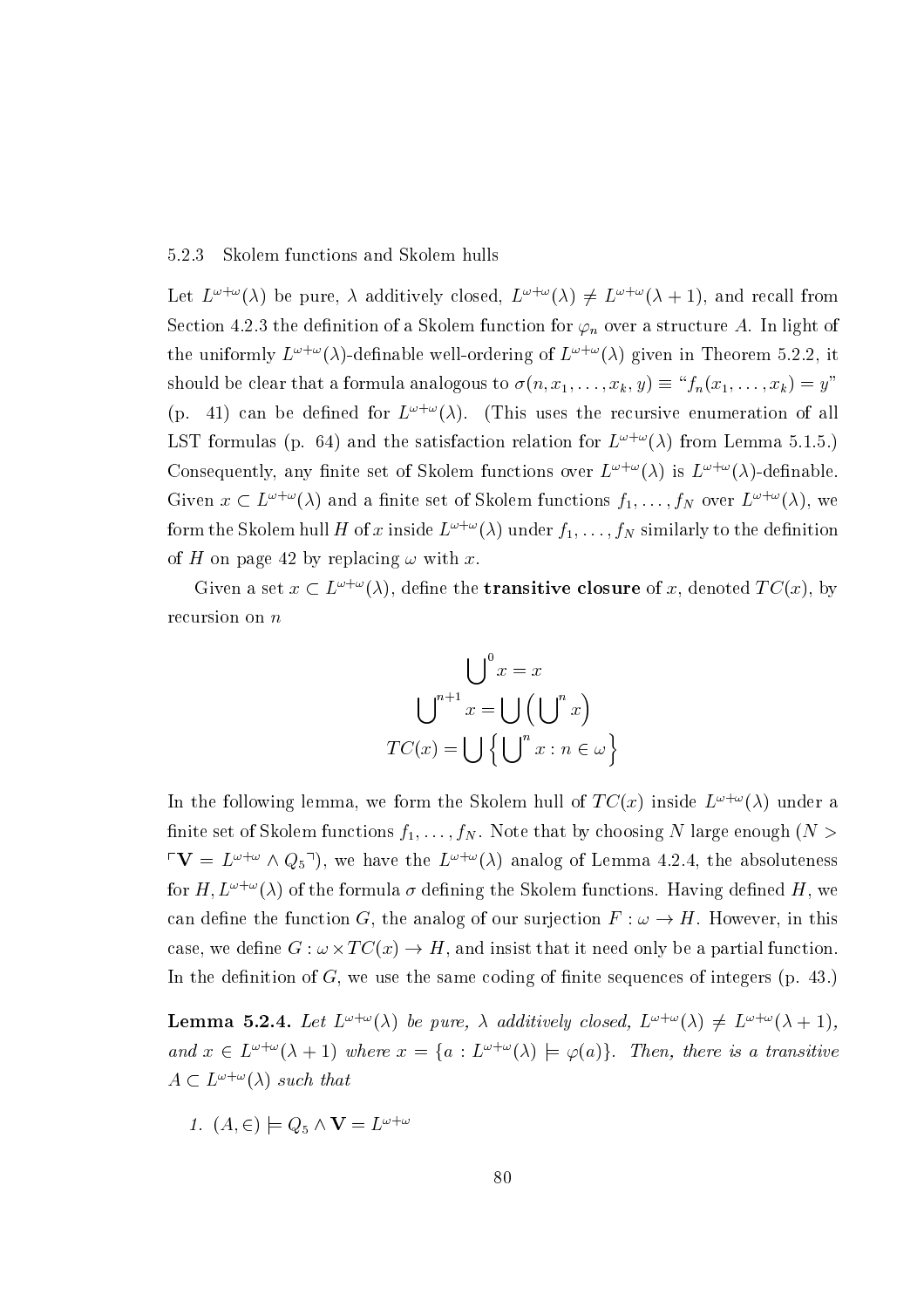### 5.2.3 Skolem functions and Skolem hulls

Let $L^{\omega+\omega}(\lambda)$ be pure, $\lambda$ additively closed, $L^{\omega+\omega}(\lambda) \neq L^{\omega+\omega}(\lambda+1)$, and recall from Section 4.2.3 the definition of a Skolem function for $\varphi_n$ over a structure $A$. In light of the uniformly $L^{\omega+\omega}(\lambda)$-definable well-ordering of $L^{\omega+\omega}(\lambda)$ given in Theorem 5.2.2, it should be clear that a formula analogous to $\sigma(n, x_1, \ldots, x_k, y) \equiv$ "$f_n(x_1, \ldots, x_k) = y$" (p. 41) can be defined for $L^{\omega+\omega}(\lambda)$. (This uses the recursive enumeration of all LST formulas (p. 64) and the satisfaction relation for $L^{\omega+\omega}(\lambda)$ from Lemma 5.1.5.) Consequently, any finite set of Skolem functions over $L^{\omega+\omega}(\lambda)$ is $L^{\omega+\omega}(\lambda)$-definable. Given $x \subset L^{\omega+\omega}(\lambda)$ and a finite set of Skolem functions $f_1, \ldots, f_N$ over $L^{\omega+\omega}(\lambda)$, we form the Skolem hull $H$ of $x$ inside $L^{\omega+\omega}(\lambda)$ under $f_1, \ldots, f_N$ similarly to the definition of $H$ on page 42 by replacing $\omega$ with $x$.

Given a set $x \subset L^{\omega+\omega}(\lambda)$, define the **transitive closure** of $x$, denoted $TC(x)$, by recursion on $n$

$$\bigcup\nolimits^{0} x = x$$

$$\bigcup\nolimits^{n+1} x = \bigcup\left(\bigcup\nolimits^{n} x\right)$$

$$TC(x) = \bigcup\left\{\bigcup\nolimits^{n} x : n \in \omega\right\}$$

In the following lemma, we form the Skolem hull of $TC(x)$ inside $L^{\omega+\omega}(\lambda)$ under a finite set of Skolem functions $f_1, \ldots, f_N$. Note that by choosing $N$ large enough ($N > \ulcorner \mathbf{V} = L^{\omega+\omega} \wedge Q_5 \urcorner$), we have the $L^{\omega+\omega}(\lambda)$ analog of Lemma 4.2.4, the absoluteness for $H, L^{\omega+\omega}(\lambda)$ of the formula $\sigma$ defining the Skolem functions. Having defined $H$, we can define the function $G$, the analog of our surjection $F : \omega \to H$. However, in this case, we define $G : \omega \times TC(x) \to H$, and insist that it need only be a partial function. In the definition of $G$, we use the same coding of finite sequences of integers (p. 43.)

**Lemma 5.2.4.** *Let $L^{\omega+\omega}(\lambda)$ be pure, $\lambda$ additively closed, $L^{\omega+\omega}(\lambda) \neq L^{\omega+\omega}(\lambda+1)$, and $x \in L^{\omega+\omega}(\lambda+1)$ where $x = \{a : L^{\omega+\omega}(\lambda) \models \varphi(a)\}$. Then, there is a transitive $A \subset L^{\omega+\omega}(\lambda)$ such that*

1. *$(A, \in) \models Q_5 \wedge \mathbf{V} = L^{\omega+\omega}$*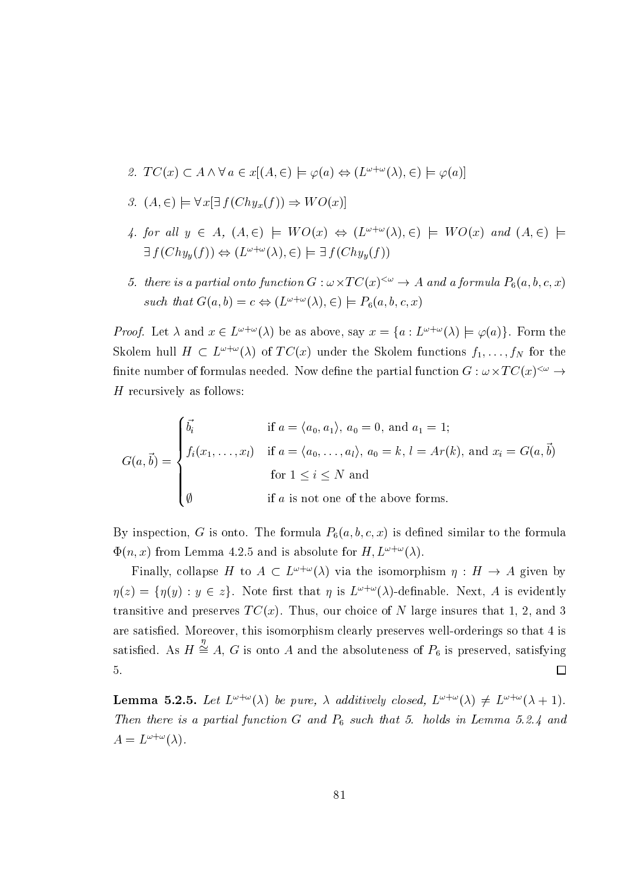2. $TC(x) \subset A \wedge \forall\, a \in x[(A, \in) \models \varphi(a) \Leftrightarrow (L^{\omega+\omega}(\lambda), \in) \models \varphi(a)]$

3. $(A, \in) \models \forall x[\exists\, f(Chy_x(f)) \Rightarrow WO(x)]$

4. *for all* $y \in A$, $(A, \in) \models WO(x) \Leftrightarrow (L^{\omega+\omega}(\lambda), \in) \models WO(x)$ *and* $(A, \in) \models \exists\, f(Chy_y(f)) \Leftrightarrow (L^{\omega+\omega}(\lambda), \in) \models \exists\, f(Chy_y(f))$

5. *there is a partial onto function* $G : \omega \times TC(x)^{<\omega} \to A$ *and a formula* $P_6(a, b, c, x)$ *such that* $G(a, b) = c \Leftrightarrow (L^{\omega+\omega}(\lambda), \in) \models P_6(a, b, c, x)$

*Proof.* Let $\lambda$ and $x \in L^{\omega+\omega}(\lambda)$ be as above, say $x = \{a : L^{\omega+\omega}(\lambda) \models \varphi(a)\}$. Form the Skolem hull $H \subset L^{\omega+\omega}(\lambda)$ of $TC(x)$ under the Skolem functions $f_1, \ldots, f_N$ for the finite number of formulas needed. Now define the partial function $G : \omega \times TC(x)^{<\omega} \to H$ recursively as follows:

$$G(a, \vec{b}) = \begin{cases} \vec{b_i} & \text{if } a = \langle a_0, a_1 \rangle,\ a_0 = 0, \text{ and } a_1 = 1; \\ f_i(x_1, \ldots, x_l) & \text{if } a = \langle a_0, \ldots, a_l \rangle,\ a_0 = k,\ l = Ar(k), \text{ and } x_i = G(a, \vec{b}) \\ & \text{ for } 1 \leq i \leq N \text{ and} \\ \emptyset & \text{if } a \text{ is not one of the above forms.} \end{cases}$$

By inspection, $G$ is onto. The formula $P_6(a, b, c, x)$ is defined similar to the formula $\Phi(n, x)$ from Lemma 4.2.5 and is absolute for $H, L^{\omega+\omega}(\lambda)$.

Finally, collapse $H$ to $A \subset L^{\omega+\omega}(\lambda)$ via the isomorphism $\eta : H \to A$ given by $\eta(z) = \{\eta(y) : y \in z\}$. Note first that $\eta$ is $L^{\omega+\omega}(\lambda)$-definable. Next, $A$ is evidently transitive and preserves $TC(x)$. Thus, our choice of $N$ large insures that 1, 2, and 3 are satisfied. Moreover, this isomorphism clearly preserves well-orderings so that 4 is satisfied. As $H \overset{\eta}{\cong} A$, $G$ is onto $A$ and the absoluteness of $P_6$ is preserved, satisfying 5. $\square$

**Lemma 5.2.5.** *Let* $L^{\omega+\omega}(\lambda)$ *be pure,* $\lambda$ *additively closed,* $L^{\omega+\omega}(\lambda) \neq L^{\omega+\omega}(\lambda + 1)$. *Then there is a partial function* $G$ *and* $P_6$ *such that 5. holds in Lemma 5.2.4 and* $A = L^{\omega+\omega}(\lambda)$.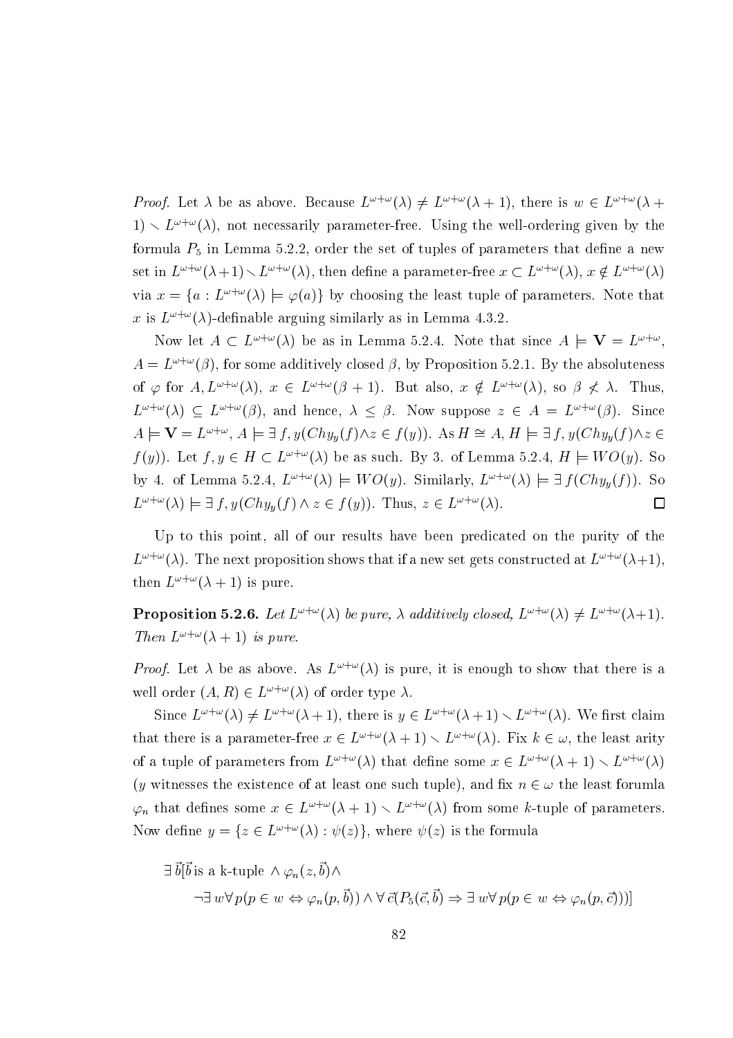*Proof.* Let $\lambda$ be as above. Because $L^{\omega+\omega}(\lambda) \neq L^{\omega+\omega}(\lambda+1)$, there is $w \in L^{\omega+\omega}(\lambda+1) \setminus L^{\omega+\omega}(\lambda)$, not necessarily parameter-free. Using the well-ordering given by the formula $P_5$ in Lemma 5.2.2, order the set of tuples of parameters that define a new set in $L^{\omega+\omega}(\lambda+1) \setminus L^{\omega+\omega}(\lambda)$, then define a parameter-free $x \subset L^{\omega+\omega}(\lambda)$, $x \notin L^{\omega+\omega}(\lambda)$ via $x = \{a : L^{\omega+\omega}(\lambda) \models \varphi(a)\}$ by choosing the least tuple of parameters. Note that $x$ is $L^{\omega+\omega}(\lambda)$-definable arguing similarly as in Lemma 4.3.2.

Now let $A \subset L^{\omega+\omega}(\lambda)$ be as in Lemma 5.2.4. Note that since $A \models \mathbf{V} = L^{\omega+\omega}$, $A = L^{\omega+\omega}(\beta)$, for some additively closed $\beta$, by Proposition 5.2.1. By the absoluteness of $\varphi$ for $A, L^{\omega+\omega}(\lambda)$, $x \in L^{\omega+\omega}(\beta+1)$. But also, $x \notin L^{\omega+\omega}(\lambda)$, so $\beta \not< \lambda$. Thus, $L^{\omega+\omega}(\lambda) \subseteq L^{\omega+\omega}(\beta)$, and hence, $\lambda \leq \beta$. Now suppose $z \in A = L^{\omega+\omega}(\beta)$. Since $A \models \mathbf{V} = L^{\omega+\omega}$, $A \models \exists\, f, y(Chy_y(f) \wedge z \in f(y))$. As $H \cong A$, $H \models \exists\, f, y(Chy_y(f) \wedge z \in f(y))$. Let $f, y \in H \subset L^{\omega+\omega}(\lambda)$ be as such. By 3. of Lemma 5.2.4, $H \models WO(y)$. So by 4. of Lemma 5.2.4, $L^{\omega+\omega}(\lambda) \models WO(y)$. Similarly, $L^{\omega+\omega}(\lambda) \models \exists\, f(Chy_y(f))$. So $L^{\omega+\omega}(\lambda) \models \exists\, f, y(Chy_y(f) \wedge z \in f(y))$. Thus, $z \in L^{\omega+\omega}(\lambda)$. □

Up to this point, all of our results have been predicated on the purity of the $L^{\omega+\omega}(\lambda)$. The next proposition shows that if a new set gets constructed at $L^{\omega+\omega}(\lambda+1)$, then $L^{\omega+\omega}(\lambda+1)$ is pure.

**Proposition 5.2.6.** *Let $L^{\omega+\omega}(\lambda)$ be pure, $\lambda$ additively closed, $L^{\omega+\omega}(\lambda) \neq L^{\omega+\omega}(\lambda+1)$. Then $L^{\omega+\omega}(\lambda+1)$ is pure.*

*Proof.* Let $\lambda$ be as above. As $L^{\omega+\omega}(\lambda)$ is pure, it is enough to show that there is a well order $(A, R) \in L^{\omega+\omega}(\lambda)$ of order type $\lambda$.

Since $L^{\omega+\omega}(\lambda) \neq L^{\omega+\omega}(\lambda+1)$, there is $y \in L^{\omega+\omega}(\lambda+1) \setminus L^{\omega+\omega}(\lambda)$. We first claim that there is a parameter-free $x \in L^{\omega+\omega}(\lambda+1) \setminus L^{\omega+\omega}(\lambda)$. Fix $k \in \omega$, the least arity of a tuple of parameters from $L^{\omega+\omega}(\lambda)$ that define some $x \in L^{\omega+\omega}(\lambda+1) \setminus L^{\omega+\omega}(\lambda)$ ($y$ witnesses the existence of at least one such tuple), and fix $n \in \omega$ the least forumla $\varphi_n$ that defines some $x \in L^{\omega+\omega}(\lambda+1) \setminus L^{\omega+\omega}(\lambda)$ from some $k$-tuple of parameters. Now define $y = \{z \in L^{\omega+\omega}(\lambda) : \psi(z)\}$, where $\psi(z)$ is the formula

$$\begin{aligned}
&\exists\, \vec{b}[\vec{b} \text{ is a k-tuple} \wedge \varphi_n(z, \vec{b}) \wedge \\
&\qquad \neg \exists\, w \forall p(p \in w \Leftrightarrow \varphi_n(p, \vec{b})) \wedge \forall\, \vec{c}(P_5(\vec{c}, \vec{b}) \Rightarrow \exists\, w \forall\, p(p \in w \Leftrightarrow \varphi_n(p, \vec{c})))]
\end{aligned}$$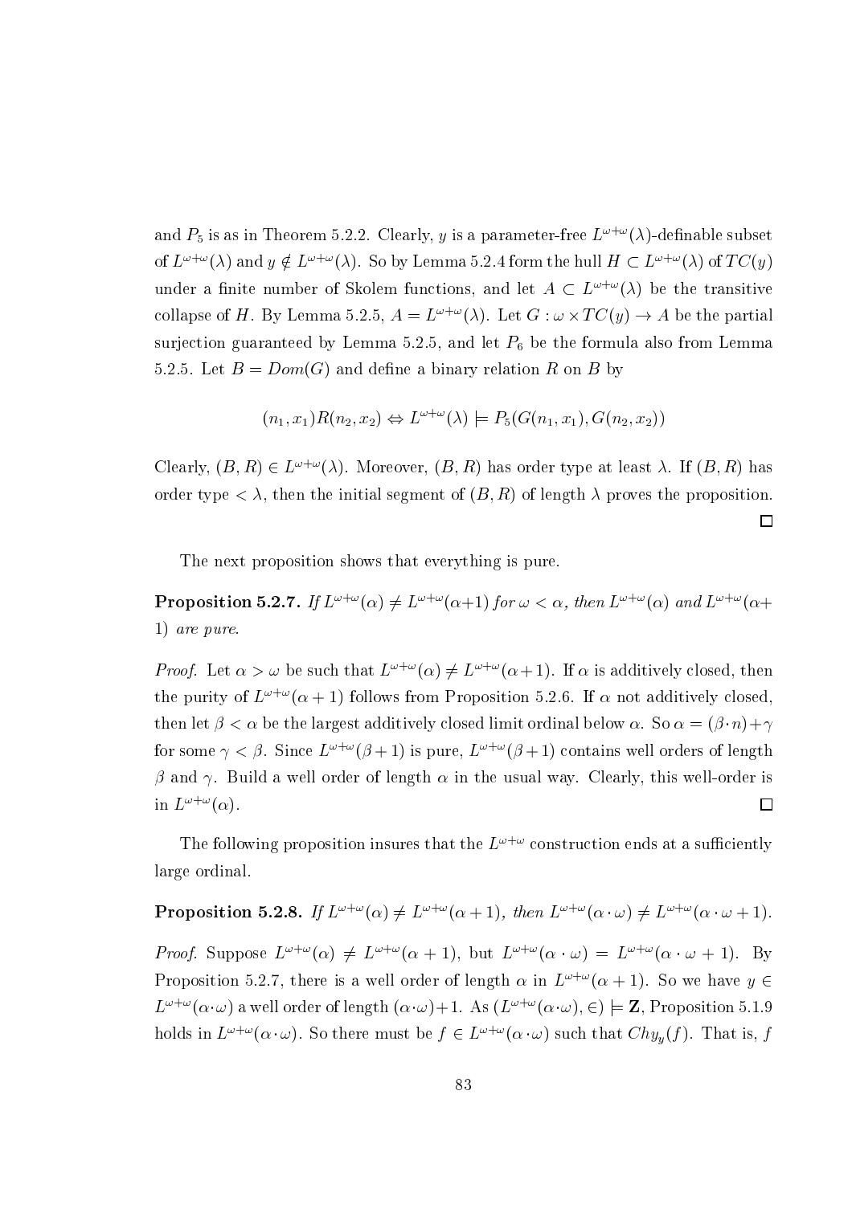and $P_5$ is as in Theorem 5.2.2. Clearly, $y$ is a parameter-free $L^{\omega+\omega}(\lambda)$-definable subset of $L^{\omega+\omega}(\lambda)$ and $y \notin L^{\omega+\omega}(\lambda)$. So by Lemma 5.2.4 form the hull $H \subset L^{\omega+\omega}(\lambda)$ of $TC(y)$ under a finite number of Skolem functions, and let $A \subset L^{\omega+\omega}(\lambda)$ be the transitive collapse of $H$. By Lemma 5.2.5, $A = L^{\omega+\omega}(\lambda)$. Let $G : \omega \times TC(y) \to A$ be the partial surjection guaranteed by Lemma 5.2.5, and let $P_6$ be the formula also from Lemma 5.2.5. Let $B = Dom(G)$ and define a binary relation $R$ on $B$ by

$$(n_1, x_1)R(n_2, x_2) \Leftrightarrow L^{\omega+\omega}(\lambda) \models P_5(G(n_1, x_1), G(n_2, x_2))$$

Clearly, $(B, R) \in L^{\omega+\omega}(\lambda)$. Moreover, $(B, R)$ has order type at least $\lambda$. If $(B, R)$ has order type $< \lambda$, then the initial segment of $(B, R)$ of length $\lambda$ proves the proposition. □

The next proposition shows that everything is pure.

**Proposition 5.2.7.** *If $L^{\omega+\omega}(\alpha) \neq L^{\omega+\omega}(\alpha+1)$ for $\omega < \alpha$, then $L^{\omega+\omega}(\alpha)$ and $L^{\omega+\omega}(\alpha+1)$ are pure.*

*Proof.* Let $\alpha > \omega$ be such that $L^{\omega+\omega}(\alpha) \neq L^{\omega+\omega}(\alpha+1)$. If $\alpha$ is additively closed, then the purity of $L^{\omega+\omega}(\alpha+1)$ follows from Proposition 5.2.6. If $\alpha$ not additively closed, then let $\beta < \alpha$ be the largest additively closed limit ordinal below $\alpha$. So $\alpha = (\beta \cdot n) + \gamma$ for some $\gamma < \beta$. Since $L^{\omega+\omega}(\beta+1)$ is pure, $L^{\omega+\omega}(\beta+1)$ contains well orders of length $\beta$ and $\gamma$. Build a well order of length $\alpha$ in the usual way. Clearly, this well-order is in $L^{\omega+\omega}(\alpha)$. □

The following proposition insures that the $L^{\omega+\omega}$ construction ends at a sufficiently large ordinal.

**Proposition 5.2.8.** *If $L^{\omega+\omega}(\alpha) \neq L^{\omega+\omega}(\alpha+1)$, then $L^{\omega+\omega}(\alpha \cdot \omega) \neq L^{\omega+\omega}(\alpha \cdot \omega + 1)$.*

*Proof.* Suppose $L^{\omega+\omega}(\alpha) \neq L^{\omega+\omega}(\alpha+1)$, but $L^{\omega+\omega}(\alpha \cdot \omega) = L^{\omega+\omega}(\alpha \cdot \omega + 1)$. By Proposition 5.2.7, there is a well order of length $\alpha$ in $L^{\omega+\omega}(\alpha+1)$. So we have $y \in L^{\omega+\omega}(\alpha \cdot \omega)$ a well order of length $(\alpha \cdot \omega) + 1$. As $(L^{\omega+\omega}(\alpha \cdot \omega), \in) \models \mathbf{Z}$, Proposition 5.1.9 holds in $L^{\omega+\omega}(\alpha \cdot \omega)$. So there must be $f \in L^{\omega+\omega}(\alpha \cdot \omega)$ such that $Chy_y(f)$. That is, $f$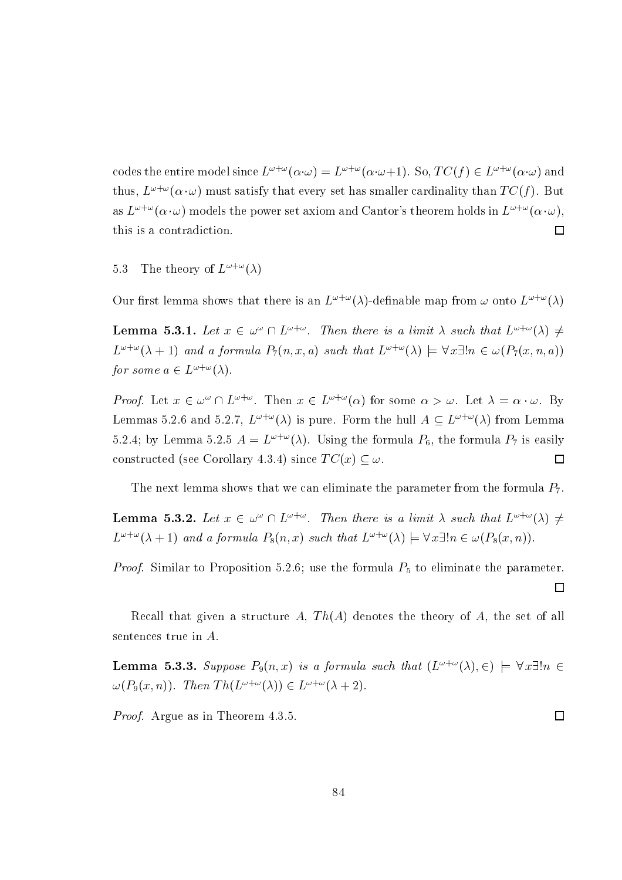codes the entire model since $L^{\omega+\omega}(\alpha\cdot\omega) = L^{\omega+\omega}(\alpha\cdot\omega+1)$. So, $TC(f) \in L^{\omega+\omega}(\alpha\cdot\omega)$ and thus, $L^{\omega+\omega}(\alpha\cdot\omega)$ must satisfy that every set has smaller cardinality than $TC(f)$. But as $L^{\omega+\omega}(\alpha\cdot\omega)$ models the power set axiom and Cantor's theorem holds in $L^{\omega+\omega}(\alpha\cdot\omega)$, this is a contradiction. □

## 5.3 The theory of $L^{\omega+\omega}(\lambda)$

Our first lemma shows that there is an $L^{\omega+\omega}(\lambda)$-definable map from $\omega$ onto $L^{\omega+\omega}(\lambda)$

**Lemma 5.3.1.** *Let $x \in \omega^\omega \cap L^{\omega+\omega}$. Then there is a limit $\lambda$ such that $L^{\omega+\omega}(\lambda) \neq L^{\omega+\omega}(\lambda+1)$ and a formula $P_7(n, x, a)$ such that $L^{\omega+\omega}(\lambda) \models \forall x \exists! n \in \omega(P_7(x, n, a))$ for some $a \in L^{\omega+\omega}(\lambda)$.*

*Proof.* Let $x \in \omega^\omega \cap L^{\omega+\omega}$. Then $x \in L^{\omega+\omega}(\alpha)$ for some $\alpha > \omega$. Let $\lambda = \alpha \cdot \omega$. By Lemmas 5.2.6 and 5.2.7, $L^{\omega+\omega}(\lambda)$ is pure. Form the hull $A \subseteq L^{\omega+\omega}(\lambda)$ from Lemma 5.2.4; by Lemma 5.2.5 $A = L^{\omega+\omega}(\lambda)$. Using the formula $P_6$, the formula $P_7$ is easily constructed (see Corollary 4.3.4) since $TC(x) \subseteq \omega$. □

The next lemma shows that we can eliminate the parameter from the formula $P_7$.

**Lemma 5.3.2.** *Let $x \in \omega^\omega \cap L^{\omega+\omega}$. Then there is a limit $\lambda$ such that $L^{\omega+\omega}(\lambda) \neq L^{\omega+\omega}(\lambda+1)$ and a formula $P_8(n, x)$ such that $L^{\omega+\omega}(\lambda) \models \forall x \exists! n \in \omega(P_8(x, n))$.*

*Proof.* Similar to Proposition 5.2.6; use the formula $P_5$ to eliminate the parameter. □

Recall that given a structure $A$, $Th(A)$ denotes the theory of $A$, the set of all sentences true in $A$.

**Lemma 5.3.3.** *Suppose $P_9(n, x)$ is a formula such that $(L^{\omega+\omega}(\lambda), \in) \models \forall x \exists! n \in \omega(P_9(x, n))$. Then $Th(L^{\omega+\omega}(\lambda)) \in L^{\omega+\omega}(\lambda+2)$.*

*Proof.* Argue as in Theorem 4.3.5. □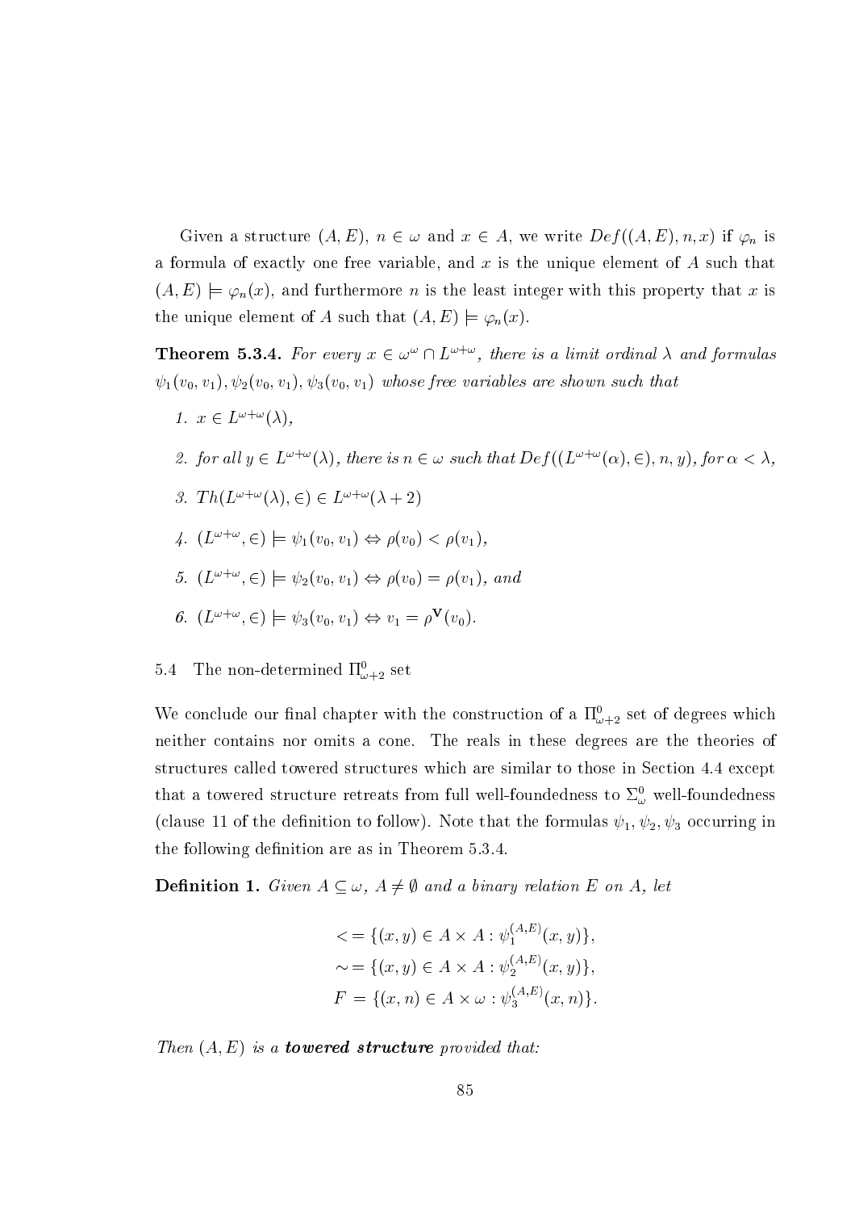Given a structure $(A, E)$, $n \in \omega$ and $x \in A$, we write $Def((A, E), n, x)$ if $\varphi_n$ is a formula of exactly one free variable, and $x$ is the unique element of $A$ such that $(A, E) \models \varphi_n(x)$, and furthermore $n$ is the least integer with this property that $x$ is the unique element of $A$ such that $(A, E) \models \varphi_n(x)$.

**Theorem 5.3.4.** *For every $x \in \omega^\omega \cap L^{\omega+\omega}$, there is a limit ordinal $\lambda$ and formulas $\psi_1(v_0, v_1), \psi_2(v_0, v_1), \psi_3(v_0, v_1)$ whose free variables are shown such that*

1. *$x \in L^{\omega+\omega}(\lambda)$,*
2. *for all $y \in L^{\omega+\omega}(\lambda)$, there is $n \in \omega$ such that $Def((L^{\omega+\omega}(\alpha), \in), n, y)$, for $\alpha < \lambda$,*
3. *$Th(L^{\omega+\omega}(\lambda), \in) \in L^{\omega+\omega}(\lambda + 2)$*
4. *$(L^{\omega+\omega}, \in) \models \psi_1(v_0, v_1) \Leftrightarrow \rho(v_0) < \rho(v_1)$,*
5. *$(L^{\omega+\omega}, \in) \models \psi_2(v_0, v_1) \Leftrightarrow \rho(v_0) = \rho(v_1)$, and*
6. *$(L^{\omega+\omega}, \in) \models \psi_3(v_0, v_1) \Leftrightarrow v_1 = \rho^{\mathbf{V}}(v_0)$.*

## 5.4 The non-determined $\Pi^0_{\omega+2}$ set

We conclude our final chapter with the construction of a $\Pi^0_{\omega+2}$ set of degrees which neither contains nor omits a cone. The reals in these degrees are the theories of structures called towered structures which are similar to those in Section 4.4 except that a towered structure retreats from full well-foundedness to $\Sigma^0_\omega$ well-foundedness (clause 11 of the definition to follow). Note that the formulas $\psi_1, \psi_2, \psi_3$ occurring in the following definition are as in Theorem 5.3.4.

**Definition 1.** *Given $A \subseteq \omega$, $A \neq \emptyset$ and a binary relation $E$ on $A$, let*

$$< = \{(x, y) \in A \times A : \psi_1^{(A,E)}(x, y)\},$$
$$\sim = \{(x, y) \in A \times A : \psi_2^{(A,E)}(x, y)\},$$
$$F = \{(x, n) \in A \times \omega : \psi_3^{(A,E)}(x, n)\}.$$

*Then $(A, E)$ is a **towered structure** provided that:*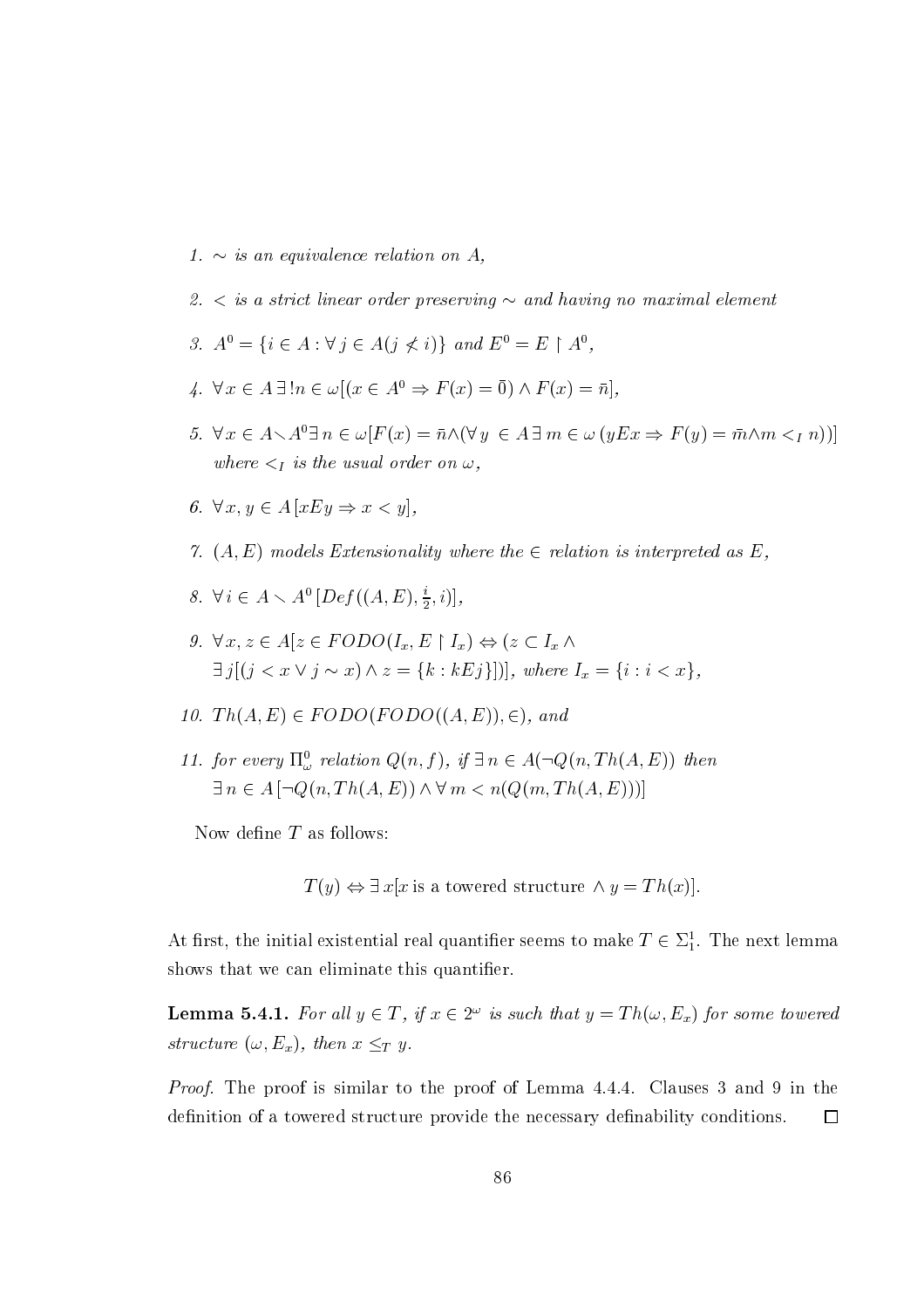1. $\sim$ *is an equivalence relation on* $A$,

2. $<$ *is a strict linear order preserving* $\sim$ *and having no maximal element*

3. $A^0 = \{i \in A : \forall j \in A (j \not< i)\}$ *and* $E^0 = E \restriction A^0$,

4. $\forall x \in A \, \exists ! n \in \omega [(x \in A^0 \Rightarrow F(x) = \bar{0}) \wedge F(x) = \bar{n}]$,

5. $\forall x \in A \smallsetminus A^0 \exists \, n \in \omega [F(x) = \bar{n} \wedge (\forall \, y \ \in A \, \exists \, m \in \omega \, (yEx \Rightarrow F(y) = \bar{m} \wedge m <_I n))]$ *where* $<_I$ *is the usual order on* $\omega$,

6. $\forall x, y \in A \, [xEy \Rightarrow x < y]$,

7. $(A, E)$ *models Extensionality where the* $\in$ *relation is interpreted as* $E$,

8. $\forall \, i \in A \smallsetminus A^0 \, [Def((A, E), \frac{i}{2}, i)]$,

9. $\forall x, z \in A[z \in FODO(I_x, E \restriction I_x) \Leftrightarrow (z \subset I_x \wedge \exists \, j[(j < x \vee j \sim x) \wedge z = \{k : kEj\}])]$, *where* $I_x = \{i : i < x\}$,

10. $Th(A, E) \in FODO(FODO((A, E)), \in)$, *and*

11. *for every* $\Pi^0_\omega$ *relation* $Q(n, f)$, *if* $\exists \, n \in A(\neg Q(n, Th(A, E))$ *then* $\exists \, n \in A \, [\neg Q(n, Th(A, E)) \wedge \forall \, m < n(Q(m, Th(A, E)))]$

Now define $T$ as follows:

$$T(y) \Leftrightarrow \exists \, x[x \text{ is a towered structure } \wedge \, y = Th(x)].$$

At first, the initial existential real quantifier seems to make $T \in \Sigma^1_1$. The next lemma shows that we can eliminate this quantifier.

**Lemma 5.4.1.** *For all* $y \in T$, *if* $x \in 2^\omega$ *is such that* $y = Th(\omega, E_x)$ *for some towered structure* $(\omega, E_x)$, *then* $x \leq_T y$.

*Proof.* The proof is similar to the proof of Lemma 4.4.4. Clauses 3 and 9 in the definition of a towered structure provide the necessary definability conditions. $\square$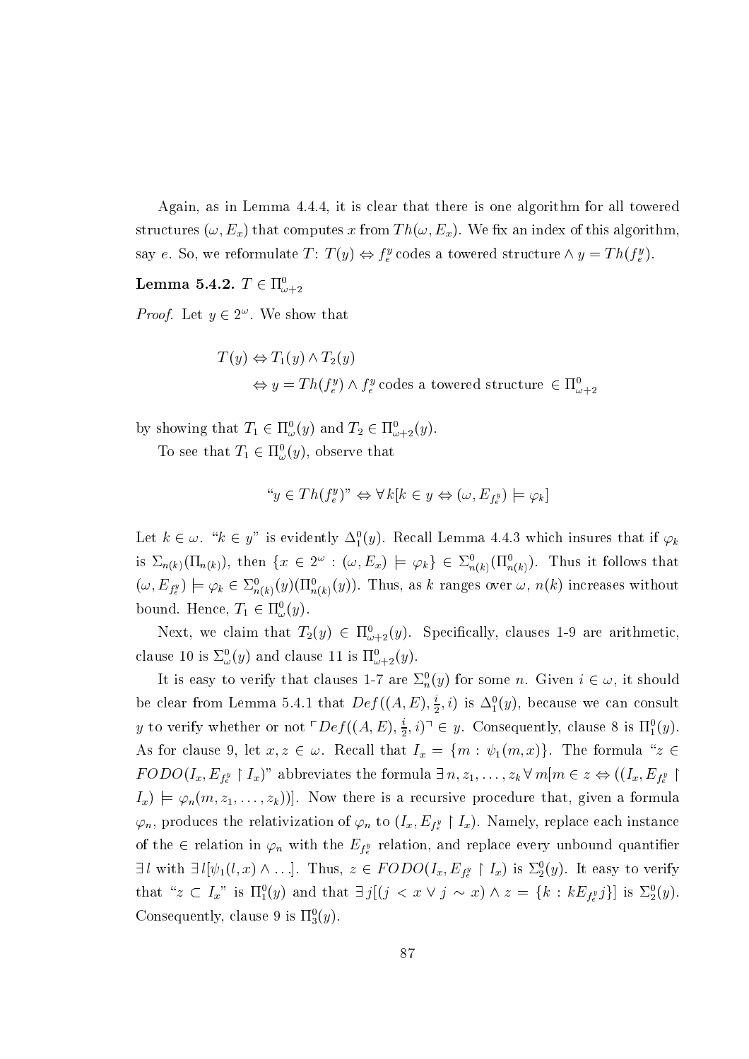Again, as in Lemma 4.4.4, it is clear that there is one algorithm for all towered structures $(\omega, E_x)$ that computes $x$ from $Th(\omega, E_x)$. We fix an index of this algorithm, say $e$. So, we reformulate $T$: $T(y) \Leftrightarrow f_e^y$ codes a towered structure $\wedge\, y = Th(f_e^y)$.

**Lemma 5.4.2.** $T \in \Pi^0_{\omega+2}$

*Proof.* Let $y \in 2^\omega$. We show that

$$
\begin{aligned}
T(y) &\Leftrightarrow T_1(y) \wedge T_2(y) \\
&\Leftrightarrow y = Th(f_e^y) \wedge f_e^y \text{ codes a towered structure } \in \Pi^0_{\omega+2}
\end{aligned}
$$

by showing that $T_1 \in \Pi^0_\omega(y)$ and $T_2 \in \Pi^0_{\omega+2}(y)$.

To see that $T_1 \in \Pi^0_\omega(y)$, observe that

$$
\text{“}y \in Th(f_e^y)\text{”} \Leftrightarrow \forall k[k \in y \Leftrightarrow (\omega, E_{f_e^y}) \models \varphi_k]
$$

Let $k \in \omega$. “$k \in y$” is evidently $\Delta^0_1(y)$. Recall Lemma 4.4.3 which insures that if $\varphi_k$ is $\Sigma_{n(k)}(\Pi_{n(k)})$, then $\{x \in 2^\omega : (\omega, E_x) \models \varphi_k\} \in \Sigma^0_{n(k)}(\Pi^0_{n(k)})$. Thus it follows that $(\omega, E_{f_e^y}) \models \varphi_k \in \Sigma^0_{n(k)}(y)(\Pi^0_{n(k)}(y))$. Thus, as $k$ ranges over $\omega$, $n(k)$ increases without bound. Hence, $T_1 \in \Pi^0_\omega(y)$.

Next, we claim that $T_2(y) \in \Pi^0_{\omega+2}(y)$. Specifically, clauses 1-9 are arithmetic, clause 10 is $\Sigma^0_\omega(y)$ and clause 11 is $\Pi^0_{\omega+2}(y)$.

It is easy to verify that clauses 1-7 are $\Sigma^0_n(y)$ for some $n$. Given $i \in \omega$, it should be clear from Lemma 5.4.1 that $Def((A, E), \frac{i}{2}, i)$ is $\Delta^0_1(y)$, because we can consult $y$ to verify whether or not $\ulcorner Def((A, E), \frac{i}{2}, i)\urcorner \in y$. Consequently, clause 8 is $\Pi^0_1(y)$. As for clause 9, let $x, z \in \omega$. Recall that $I_x = \{m : \psi_1(m, x)\}$. The formula “$z \in FODO(I_x, E_{f_e^y} \upharpoonright I_x)$” abbreviates the formula $\exists\, n, z_1, \ldots, z_k \,\forall\, m[m \in z \Leftrightarrow ((I_x, E_{f_e^y} \upharpoonright I_x) \models \varphi_n(m, z_1, \ldots, z_k))]$. Now there is a recursive procedure that, given a formula $\varphi_n$, produces the relativization of $\varphi_n$ to $(I_x, E_{f_e^y} \upharpoonright I_x)$. Namely, replace each instance of the $\in$ relation in $\varphi_n$ with the $E_{f_e^y}$ relation, and replace every unbound quantifier $\exists\, l$ with $\exists\, l[\psi_1(l, x) \wedge \ldots]$. Thus, $z \in FODO(I_x, E_{f_e^y} \upharpoonright I_x)$ is $\Sigma^0_2(y)$. It easy to verify that “$z \subset I_x$” is $\Pi^0_1(y)$ and that $\exists\, j[(j < x \vee j \sim x) \wedge z = \{k : kE_{f_e^y} j\}]$ is $\Sigma^0_2(y)$. Consequently, clause 9 is $\Pi^0_3(y)$.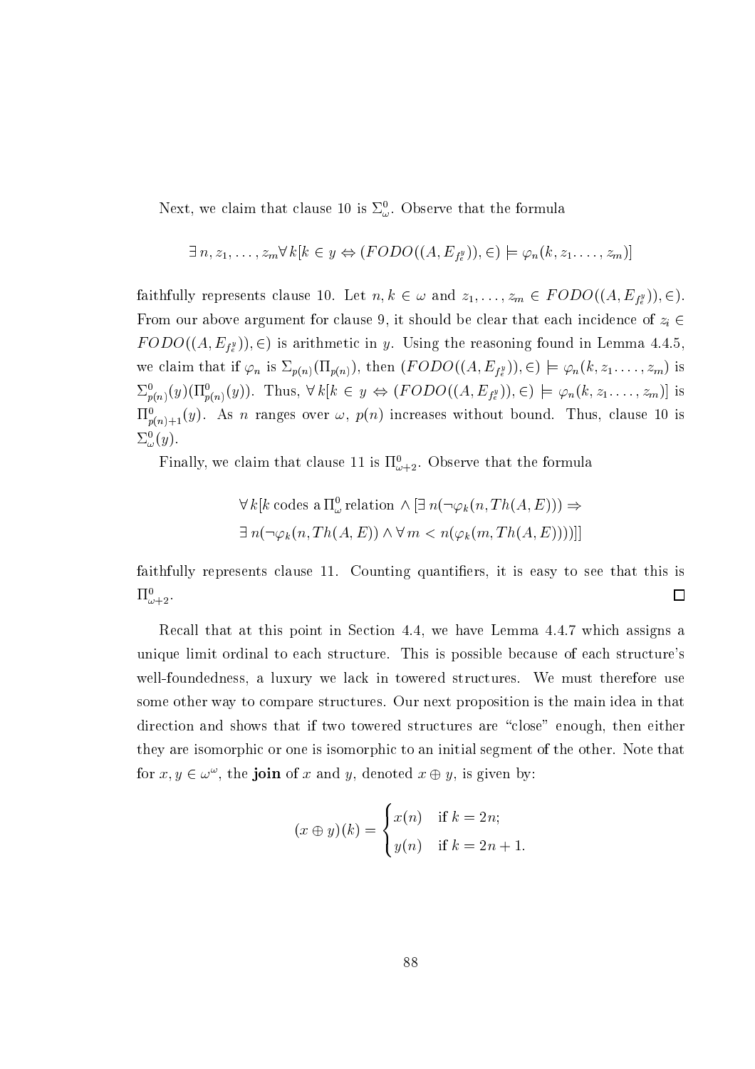Next, we claim that clause 10 is $\Sigma^0_\omega$. Observe that the formula

$$\exists\, n, z_1, \ldots, z_m \forall\, k[k \in y \Leftrightarrow (FODO((A, E_{f^y_e})), \in) \models \varphi_n(k, z_1 \ldots, z_m)]$$

faithfully represents clause 10. Let $n, k \in \omega$ and $z_1, \ldots, z_m \in FODO((A, E_{f^y_e})), \in)$. From our above argument for clause 9, it should be clear that each incidence of $z_i \in FODO((A, E_{f^y_e})), \in)$ is arithmetic in $y$. Using the reasoning found in Lemma 4.4.5, we claim that if $\varphi_n$ is $\Sigma_{p(n)}(\Pi_{p(n)})$, then $(FODO((A, E_{f^y_e})), \in) \models \varphi_n(k, z_1 \ldots, z_m)$ is $\Sigma^0_{p(n)}(y)(\Pi^0_{p(n)}(y))$. Thus, $\forall\, k[k \in y \Leftrightarrow (FODO((A, E_{f^y_e})), \in) \models \varphi_n(k, z_1 \ldots, z_m)]$ is $\Pi^0_{p(n)+1}(y)$. As $n$ ranges over $\omega$, $p(n)$ increases without bound. Thus, clause 10 is $\Sigma^0_\omega(y)$.

Finally, we claim that clause 11 is $\Pi^0_{\omega+2}$. Observe that the formula

$$\forall\, k[k \text{ codes a } \Pi^0_\omega \text{ relation} \wedge [\exists\, n(\neg\varphi_k(n, Th(A, E))) \Rightarrow$$
$$\exists\, n(\neg\varphi_k(n, Th(A, E)) \wedge \forall\, m < n(\varphi_k(m, Th(A, E))))]]$$

faithfully represents clause 11. Counting quantifiers, it is easy to see that this is $\Pi^0_{\omega+2}$. $\square$

Recall that at this point in Section 4.4, we have Lemma 4.4.7 which assigns a unique limit ordinal to each structure. This is possible because of each structure's well-foundedness, a luxury we lack in towered structures. We must therefore use some other way to compare structures. Our next proposition is the main idea in that direction and shows that if two towered structures are "close" enough, then either they are isomorphic or one is isomorphic to an initial segment of the other. Note that for $x, y \in \omega^\omega$, the **join** of $x$ and $y$, denoted $x \oplus y$, is given by:

$$(x \oplus y)(k) = \begin{cases} x(n) & \text{if } k = 2n; \\ y(n) & \text{if } k = 2n + 1. \end{cases}$$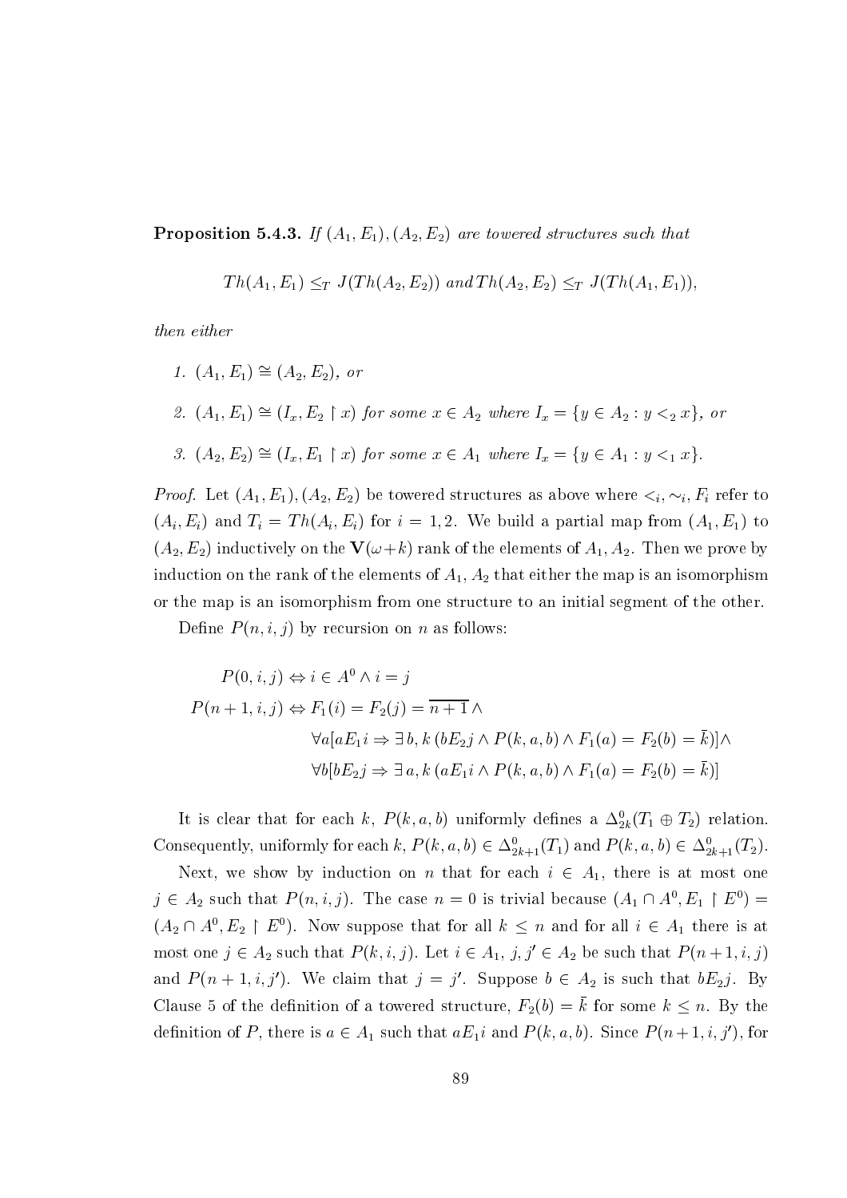**Proposition 5.4.3.** *If $(A_1, E_1), (A_2, E_2)$ are towered structures such that*

$$Th(A_1, E_1) \leq_T J(Th(A_2, E_2)) \text{ and } Th(A_2, E_2) \leq_T J(Th(A_1, E_1)),$$

*then either*

1. $(A_1, E_1) \cong (A_2, E_2)$*, or*
2. $(A_1, E_1) \cong (I_x, E_2 \restriction x)$ *for some* $x \in A_2$ *where* $I_x = \{y \in A_2 : y <_2 x\}$*, or*
3. $(A_2, E_2) \cong (I_x, E_1 \restriction x)$ *for some* $x \in A_1$ *where* $I_x = \{y \in A_1 : y <_1 x\}$.

*Proof.* Let $(A_1, E_1), (A_2, E_2)$ be towered structures as above where $<_i, \sim_i, F_i$ refer to $(A_i, E_i)$ and $T_i = Th(A_i, E_i)$ for $i = 1, 2$. We build a partial map from $(A_1, E_1)$ to $(A_2, E_2)$ inductively on the $\mathbf{V}(\omega+k)$ rank of the elements of $A_1, A_2$. Then we prove by induction on the rank of the elements of $A_1, A_2$ that either the map is an isomorphism or the map is an isomorphism from one structure to an initial segment of the other.

Define $P(n, i, j)$ by recursion on $n$ as follows:

$$
\begin{aligned}
P(0, i, j) &\Leftrightarrow i \in A^0 \wedge i = j \\
P(n+1, i, j) &\Leftrightarrow F_1(i) = F_2(j) = \overline{n+1} \wedge \\
&\qquad \forall a[aE_1 i \Rightarrow \exists\, b, k\, (bE_2 j \wedge P(k, a, b) \wedge F_1(a) = F_2(b) = \bar{k})] \wedge \\
&\qquad \forall b[bE_2 j \Rightarrow \exists\, a, k\, (aE_1 i \wedge P(k, a, b) \wedge F_1(a) = F_2(b) = \bar{k})]
\end{aligned}
$$

It is clear that for each $k$, $P(k, a, b)$ uniformly defines a $\Delta^0_{2k}(T_1 \oplus T_2)$ relation. Consequently, uniformly for each $k$, $P(k, a, b) \in \Delta^0_{2k+1}(T_1)$ and $P(k, a, b) \in \Delta^0_{2k+1}(T_2)$.

Next, we show by induction on $n$ that for each $i \in A_1$, there is at most one $j \in A_2$ such that $P(n, i, j)$. The case $n = 0$ is trivial because $(A_1 \cap A^0, E_1 \restriction E^0) = (A_2 \cap A^0, E_2 \restriction E^0)$. Now suppose that for all $k \leq n$ and for all $i \in A_1$ there is at most one $j \in A_2$ such that $P(k, i, j)$. Let $i \in A_1$, $j, j' \in A_2$ be such that $P(n+1, i, j)$ and $P(n+1, i, j')$. We claim that $j = j'$. Suppose $b \in A_2$ is such that $bE_2 j$. By Clause 5 of the definition of a towered structure, $F_2(b) = \bar{k}$ for some $k \leq n$. By the definition of $P$, there is $a \in A_1$ such that $aE_1 i$ and $P(k, a, b)$. Since $P(n+1, i, j')$, for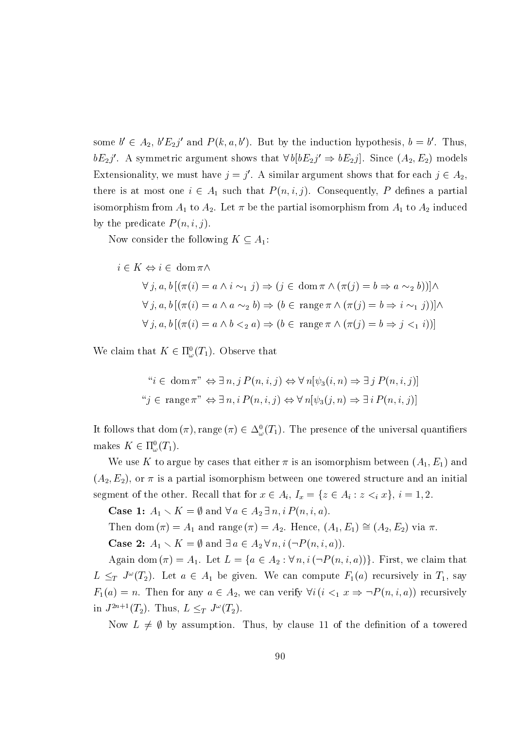some $b' \in A_2$, $b'E_2j'$ and $P(k,a,b')$. But by the induction hypothesis, $b = b'$. Thus, $bE_2j'$. A symmetric argument shows that $\forall\, b[bE_2j' \Rightarrow bE_2j]$. Since $(A_2, E_2)$ models Extensionality, we must have $j = j'$. A similar argument shows that for each $j \in A_2$, there is at most one $i \in A_1$ such that $P(n,i,j)$. Consequently, $P$ defines a partial isomorphism from $A_1$ to $A_2$. Let $\pi$ be the partial isomorphism from $A_1$ to $A_2$ induced by the predicate $P(n,i,j)$.

Now consider the following $K \subseteq A_1$:

$$
\begin{aligned}
i \in K \Leftrightarrow\ & i \in \operatorname{dom}\pi \wedge \\
& \forall\, j,a,b\,[(\pi(i) = a \wedge i \sim_1 j) \Rightarrow (j \in \operatorname{dom}\pi \wedge (\pi(j) = b \Rightarrow a \sim_2 b))] \wedge \\
& \forall\, j,a,b\,[(\pi(i) = a \wedge a \sim_2 b) \Rightarrow (b \in \operatorname{range}\pi \wedge (\pi(j) = b \Rightarrow i \sim_1 j))] \wedge \\
& \forall\, j,a,b\,[(\pi(i) = a \wedge b <_2 a) \Rightarrow (b \in \operatorname{range}\pi \wedge (\pi(j) = b \Rightarrow j <_1 i))]
\end{aligned}
$$

We claim that $K \in \Pi^0_\omega(T_1)$. Observe that

$$
\begin{aligned}
\text{“}i \in \operatorname{dom}\pi\text{”} &\Leftrightarrow \exists\, n, j\, P(n,i,j) \Leftrightarrow \forall\, n[\psi_3(i,n) \Rightarrow \exists\, j\, P(n,i,j)] \\
\text{“}j \in \operatorname{range}\pi\text{”} &\Leftrightarrow \exists\, n, i\, P(n,i,j) \Leftrightarrow \forall\, n[\psi_3(j,n) \Rightarrow \exists\, i\, P(n,i,j)]
\end{aligned}
$$

It follows that $\operatorname{dom}(\pi), \operatorname{range}(\pi) \in \Delta^0_\omega(T_1)$. The presence of the universal quantifiers makes $K \in \Pi^0_\omega(T_1)$.

We use $K$ to argue by cases that either $\pi$ is an isomorphism between $(A_1, E_1)$ and $(A_2, E_2)$, or $\pi$ is a partial isomorphism between one towered structure and an initial segment of the other. Recall that for $x \in A_i$, $I_x = \{z \in A_i : z <_i x\}$, $i = 1, 2$.

**Case 1:** $A_1 \setminus K = \emptyset$ and $\forall\, a \in A_2\, \exists\, n, i\, P(n,i,a)$.

Then $\operatorname{dom}(\pi) = A_1$ and $\operatorname{range}(\pi) = A_2$. Hence, $(A_1, E_1) \cong (A_2, E_2)$ via $\pi$.

**Case 2:** $A_1 \setminus K = \emptyset$ and $\exists\, a \in A_2\, \forall\, n, i\, (\neg P(n,i,a))$.

Again $\operatorname{dom}(\pi) = A_1$. Let $L = \{a \in A_2 : \forall\, n, i\, (\neg P(n,i,a))\}$. First, we claim that $L \leq_T J^\omega(T_2)$. Let $a \in A_1$ be given. We can compute $F_1(a)$ recursively in $T_1$, say $F_1(a) = n$. Then for any $a \in A_2$, we can verify $\forall i\, (i <_1 x \Rightarrow \neg P(n,i,a))$ recursively in $J^{2n+1}(T_2)$. Thus, $L \leq_T J^\omega(T_2)$.

Now $L \neq \emptyset$ by assumption. Thus, by clause 11 of the definition of a towered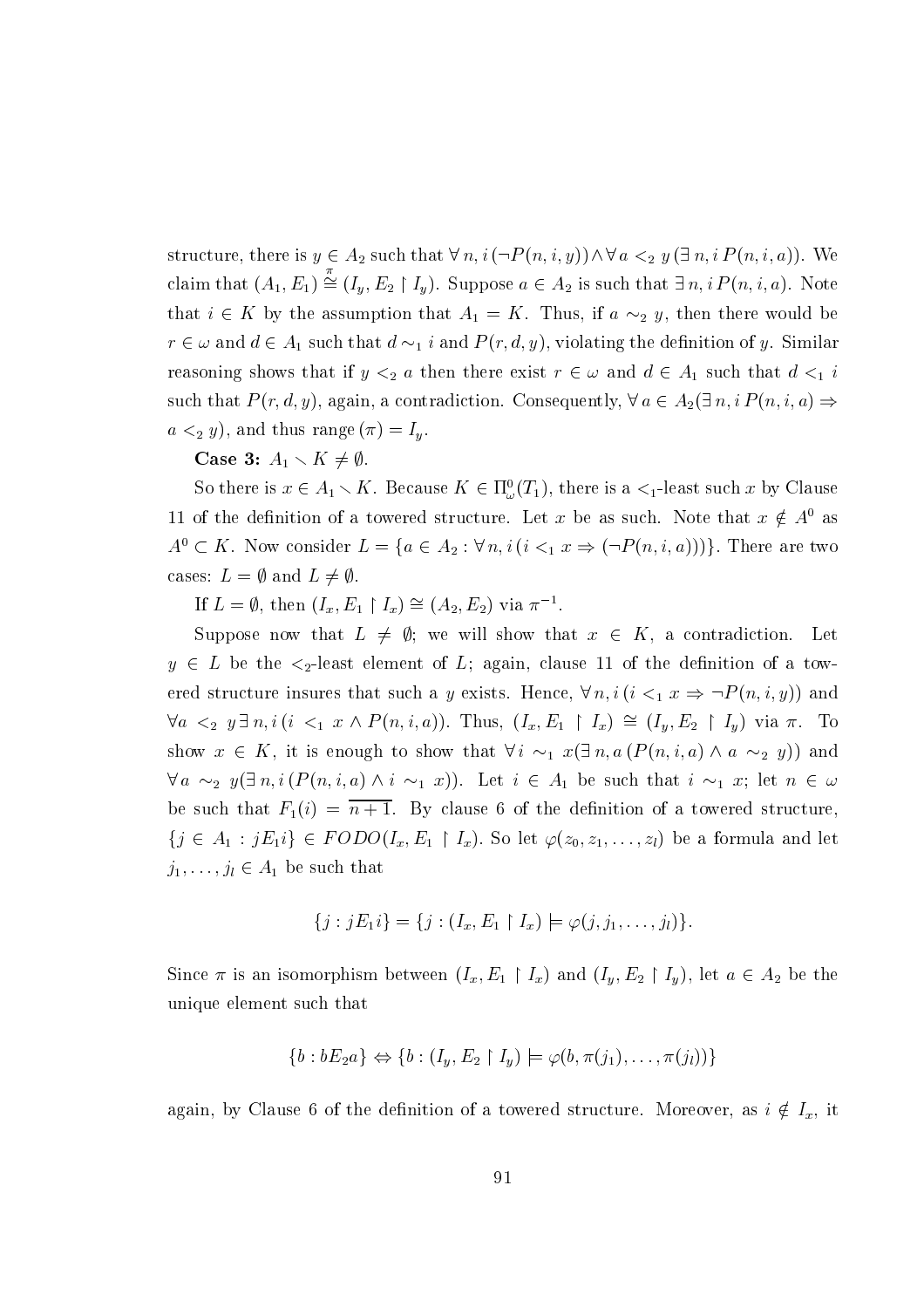structure, there is $y \in A_2$ such that $\forall\, n, i\,(\neg P(n,i,y)) \wedge \forall\, a <_2 y\,(\exists\, n, i\, P(n,i,a))$. We claim that $(A_1, E_1) \overset{\pi}{\cong} (I_y, E_2 \restriction I_y)$. Suppose $a \in A_2$ is such that $\exists\, n, i\, P(n,i,a)$. Note that $i \in K$ by the assumption that $A_1 = K$. Thus, if $a \sim_2 y$, then there would be $r \in \omega$ and $d \in A_1$ such that $d \sim_1 i$ and $P(r,d,y)$, violating the definition of $y$. Similar reasoning shows that if $y <_2 a$ then there exist $r \in \omega$ and $d \in A_1$ such that $d <_1 i$ such that $P(r,d,y)$, again, a contradiction. Consequently, $\forall\, a \in A_2(\exists\, n, i\, P(n,i,a) \Rightarrow a <_2 y)$, and thus range $(\pi) = I_y$.

**Case 3:** $A_1 \setminus K \neq \emptyset$.

So there is $x \in A_1 \setminus K$. Because $K \in \Pi^0_\omega(T_1)$, there is a $<_1$-least such $x$ by Clause 11 of the definition of a towered structure. Let $x$ be as such. Note that $x \notin A^0$ as $A^0 \subset K$. Now consider $L = \{a \in A_2 : \forall\, n, i\,(i <_1 x \Rightarrow (\neg P(n,i,a)))\}$. There are two cases: $L = \emptyset$ and $L \neq \emptyset$.

If $L = \emptyset$, then $(I_x, E_1 \restriction I_x) \cong (A_2, E_2)$ via $\pi^{-1}$.

Suppose now that $L \neq \emptyset$; we will show that $x \in K$, a contradiction. Let $y \in L$ be the $<_2$-least element of $L$; again, clause 11 of the definition of a towered structure insures that such a $y$ exists. Hence, $\forall\, n, i\,(i <_1 x \Rightarrow \neg P(n,i,y))$ and $\forall a <_2 y \,\exists\, n, i\,(i <_1 x \wedge P(n,i,a))$. Thus, $(I_x, E_1 \restriction I_x) \cong (I_y, E_2 \restriction I_y)$ via $\pi$. To show $x \in K$, it is enough to show that $\forall\, i \sim_1 x(\exists\, n, a\,(P(n,i,a) \wedge a \sim_2 y))$ and $\forall\, a \sim_2 y(\exists\, n, i\,(P(n,i,a) \wedge i \sim_1 x))$. Let $i \in A_1$ be such that $i \sim_1 x$; let $n \in \omega$ be such that $F_1(i) = \overline{n+1}$. By clause 6 of the definition of a towered structure, $\{j \in A_1 : jE_1 i\} \in FODO(I_x, E_1 \restriction I_x)$. So let $\varphi(z_0, z_1, \ldots, z_l)$ be a formula and let $j_1, \ldots, j_l \in A_1$ be such that

$$\{j : jE_1 i\} = \{j : (I_x, E_1 \restriction I_x) \models \varphi(j, j_1, \ldots, j_l)\}.$$

Since $\pi$ is an isomorphism between $(I_x, E_1 \restriction I_x)$ and $(I_y, E_2 \restriction I_y)$, let $a \in A_2$ be the unique element such that

$$\{b : bE_2 a\} \Leftrightarrow \{b : (I_y, E_2 \restriction I_y) \models \varphi(b, \pi(j_1), \ldots, \pi(j_l))\}$$

again, by Clause 6 of the definition of a towered structure. Moreover, as $i \notin I_x$, it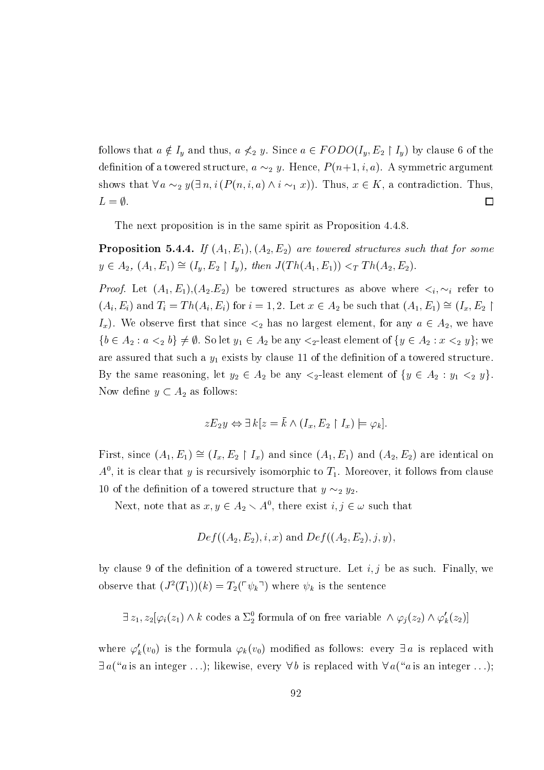follows that $a \notin I_y$ and thus, $a \not<_2 y$. Since $a \in FODO(I_y, E_2 \restriction I_y)$ by clause 6 of the definition of a towered structure, $a \sim_2 y$. Hence, $P(n+1, i, a)$. A symmetric argument shows that $\forall\, a \sim_2 y(\exists\, n, i\,(P(n,i,a) \wedge i \sim_1 x))$. Thus, $x \in K$, a contradiction. Thus, $L = \emptyset$. ☐

The next proposition is in the same spirit as Proposition 4.4.8.

**Proposition 5.4.4.** *If $(A_1, E_1), (A_2, E_2)$ are towered structures such that for some $y \in A_2$, $(A_1, E_1) \cong (I_y, E_2 \restriction I_y)$, then $J(Th(A_1, E_1)) <_T Th(A_2, E_2)$.*

*Proof.* Let $(A_1, E_1)$,$(A_2.E_2)$ be towered structures as above where $<_i, \sim_i$ refer to $(A_i, E_i)$ and $T_i = Th(A_i, E_i)$ for $i = 1, 2$. Let $x \in A_2$ be such that $(A_1, E_1) \cong (I_x, E_2 \restriction I_x)$. We observe first that since $<_2$ has no largest element, for any $a \in A_2$, we have $\{b \in A_2 : a <_2 b\} \neq \emptyset$. So let $y_1 \in A_2$ be any $<_2$-least element of $\{y \in A_2 : x <_2 y\}$; we are assured that such a $y_1$ exists by clause 11 of the definition of a towered structure. By the same reasoning, let $y_2 \in A_2$ be any $<_2$-least element of $\{y \in A_2 : y_1 <_2 y\}$. Now define $y \subset A_2$ as follows:

$$zE_2y \Leftrightarrow \exists\, k[z = \bar{k} \wedge (I_x, E_2 \restriction I_x) \models \varphi_k].$$

First, since $(A_1, E_1) \cong (I_x, E_2 \restriction I_x)$ and since $(A_1, E_1)$ and $(A_2, E_2)$ are identical on $A^0$, it is clear that $y$ is recursively isomorphic to $T_1$. Moreover, it follows from clause 10 of the definition of a towered structure that $y \sim_2 y_2$.

Next, note that as $x, y \in A_2 \smallsetminus A^0$, there exist $i, j \in \omega$ such that

$$Def((A_2, E_2), i, x) \text{ and } Def((A_2, E_2), j, y),$$

by clause 9 of the definition of a towered structure. Let $i, j$ be as such. Finally, we observe that $(J^2(T_1))(k) = T_2(\ulcorner \psi_k \urcorner)$ where $\psi_k$ is the sentence

$$\exists\, z_1, z_2[\varphi_i(z_1) \wedge k \text{ codes a } \Sigma^0_2 \text{ formula of on free variable } \wedge \varphi_j(z_2) \wedge \varphi'_k(z_2)]$$

where $\varphi'_k(v_0)$ is the formula $\varphi_k(v_0)$ modified as follows: every $\exists\, a$ is replaced with $\exists\, a$("$a$ is an integer ...); likewise, every $\forall\, b$ is replaced with $\forall\, a$("$a$ is an integer ...);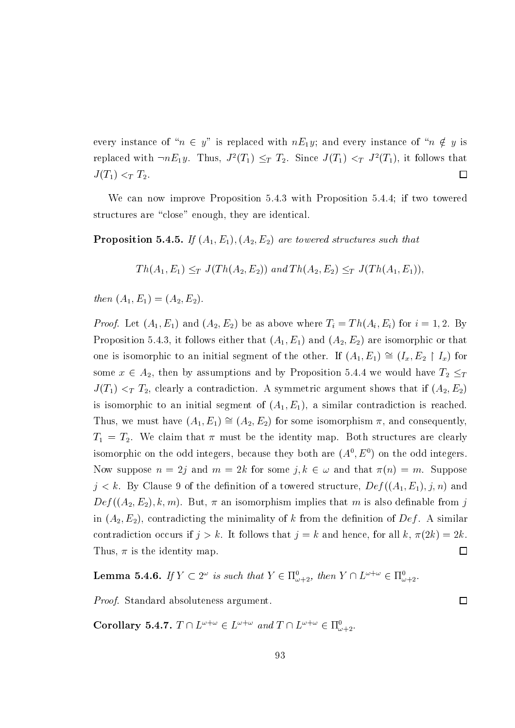every instance of "$n \in y$" is replaced with $nE_1y$; and every instance of "$n \notin y$ is replaced with $\neg nE_1y$. Thus, $J^2(T_1) \leq_T T_2$. Since $J(T_1) <_T J^2(T_1)$, it follows that $J(T_1) <_T T_2$. □

We can now improve Proposition 5.4.3 with Proposition 5.4.4; if two towered structures are "close" enough, they are identical.

**Proposition 5.4.5.** *If $(A_1, E_1), (A_2, E_2)$ are towered structures such that*

$$Th(A_1, E_1) \leq_T J(Th(A_2, E_2)) \text{ and } Th(A_2, E_2) \leq_T J(Th(A_1, E_1)),$$

*then $(A_1, E_1) = (A_2, E_2)$.*

*Proof.* Let $(A_1, E_1)$ and $(A_2, E_2)$ be as above where $T_i = Th(A_i, E_i)$ for $i = 1, 2$. By Proposition 5.4.3, it follows either that $(A_1, E_1)$ and $(A_2, E_2)$ are isomorphic or that one is isomorphic to an initial segment of the other. If $(A_1, E_1) \cong (I_x, E_2 \restriction I_x)$ for some $x \in A_2$, then by assumptions and by Proposition 5.4.4 we would have $T_2 \leq_T J(T_1) <_T T_2$, clearly a contradiction. A symmetric argument shows that if $(A_2, E_2)$ is isomorphic to an initial segment of $(A_1, E_1)$, a similar contradiction is reached. Thus, we must have $(A_1, E_1) \cong (A_2, E_2)$ for some isomorphism $\pi$, and consequently, $T_1 = T_2$. We claim that $\pi$ must be the identity map. Both structures are clearly isomorphic on the odd integers, because they both are $(A^0, E^0)$ on the odd integers. Now suppose $n = 2j$ and $m = 2k$ for some $j, k \in \omega$ and that $\pi(n) = m$. Suppose $j < k$. By Clause 9 of the definition of a towered structure, $Def((A_1, E_1), j, n)$ and $Def((A_2, E_2), k, m)$. But, $\pi$ an isomorphism implies that $m$ is also definable from $j$ in $(A_2, E_2)$, contradicting the minimality of $k$ from the definition of $Def$. A similar contradiction occurs if $j > k$. It follows that $j = k$ and hence, for all $k$, $\pi(2k) = 2k$. Thus, $\pi$ is the identity map. □

**Lemma 5.4.6.** *If $Y \subset 2^\omega$ is such that $Y \in \Pi^0_{\omega+2}$, then $Y \cap L^{\omega+\omega} \in \Pi^0_{\omega+2}$.*

*Proof.* Standard absoluteness argument. □

**Corollary 5.4.7.** *$T \cap L^{\omega+\omega} \in L^{\omega+\omega}$ and $T \cap L^{\omega+\omega} \in \Pi^0_{\omega+2}$.*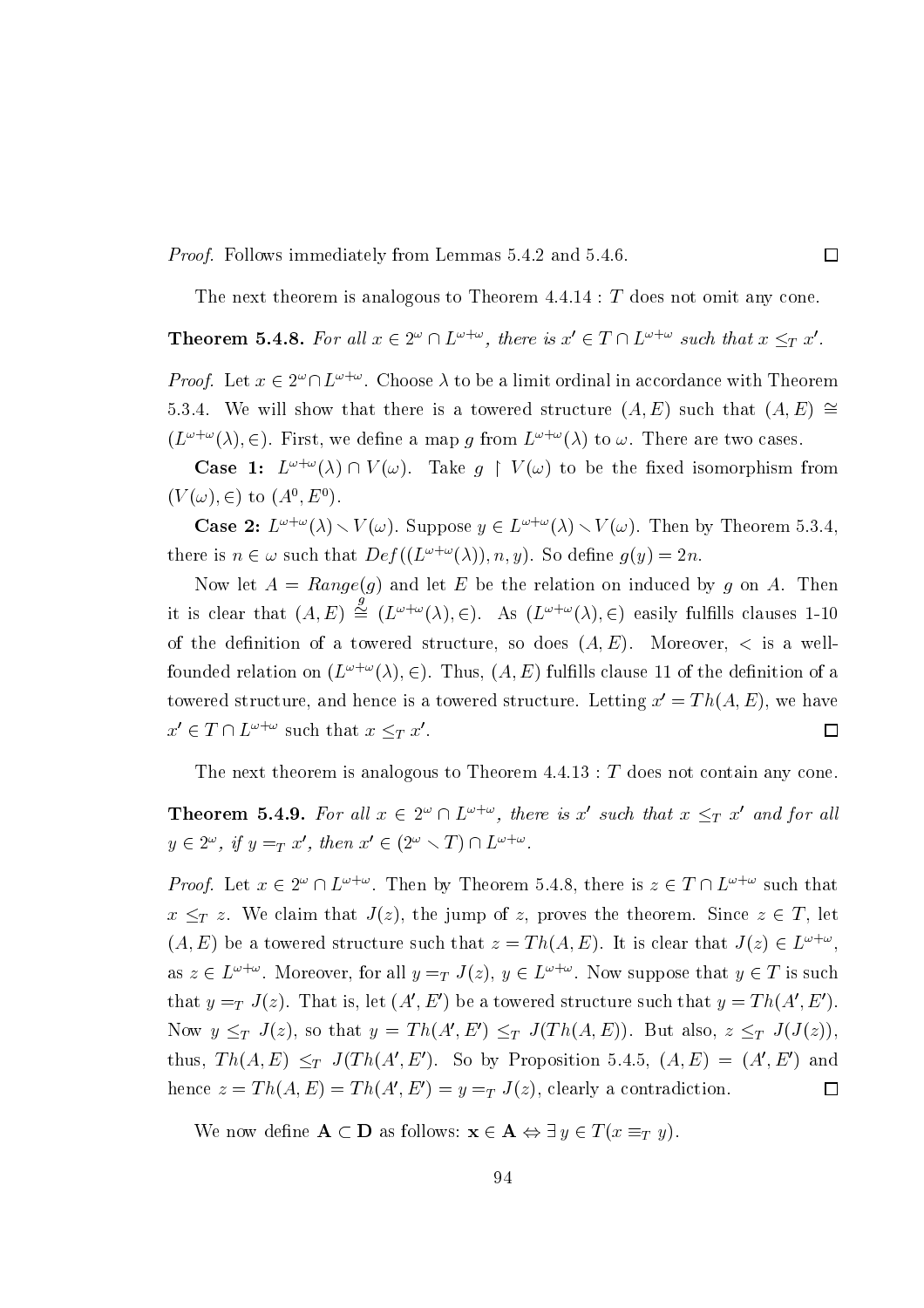*Proof.* Follows immediately from Lemmas 5.4.2 and 5.4.6. □

The next theorem is analogous to Theorem 4.4.14 : $T$ does not omit any cone.

**Theorem 5.4.8.** *For all $x \in 2^\omega \cap L^{\omega+\omega}$, there is $x' \in T \cap L^{\omega+\omega}$ such that $x \leq_T x'$.*

*Proof.* Let $x \in 2^\omega \cap L^{\omega+\omega}$. Choose $\lambda$ to be a limit ordinal in accordance with Theorem 5.3.4. We will show that there is a towered structure $(A, E)$ such that $(A, E) \cong (L^{\omega+\omega}(\lambda), \in)$. First, we define a map $g$ from $L^{\omega+\omega}(\lambda)$ to $\omega$. There are two cases.

**Case 1:** $L^{\omega+\omega}(\lambda) \cap V(\omega)$. Take $g \restriction V(\omega)$ to be the fixed isomorphism from $(V(\omega), \in)$ to $(A^0, E^0)$.

**Case 2:** $L^{\omega+\omega}(\lambda) \setminus V(\omega)$. Suppose $y \in L^{\omega+\omega}(\lambda) \setminus V(\omega)$. Then by Theorem 5.3.4, there is $n \in \omega$ such that $Def((L^{\omega+\omega}(\lambda)), n, y)$. So define $g(y) = 2n$.

Now let $A = Range(g)$ and let $E$ be the relation on induced by $g$ on $A$. Then it is clear that $(A, E) \overset{g}{\cong} (L^{\omega+\omega}(\lambda), \in)$. As $(L^{\omega+\omega}(\lambda), \in)$ easily fulfills clauses 1-10 of the definition of a towered structure, so does $(A, E)$. Moreover, $<$ is a well-founded relation on $(L^{\omega+\omega}(\lambda), \in)$. Thus, $(A, E)$ fulfills clause 11 of the definition of a towered structure, and hence is a towered structure. Letting $x' = Th(A, E)$, we have $x' \in T \cap L^{\omega+\omega}$ such that $x \leq_T x'$. □

The next theorem is analogous to Theorem 4.4.13 : $T$ does not contain any cone.

**Theorem 5.4.9.** *For all $x \in 2^\omega \cap L^{\omega+\omega}$, there is $x'$ such that $x \leq_T x'$ and for all $y \in 2^\omega$, if $y =_T x'$, then $x' \in (2^\omega \setminus T) \cap L^{\omega+\omega}$.*

*Proof.* Let $x \in 2^\omega \cap L^{\omega+\omega}$. Then by Theorem 5.4.8, there is $z \in T \cap L^{\omega+\omega}$ such that $x \leq_T z$. We claim that $J(z)$, the jump of $z$, proves the theorem. Since $z \in T$, let $(A, E)$ be a towered structure such that $z = Th(A, E)$. It is clear that $J(z) \in L^{\omega+\omega}$, as $z \in L^{\omega+\omega}$. Moreover, for all $y =_T J(z)$, $y \in L^{\omega+\omega}$. Now suppose that $y \in T$ is such that $y =_T J(z)$. That is, let $(A', E')$ be a towered structure such that $y = Th(A', E')$. Now $y \leq_T J(z)$, so that $y = Th(A', E') \leq_T J(Th(A, E))$. But also, $z \leq_T J(J(z))$, thus, $Th(A, E) \leq_T J(Th(A', E')$. So by Proposition 5.4.5, $(A, E) = (A', E')$ and hence $z = Th(A, E) = Th(A', E') = y =_T J(z)$, clearly a contradiction. □

We now define $\mathbf{A} \subset \mathbf{D}$ as follows: $\mathbf{x} \in \mathbf{A} \Leftrightarrow \exists\, y \in T(x \equiv_T y)$.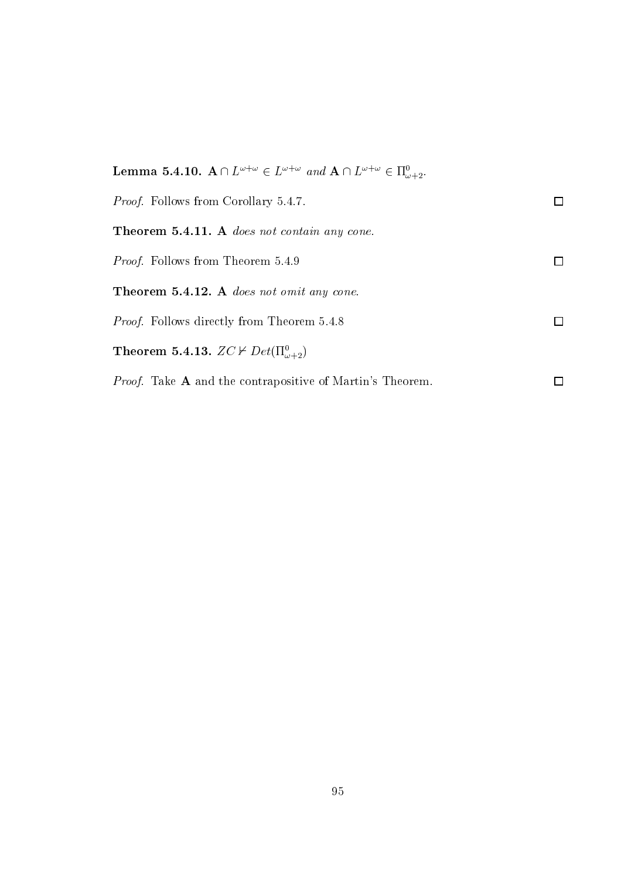**Lemma 5.4.10.** $\mathbf{A} \cap L^{\omega+\omega} \in L^{\omega+\omega}$ *and* $\mathbf{A} \cap L^{\omega+\omega} \in \Pi^0_{\omega+2}$.

*Proof.* Follows from Corollary 5.4.7. ☐

**Theorem 5.4.11.** $\mathbf{A}$ *does not contain any cone.*

*Proof.* Follows from Theorem 5.4.9 ☐

**Theorem 5.4.12.** $\mathbf{A}$ *does not omit any cone.*

*Proof.* Follows directly from Theorem 5.4.8 ☐

**Theorem 5.4.13.** $ZC \nvdash Det(\Pi^0_{\omega+2})$

*Proof.* Take $\mathbf{A}$ and the contrapositive of Martin's Theorem. ☐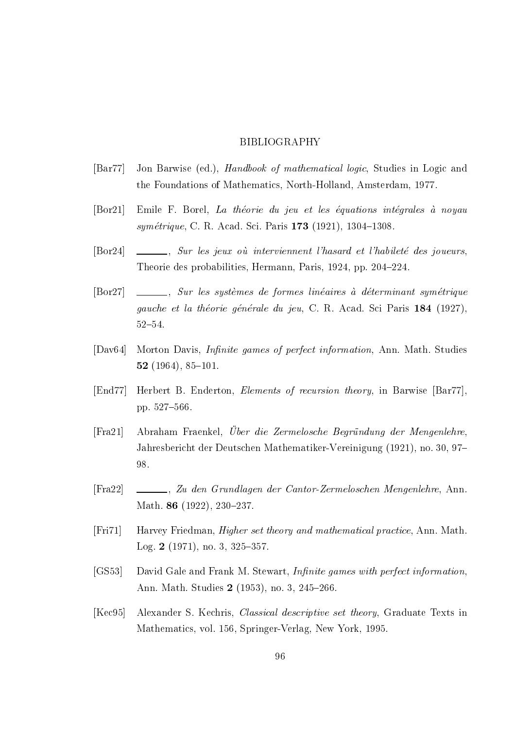# BIBLIOGRAPHY

[Bar77] Jon Barwise (ed.), *Handbook of mathematical logic*, Studies in Logic and the Foundations of Mathematics, North-Holland, Amsterdam, 1977.

[Bor21] Emile F. Borel, *La théorie du jeu et les équations intégrales à noyau symétrique*, C. R. Acad. Sci. Paris **173** (1921), 1304–1308.

[Bor24] ______, *Sur les jeux où interviennent l'hasard et l'habileté des joueurs*, Theorie des probabilities, Hermann, Paris, 1924, pp. 204–224.

[Bor27] ______, *Sur les systèmes de formes linéaires à déterminant symétrique gauche et la théorie générale du jeu*, C. R. Acad. Sci Paris **184** (1927), 52–54.

[Dav64] Morton Davis, *Infinite games of perfect information*, Ann. Math. Studies **52** (1964), 85–101.

[End77] Herbert B. Enderton, *Elements of recursion theory*, in Barwise [Bar77], pp. 527–566.

[Fra21] Abraham Fraenkel, *Über die Zermelosche Begründung der Mengenlehre*, Jahresbericht der Deutschen Mathematiker-Vereinigung (1921), no. 30, 97–98.

[Fra22] ______, *Zu den Grundlagen der Cantor-Zermeloschen Mengenlehre*, Ann. Math. **86** (1922), 230–237.

[Fri71] Harvey Friedman, *Higher set theory and mathematical practice*, Ann. Math. Log. **2** (1971), no. 3, 325–357.

[GS53] David Gale and Frank M. Stewart, *Infinite games with perfect information*, Ann. Math. Studies **2** (1953), no. 3, 245–266.

[Kec95] Alexander S. Kechris, *Classical descriptive set theory*, Graduate Texts in Mathematics, vol. 156, Springer-Verlag, New York, 1995.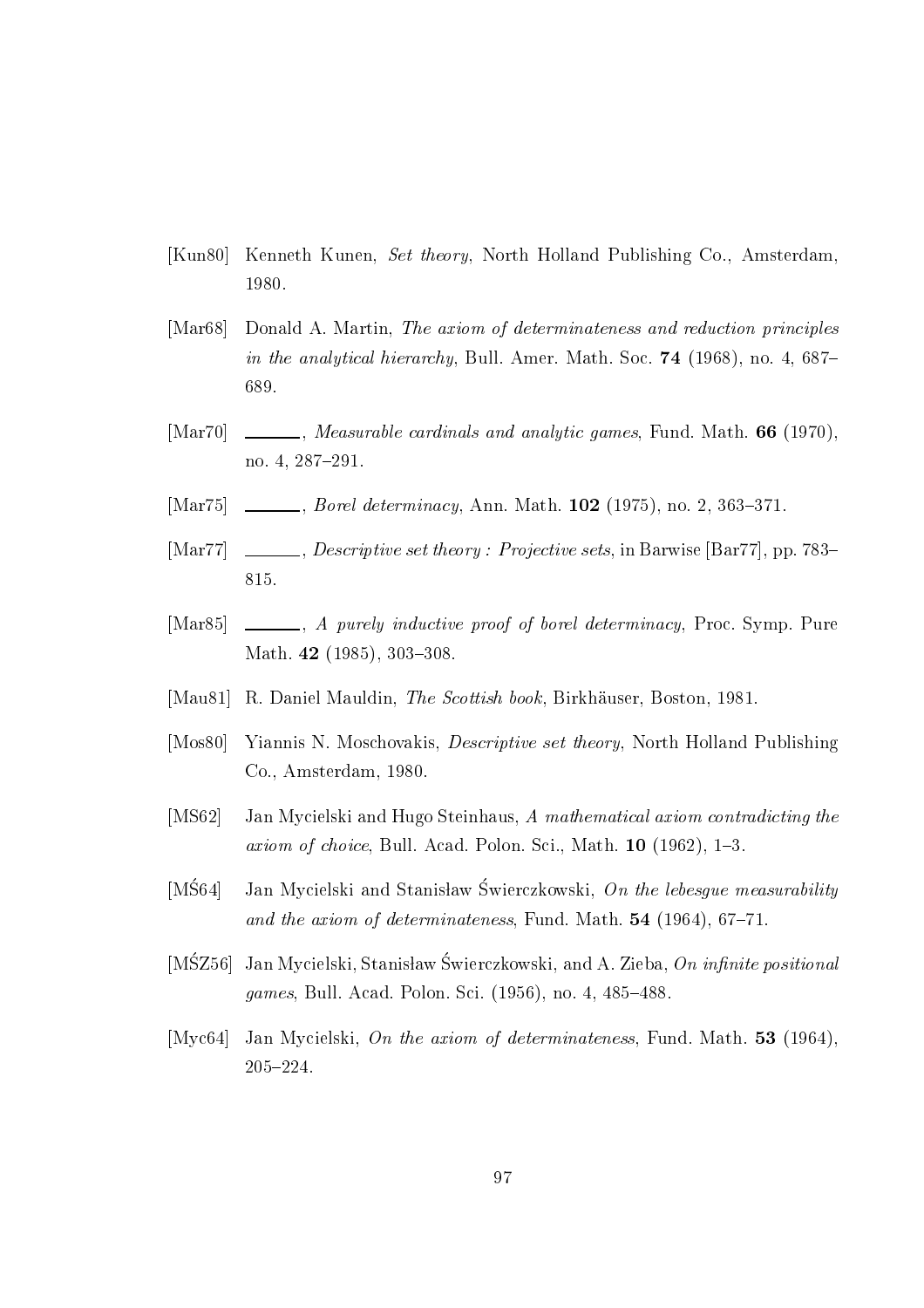[Kun80] Kenneth Kunen, *Set theory*, North Holland Publishing Co., Amsterdam, 1980.

[Mar68] Donald A. Martin, *The axiom of determinateness and reduction principles in the analytical hierarchy*, Bull. Amer. Math. Soc. **74** (1968), no. 4, 687–689.

[Mar70] ______, *Measurable cardinals and analytic games*, Fund. Math. **66** (1970), no. 4, 287–291.

[Mar75] ______, *Borel determinacy*, Ann. Math. **102** (1975), no. 2, 363–371.

[Mar77] ______, *Descriptive set theory : Projective sets*, in Barwise [Bar77], pp. 783–815.

[Mar85] ______, *A purely inductive proof of borel determinacy*, Proc. Symp. Pure Math. **42** (1985), 303–308.

[Mau81] R. Daniel Mauldin, *The Scottish book*, Birkhäuser, Boston, 1981.

[Mos80] Yiannis N. Moschovakis, *Descriptive set theory*, North Holland Publishing Co., Amsterdam, 1980.

[MS62] Jan Mycielski and Hugo Steinhaus, *A mathematical axiom contradicting the axiom of choice*, Bull. Acad. Polon. Sci., Math. **10** (1962), 1–3.

[MŚ64] Jan Mycielski and Stanisław Świerczkowski, *On the lebesgue measurability and the axiom of determinateness*, Fund. Math. **54** (1964), 67–71.

[MŚZ56] Jan Mycielski, Stanisław Świerczkowski, and A. Zieba, *On infinite positional games*, Bull. Acad. Polon. Sci. (1956), no. 4, 485–488.

[Myc64] Jan Mycielski, *On the axiom of determinateness*, Fund. Math. **53** (1964), 205–224.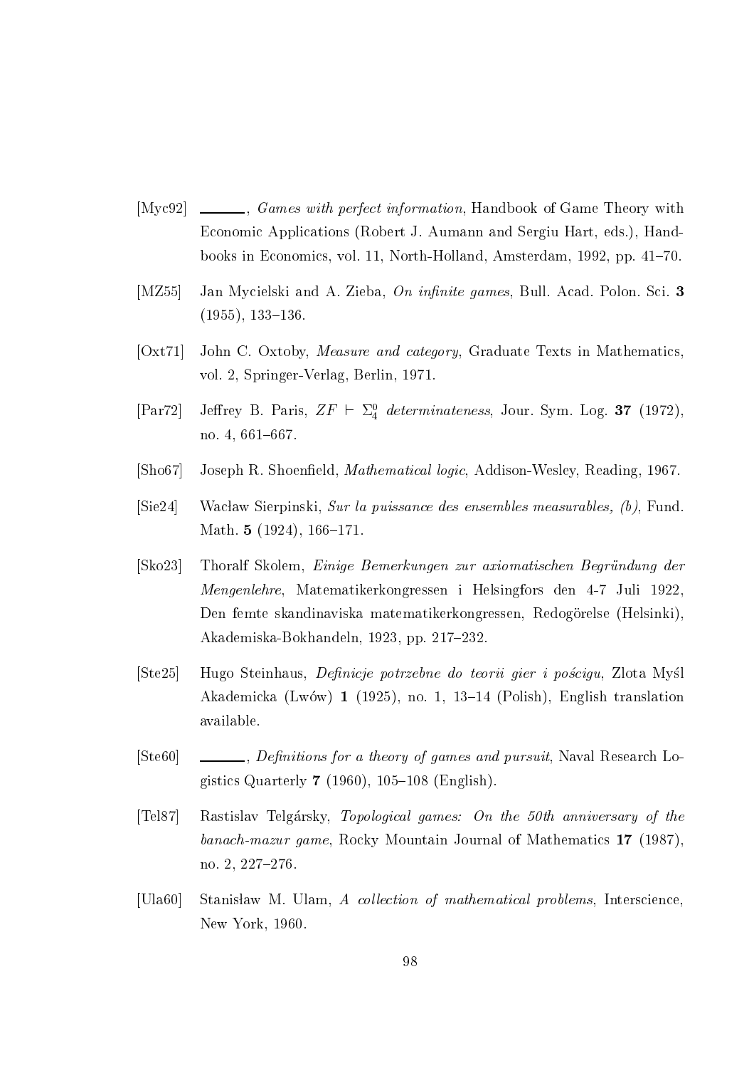[Myc92] ______, *Games with perfect information*, Handbook of Game Theory with Economic Applications (Robert J. Aumann and Sergiu Hart, eds.), Handbooks in Economics, vol. 11, North-Holland, Amsterdam, 1992, pp. 41–70.

[MZ55] Jan Mycielski and A. Zieba, *On infinite games*, Bull. Acad. Polon. Sci. **3** (1955), 133–136.

[Oxt71] John C. Oxtoby, *Measure and category*, Graduate Texts in Mathematics, vol. 2, Springer-Verlag, Berlin, 1971.

[Par72] Jeffrey B. Paris, *$ZF \vdash \Sigma^0_4$ determinateness*, Jour. Sym. Log. **37** (1972), no. 4, 661–667.

[Sho67] Joseph R. Shoenfield, *Mathematical logic*, Addison-Wesley, Reading, 1967.

[Sie24] Wacław Sierpinski, *Sur la puissance des ensembles measurables, (b)*, Fund. Math. **5** (1924), 166–171.

[Sko23] Thoralf Skolem, *Einige Bemerkungen zur axiomatischen Begründung der Mengenlehre*, Matematikerkongressen i Helsingfors den 4-7 Juli 1922, Den femte skandinaviska matematikerkongressen, Redogörelse (Helsinki), Akademiska-Bokhandeln, 1923, pp. 217–232.

[Ste25] Hugo Steinhaus, *Definicje potrzebne do teorii gier i pościgu*, Zlota Myśl Akademicka (Lwów) **1** (1925), no. 1, 13–14 (Polish), English translation available.

[Ste60] ______, *Definitions for a theory of games and pursuit*, Naval Research Logistics Quarterly **7** (1960), 105–108 (English).

[Tel87] Rastislav Telgársky, *Topological games: On the 50th anniversary of the banach-mazur game*, Rocky Mountain Journal of Mathematics **17** (1987), no. 2, 227–276.

[Ula60] Stanisław M. Ulam, *A collection of mathematical problems*, Interscience, New York, 1960.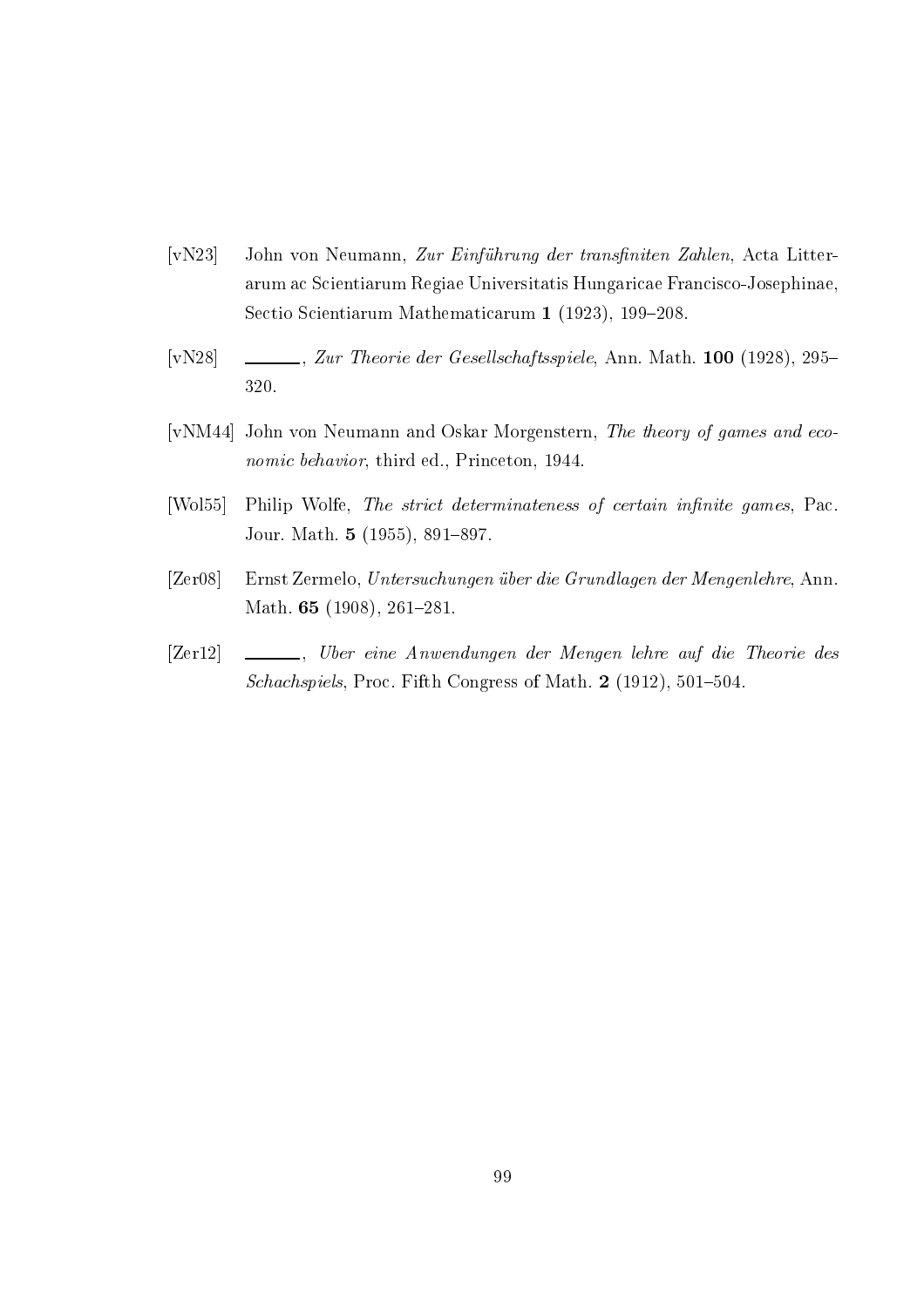[vN23] John von Neumann, *Zur Einführung der transfiniten Zahlen*, Acta Litterarum ac Scientiarum Regiae Universitatis Hungaricae Francisco-Josephinae, Sectio Scientiarum Mathematicarum **1** (1923), 199–208.

[vN28] ______, *Zur Theorie der Gesellschaftsspiele*, Ann. Math. **100** (1928), 295–320.

[vNM44] John von Neumann and Oskar Morgenstern, *The theory of games and economic behavior*, third ed., Princeton, 1944.

[Wol55] Philip Wolfe, *The strict determinateness of certain infinite games*, Pac. Jour. Math. **5** (1955), 891–897.

[Zer08] Ernst Zermelo, *Untersuchungen über die Grundlagen der Mengenlehre*, Ann. Math. **65** (1908), 261–281.

[Zer12] ______, *Uber eine Anwendungen der Mengen lehre auf die Theorie des Schachspiels*, Proc. Fifth Congress of Math. **2** (1912), 501–504.